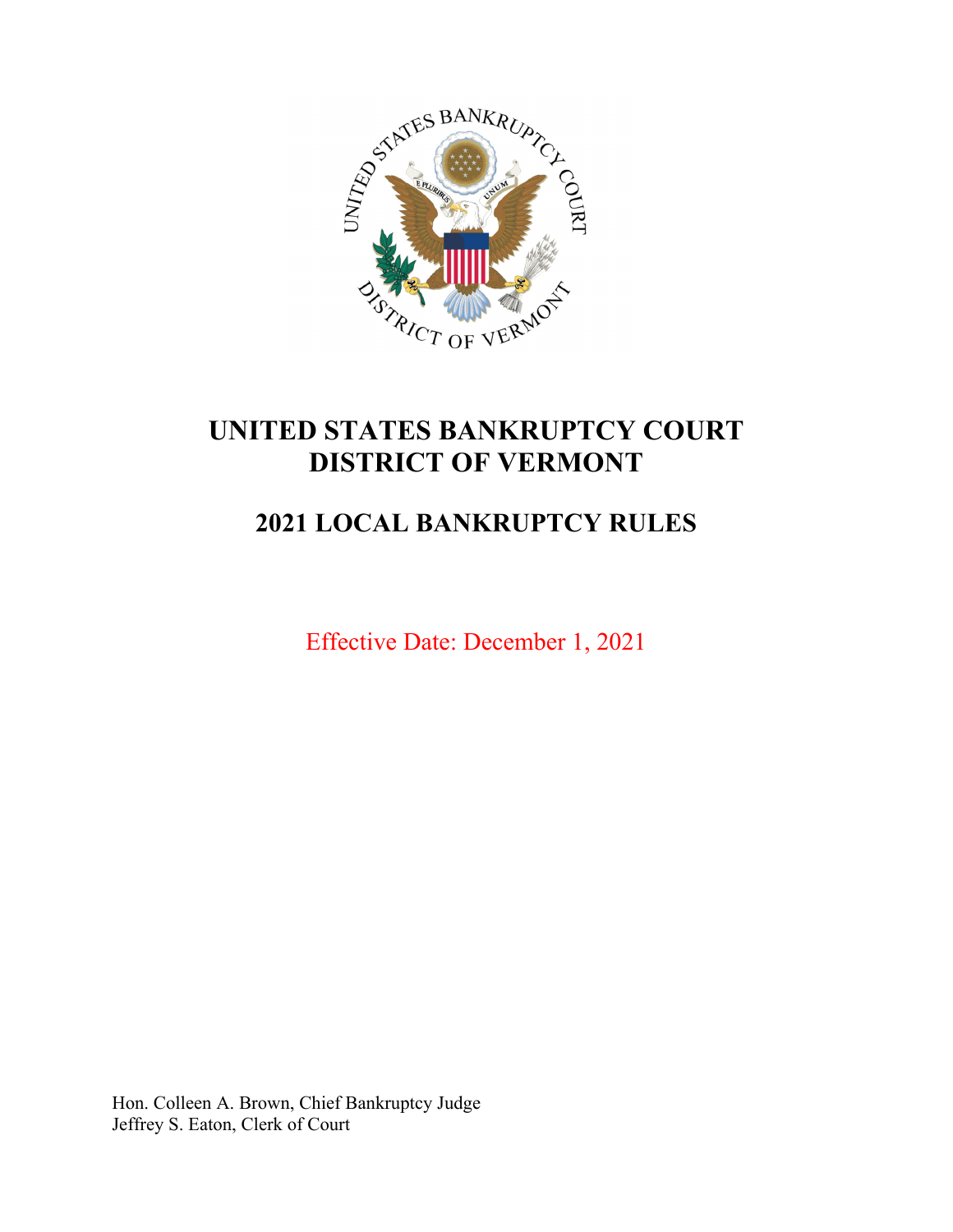# UNITED STATES BANKRUPTCY COURT
# DISTRICT OF VERMONT

## 2021 LOCAL BANKRUPTCY RULES

Effective Date: December 1, 2021

Hon. Colleen A. Brown, Chief Bankruptcy Judge
Jeffrey S. Eaton, Clerk of Court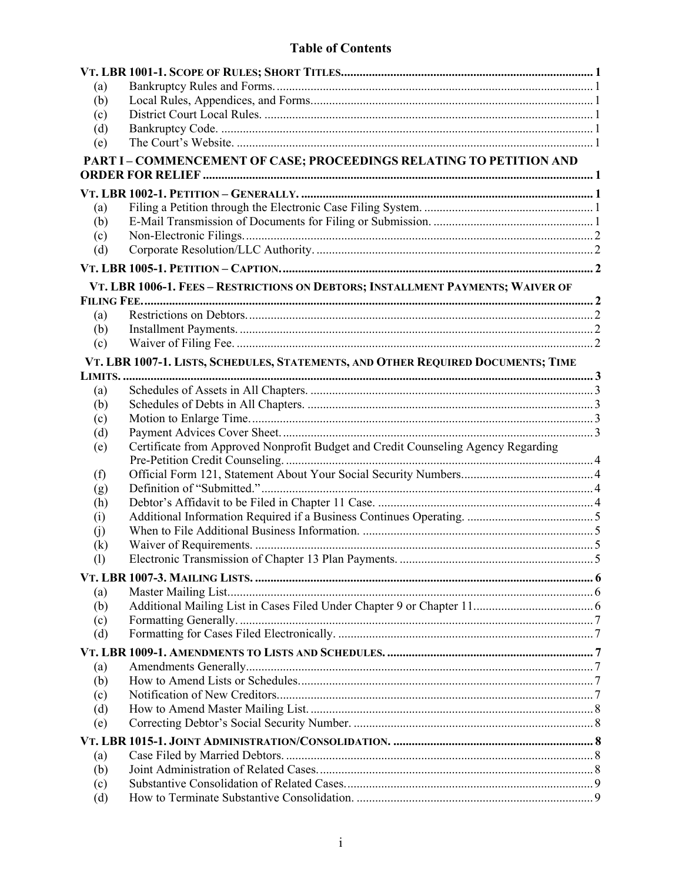# Table of Contents

**VT. LBR 1001-1. SCOPE OF RULES; SHORT TITLES ..... 1**

- (a) Bankruptcy Rules and Forms. ..... 1
- (b) Local Rules, Appendices, and Forms. ..... 1
- (c) District Court Local Rules. ..... 1
- (d) Bankruptcy Code. ..... 1
- (e) The Court's Website. ..... 1

**PART I – COMMENCEMENT OF CASE; PROCEEDINGS RELATING TO PETITION AND ORDER FOR RELIEF ..... 1**

**VT. LBR 1002-1. PETITION – GENERALLY. ..... 1**

- (a) Filing a Petition through the Electronic Case Filing System. ..... 1
- (b) E-Mail Transmission of Documents for Filing or Submission. ..... 1
- (c) Non-Electronic Filings. ..... 2
- (d) Corporate Resolution/LLC Authority. ..... 2

**VT. LBR 1005-1. PETITION – CAPTION. ..... 2**

**VT. LBR 1006-1. FEES – RESTRICTIONS ON DEBTORS; INSTALLMENT PAYMENTS; WAIVER OF FILING FEE. ..... 2**

- (a) Restrictions on Debtors. ..... 2
- (b) Installment Payments. ..... 2
- (c) Waiver of Filing Fee. ..... 2

**VT. LBR 1007-1. LISTS, SCHEDULES, STATEMENTS, AND OTHER REQUIRED DOCUMENTS; TIME LIMITS. ..... 3**

- (a) Schedules of Assets in All Chapters. ..... 3
- (b) Schedules of Debts in All Chapters. ..... 3
- (c) Motion to Enlarge Time. ..... 3
- (d) Payment Advices Cover Sheet. ..... 3
- (e) Certificate from Approved Nonprofit Budget and Credit Counseling Agency Regarding Pre-Petition Credit Counseling. ..... 4
- (f) Official Form 121, Statement About Your Social Security Numbers. ..... 4
- (g) Definition of "Submitted." ..... 4
- (h) Debtor's Affidavit to be Filed in Chapter 11 Case. ..... 4
- (i) Additional Information Required if a Business Continues Operating. ..... 5
- (j) When to File Additional Business Information. ..... 5
- (k) Waiver of Requirements. ..... 5
- (l) Electronic Transmission of Chapter 13 Plan Payments. ..... 5

**VT. LBR 1007-3. MAILING LISTS. ..... 6**

- (a) Master Mailing List. ..... 6
- (b) Additional Mailing List in Cases Filed Under Chapter 9 or Chapter 11. ..... 6
- (c) Formatting Generally. ..... 7
- (d) Formatting for Cases Filed Electronically. ..... 7

**VT. LBR 1009-1. AMENDMENTS TO LISTS AND SCHEDULES. ..... 7**

- (a) Amendments Generally. ..... 7
- (b) How to Amend Lists or Schedules. ..... 7
- (c) Notification of New Creditors. ..... 7
- (d) How to Amend Master Mailing List. ..... 8
- (e) Correcting Debtor's Social Security Number. ..... 8

**VT. LBR 1015-1. JOINT ADMINISTRATION/CONSOLIDATION. ..... 8**

- (a) Case Filed by Married Debtors. ..... 8
- (b) Joint Administration of Related Cases. ..... 8
- (c) Substantive Consolidation of Related Cases. ..... 9
- (d) How to Terminate Substantive Consolidation. ..... 9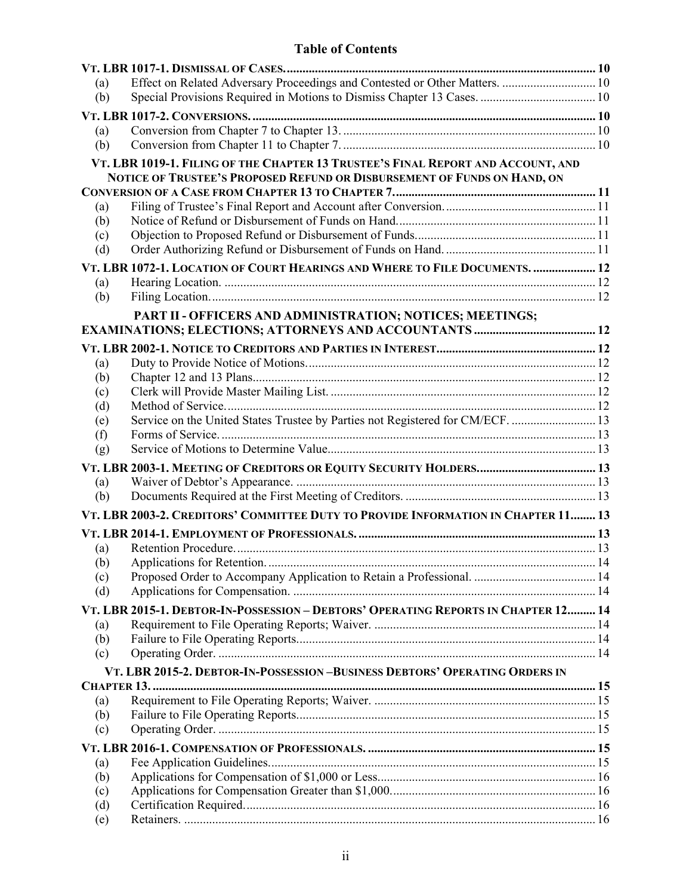## Table of Contents

**VT. LBR 1017-1. DISMISSAL OF CASES.** ..... 10
- (a) Effect on Related Adversary Proceedings and Contested or Other Matters. ..... 10
- (b) Special Provisions Required in Motions to Dismiss Chapter 13 Cases. ..... 10

**VT. LBR 1017-2. CONVERSIONS.** ..... 10
- (a) Conversion from Chapter 7 to Chapter 13. ..... 10
- (b) Conversion from Chapter 11 to Chapter 7. ..... 10

**VT. LBR 1019-1. FILING OF THE CHAPTER 13 TRUSTEE'S FINAL REPORT AND ACCOUNT, AND NOTICE OF TRUSTEE'S PROPOSED REFUND OR DISBURSEMENT OF FUNDS ON HAND, ON CONVERSION OF A CASE FROM CHAPTER 13 TO CHAPTER 7.** ..... 11
- (a) Filing of Trustee's Final Report and Account after Conversion. ..... 11
- (b) Notice of Refund or Disbursement of Funds on Hand. ..... 11
- (c) Objection to Proposed Refund or Disbursement of Funds. ..... 11
- (d) Order Authorizing Refund or Disbursement of Funds on Hand. ..... 11

**VT. LBR 1072-1. LOCATION OF COURT HEARINGS AND WHERE TO FILE DOCUMENTS.** ..... 12
- (a) Hearing Location. ..... 12
- (b) Filing Location. ..... 12

**PART II - OFFICERS AND ADMINISTRATION; NOTICES; MEETINGS; EXAMINATIONS; ELECTIONS; ATTORNEYS AND ACCOUNTANTS** ..... 12

**VT. LBR 2002-1. NOTICE TO CREDITORS AND PARTIES IN INTEREST.** ..... 12
- (a) Duty to Provide Notice of Motions. ..... 12
- (b) Chapter 12 and 13 Plans. ..... 12
- (c) Clerk will Provide Master Mailing List. ..... 12
- (d) Method of Service. ..... 12
- (e) Service on the United States Trustee by Parties not Registered for CM/ECF. ..... 13
- (f) Forms of Service. ..... 13
- (g) Service of Motions to Determine Value. ..... 13

**VT. LBR 2003-1. MEETING OF CREDITORS OR EQUITY SECURITY HOLDERS.** ..... 13
- (a) Waiver of Debtor's Appearance. ..... 13
- (b) Documents Required at the First Meeting of Creditors. ..... 13

**VT. LBR 2003-2. CREDITORS' COMMITTEE DUTY TO PROVIDE INFORMATION IN CHAPTER 11** ..... 13

**VT. LBR 2014-1. EMPLOYMENT OF PROFESSIONALS.** ..... 13
- (a) Retention Procedure. ..... 13
- (b) Applications for Retention. ..... 14
- (c) Proposed Order to Accompany Application to Retain a Professional. ..... 14
- (d) Applications for Compensation. ..... 14

**VT. LBR 2015-1. DEBTOR-IN-POSSESSION – DEBTORS' OPERATING REPORTS IN CHAPTER 12** ..... 14
- (a) Requirement to File Operating Reports; Waiver. ..... 14
- (b) Failure to File Operating Reports. ..... 14
- (c) Operating Order. ..... 14

**VT. LBR 2015-2. DEBTOR-IN-POSSESSION –BUSINESS DEBTORS' OPERATING ORDERS IN CHAPTER 13.** ..... 15
- (a) Requirement to File Operating Reports; Waiver. ..... 15
- (b) Failure to File Operating Reports. ..... 15
- (c) Operating Order. ..... 15

**VT. LBR 2016-1. COMPENSATION OF PROFESSIONALS.** ..... 15
- (a) Fee Application Guidelines. ..... 15
- (b) Applications for Compensation of $1,000 or Less. ..... 16
- (c) Applications for Compensation Greater than $1,000. ..... 16
- (d) Certification Required. ..... 16
- (e) Retainers. ..... 16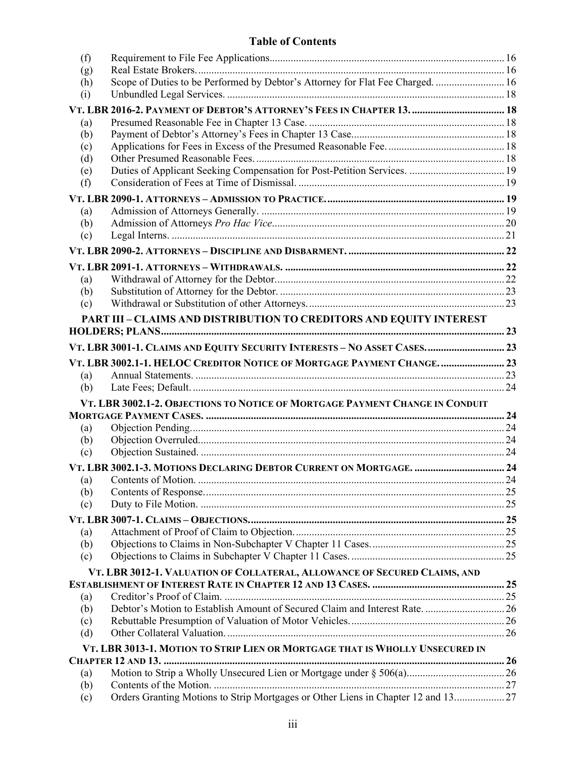**Table of Contents**

(f) Requirement to File Fee Applications....................16
(g) Real Estate Brokers....................16
(h) Scope of Duties to be Performed by Debtor's Attorney for Flat Fee Charged....................16
(i) Unbundled Legal Services....................18

**VT. LBR 2016-2. PAYMENT OF DEBTOR'S ATTORNEY'S FEES IN CHAPTER 13....................18**

(a) Presumed Reasonable Fee in Chapter 13 Case....................18
(b) Payment of Debtor's Attorney's Fees in Chapter 13 Case....................18
(c) Applications for Fees in Excess of the Presumed Reasonable Fee....................18
(d) Other Presumed Reasonable Fees....................18
(e) Duties of Applicant Seeking Compensation for Post-Petition Services....................19
(f) Consideration of Fees at Time of Dismissal....................19

**VT. LBR 2090-1. ATTORNEYS – ADMISSION TO PRACTICE....................19**

(a) Admission of Attorneys Generally....................19
(b) Admission of Attorneys *Pro Hac Vice*....................20
(c) Legal Interns....................21

**VT. LBR 2090-2. ATTORNEYS – DISCIPLINE AND DISBARMENT....................22**

**VT. LBR 2091-1. ATTORNEYS – WITHDRAWALS....................22**

(a) Withdrawal of Attorney for the Debtor....................22
(b) Substitution of Attorney for the Debtor....................23
(c) Withdrawal or Substitution of other Attorneys....................23

**PART III – CLAIMS AND DISTRIBUTION TO CREDITORS AND EQUITY INTEREST HOLDERS; PLANS....................23**

**VT. LBR 3001-1. CLAIMS AND EQUITY SECURITY INTERESTS – NO ASSET CASES....................23**

**VT. LBR 3002.1-1. HELOC CREDITOR NOTICE OF MORTGAGE PAYMENT CHANGE....................23**

(a) Annual Statements....................23
(b) Late Fees; Default....................24

**VT. LBR 3002.1-2. OBJECTIONS TO NOTICE OF MORTGAGE PAYMENT CHANGE IN CONDUIT MORTGAGE PAYMENT CASES....................24**

(a) Objection Pending....................24
(b) Objection Overruled....................24
(c) Objection Sustained....................24

**VT. LBR 3002.1-3. MOTIONS DECLARING DEBTOR CURRENT ON MORTGAGE....................24**

(a) Contents of Motion....................24
(b) Contents of Response....................25
(c) Duty to File Motion....................25

**VT. LBR 3007-1. CLAIMS – OBJECTIONS....................25**

(a) Attachment of Proof of Claim to Objection....................25
(b) Objections to Claims in Non-Subchapter V Chapter 11 Cases....................25
(c) Objections to Claims in Subchapter V Chapter 11 Cases....................25

**VT. LBR 3012-1. VALUATION OF COLLATERAL, ALLOWANCE OF SECURED CLAIMS, AND ESTABLISHMENT OF INTEREST RATE IN CHAPTER 12 AND 13 CASES....................25**

(a) Creditor's Proof of Claim....................25
(b) Debtor's Motion to Establish Amount of Secured Claim and Interest Rate....................26
(c) Rebuttable Presumption of Valuation of Motor Vehicles....................26
(d) Other Collateral Valuation....................26

**VT. LBR 3013-1. MOTION TO STRIP LIEN OR MORTGAGE THAT IS WHOLLY UNSECURED IN CHAPTER 12 AND 13....................26**

(a) Motion to Strip a Wholly Unsecured Lien or Mortgage under § 506(a)....................26
(b) Contents of the Motion....................27
(c) Orders Granting Motions to Strip Mortgages or Other Liens in Chapter 12 and 13....................27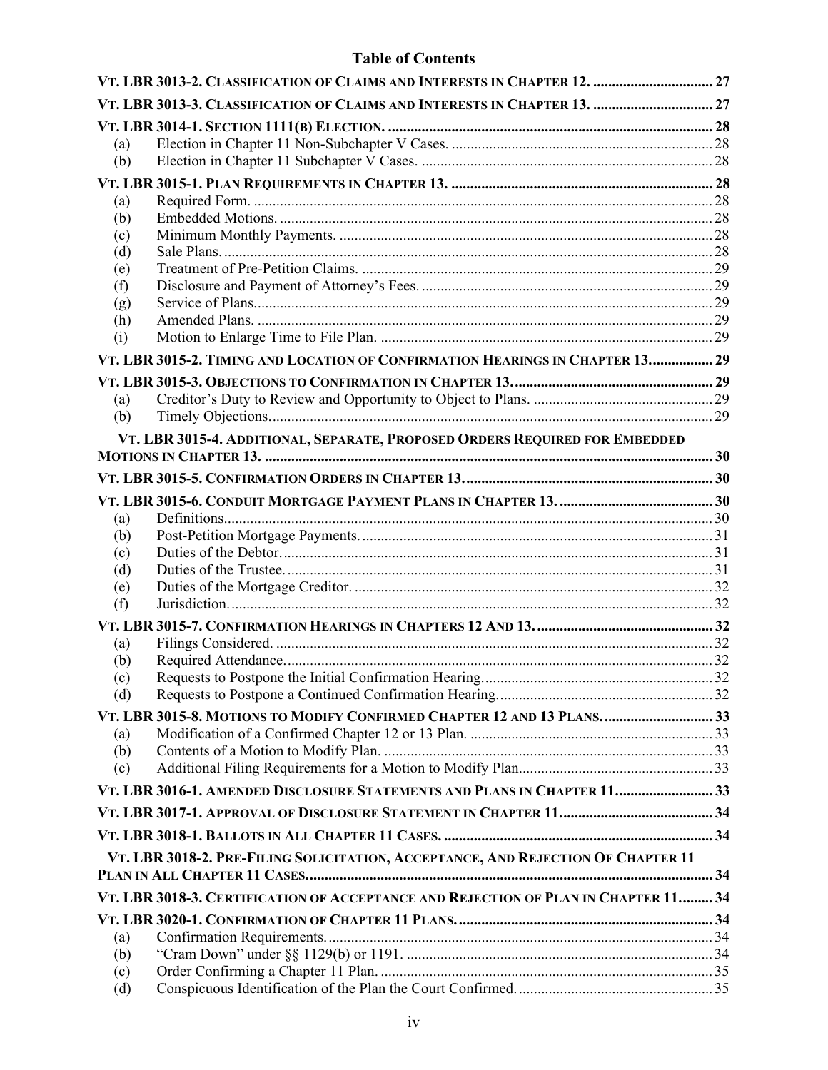## Table of Contents

**VT. LBR 3013-2. CLASSIFICATION OF CLAIMS AND INTERESTS IN CHAPTER 12.** ........ 27

**VT. LBR 3013-3. CLASSIFICATION OF CLAIMS AND INTERESTS IN CHAPTER 13.** ........ 27

**VT. LBR 3014-1. SECTION 1111(B) ELECTION.** ........ 28

- (a) Election in Chapter 11 Non-Subchapter V Cases. ........ 28
- (b) Election in Chapter 11 Subchapter V Cases. ........ 28

**VT. LBR 3015-1. PLAN REQUIREMENTS IN CHAPTER 13.** ........ 28

- (a) Required Form. ........ 28
- (b) Embedded Motions. ........ 28
- (c) Minimum Monthly Payments. ........ 28
- (d) Sale Plans. ........ 28
- (e) Treatment of Pre-Petition Claims. ........ 29
- (f) Disclosure and Payment of Attorney's Fees. ........ 29
- (g) Service of Plans. ........ 29
- (h) Amended Plans. ........ 29
- (i) Motion to Enlarge Time to File Plan. ........ 29

**VT. LBR 3015-2. TIMING AND LOCATION OF CONFIRMATION HEARINGS IN CHAPTER 13.** ........ 29

**VT. LBR 3015-3. OBJECTIONS TO CONFIRMATION IN CHAPTER 13.** ........ 29

- (a) Creditor's Duty to Review and Opportunity to Object to Plans. ........ 29
- (b) Timely Objections. ........ 29

**VT. LBR 3015-4. ADDITIONAL, SEPARATE, PROPOSED ORDERS REQUIRED FOR EMBEDDED MOTIONS IN CHAPTER 13.** ........ 30

**VT. LBR 3015-5. CONFIRMATION ORDERS IN CHAPTER 13.** ........ 30

**VT. LBR 3015-6. CONDUIT MORTGAGE PAYMENT PLANS IN CHAPTER 13.** ........ 30

- (a) Definitions. ........ 30
- (b) Post-Petition Mortgage Payments. ........ 31
- (c) Duties of the Debtor. ........ 31
- (d) Duties of the Trustee. ........ 31
- (e) Duties of the Mortgage Creditor. ........ 32
- (f) Jurisdiction. ........ 32

**VT. LBR 3015-7. CONFIRMATION HEARINGS IN CHAPTERS 12 AND 13.** ........ 32

- (a) Filings Considered. ........ 32
- (b) Required Attendance. ........ 32
- (c) Requests to Postpone the Initial Confirmation Hearing. ........ 32
- (d) Requests to Postpone a Continued Confirmation Hearing. ........ 32

**VT. LBR 3015-8. MOTIONS TO MODIFY CONFIRMED CHAPTER 12 AND 13 PLANS.** ........ 33

- (a) Modification of a Confirmed Chapter 12 or 13 Plan. ........ 33
- (b) Contents of a Motion to Modify Plan. ........ 33
- (c) Additional Filing Requirements for a Motion to Modify Plan. ........ 33

**VT. LBR 3016-1. AMENDED DISCLOSURE STATEMENTS AND PLANS IN CHAPTER 11.** ........ 33

**VT. LBR 3017-1. APPROVAL OF DISCLOSURE STATEMENT IN CHAPTER 11.** ........ 34

**VT. LBR 3018-1. BALLOTS IN ALL CHAPTER 11 CASES.** ........ 34

**VT. LBR 3018-2. PRE-FILING SOLICITATION, ACCEPTANCE, AND REJECTION OF CHAPTER 11 PLAN IN ALL CHAPTER 11 CASES.** ........ 34

**VT. LBR 3018-3. CERTIFICATION OF ACCEPTANCE AND REJECTION OF PLAN IN CHAPTER 11.** ........ 34

**VT. LBR 3020-1. CONFIRMATION OF CHAPTER 11 PLANS.** ........ 34

- (a) Confirmation Requirements. ........ 34
- (b) "Cram Down" under §§ 1129(b) or 1191. ........ 34
- (c) Order Confirming a Chapter 11 Plan. ........ 35
- (d) Conspicuous Identification of the Plan the Court Confirmed. ........ 35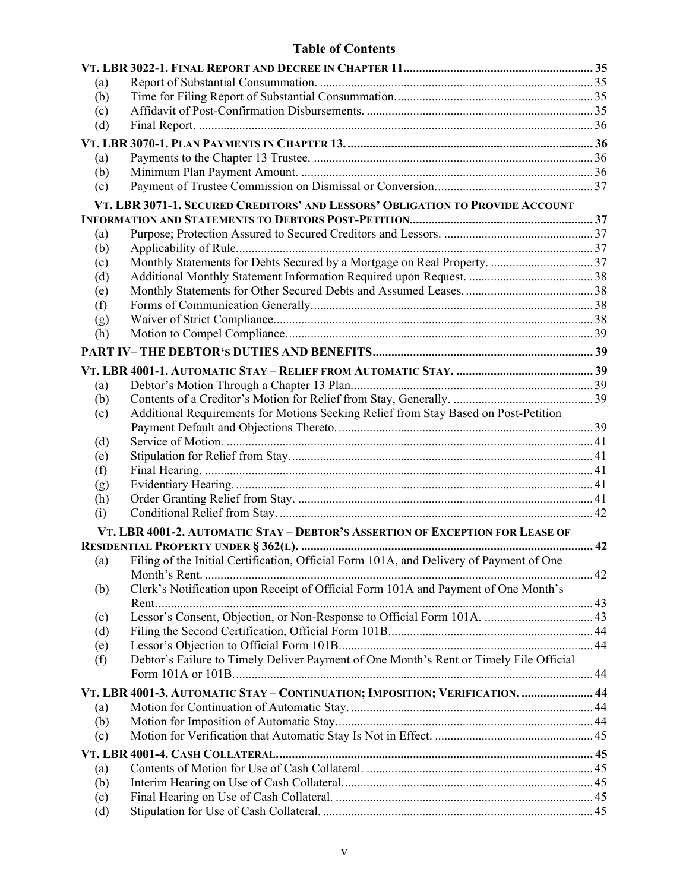## Table of Contents

**VT. LBR 3022-1. FINAL REPORT AND DECREE IN CHAPTER 11** ... 35

- (a) Report of Substantial Consummation. ... 35
- (b) Time for Filing Report of Substantial Consummation. ... 35
- (c) Affidavit of Post-Confirmation Disbursements. ... 35
- (d) Final Report. ... 36

**VT. LBR 3070-1. PLAN PAYMENTS IN CHAPTER 13.** ... 36

- (a) Payments to the Chapter 13 Trustee. ... 36
- (b) Minimum Plan Payment Amount. ... 36
- (c) Payment of Trustee Commission on Dismissal or Conversion. ... 37

**VT. LBR 3071-1. SECURED CREDITORS' AND LESSORS' OBLIGATION TO PROVIDE ACCOUNT INFORMATION AND STATEMENTS TO DEBTORS POST-PETITION** ... 37

- (a) Purpose; Protection Assured to Secured Creditors and Lessors. ... 37
- (b) Applicability of Rule. ... 37
- (c) Monthly Statements for Debts Secured by a Mortgage on Real Property. ... 37
- (d) Additional Monthly Statement Information Required upon Request. ... 38
- (e) Monthly Statements for Other Secured Debts and Assumed Leases. ... 38
- (f) Forms of Communication Generally. ... 38
- (g) Waiver of Strict Compliance. ... 38
- (h) Motion to Compel Compliance. ... 39

**PART IV– THE DEBTOR'S DUTIES AND BENEFITS** ... 39

**VT. LBR 4001-1. AUTOMATIC STAY – RELIEF FROM AUTOMATIC STAY.** ... 39

- (a) Debtor's Motion Through a Chapter 13 Plan. ... 39
- (b) Contents of a Creditor's Motion for Relief from Stay, Generally. ... 39
- (c) Additional Requirements for Motions Seeking Relief from Stay Based on Post-Petition Payment Default and Objections Thereto. ... 39
- (d) Service of Motion. ... 41
- (e) Stipulation for Relief from Stay. ... 41
- (f) Final Hearing. ... 41
- (g) Evidentiary Hearing. ... 41
- (h) Order Granting Relief from Stay. ... 41
- (i) Conditional Relief from Stay. ... 42

**VT. LBR 4001-2. AUTOMATIC STAY – DEBTOR'S ASSERTION OF EXCEPTION FOR LEASE OF RESIDENTIAL PROPERTY UNDER § 362(L).** ... 42

- (a) Filing of the Initial Certification, Official Form 101A, and Delivery of Payment of One Month's Rent. ... 42
- (b) Clerk's Notification upon Receipt of Official Form 101A and Payment of One Month's Rent. ... 43
- (c) Lessor's Consent, Objection, or Non-Response to Official Form 101A. ... 43
- (d) Filing the Second Certification, Official Form 101B. ... 44
- (e) Lessor's Objection to Official Form 101B. ... 44
- (f) Debtor's Failure to Timely Deliver Payment of One Month's Rent or Timely File Official Form 101A or 101B. ... 44

**VT. LBR 4001-3. AUTOMATIC STAY – CONTINUATION; IMPOSITION; VERIFICATION.** ... 44

- (a) Motion for Continuation of Automatic Stay. ... 44
- (b) Motion for Imposition of Automatic Stay. ... 44
- (c) Motion for Verification that Automatic Stay Is Not in Effect. ... 45

**VT. LBR 4001-4. CASH COLLATERAL.** ... 45

- (a) Contents of Motion for Use of Cash Collateral. ... 45
- (b) Interim Hearing on Use of Cash Collateral. ... 45
- (c) Final Hearing on Use of Cash Collateral. ... 45
- (d) Stipulation for Use of Cash Collateral. ... 45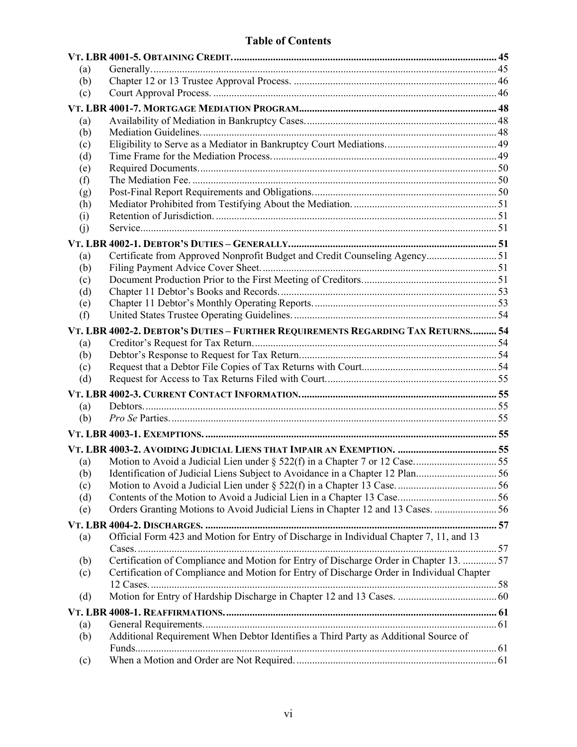# Table of Contents

**VT. LBR 4001-5. OBTAINING CREDIT.** .......... 45

- (a) Generally. .......... 45
- (b) Chapter 12 or 13 Trustee Approval Process. .......... 46
- (c) Court Approval Process. .......... 46

**VT. LBR 4001-7. MORTGAGE MEDIATION PROGRAM** .......... 48

- (a) Availability of Mediation in Bankruptcy Cases. .......... 48
- (b) Mediation Guidelines. .......... 48
- (c) Eligibility to Serve as a Mediator in Bankruptcy Court Mediations. .......... 49
- (d) Time Frame for the Mediation Process. .......... 49
- (e) Required Documents. .......... 50
- (f) The Mediation Fee. .......... 50
- (g) Post-Final Report Requirements and Obligations. .......... 50
- (h) Mediator Prohibited from Testifying About the Mediation. .......... 51
- (i) Retention of Jurisdiction. .......... 51
- (j) Service. .......... 51

**VT. LBR 4002-1. DEBTOR'S DUTIES – GENERALLY.** .......... 51

- (a) Certificate from Approved Nonprofit Budget and Credit Counseling Agency .......... 51
- (b) Filing Payment Advice Cover Sheet. .......... 51
- (c) Document Production Prior to the First Meeting of Creditors. .......... 51
- (d) Chapter 11 Debtor's Books and Records. .......... 53
- (e) Chapter 11 Debtor's Monthly Operating Reports. .......... 53
- (f) United States Trustee Operating Guidelines. .......... 54

**VT. LBR 4002-2. DEBTOR'S DUTIES – FURTHER REQUIREMENTS REGARDING TAX RETURNS.** .......... 54

- (a) Creditor's Request for Tax Return. .......... 54
- (b) Debtor's Response to Request for Tax Return. .......... 54
- (c) Request that a Debtor File Copies of Tax Returns with Court. .......... 54
- (d) Request for Access to Tax Returns Filed with Court. .......... 55

**VT. LBR 4002-3. CURRENT CONTACT INFORMATION.** .......... 55

- (a) Debtors. .......... 55
- (b) *Pro Se* Parties. .......... 55

**VT. LBR 4003-1. EXEMPTIONS.** .......... 55

**VT. LBR 4003-2. AVOIDING JUDICIAL LIENS THAT IMPAIR AN EXEMPTION.** .......... 55

- (a) Motion to Avoid a Judicial Lien under § 522(f) in a Chapter 7 or 12 Case. .......... 55
- (b) Identification of Judicial Liens Subject to Avoidance in a Chapter 12 Plan. .......... 56
- (c) Motion to Avoid a Judicial Lien under § 522(f) in a Chapter 13 Case. .......... 56
- (d) Contents of the Motion to Avoid a Judicial Lien in a Chapter 13 Case. .......... 56
- (e) Orders Granting Motions to Avoid Judicial Liens in Chapter 12 and 13 Cases. .......... 56

**VT. LBR 4004-2. DISCHARGES.** .......... 57

- (a) Official Form 423 and Motion for Entry of Discharge in Individual Chapter 7, 11, and 13 Cases. .......... 57
- (b) Certification of Compliance and Motion for Entry of Discharge Order in Chapter 13. .......... 57
- (c) Certification of Compliance and Motion for Entry of Discharge Order in Individual Chapter 12 Cases. .......... 58
- (d) Motion for Entry of Hardship Discharge in Chapter 12 and 13 Cases. .......... 60

**VT. LBR 4008-1. REAFFIRMATIONS.** .......... 61

- (a) General Requirements. .......... 61
- (b) Additional Requirement When Debtor Identifies a Third Party as Additional Source of Funds. .......... 61
- (c) When a Motion and Order are Not Required. .......... 61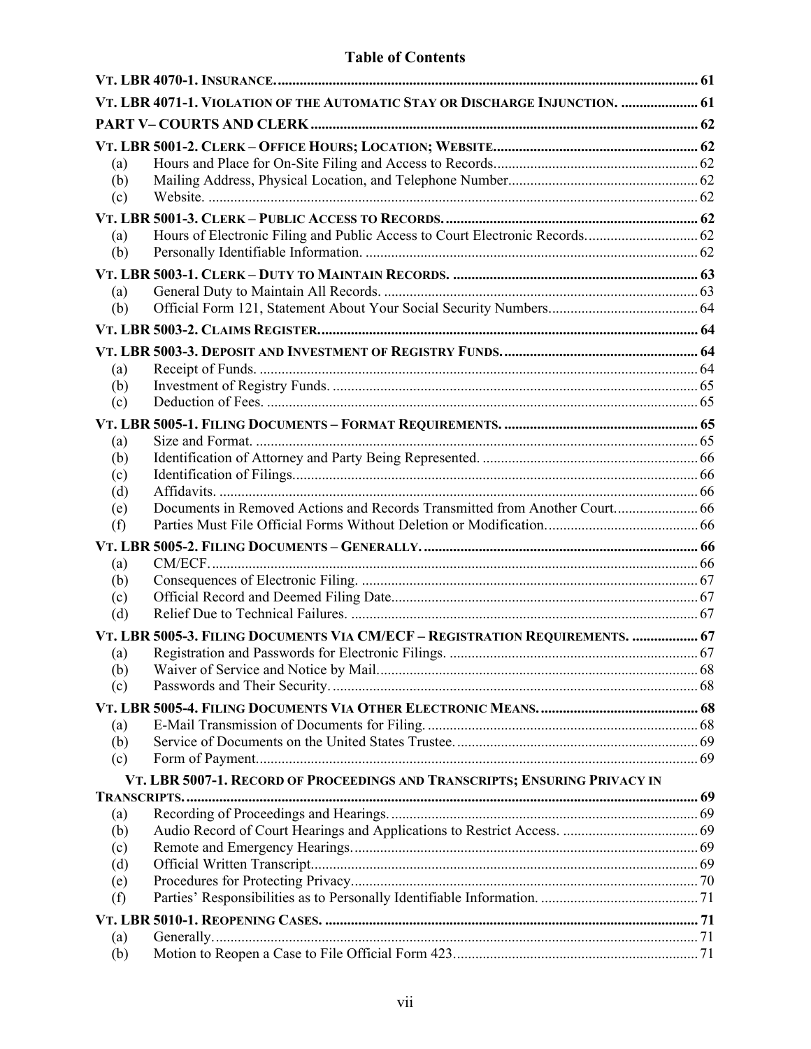## Table of Contents

| | | |
|---|---|---|
| **VT. LBR 4070-1. INSURANCE.** | | **61** |
| **VT. LBR 4071-1. VIOLATION OF THE AUTOMATIC STAY OR DISCHARGE INJUNCTION.** | | **61** |
| **PART V– COURTS AND CLERK** | | **62** |
| **VT. LBR 5001-2. CLERK – OFFICE HOURS; LOCATION; WEBSITE.** | | **62** |
| (a) | Hours and Place for On-Site Filing and Access to Records. | 62 |
| (b) | Mailing Address, Physical Location, and Telephone Number. | 62 |
| (c) | Website. | 62 |
| **VT. LBR 5001-3. CLERK – PUBLIC ACCESS TO RECORDS.** | | **62** |
| (a) | Hours of Electronic Filing and Public Access to Court Electronic Records. | 62 |
| (b) | Personally Identifiable Information. | 62 |
| **VT. LBR 5003-1. CLERK – DUTY TO MAINTAIN RECORDS.** | | **63** |
| (a) | General Duty to Maintain All Records. | 63 |
| (b) | Official Form 121, Statement About Your Social Security Numbers. | 64 |
| **VT. LBR 5003-2. CLAIMS REGISTER.** | | **64** |
| **VT. LBR 5003-3. DEPOSIT AND INVESTMENT OF REGISTRY FUNDS.** | | **64** |
| (a) | Receipt of Funds. | 64 |
| (b) | Investment of Registry Funds. | 65 |
| (c) | Deduction of Fees. | 65 |
| **VT. LBR 5005-1. FILING DOCUMENTS – FORMAT REQUIREMENTS.** | | **65** |
| (a) | Size and Format. | 65 |
| (b) | Identification of Attorney and Party Being Represented. | 66 |
| (c) | Identification of Filings. | 66 |
| (d) | Affidavits. | 66 |
| (e) | Documents in Removed Actions and Records Transmitted from Another Court. | 66 |
| (f) | Parties Must File Official Forms Without Deletion or Modification. | 66 |
| **VT. LBR 5005-2. FILING DOCUMENTS – GENERALLY.** | | **66** |
| (a) | CM/ECF. | 66 |
| (b) | Consequences of Electronic Filing. | 67 |
| (c) | Official Record and Deemed Filing Date. | 67 |
| (d) | Relief Due to Technical Failures. | 67 |
| **VT. LBR 5005-3. FILING DOCUMENTS VIA CM/ECF – REGISTRATION REQUIREMENTS.** | | **67** |
| (a) | Registration and Passwords for Electronic Filings. | 67 |
| (b) | Waiver of Service and Notice by Mail. | 68 |
| (c) | Passwords and Their Security. | 68 |
| **VT. LBR 5005-4. FILING DOCUMENTS VIA OTHER ELECTRONIC MEANS.** | | **68** |
| (a) | E-Mail Transmission of Documents for Filing. | 68 |
| (b) | Service of Documents on the United States Trustee. | 69 |
| (c) | Form of Payment. | 69 |
| **VT. LBR 5007-1. RECORD OF PROCEEDINGS AND TRANSCRIPTS; ENSURING PRIVACY IN TRANSCRIPTS.** | | **69** |
| (a) | Recording of Proceedings and Hearings. | 69 |
| (b) | Audio Record of Court Hearings and Applications to Restrict Access. | 69 |
| (c) | Remote and Emergency Hearings. | 69 |
| (d) | Official Written Transcript. | 69 |
| (e) | Procedures for Protecting Privacy. | 70 |
| (f) | Parties' Responsibilities as to Personally Identifiable Information. | 71 |
| **VT. LBR 5010-1. REOPENING CASES.** | | **71** |
| (a) | Generally. | 71 |
| (b) | Motion to Reopen a Case to File Official Form 423. | 71 |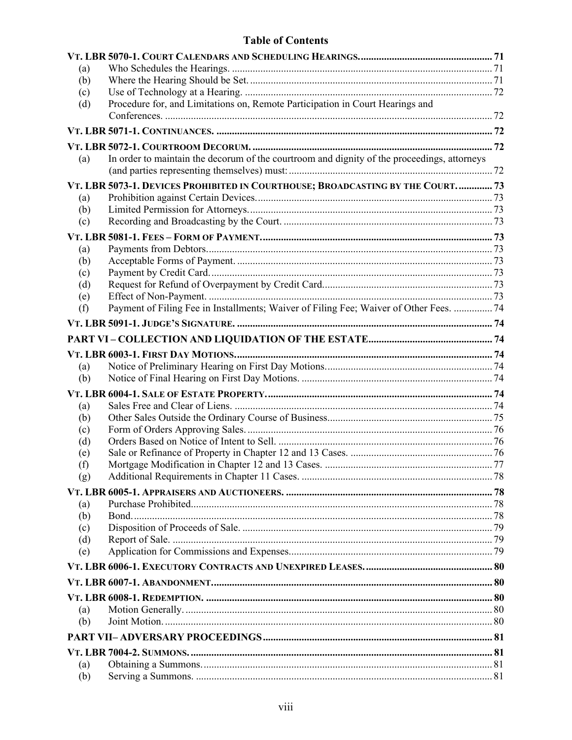# Table of Contents

**VT. LBR 5070-1. COURT CALENDARS AND SCHEDULING HEARINGS.** ... 71
- (a) Who Schedules the Hearings. ... 71
- (b) Where the Hearing Should be Set. ... 71
- (c) Use of Technology at a Hearing. ... 72
- (d) Procedure for, and Limitations on, Remote Participation in Court Hearings and Conferences. ... 72

**VT. LBR 5071-1. CONTINUANCES.** ... 72

**VT. LBR 5072-1. COURTROOM DECORUM.** ... 72
- (a) In order to maintain the decorum of the courtroom and dignity of the proceedings, attorneys (and parties representing themselves) must: ... 72

**VT. LBR 5073-1. DEVICES PROHIBITED IN COURTHOUSE; BROADCASTING BY THE COURT.** ... 73
- (a) Prohibition against Certain Devices. ... 73
- (b) Limited Permission for Attorneys. ... 73
- (c) Recording and Broadcasting by the Court. ... 73

**VT. LBR 5081-1. FEES – FORM OF PAYMENT.** ... 73
- (a) Payments from Debtors. ... 73
- (b) Acceptable Forms of Payment. ... 73
- (c) Payment by Credit Card. ... 73
- (d) Request for Refund of Overpayment by Credit Card. ... 73
- (e) Effect of Non-Payment. ... 73
- (f) Payment of Filing Fee in Installments; Waiver of Filing Fee; Waiver of Other Fees. ... 74

**VT. LBR 5091-1. JUDGE'S SIGNATURE.** ... 74

**PART VI – COLLECTION AND LIQUIDATION OF THE ESTATE** ... 74

**VT. LBR 6003-1. FIRST DAY MOTIONS.** ... 74
- (a) Notice of Preliminary Hearing on First Day Motions. ... 74
- (b) Notice of Final Hearing on First Day Motions. ... 74

**VT. LBR 6004-1. SALE OF ESTATE PROPERTY.** ... 74
- (a) Sales Free and Clear of Liens. ... 74
- (b) Other Sales Outside the Ordinary Course of Business. ... 75
- (c) Form of Orders Approving Sales. ... 76
- (d) Orders Based on Notice of Intent to Sell. ... 76
- (e) Sale or Refinance of Property in Chapter 12 and 13 Cases. ... 76
- (f) Mortgage Modification in Chapter 12 and 13 Cases. ... 77
- (g) Additional Requirements in Chapter 11 Cases. ... 78

**VT. LBR 6005-1. APPRAISERS AND AUCTIONEERS.** ... 78
- (a) Purchase Prohibited. ... 78
- (b) Bond. ... 78
- (c) Disposition of Proceeds of Sale. ... 79
- (d) Report of Sale. ... 79
- (e) Application for Commissions and Expenses. ... 79

**VT. LBR 6006-1. EXECUTORY CONTRACTS AND UNEXPIRED LEASES.** ... 80

**VT. LBR 6007-1. ABANDONMENT.** ... 80

**VT. LBR 6008-1. REDEMPTION.** ... 80
- (a) Motion Generally. ... 80
- (b) Joint Motion. ... 80

**PART VII– ADVERSARY PROCEEDINGS** ... 81

**VT. LBR 7004-2. SUMMONS.** ... 81
- (a) Obtaining a Summons. ... 81
- (b) Serving a Summons. ... 81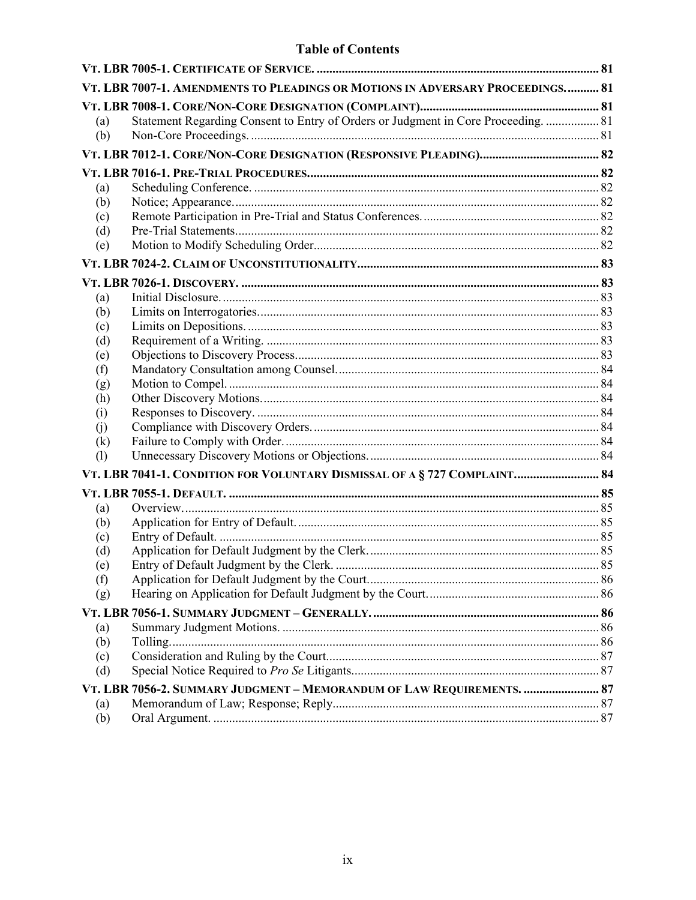## Table of Contents

| | | |
|---|---|---|
| **VT. LBR 7005-1. CERTIFICATE OF SERVICE.** | | **81** |
| **VT. LBR 7007-1. AMENDMENTS TO PLEADINGS OR MOTIONS IN ADVERSARY PROCEEDINGS.** | | **81** |
| **VT. LBR 7008-1. CORE/NON-CORE DESIGNATION (COMPLAINT)** | | **81** |
| (a) | Statement Regarding Consent to Entry of Orders or Judgment in Core Proceeding. | 81 |
| (b) | Non-Core Proceedings. | 81 |
| **VT. LBR 7012-1. CORE/NON-CORE DESIGNATION (RESPONSIVE PLEADING)** | | **82** |
| **VT. LBR 7016-1. PRE-TRIAL PROCEDURES** | | **82** |
| (a) | Scheduling Conference. | 82 |
| (b) | Notice; Appearance. | 82 |
| (c) | Remote Participation in Pre-Trial and Status Conferences. | 82 |
| (d) | Pre-Trial Statements. | 82 |
| (e) | Motion to Modify Scheduling Order. | 82 |
| **VT. LBR 7024-2. CLAIM OF UNCONSTITUTIONALITY** | | **83** |
| **VT. LBR 7026-1. DISCOVERY.** | | **83** |
| (a) | Initial Disclosure. | 83 |
| (b) | Limits on Interrogatories. | 83 |
| (c) | Limits on Depositions. | 83 |
| (d) | Requirement of a Writing. | 83 |
| (e) | Objections to Discovery Process. | 83 |
| (f) | Mandatory Consultation among Counsel. | 84 |
| (g) | Motion to Compel. | 84 |
| (h) | Other Discovery Motions. | 84 |
| (i) | Responses to Discovery. | 84 |
| (j) | Compliance with Discovery Orders. | 84 |
| (k) | Failure to Comply with Order. | 84 |
| (l) | Unnecessary Discovery Motions or Objections. | 84 |
| **VT. LBR 7041-1. CONDITION FOR VOLUNTARY DISMISSAL OF A § 727 COMPLAINT** | | **84** |
| **VT. LBR 7055-1. DEFAULT.** | | **85** |
| (a) | Overview. | 85 |
| (b) | Application for Entry of Default. | 85 |
| (c) | Entry of Default. | 85 |
| (d) | Application for Default Judgment by the Clerk. | 85 |
| (e) | Entry of Default Judgment by the Clerk. | 85 |
| (f) | Application for Default Judgment by the Court. | 86 |
| (g) | Hearing on Application for Default Judgment by the Court. | 86 |
| **VT. LBR 7056-1. SUMMARY JUDGMENT – GENERALLY.** | | **86** |
| (a) | Summary Judgment Motions. | 86 |
| (b) | Tolling. | 86 |
| (c) | Consideration and Ruling by the Court. | 87 |
| (d) | Special Notice Required to *Pro Se* Litigants. | 87 |
| **VT. LBR 7056-2. SUMMARY JUDGMENT – MEMORANDUM OF LAW REQUIREMENTS.** | | **87** |
| (a) | Memorandum of Law; Response; Reply. | 87 |
| (b) | Oral Argument. | 87 |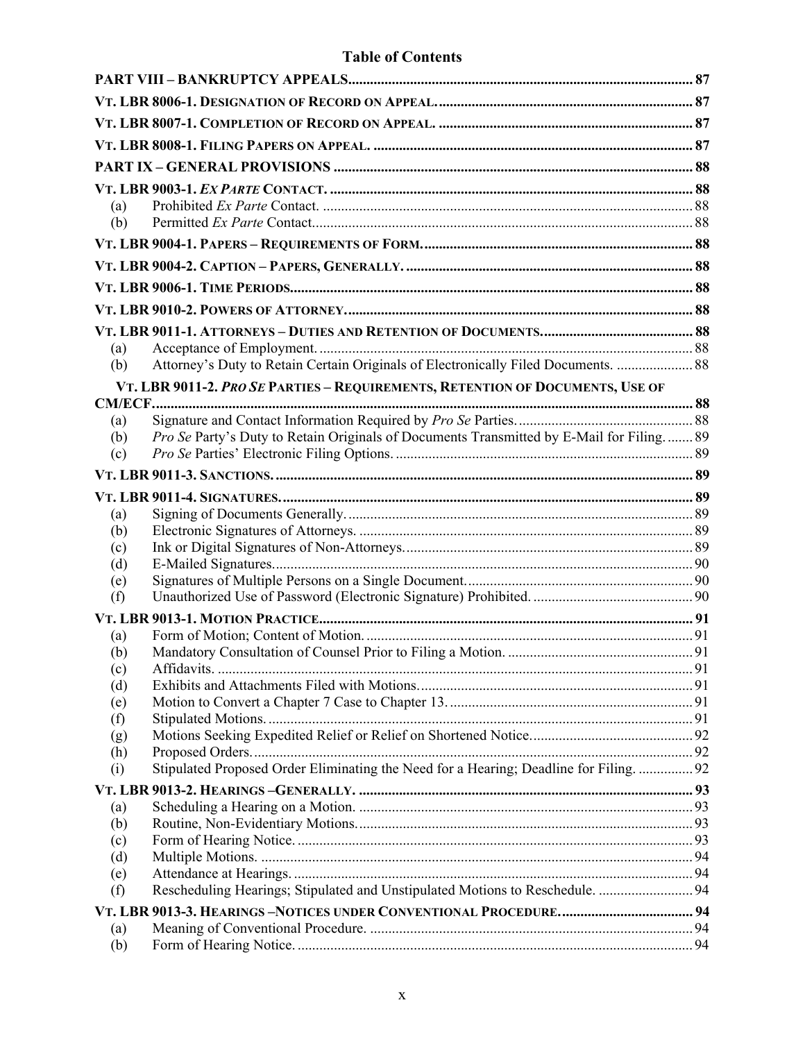# Table of Contents

| | | |
|---|---|---|
| **PART VIII – BANKRUPTCY APPEALS** | | 87 |
| **VT. LBR 8006-1. DESIGNATION OF RECORD ON APPEAL.** | | 87 |
| **VT. LBR 8007-1. COMPLETION OF RECORD ON APPEAL.** | | 87 |
| **VT. LBR 8008-1. FILING PAPERS ON APPEAL.** | | 87 |
| **PART IX – GENERAL PROVISIONS** | | 88 |
| **VT. LBR 9003-1. *EX PARTE* CONTACT.** | | 88 |
| (a) | Prohibited *Ex Parte* Contact. | 88 |
| (b) | Permitted *Ex Parte* Contact. | 88 |
| **VT. LBR 9004-1. PAPERS – REQUIREMENTS OF FORM.** | | 88 |
| **VT. LBR 9004-2. CAPTION – PAPERS, GENERALLY.** | | 88 |
| **VT. LBR 9006-1. TIME PERIODS.** | | 88 |
| **VT. LBR 9010-2. POWERS OF ATTORNEY.** | | 88 |
| **VT. LBR 9011-1. ATTORNEYS – DUTIES AND RETENTION OF DOCUMENTS.** | | 88 |
| (a) | Acceptance of Employment. | 88 |
| (b) | Attorney's Duty to Retain Certain Originals of Electronically Filed Documents. | 88 |
| **VT. LBR 9011-2. *PRO SE* PARTIES – REQUIREMENTS, RETENTION OF DOCUMENTS, USE OF CM/ECF.** | | 88 |
| (a) | Signature and Contact Information Required by *Pro Se* Parties. | 88 |
| (b) | *Pro Se* Party's Duty to Retain Originals of Documents Transmitted by E-Mail for Filing. | 89 |
| (c) | *Pro Se* Parties' Electronic Filing Options. | 89 |
| **VT. LBR 9011-3. SANCTIONS.** | | 89 |
| **VT. LBR 9011-4. SIGNATURES.** | | 89 |
| (a) | Signing of Documents Generally. | 89 |
| (b) | Electronic Signatures of Attorneys. | 89 |
| (c) | Ink or Digital Signatures of Non-Attorneys. | 89 |
| (d) | E-Mailed Signatures. | 90 |
| (e) | Signatures of Multiple Persons on a Single Document. | 90 |
| (f) | Unauthorized Use of Password (Electronic Signature) Prohibited. | 90 |
| **VT. LBR 9013-1. MOTION PRACTICE** | | 91 |
| (a) | Form of Motion; Content of Motion. | 91 |
| (b) | Mandatory Consultation of Counsel Prior to Filing a Motion. | 91 |
| (c) | Affidavits. | 91 |
| (d) | Exhibits and Attachments Filed with Motions. | 91 |
| (e) | Motion to Convert a Chapter 7 Case to Chapter 13. | 91 |
| (f) | Stipulated Motions. | 91 |
| (g) | Motions Seeking Expedited Relief or Relief on Shortened Notice. | 92 |
| (h) | Proposed Orders. | 92 |
| (i) | Stipulated Proposed Order Eliminating the Need for a Hearing; Deadline for Filing. | 92 |
| **VT. LBR 9013-2. HEARINGS –GENERALLY.** | | 93 |
| (a) | Scheduling a Hearing on a Motion. | 93 |
| (b) | Routine, Non-Evidentiary Motions. | 93 |
| (c) | Form of Hearing Notice. | 93 |
| (d) | Multiple Motions. | 94 |
| (e) | Attendance at Hearings. | 94 |
| (f) | Rescheduling Hearings; Stipulated and Unstipulated Motions to Reschedule. | 94 |
| **VT. LBR 9013-3. HEARINGS –NOTICES UNDER CONVENTIONAL PROCEDURE.** | | 94 |
| (a) | Meaning of Conventional Procedure. | 94 |
| (b) | Form of Hearing Notice. | 94 |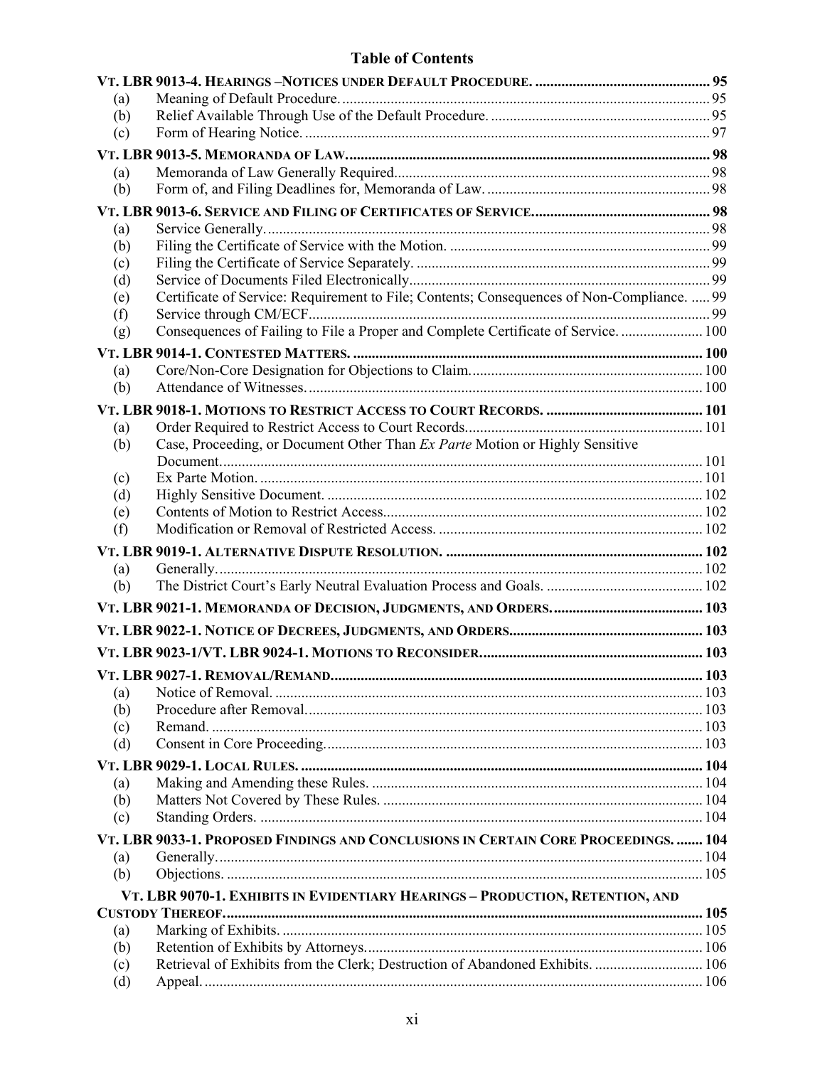## Table of Contents

**VT. LBR 9013-4. HEARINGS –NOTICES UNDER DEFAULT PROCEDURE. .............................................. 95**

(a) Meaning of Default Procedure. .................................................................................................. 95
(b) Relief Available Through Use of the Default Procedure. .......................................................... 95
(c) Form of Hearing Notice. ............................................................................................................ 97

**VT. LBR 9013-5. MEMORANDA OF LAW. ............................................................................................... 98**

(a) Memoranda of Law Generally Required. ................................................................................... 98
(b) Form of, and Filing Deadlines for, Memoranda of Law. ........................................................... 98

**VT. LBR 9013-6. SERVICE AND FILING OF CERTIFICATES OF SERVICE. ............................................... 98**

(a) Service Generally. ....................................................................................................................... 98
(b) Filing the Certificate of Service with the Motion. ..................................................................... 99
(c) Filing the Certificate of Service Separately. .............................................................................. 99
(d) Service of Documents Filed Electronically. ................................................................................ 99
(e) Certificate of Service: Requirement to File; Contents; Consequences of Non-Compliance. ..... 99
(f) Service through CM/ECF. ........................................................................................................... 99
(g) Consequences of Failing to File a Proper and Complete Certificate of Service. ...................... 100

**VT. LBR 9014-1. CONTESTED MATTERS. ............................................................................................ 100**

(a) Core/Non-Core Designation for Objections to Claim. ............................................................. 100
(b) Attendance of Witnesses. ......................................................................................................... 100

**VT. LBR 9018-1. MOTIONS TO RESTRICT ACCESS TO COURT RECORDS. .......................................... 101**

(a) Order Required to Restrict Access to Court Records. .............................................................. 101
(b) Case, Proceeding, or Document Other Than *Ex Parte* Motion or Highly Sensitive Document. ........................................................................................................................................ 101
(c) Ex Parte Motion. ....................................................................................................................... 101
(d) Highly Sensitive Document. ..................................................................................................... 102
(e) Contents of Motion to Restrict Access. ..................................................................................... 102
(f) Modification or Removal of Restricted Access. ....................................................................... 102

**VT. LBR 9019-1. ALTERNATIVE DISPUTE RESOLUTION. .................................................................... 102**

(a) Generally. .................................................................................................................................. 102
(b) The District Court's Early Neutral Evaluation Process and Goals. .......................................... 102

**VT. LBR 9021-1. MEMORANDA OF DECISION, JUDGMENTS, AND ORDERS. ....................................... 103**

**VT. LBR 9022-1. NOTICE OF DECREES, JUDGMENTS, AND ORDERS. .................................................. 103**

**VT. LBR 9023-1/VT. LBR 9024-1. MOTIONS TO RECONSIDER. .......................................................... 103**

**VT. LBR 9027-1. REMOVAL/REMAND. .................................................................................................. 103**

(a) Notice of Removal. ................................................................................................................... 103
(b) Procedure after Removal. .......................................................................................................... 103
(c) Remand. .................................................................................................................................... 103
(d) Consent in Core Proceeding. ..................................................................................................... 103

**VT. LBR 9029-1. LOCAL RULES. .......................................................................................................... 104**

(a) Making and Amending these Rules. ......................................................................................... 104
(b) Matters Not Covered by These Rules. ...................................................................................... 104
(c) Standing Orders. ....................................................................................................................... 104

**VT. LBR 9033-1. PROPOSED FINDINGS AND CONCLUSIONS IN CERTAIN CORE PROCEEDINGS. ........ 104**

(a) Generally. .................................................................................................................................. 104
(b) Objections. ................................................................................................................................ 105

**VT. LBR 9070-1. EXHIBITS IN EVIDENTIARY HEARINGS – PRODUCTION, RETENTION, AND CUSTODY THEREOF. ............................................................................................................................... 105**

(a) Marking of Exhibits. ................................................................................................................. 105
(b) Retention of Exhibits by Attorneys. .......................................................................................... 106
(c) Retrieval of Exhibits from the Clerk; Destruction of Abandoned Exhibits. ............................. 106
(d) Appeal. ...................................................................................................................................... 106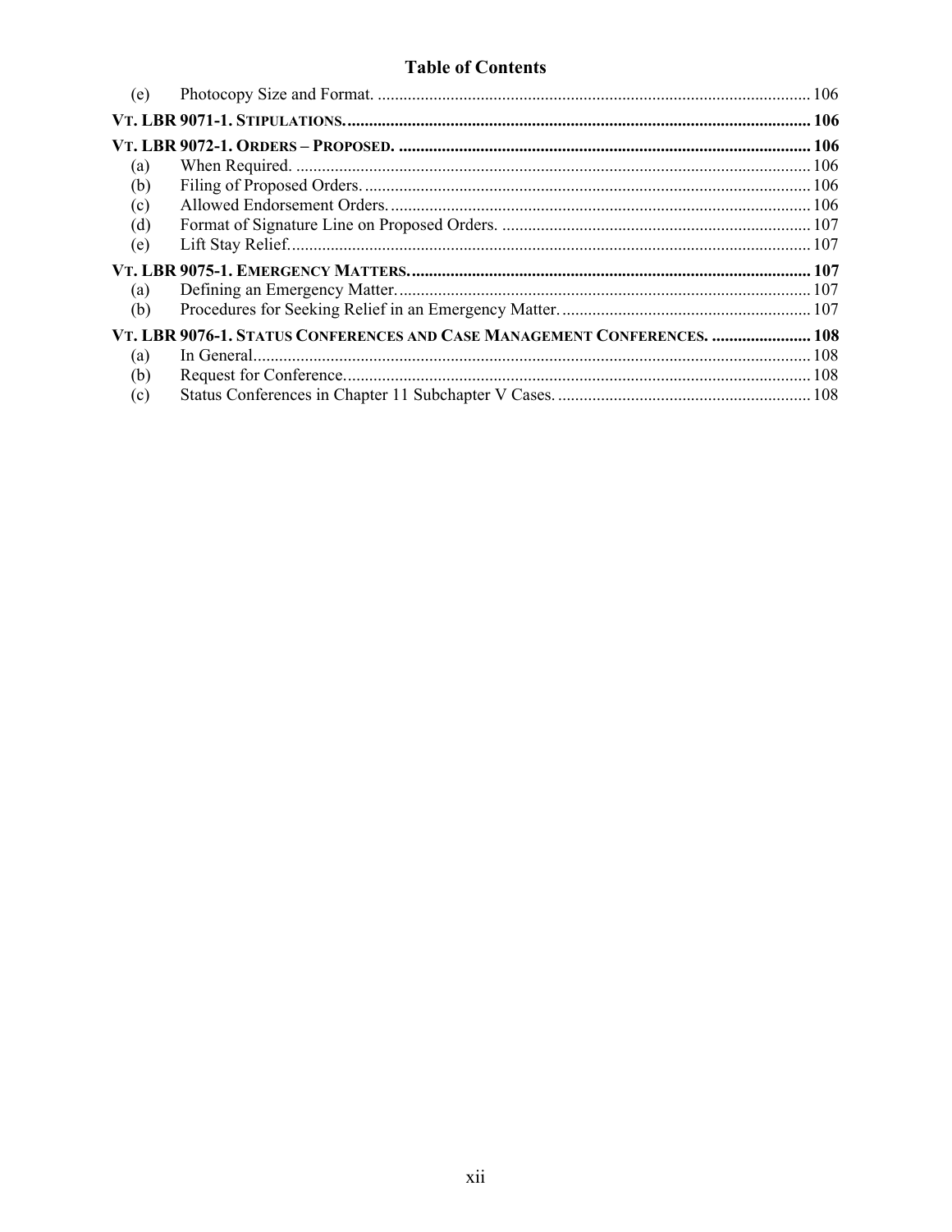## Table of Contents

(e) Photocopy Size and Format. .......... 106

**VT. LBR 9071-1. STIPULATIONS.** .......... **106**

**VT. LBR 9072-1. ORDERS – PROPOSED.** .......... **106**

(a) When Required. .......... 106
(b) Filing of Proposed Orders. .......... 106
(c) Allowed Endorsement Orders. .......... 106
(d) Format of Signature Line on Proposed Orders. .......... 107
(e) Lift Stay Relief. .......... 107

**VT. LBR 9075-1. EMERGENCY MATTERS.** .......... **107**

(a) Defining an Emergency Matter. .......... 107
(b) Procedures for Seeking Relief in an Emergency Matter. .......... 107

**VT. LBR 9076-1. STATUS CONFERENCES AND CASE MANAGEMENT CONFERENCES.** .......... **108**

(a) In General. .......... 108
(b) Request for Conference. .......... 108
(c) Status Conferences in Chapter 11 Subchapter V Cases. .......... 108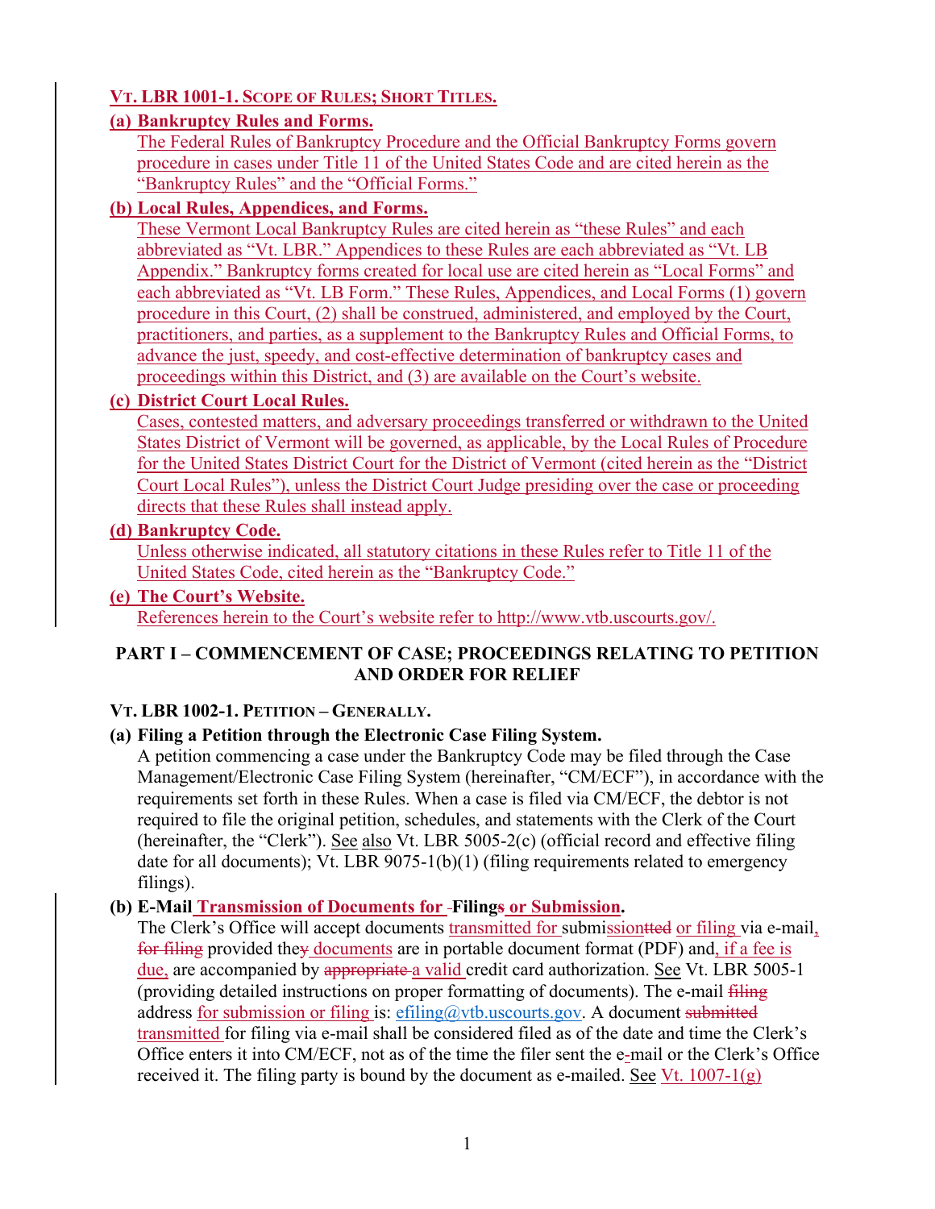**VT. LBR 1001-1. SCOPE OF RULES; SHORT TITLES.**

**(a) Bankruptcy Rules and Forms.**

The Federal Rules of Bankruptcy Procedure and the Official Bankruptcy Forms govern procedure in cases under Title 11 of the United States Code and are cited herein as the "Bankruptcy Rules" and the "Official Forms."

**(b) Local Rules, Appendices, and Forms.**

These Vermont Local Bankruptcy Rules are cited herein as "these Rules" and each abbreviated as "Vt. LBR." Appendices to these Rules are each abbreviated as "Vt. LB Appendix." Bankruptcy forms created for local use are cited herein as "Local Forms" and each abbreviated as "Vt. LB Form." These Rules, Appendices, and Local Forms (1) govern procedure in this Court, (2) shall be construed, administered, and employed by the Court, practitioners, and parties, as a supplement to the Bankruptcy Rules and Official Forms, to advance the just, speedy, and cost-effective determination of bankruptcy cases and proceedings within this District, and (3) are available on the Court's website.

**(c) District Court Local Rules.**

Cases, contested matters, and adversary proceedings transferred or withdrawn to the United States District of Vermont will be governed, as applicable, by the Local Rules of Procedure for the United States District Court for the District of Vermont (cited herein as the "District Court Local Rules"), unless the District Court Judge presiding over the case or proceeding directs that these Rules shall instead apply.

**(d) Bankruptcy Code.**

Unless otherwise indicated, all statutory citations in these Rules refer to Title 11 of the United States Code, cited herein as the "Bankruptcy Code."

**(e) The Court's Website.**

References herein to the Court's website refer to http://www.vtb.uscourts.gov/.

## PART I – COMMENCEMENT OF CASE; PROCEEDINGS RELATING TO PETITION AND ORDER FOR RELIEF

**VT. LBR 1002-1. PETITION – GENERALLY.**

**(a) Filing a Petition through the Electronic Case Filing System.**

A petition commencing a case under the Bankruptcy Code may be filed through the Case Management/Electronic Case Filing System (hereinafter, "CM/ECF"), in accordance with the requirements set forth in these Rules. When a case is filed via CM/ECF, the debtor is not required to file the original petition, schedules, and statements with the Clerk of the Court (hereinafter, the "Clerk"). See also Vt. LBR 5005-2(c) (official record and effective filing date for all documents); Vt. LBR 9075-1(b)(1) (filing requirements related to emergency filings).

**(b) E-Mail Transmission of Documents for Filings or Submission.**

The Clerk's Office will accept documents transmitted for submission or filing via e-mail, provided the documents are in portable document format (PDF) and, if a fee is due, are accompanied by a valid credit card authorization. See Vt. LBR 5005-1 (providing detailed instructions on proper formatting of documents). The e-mail address for submission or filing is: efiling@vtb.uscourts.gov. A document transmitted for filing via e-mail shall be considered filed as of the date and time the Clerk's Office enters it into CM/ECF, not as of the time the filer sent the e-mail or the Clerk's Office received it. The filing party is bound by the document as e-mailed. See Vt. 1007-1(g)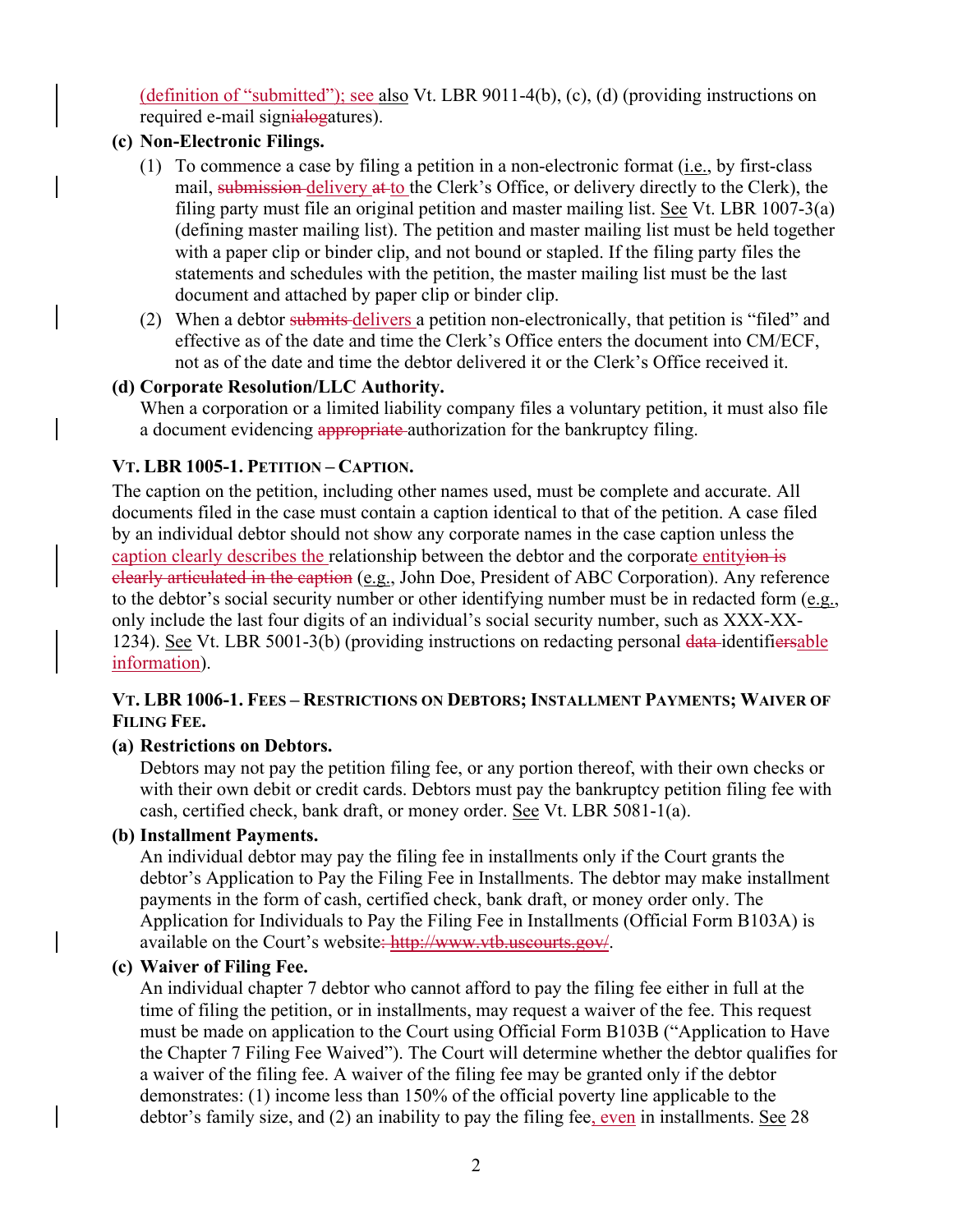(definition of "submitted"); see also Vt. LBR 9011-4(b), (c), (d) (providing instructions on required e-mail sign~~ialog~~atures).

**(c) Non-Electronic Filings.**

(1) To commence a case by filing a petition in a non-electronic format (i.e., by first-class mail, ~~submission~~ delivery ~~at~~ to the Clerk's Office, or delivery directly to the Clerk), the filing party must file an original petition and master mailing list. See Vt. LBR 1007-3(a) (defining master mailing list). The petition and master mailing list must be held together with a paper clip or binder clip, and not bound or stapled. If the filing party files the statements and schedules with the petition, the master mailing list must be the last document and attached by paper clip or binder clip.

(2) When a debtor ~~submits~~ delivers a petition non-electronically, that petition is "filed" and effective as of the date and time the Clerk's Office enters the document into CM/ECF, not as of the date and time the debtor delivered it or the Clerk's Office received it.

**(d) Corporate Resolution/LLC Authority.**

When a corporation or a limited liability company files a voluntary petition, it must also file a document evidencing ~~appropriate~~ authorization for the bankruptcy filing.

### VT. LBR 1005-1. PETITION – CAPTION.

The caption on the petition, including other names used, must be complete and accurate. All documents filed in the case must contain a caption identical to that of the petition. A case filed by an individual debtor should not show any corporate names in the case caption unless the caption clearly describes the relationship between the debtor and the corporate entity~~ion is clearly articulated in the caption~~ (e.g., John Doe, President of ABC Corporation). Any reference to the debtor's social security number or other identifying number must be in redacted form (e.g., only include the last four digits of an individual's social security number, such as XXX-XX-1234). See Vt. LBR 5001-3(b) (providing instructions on redacting personal ~~data~~ identifi~~ers~~able information).

### VT. LBR 1006-1. FEES – RESTRICTIONS ON DEBTORS; INSTALLMENT PAYMENTS; WAIVER OF FILING FEE.

**(a) Restrictions on Debtors.**

Debtors may not pay the petition filing fee, or any portion thereof, with their own checks or with their own debit or credit cards. Debtors must pay the bankruptcy petition filing fee with cash, certified check, bank draft, or money order. See Vt. LBR 5081-1(a).

**(b) Installment Payments.**

An individual debtor may pay the filing fee in installments only if the Court grants the debtor's Application to Pay the Filing Fee in Installments. The debtor may make installment payments in the form of cash, certified check, bank draft, or money order only. The Application for Individuals to Pay the Filing Fee in Installments (Official Form B103A) is available on the Court's website~~: http://www.vtb.uscourts.gov/~~.

**(c) Waiver of Filing Fee.**

An individual chapter 7 debtor who cannot afford to pay the filing fee either in full at the time of filing the petition, or in installments, may request a waiver of the fee. This request must be made on application to the Court using Official Form B103B ("Application to Have the Chapter 7 Filing Fee Waived"). The Court will determine whether the debtor qualifies for a waiver of the filing fee. A waiver of the filing fee may be granted only if the debtor demonstrates: (1) income less than 150% of the official poverty line applicable to the debtor's family size, and (2) an inability to pay the filing fee, even in installments. See 28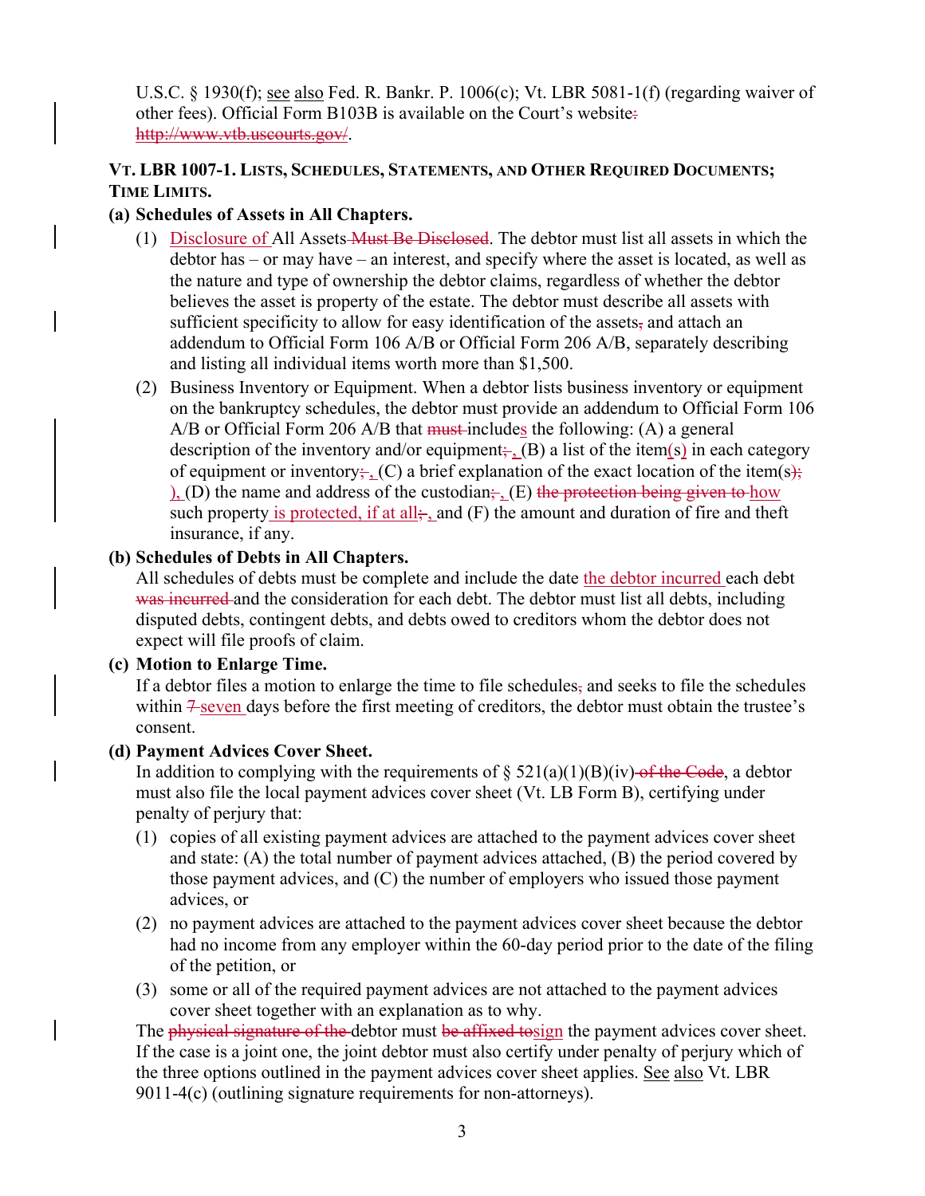U.S.C. § 1930(f); see also Fed. R. Bankr. P. 1006(c); Vt. LBR 5081-1(f) (regarding waiver of other fees). Official Form B103B is available on the Court's website~~:~~ ~~http://www.vtb.uscourts.gov/~~.

### VT. LBR 1007-1. LISTS, SCHEDULES, STATEMENTS, AND OTHER REQUIRED DOCUMENTS; TIME LIMITS.

**(a) Schedules of Assets in All Chapters.**

(1) Disclosure of All Assets ~~Must Be Disclosed~~. The debtor must list all assets in which the debtor has – or may have – an interest, and specify where the asset is located, as well as the nature and type of ownership the debtor claims, regardless of whether the debtor believes the asset is property of the estate. The debtor must describe all assets with sufficient specificity to allow for easy identification of the assets~~,~~ and attach an addendum to Official Form 106 A/B or Official Form 206 A/B, separately describing and listing all individual items worth more than $1,500.

(2) Business Inventory or Equipment. When a debtor lists business inventory or equipment on the bankruptcy schedules, the debtor must provide an addendum to Official Form 106 A/B or Official Form 206 A/B that ~~must~~ includes the following: (A) a general description of the inventory and/or equipment~~;~~, (B) a list of the item(s) in each category of equipment or inventory~~;~~, (C) a brief explanation of the exact location of the item(s~~);~~), (D) the name and address of the custodian~~;~~, (E) ~~the protection being given to~~ how such property is protected, if at all~~;~~, and (F) the amount and duration of fire and theft insurance, if any.

**(b) Schedules of Debts in All Chapters.**

All schedules of debts must be complete and include the date the debtor incurred each debt ~~was incurred~~ and the consideration for each debt. The debtor must list all debts, including disputed debts, contingent debts, and debts owed to creditors whom the debtor does not expect will file proofs of claim.

**(c) Motion to Enlarge Time.**

If a debtor files a motion to enlarge the time to file schedules~~,~~ and seeks to file the schedules within ~~7~~ seven days before the first meeting of creditors, the debtor must obtain the trustee's consent.

**(d) Payment Advices Cover Sheet.**

In addition to complying with the requirements of § 521(a)(1)(B)(iv) ~~of the Code~~, a debtor must also file the local payment advices cover sheet (Vt. LB Form B), certifying under penalty of perjury that:

(1) copies of all existing payment advices are attached to the payment advices cover sheet and state: (A) the total number of payment advices attached, (B) the period covered by those payment advices, and (C) the number of employers who issued those payment advices, or

(2) no payment advices are attached to the payment advices cover sheet because the debtor had no income from any employer within the 60-day period prior to the date of the filing of the petition, or

(3) some or all of the required payment advices are not attached to the payment advices cover sheet together with an explanation as to why.

The ~~physical signature of the~~ debtor must ~~be affixed to~~sign the payment advices cover sheet. If the case is a joint one, the joint debtor must also certify under penalty of perjury which of the three options outlined in the payment advices cover sheet applies. See also Vt. LBR 9011-4(c) (outlining signature requirements for non-attorneys).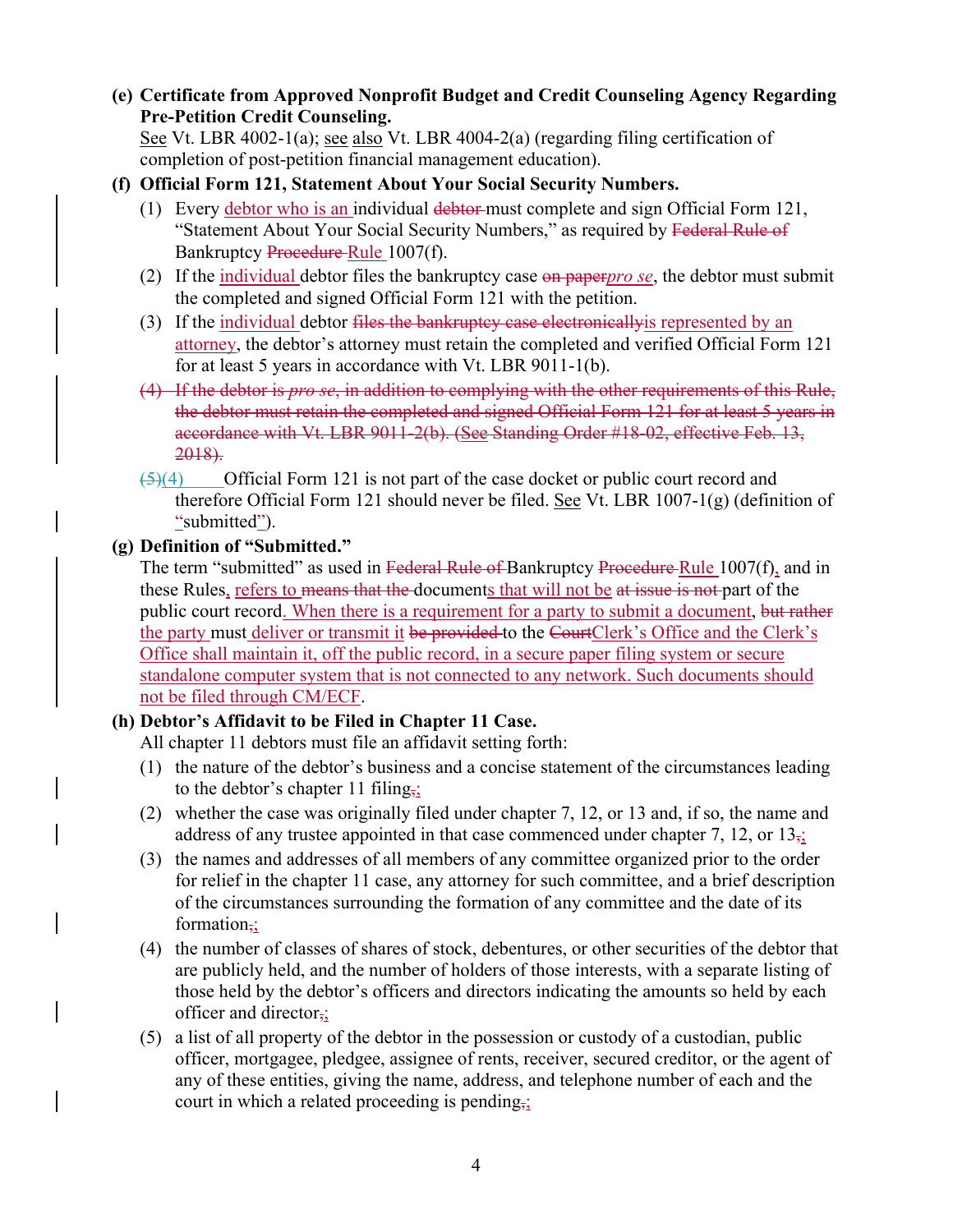**(e) Certificate from Approved Nonprofit Budget and Credit Counseling Agency Regarding Pre-Petition Credit Counseling.**

See Vt. LBR 4002-1(a); see also Vt. LBR 4004-2(a) (regarding filing certification of completion of post-petition financial management education).

**(f) Official Form 121, Statement About Your Social Security Numbers.**

(1) Every debtor who is an individual ~~debtor~~ must complete and sign Official Form 121, "Statement About Your Social Security Numbers," as required by ~~Federal Rule of~~ Bankruptcy ~~Procedure~~ Rule 1007(f).

(2) If the individual debtor files the bankruptcy case ~~on paper~~*pro se*, the debtor must submit the completed and signed Official Form 121 with the petition.

(3) If the individual debtor ~~files the bankruptcy case electronically~~is represented by an attorney, the debtor's attorney must retain the completed and verified Official Form 121 for at least 5 years in accordance with Vt. LBR 9011-1(b).

~~(4) If the debtor is *pro se*, in addition to complying with the other requirements of this Rule, the debtor must retain the completed and signed Official Form 121 for at least 5 years in accordance with Vt. LBR 9011-2(b). (See Standing Order #18-02, effective Feb. 13, 2018).~~

~~(5)~~(4) Official Form 121 is not part of the case docket or public court record and therefore Official Form 121 should never be filed. See Vt. LBR 1007-1(g) (definition of "submitted").

**(g) Definition of "Submitted."**

The term "submitted" as used in ~~Federal Rule of~~ Bankruptcy ~~Procedure~~ Rule 1007(f), and in these Rules, refers to ~~means that the~~ documents that will not be ~~at issue is not~~ part of the public court record. When there is a requirement for a party to submit a document, ~~but rather~~ the party must deliver or transmit it ~~be provided~~ to the ~~Court~~Clerk's Office and the Clerk's Office shall maintain it, off the public record, in a secure paper filing system or secure standalone computer system that is not connected to any network. Such documents should not be filed through CM/ECF.

**(h) Debtor's Affidavit to be Filed in Chapter 11 Case.**

All chapter 11 debtors must file an affidavit setting forth:

(1) the nature of the debtor's business and a concise statement of the circumstances leading to the debtor's chapter 11 filing~~,~~;

(2) whether the case was originally filed under chapter 7, 12, or 13 and, if so, the name and address of any trustee appointed in that case commenced under chapter 7, 12, or 13~~,~~;

(3) the names and addresses of all members of any committee organized prior to the order for relief in the chapter 11 case, any attorney for such committee, and a brief description of the circumstances surrounding the formation of any committee and the date of its formation~~,~~;

(4) the number of classes of shares of stock, debentures, or other securities of the debtor that are publicly held, and the number of holders of those interests, with a separate listing of those held by the debtor's officers and directors indicating the amounts so held by each officer and director~~,~~;

(5) a list of all property of the debtor in the possession or custody of a custodian, public officer, mortgagee, pledgee, assignee of rents, receiver, secured creditor, or the agent of any of these entities, giving the name, address, and telephone number of each and the court in which a related proceeding is pending~~,~~;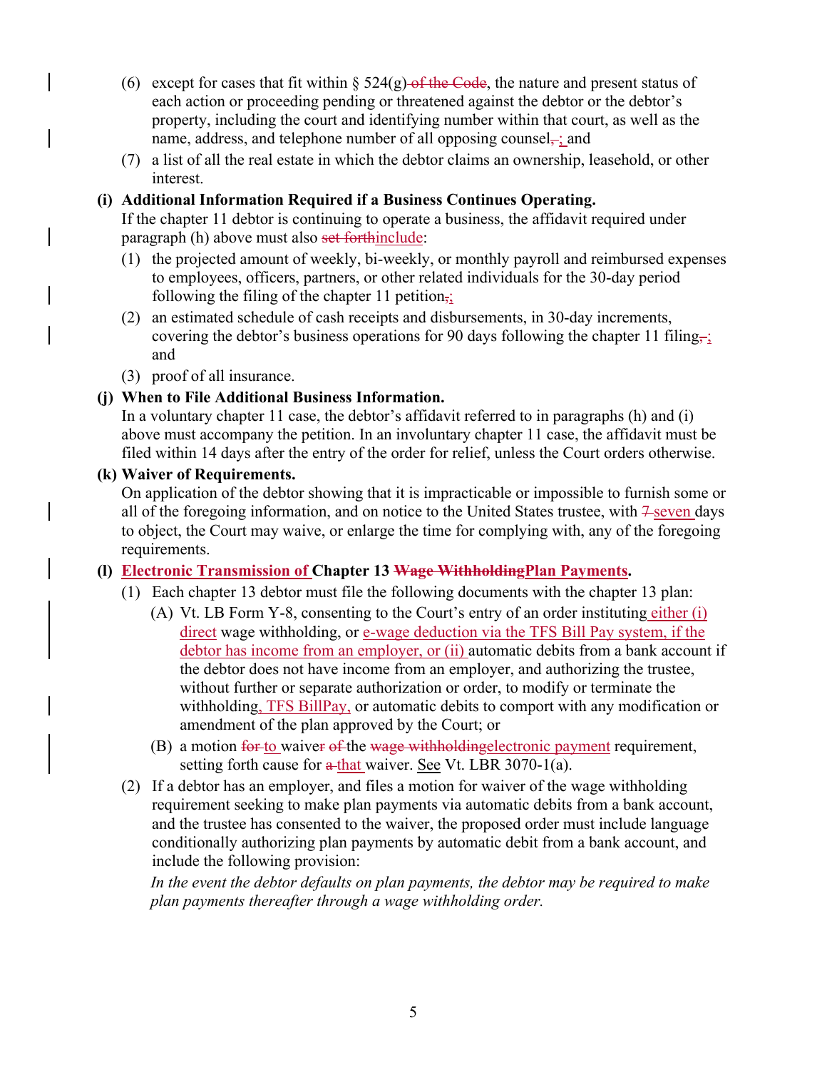(6) except for cases that fit within § 524(g) ~~of the Code~~, the nature and present status of each action or proceeding pending or threatened against the debtor or the debtor's property, including the court and identifying number within that court, as well as the name, address, and telephone number of all opposing counsel~~,~~; and

(7) a list of all the real estate in which the debtor claims an ownership, leasehold, or other interest.

**(i) Additional Information Required if a Business Continues Operating.**
If the chapter 11 debtor is continuing to operate a business, the affidavit required under paragraph (h) above must also ~~set forth~~include:

(1) the projected amount of weekly, bi-weekly, or monthly payroll and reimbursed expenses to employees, officers, partners, or other related individuals for the 30-day period following the filing of the chapter 11 petition~~,~~;

(2) an estimated schedule of cash receipts and disbursements, in 30-day increments, covering the debtor's business operations for 90 days following the chapter 11 filing~~,~~; and

(3) proof of all insurance.

**(j) When to File Additional Business Information.**
In a voluntary chapter 11 case, the debtor's affidavit referred to in paragraphs (h) and (i) above must accompany the petition. In an involuntary chapter 11 case, the affidavit must be filed within 14 days after the entry of the order for relief, unless the Court orders otherwise.

**(k) Waiver of Requirements.**
On application of the debtor showing that it is impracticable or impossible to furnish some or all of the foregoing information, and on notice to the United States trustee, with ~~7~~ seven days to object, the Court may waive, or enlarge the time for complying with, any of the foregoing requirements.

**(l) Electronic Transmission of Chapter 13 ~~Wage Withholding~~Plan Payments.**

(1) Each chapter 13 debtor must file the following documents with the chapter 13 plan:

(A) Vt. LB Form Y-8, consenting to the Court's entry of an order instituting either (i) direct wage withholding, or e-wage deduction via the TFS Bill Pay system, if the debtor has income from an employer, or (ii) automatic debits from a bank account if the debtor does not have income from an employer, and authorizing the trustee, without further or separate authorization or order, to modify or terminate the withholding, TFS BillPay, or automatic debits to comport with any modification or amendment of the plan approved by the Court; or

(B) a motion ~~for~~ to waiver ~~of~~ the ~~wage withholding~~electronic payment requirement, setting forth cause for ~~a~~ that waiver. See Vt. LBR 3070-1(a).

(2) If a debtor has an employer, and files a motion for waiver of the wage withholding requirement seeking to make plan payments via automatic debits from a bank account, and the trustee has consented to the waiver, the proposed order must include language conditionally authorizing plan payments by automatic debit from a bank account, and include the following provision:

*In the event the debtor defaults on plan payments, the debtor may be required to make plan payments thereafter through a wage withholding order.*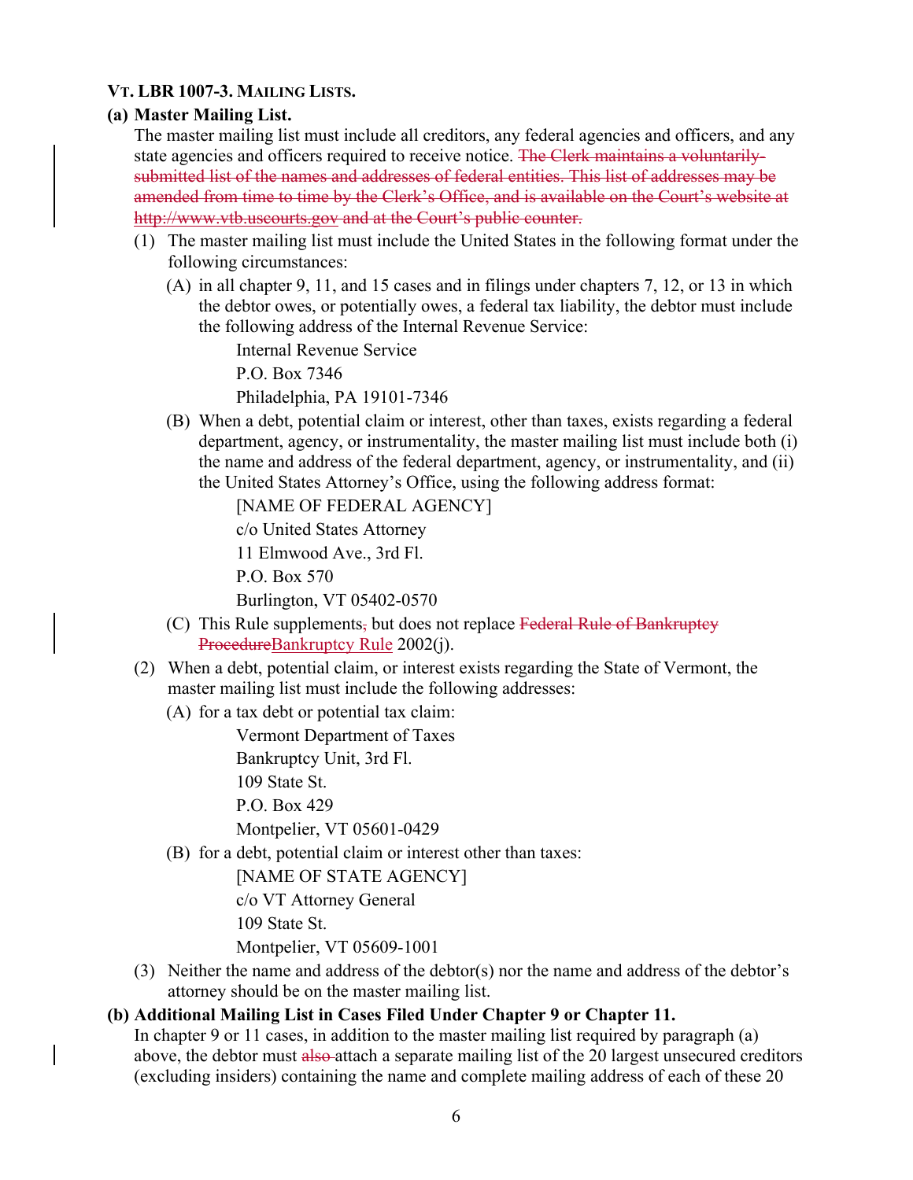**VT. LBR 1007-3. MAILING LISTS.**

**(a) Master Mailing List.**

The master mailing list must include all creditors, any federal agencies and officers, and any state agencies and officers required to receive notice. ~~The Clerk maintains a voluntarily-submitted list of the names and addresses of federal entities. This list of addresses may be amended from time to time by the Clerk's Office, and is available on the Court's website at http://www.vtb.uscourts.gov and at the Court's public counter.~~

(1) The master mailing list must include the United States in the following format under the following circumstances:

(A) in all chapter 9, 11, and 15 cases and in filings under chapters 7, 12, or 13 in which the debtor owes, or potentially owes, a federal tax liability, the debtor must include the following address of the Internal Revenue Service:

Internal Revenue Service
P.O. Box 7346
Philadelphia, PA 19101-7346

(B) When a debt, potential claim or interest, other than taxes, exists regarding a federal department, agency, or instrumentality, the master mailing list must include both (i) the name and address of the federal department, agency, or instrumentality, and (ii) the United States Attorney's Office, using the following address format:

[NAME OF FEDERAL AGENCY]
c/o United States Attorney
11 Elmwood Ave., 3rd Fl.
P.O. Box 570
Burlington, VT 05402-0570

(C) This Rule supplements~~,~~ but does not replace ~~Federal Rule of Bankruptcy Procedure~~Bankruptcy Rule 2002(j).

(2) When a debt, potential claim, or interest exists regarding the State of Vermont, the master mailing list must include the following addresses:

(A) for a tax debt or potential tax claim:

Vermont Department of Taxes
Bankruptcy Unit, 3rd Fl.
109 State St.
P.O. Box 429
Montpelier, VT 05601-0429

(B) for a debt, potential claim or interest other than taxes:

[NAME OF STATE AGENCY]
c/o VT Attorney General
109 State St.
Montpelier, VT 05609-1001

(3) Neither the name and address of the debtor(s) nor the name and address of the debtor's attorney should be on the master mailing list.

**(b) Additional Mailing List in Cases Filed Under Chapter 9 or Chapter 11.**

In chapter 9 or 11 cases, in addition to the master mailing list required by paragraph (a) above, the debtor must ~~also~~ attach a separate mailing list of the 20 largest unsecured creditors (excluding insiders) containing the name and complete mailing address of each of these 20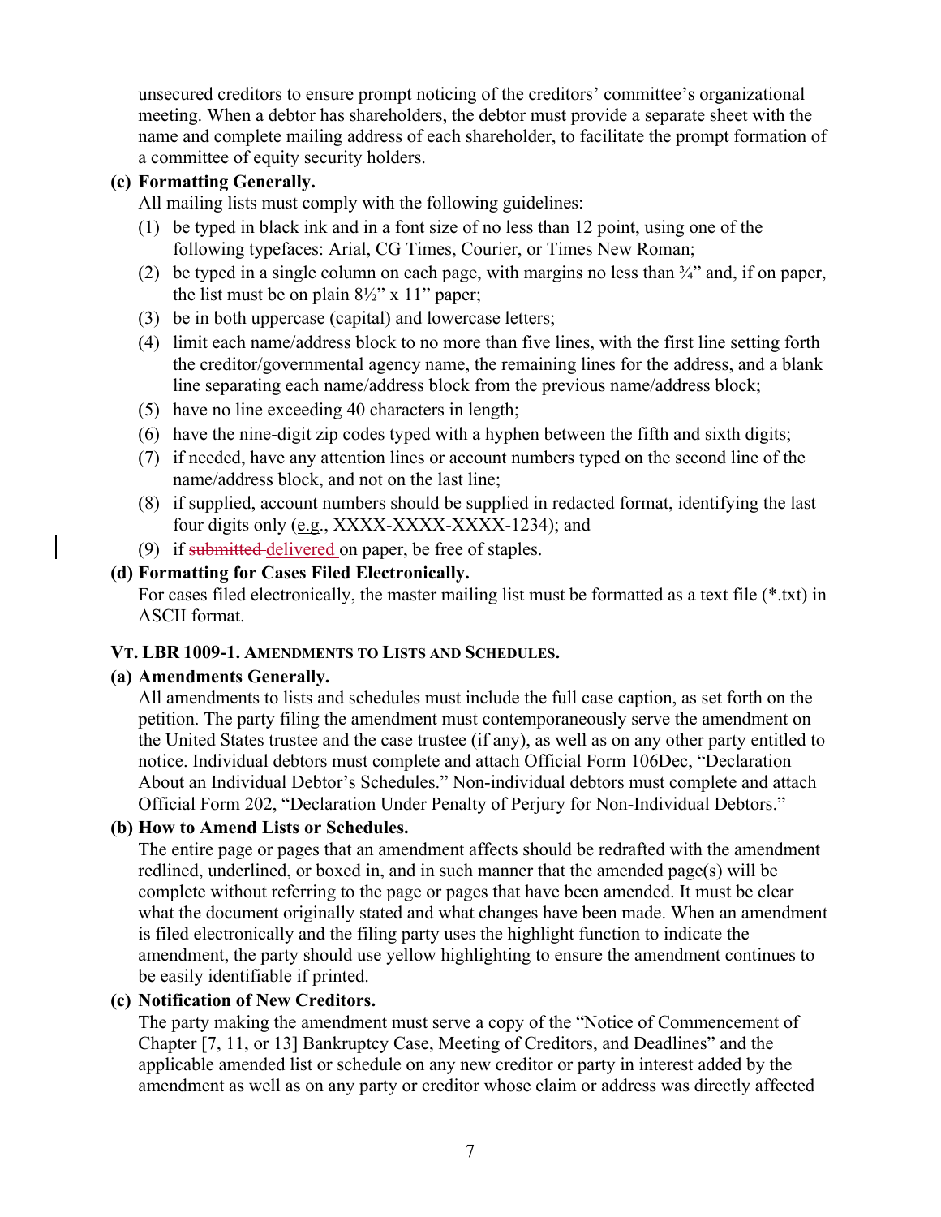unsecured creditors to ensure prompt noticing of the creditors' committee's organizational meeting. When a debtor has shareholders, the debtor must provide a separate sheet with the name and complete mailing address of each shareholder, to facilitate the prompt formation of a committee of equity security holders.

**(c) Formatting Generally.**

All mailing lists must comply with the following guidelines:

(1) be typed in black ink and in a font size of no less than 12 point, using one of the following typefaces: Arial, CG Times, Courier, or Times New Roman;

(2) be typed in a single column on each page, with margins no less than ¾" and, if on paper, the list must be on plain 8½" x 11" paper;

(3) be in both uppercase (capital) and lowercase letters;

(4) limit each name/address block to no more than five lines, with the first line setting forth the creditor/governmental agency name, the remaining lines for the address, and a blank line separating each name/address block from the previous name/address block;

(5) have no line exceeding 40 characters in length;

(6) have the nine-digit zip codes typed with a hyphen between the fifth and sixth digits;

(7) if needed, have any attention lines or account numbers typed on the second line of the name/address block, and not on the last line;

(8) if supplied, account numbers should be supplied in redacted format, identifying the last four digits only (e.g., XXXX-XXXX-XXXX-1234); and

(9) if ~~submitted~~ delivered on paper, be free of staples.

**(d) Formatting for Cases Filed Electronically.**

For cases filed electronically, the master mailing list must be formatted as a text file (*.txt) in ASCII format.

### VT. LBR 1009-1. AMENDMENTS TO LISTS AND SCHEDULES.

**(a) Amendments Generally.**

All amendments to lists and schedules must include the full case caption, as set forth on the petition. The party filing the amendment must contemporaneously serve the amendment on the United States trustee and the case trustee (if any), as well as on any other party entitled to notice. Individual debtors must complete and attach Official Form 106Dec, "Declaration About an Individual Debtor's Schedules." Non-individual debtors must complete and attach Official Form 202, "Declaration Under Penalty of Perjury for Non-Individual Debtors."

**(b) How to Amend Lists or Schedules.**

The entire page or pages that an amendment affects should be redrafted with the amendment redlined, underlined, or boxed in, and in such manner that the amended page(s) will be complete without referring to the page or pages that have been amended. It must be clear what the document originally stated and what changes have been made. When an amendment is filed electronically and the filing party uses the highlight function to indicate the amendment, the party should use yellow highlighting to ensure the amendment continues to be easily identifiable if printed.

**(c) Notification of New Creditors.**

The party making the amendment must serve a copy of the "Notice of Commencement of Chapter [7, 11, or 13] Bankruptcy Case, Meeting of Creditors, and Deadlines" and the applicable amended list or schedule on any new creditor or party in interest added by the amendment as well as on any party or creditor whose claim or address was directly affected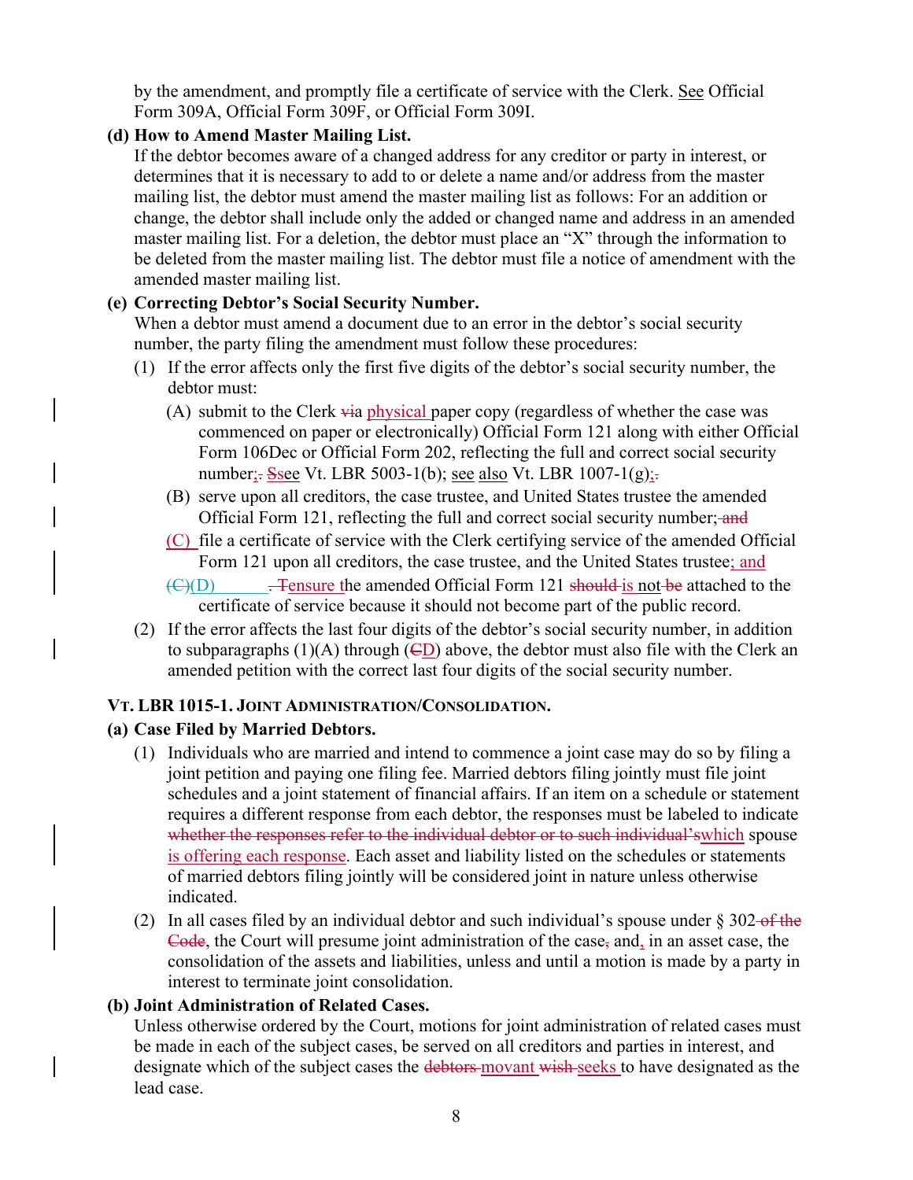by the amendment, and promptly file a certificate of service with the Clerk. See Official Form 309A, Official Form 309F, or Official Form 309I.

**(d) How to Amend Master Mailing List.**

If the debtor becomes aware of a changed address for any creditor or party in interest, or determines that it is necessary to add to or delete a name and/or address from the master mailing list, the debtor must amend the master mailing list as follows: For an addition or change, the debtor shall include only the added or changed name and address in an amended master mailing list. For a deletion, the debtor must place an "X" through the information to be deleted from the master mailing list. The debtor must file a notice of amendment with the amended master mailing list.

**(e) Correcting Debtor's Social Security Number.**

When a debtor must amend a document due to an error in the debtor's social security number, the party filing the amendment must follow these procedures:

(1) If the error affects only the first five digits of the debtor's social security number, the debtor must:

(A) submit to the Clerk ~~vi~~a physical paper copy (regardless of whether the case was commenced on paper or electronically) Official Form 121 along with either Official Form 106Dec or Official Form 202, reflecting the full and correct social security number;~~.~~ ~~S~~see Vt. LBR 5003-1(b); see also Vt. LBR 1007-1(g);~~.~~

(B) serve upon all creditors, the case trustee, and United States trustee the amended Official Form 121, reflecting the full and correct social security number;~~ and~~

(C) file a certificate of service with the Clerk certifying service of the amended Official Form 121 upon all creditors, the case trustee, and the United States trustee; and

~~(C)~~(D) ~~. T~~ensure the amended Official Form 121 ~~should~~ is not ~~be~~ attached to the certificate of service because it should not become part of the public record.

(2) If the error affects the last four digits of the debtor's social security number, in addition to subparagraphs (1)(A) through (~~C~~D) above, the debtor must also file with the Clerk an amended petition with the correct last four digits of the social security number.

## VT. LBR 1015-1. JOINT ADMINISTRATION/CONSOLIDATION.

**(a) Case Filed by Married Debtors.**

(1) Individuals who are married and intend to commence a joint case may do so by filing a joint petition and paying one filing fee. Married debtors filing jointly must file joint schedules and a joint statement of financial affairs. If an item on a schedule or statement requires a different response from each debtor, the responses must be labeled to indicate ~~whether the responses refer to the individual debtor or to such individual's~~which spouse is offering each response. Each asset and liability listed on the schedules or statements of married debtors filing jointly will be considered joint in nature unless otherwise indicated.

(2) In all cases filed by an individual debtor and such individual's spouse under § 302~~ of the Code~~, the Court will presume joint administration of the case~~,~~ and, in an asset case, the consolidation of the assets and liabilities, unless and until a motion is made by a party in interest to terminate joint consolidation.

**(b) Joint Administration of Related Cases.**

Unless otherwise ordered by the Court, motions for joint administration of related cases must be made in each of the subject cases, be served on all creditors and parties in interest, and designate which of the subject cases the ~~debtors~~ movant ~~wish~~ seeks to have designated as the lead case.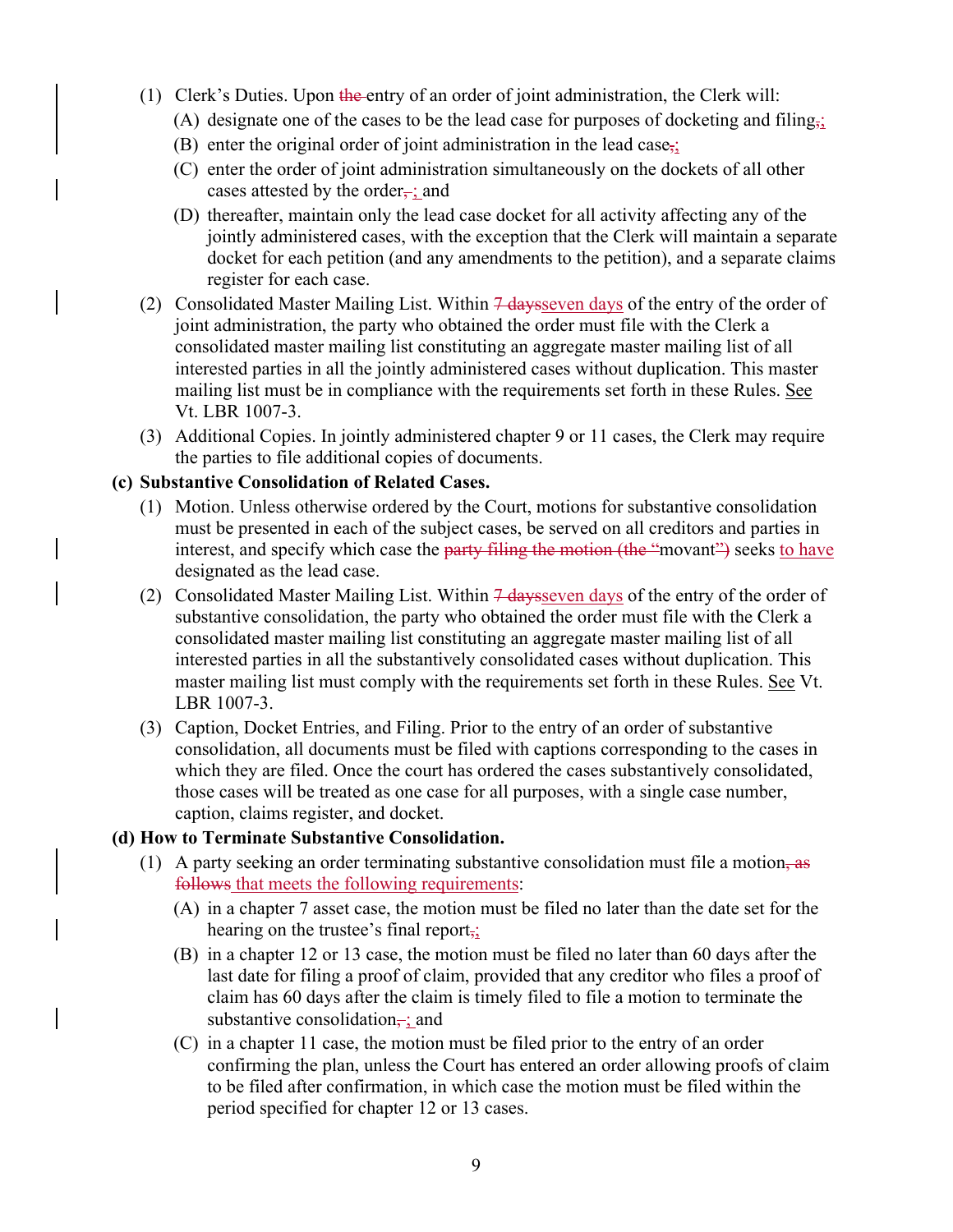(1) Clerk's Duties. Upon ~~the~~ entry of an order of joint administration, the Clerk will:

  (A) designate one of the cases to be the lead case for purposes of docketing and filing~~,~~;

  (B) enter the original order of joint administration in the lead case~~,~~;

  (C) enter the order of joint administration simultaneously on the dockets of all other cases attested by the order~~,~~; and

  (D) thereafter, maintain only the lead case docket for all activity affecting any of the jointly administered cases, with the exception that the Clerk will maintain a separate docket for each petition (and any amendments to the petition), and a separate claims register for each case.

(2) Consolidated Master Mailing List. Within ~~7 days~~seven days of the entry of the order of joint administration, the party who obtained the order must file with the Clerk a consolidated master mailing list constituting an aggregate master mailing list of all interested parties in all the jointly administered cases without duplication. This master mailing list must be in compliance with the requirements set forth in these Rules. See Vt. LBR 1007-3.

(3) Additional Copies. In jointly administered chapter 9 or 11 cases, the Clerk may require the parties to file additional copies of documents.

**(c) Substantive Consolidation of Related Cases.**

(1) Motion. Unless otherwise ordered by the Court, motions for substantive consolidation must be presented in each of the subject cases, be served on all creditors and parties in interest, and specify which case the ~~party filing the motion (the "~~movant~~")~~ seeks to have designated as the lead case.

(2) Consolidated Master Mailing List. Within ~~7 days~~seven days of the entry of the order of substantive consolidation, the party who obtained the order must file with the Clerk a consolidated master mailing list constituting an aggregate master mailing list of all interested parties in all the substantively consolidated cases without duplication. This master mailing list must comply with the requirements set forth in these Rules. See Vt. LBR 1007-3.

(3) Caption, Docket Entries, and Filing. Prior to the entry of an order of substantive consolidation, all documents must be filed with captions corresponding to the cases in which they are filed. Once the court has ordered the cases substantively consolidated, those cases will be treated as one case for all purposes, with a single case number, caption, claims register, and docket.

**(d) How to Terminate Substantive Consolidation.**

(1) A party seeking an order terminating substantive consolidation must file a motion~~, as follows~~ that meets the following requirements:

  (A) in a chapter 7 asset case, the motion must be filed no later than the date set for the hearing on the trustee's final report~~,~~;

  (B) in a chapter 12 or 13 case, the motion must be filed no later than 60 days after the last date for filing a proof of claim, provided that any creditor who files a proof of claim has 60 days after the claim is timely filed to file a motion to terminate the substantive consolidation~~,~~; and

  (C) in a chapter 11 case, the motion must be filed prior to the entry of an order confirming the plan, unless the Court has entered an order allowing proofs of claim to be filed after confirmation, in which case the motion must be filed within the period specified for chapter 12 or 13 cases.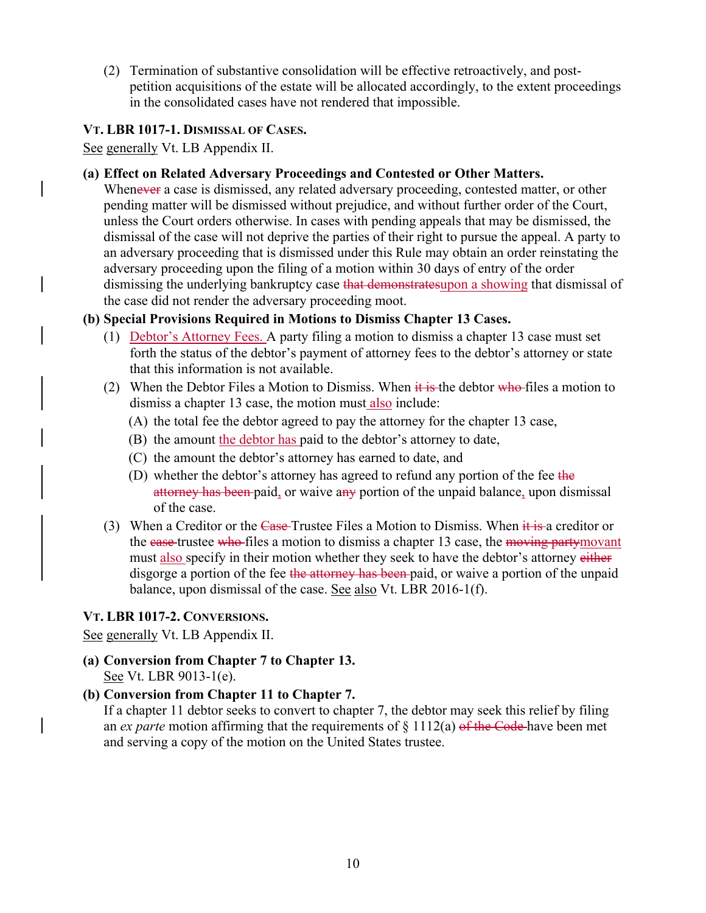(2) Termination of substantive consolidation will be effective retroactively, and post-petition acquisitions of the estate will be allocated accordingly, to the extent proceedings in the consolidated cases have not rendered that impossible.

### VT. LBR 1017-1. DISMISSAL OF CASES.

See generally Vt. LB Appendix II.

**(a) Effect on Related Adversary Proceedings and Contested or Other Matters.**
Whenever a case is dismissed, any related adversary proceeding, contested matter, or other pending matter will be dismissed without prejudice, and without further order of the Court, unless the Court orders otherwise. In cases with pending appeals that may be dismissed, the dismissal of the case will not deprive the parties of their right to pursue the appeal. A party to an adversary proceeding that is dismissed under this Rule may obtain an order reinstating the adversary proceeding upon the filing of a motion within 30 days of entry of the order dismissing the underlying bankruptcy case ~~that demonstrates~~upon a showing that dismissal of the case did not render the adversary proceeding moot.

**(b) Special Provisions Required in Motions to Dismiss Chapter 13 Cases.**

(1) Debtor's Attorney Fees. A party filing a motion to dismiss a chapter 13 case must set forth the status of the debtor's payment of attorney fees to the debtor's attorney or state that this information is not available.

(2) When the Debtor Files a Motion to Dismiss. When ~~it is~~ the debtor ~~who~~ files a motion to dismiss a chapter 13 case, the motion must also include:

(A) the total fee the debtor agreed to pay the attorney for the chapter 13 case,

(B) the amount the debtor has paid to the debtor's attorney to date,

(C) the amount the debtor's attorney has earned to date, and

(D) whether the debtor's attorney has agreed to refund any portion of the fee ~~the attorney has been~~ paid, or waive a~~ny~~ portion of the unpaid balance, upon dismissal of the case.

(3) When a Creditor or the ~~Case~~ Trustee Files a Motion to Dismiss. When ~~it is~~ a creditor or the ~~case~~ trustee ~~who~~ files a motion to dismiss a chapter 13 case, the ~~moving party~~movant must also specify in their motion whether they seek to have the debtor's attorney ~~either~~ disgorge a portion of the fee ~~the attorney has been~~ paid, or waive a portion of the unpaid balance, upon dismissal of the case. See also Vt. LBR 2016-1(f).

### VT. LBR 1017-2. CONVERSIONS.

See generally Vt. LB Appendix II.

**(a) Conversion from Chapter 7 to Chapter 13.**
See Vt. LBR 9013-1(e).

**(b) Conversion from Chapter 11 to Chapter 7.**
If a chapter 11 debtor seeks to convert to chapter 7, the debtor may seek this relief by filing an *ex parte* motion affirming that the requirements of § 1112(a) ~~of the Code~~ have been met and serving a copy of the motion on the United States trustee.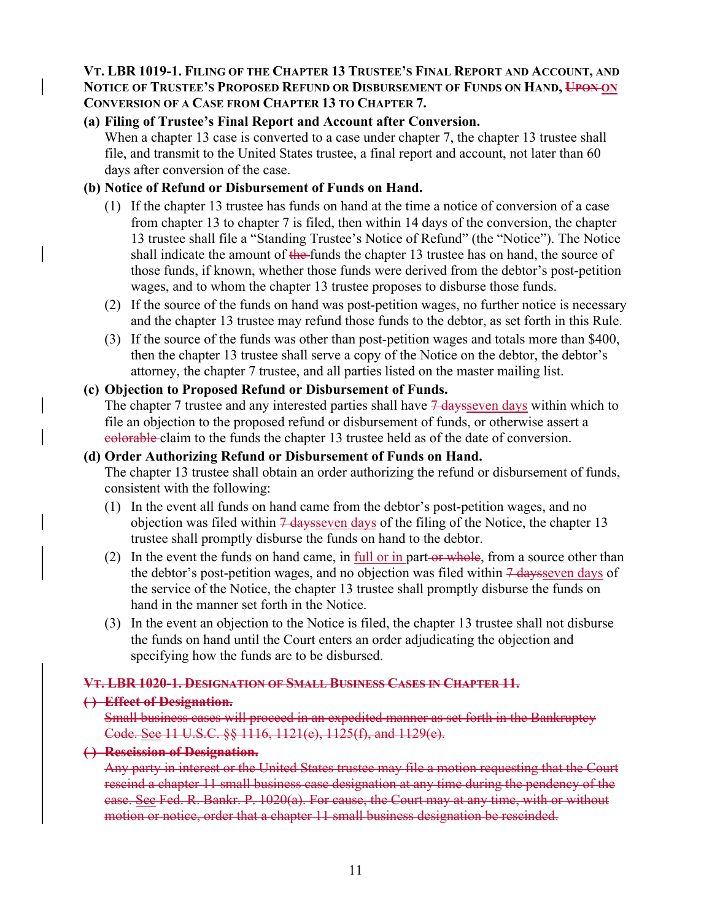**VT. LBR 1019-1. FILING OF THE CHAPTER 13 TRUSTEE'S FINAL REPORT AND ACCOUNT, AND NOTICE OF TRUSTEE'S PROPOSED REFUND OR DISBURSEMENT OF FUNDS ON HAND, ~~UPON~~ ON CONVERSION OF A CASE FROM CHAPTER 13 TO CHAPTER 7.**

**(a) Filing of Trustee's Final Report and Account after Conversion.**
When a chapter 13 case is converted to a case under chapter 7, the chapter 13 trustee shall file, and transmit to the United States trustee, a final report and account, not later than 60 days after conversion of the case.

**(b) Notice of Refund or Disbursement of Funds on Hand.**

(1) If the chapter 13 trustee has funds on hand at the time a notice of conversion of a case from chapter 13 to chapter 7 is filed, then within 14 days of the conversion, the chapter 13 trustee shall file a "Standing Trustee's Notice of Refund" (the "Notice"). The Notice shall indicate the amount of ~~the~~ funds the chapter 13 trustee has on hand, the source of those funds, if known, whether those funds were derived from the debtor's post-petition wages, and to whom the chapter 13 trustee proposes to disburse those funds.

(2) If the source of the funds on hand was post-petition wages, no further notice is necessary and the chapter 13 trustee may refund those funds to the debtor, as set forth in this Rule.

(3) If the source of the funds was other than post-petition wages and totals more than $400, then the chapter 13 trustee shall serve a copy of the Notice on the debtor, the debtor's attorney, the chapter 7 trustee, and all parties listed on the master mailing list.

**(c) Objection to Proposed Refund or Disbursement of Funds.**
The chapter 7 trustee and any interested parties shall have ~~7 days~~seven days within which to file an objection to the proposed refund or disbursement of funds, or otherwise assert a ~~colorable~~ claim to the funds the chapter 13 trustee held as of the date of conversion.

**(d) Order Authorizing Refund or Disbursement of Funds on Hand.**
The chapter 13 trustee shall obtain an order authorizing the refund or disbursement of funds, consistent with the following:

(1) In the event all funds on hand came from the debtor's post-petition wages, and no objection was filed within ~~7 days~~seven days of the filing of the Notice, the chapter 13 trustee shall promptly disburse the funds on hand to the debtor.

(2) In the event the funds on hand came, in full or in part ~~or whole~~, from a source other than the debtor's post-petition wages, and no objection was filed within ~~7 days~~seven days of the service of the Notice, the chapter 13 trustee shall promptly disburse the funds on hand in the manner set forth in the Notice.

(3) In the event an objection to the Notice is filed, the chapter 13 trustee shall not disburse the funds on hand until the Court enters an order adjudicating the objection and specifying how the funds are to be disbursed.

~~**VT. LBR 1020-1. DESIGNATION OF SMALL BUSINESS CASES IN CHAPTER 11.**~~

~~**( ) Effect of Designation.**~~
~~Small business cases will proceed in an expedited manner as set forth in the Bankruptcy Code. See 11 U.S.C. §§ 1116, 1121(e), 1125(f), and 1129(e).~~

~~**( ) Rescission of Designation.**~~
~~Any party in interest or the United States trustee may file a motion requesting that the Court rescind a chapter 11 small business case designation at any time during the pendency of the case. See Fed. R. Bankr. P. 1020(a). For cause, the Court may at any time, with or without motion or notice, order that a chapter 11 small business designation be rescinded.~~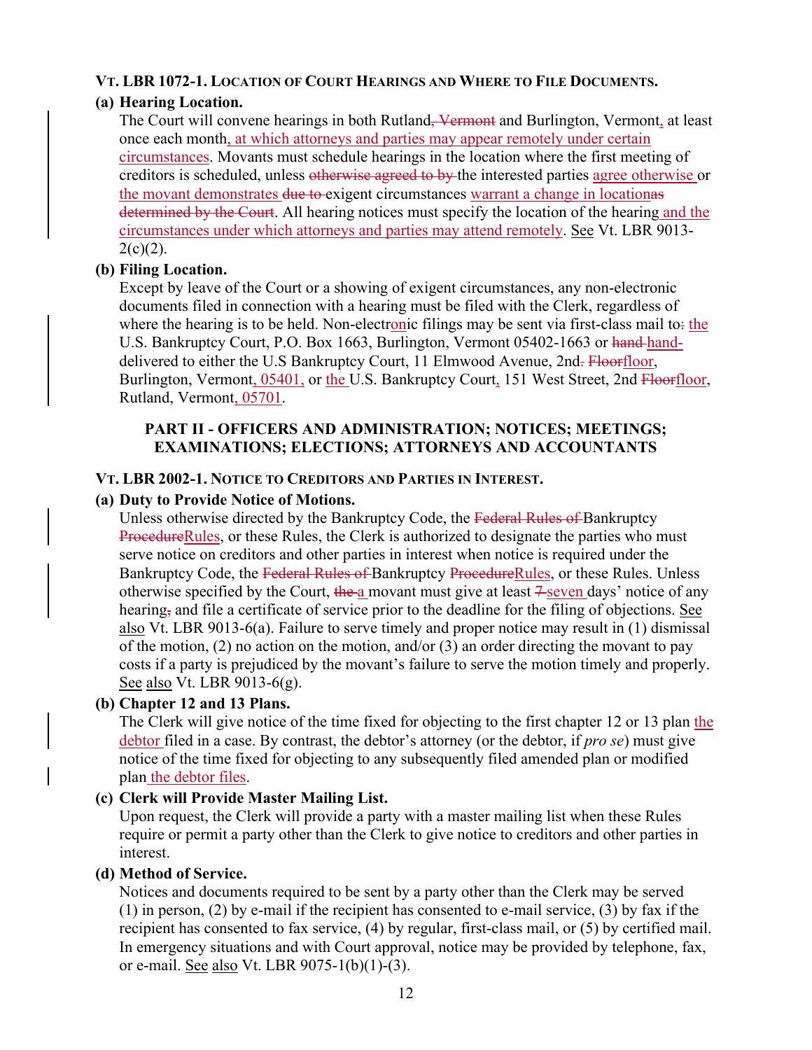### VT. LBR 1072-1. LOCATION OF COURT HEARINGS AND WHERE TO FILE DOCUMENTS.

**(a) Hearing Location.**

The Court will convene hearings in both Rutland~~, Vermont~~ and Burlington, Vermont, at least once each month, at which attorneys and parties may appear remotely under certain circumstances. Movants must schedule hearings in the location where the first meeting of creditors is scheduled, unless ~~otherwise agreed to by~~ the interested parties agree otherwise or the movant demonstrates ~~due to~~ exigent circumstances warrant a change in location~~as determined by the Court~~. All hearing notices must specify the location of the hearing and the circumstances under which attorneys and parties may attend remotely. See Vt. LBR 9013-2(c)(2).

**(b) Filing Location.**

Except by leave of the Court or a showing of exigent circumstances, any non-electronic documents filed in connection with a hearing must be filed with the Clerk, regardless of where the hearing is to be held. Non-electronic filings may be sent via first-class mail to~~:~~ the U.S. Bankruptcy Court, P.O. Box 1663, Burlington, Vermont 05402-1663 or ~~hand~~ hand-delivered to either the U.S Bankruptcy Court, 11 Elmwood Avenue, 2nd~~.~~ ~~Floor~~floor, Burlington, Vermont, 05401, or the U.S. Bankruptcy Court, 151 West Street, 2nd ~~Floor~~floor, Rutland, Vermont, 05701.

## PART II - OFFICERS AND ADMINISTRATION; NOTICES; MEETINGS; EXAMINATIONS; ELECTIONS; ATTORNEYS AND ACCOUNTANTS

### VT. LBR 2002-1. NOTICE TO CREDITORS AND PARTIES IN INTEREST.

**(a) Duty to Provide Notice of Motions.**

Unless otherwise directed by the Bankruptcy Code, the ~~Federal Rules of~~ Bankruptcy ~~Procedure~~Rules, or these Rules, the Clerk is authorized to designate the parties who must serve notice on creditors and other parties in interest when notice is required under the Bankruptcy Code, the ~~Federal Rules of~~ Bankruptcy ~~Procedure~~Rules, or these Rules. Unless otherwise specified by the Court, ~~the~~ a movant must give at least ~~7~~ seven days' notice of any hearing~~,~~ and file a certificate of service prior to the deadline for the filing of objections. See also Vt. LBR 9013-6(a). Failure to serve timely and proper notice may result in (1) dismissal of the motion, (2) no action on the motion, and/or (3) an order directing the movant to pay costs if a party is prejudiced by the movant's failure to serve the motion timely and properly. See also Vt. LBR 9013-6(g).

**(b) Chapter 12 and 13 Plans.**

The Clerk will give notice of the time fixed for objecting to the first chapter 12 or 13 plan the debtor filed in a case. By contrast, the debtor's attorney (or the debtor, if *pro se*) must give notice of the time fixed for objecting to any subsequently filed amended plan or modified plan the debtor files.

**(c) Clerk will Provide Master Mailing List.**

Upon request, the Clerk will provide a party with a master mailing list when these Rules require or permit a party other than the Clerk to give notice to creditors and other parties in interest.

**(d) Method of Service.**

Notices and documents required to be sent by a party other than the Clerk may be served (1) in person, (2) by e-mail if the recipient has consented to e-mail service, (3) by fax if the recipient has consented to fax service, (4) by regular, first-class mail, or (5) by certified mail. In emergency situations and with Court approval, notice may be provided by telephone, fax, or e-mail. See also Vt. LBR 9075-1(b)(1)-(3).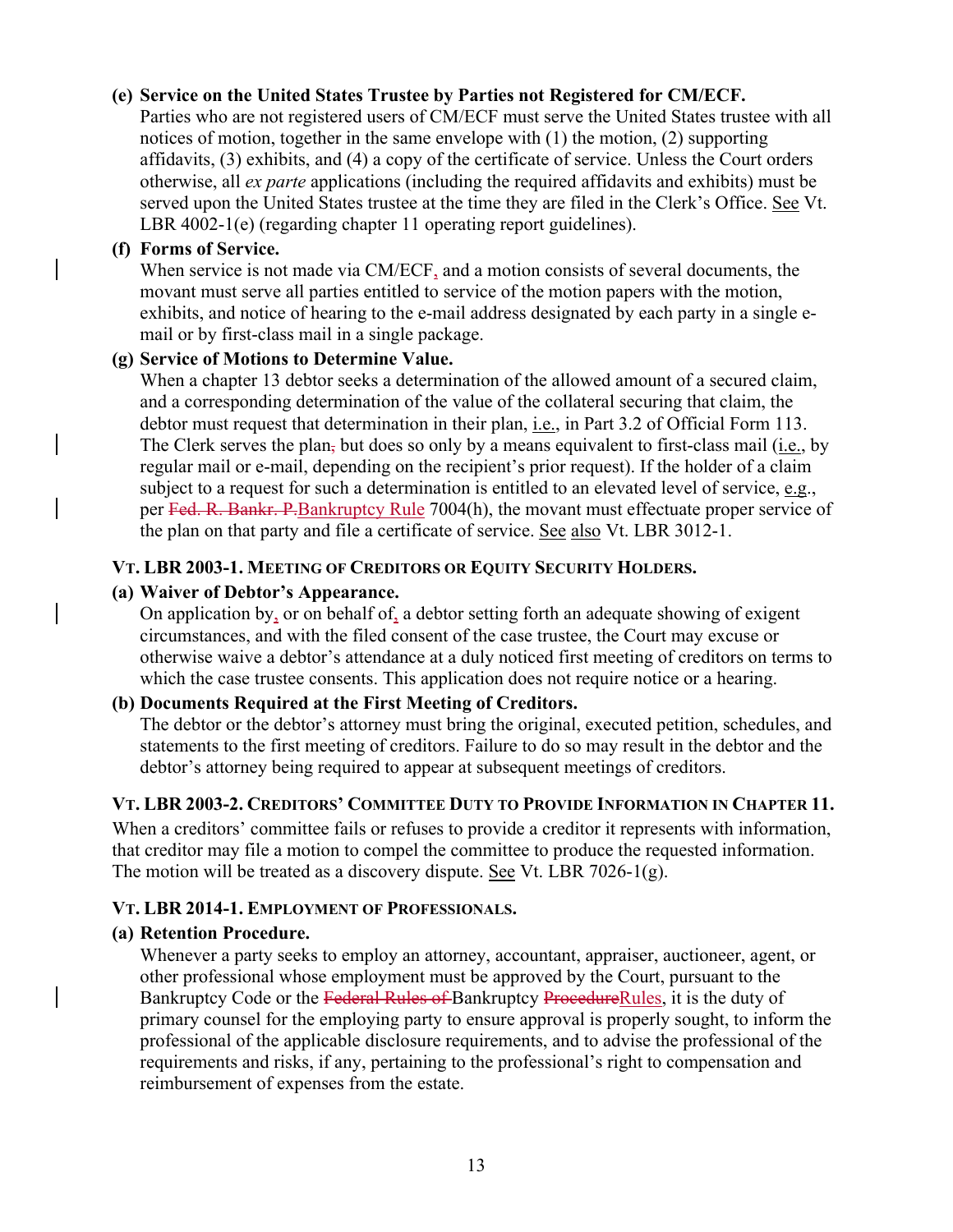**(e) Service on the United States Trustee by Parties not Registered for CM/ECF.**

Parties who are not registered users of CM/ECF must serve the United States trustee with all notices of motion, together in the same envelope with (1) the motion, (2) supporting affidavits, (3) exhibits, and (4) a copy of the certificate of service. Unless the Court orders otherwise, all *ex parte* applications (including the required affidavits and exhibits) must be served upon the United States trustee at the time they are filed in the Clerk's Office. See Vt. LBR 4002-1(e) (regarding chapter 11 operating report guidelines).

**(f) Forms of Service.**

When service is not made via CM/ECF, and a motion consists of several documents, the movant must serve all parties entitled to service of the motion papers with the motion, exhibits, and notice of hearing to the e-mail address designated by each party in a single e-mail or by first-class mail in a single package.

**(g) Service of Motions to Determine Value.**

When a chapter 13 debtor seeks a determination of the allowed amount of a secured claim, and a corresponding determination of the value of the collateral securing that claim, the debtor must request that determination in their plan, i.e., in Part 3.2 of Official Form 113. The Clerk serves the plan~~,~~ but does so only by a means equivalent to first-class mail (i.e., by regular mail or e-mail, depending on the recipient's prior request). If the holder of a claim subject to a request for such a determination is entitled to an elevated level of service, e.g., per ~~Fed. R. Bankr. P.~~Bankruptcy Rule 7004(h), the movant must effectuate proper service of the plan on that party and file a certificate of service. See also Vt. LBR 3012-1.

### VT. LBR 2003-1. MEETING OF CREDITORS OR EQUITY SECURITY HOLDERS.

**(a) Waiver of Debtor's Appearance.**

On application by, or on behalf of, a debtor setting forth an adequate showing of exigent circumstances, and with the filed consent of the case trustee, the Court may excuse or otherwise waive a debtor's attendance at a duly noticed first meeting of creditors on terms to which the case trustee consents. This application does not require notice or a hearing.

**(b) Documents Required at the First Meeting of Creditors.**

The debtor or the debtor's attorney must bring the original, executed petition, schedules, and statements to the first meeting of creditors. Failure to do so may result in the debtor and the debtor's attorney being required to appear at subsequent meetings of creditors.

### VT. LBR 2003-2. CREDITORS' COMMITTEE DUTY TO PROVIDE INFORMATION IN CHAPTER 11.

When a creditors' committee fails or refuses to provide a creditor it represents with information, that creditor may file a motion to compel the committee to produce the requested information. The motion will be treated as a discovery dispute. See Vt. LBR 7026-1(g).

### VT. LBR 2014-1. EMPLOYMENT OF PROFESSIONALS.

**(a) Retention Procedure.**

Whenever a party seeks to employ an attorney, accountant, appraiser, auctioneer, agent, or other professional whose employment must be approved by the Court, pursuant to the Bankruptcy Code or the ~~Federal Rules of~~ Bankruptcy ~~Procedure~~Rules, it is the duty of primary counsel for the employing party to ensure approval is properly sought, to inform the professional of the applicable disclosure requirements, and to advise the professional of the requirements and risks, if any, pertaining to the professional's right to compensation and reimbursement of expenses from the estate.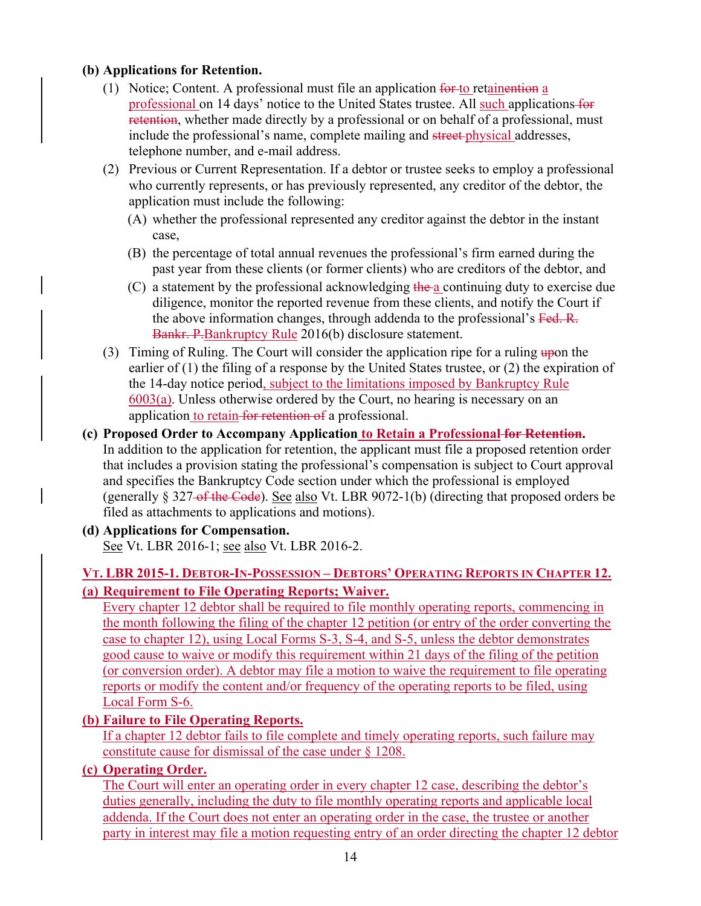**(b) Applications for Retention.**

(1) Notice; Content. A professional must file an application ~~for~~ to retain~~ention~~ a professional on 14 days' notice to the United States trustee. All such applications ~~for retention~~, whether made directly by a professional or on behalf of a professional, must include the professional's name, complete mailing and ~~street~~ physical addresses, telephone number, and e-mail address.

(2) Previous or Current Representation. If a debtor or trustee seeks to employ a professional who currently represents, or has previously represented, any creditor of the debtor, the application must include the following:

(A) whether the professional represented any creditor against the debtor in the instant case,

(B) the percentage of total annual revenues the professional's firm earned during the past year from these clients (or former clients) who are creditors of the debtor, and

(C) a statement by the professional acknowledging ~~the~~ a continuing duty to exercise due diligence, monitor the reported revenue from these clients, and notify the Court if the above information changes, through addenda to the professional's ~~Fed. R. Bankr. P.~~ Bankruptcy Rule 2016(b) disclosure statement.

(3) Timing of Ruling. The Court will consider the application ripe for a ruling ~~up~~on the earlier of (1) the filing of a response by the United States trustee, or (2) the expiration of the 14-day notice period, subject to the limitations imposed by Bankruptcy Rule 6003(a). Unless otherwise ordered by the Court, no hearing is necessary on an application to retain ~~for retention of~~ a professional.

**(c) Proposed Order to Accompany Application to Retain a Professional ~~for Retention~~.**
In addition to the application for retention, the applicant must file a proposed retention order that includes a provision stating the professional's compensation is subject to Court approval and specifies the Bankruptcy Code section under which the professional is employed (generally § 327 ~~of the Code~~). See also Vt. LBR 9072-1(b) (directing that proposed orders be filed as attachments to applications and motions).

**(d) Applications for Compensation.**
See Vt. LBR 2016-1; see also Vt. LBR 2016-2.

**VT. LBR 2015-1. DEBTOR-IN-POSSESSION – DEBTORS' OPERATING REPORTS IN CHAPTER 12.**

**(a) Requirement to File Operating Reports; Waiver.**
Every chapter 12 debtor shall be required to file monthly operating reports, commencing in the month following the filing of the chapter 12 petition (or entry of the order converting the case to chapter 12), using Local Forms S-3, S-4, and S-5, unless the debtor demonstrates good cause to waive or modify this requirement within 21 days of the filing of the petition (or conversion order). A debtor may file a motion to waive the requirement to file operating reports or modify the content and/or frequency of the operating reports to be filed, using Local Form S-6.

**(b) Failure to File Operating Reports.**
If a chapter 12 debtor fails to file complete and timely operating reports, such failure may constitute cause for dismissal of the case under § 1208.

**(c) Operating Order.**
The Court will enter an operating order in every chapter 12 case, describing the debtor's duties generally, including the duty to file monthly operating reports and applicable local addenda. If the Court does not enter an operating order in the case, the trustee or another party in interest may file a motion requesting entry of an order directing the chapter 12 debtor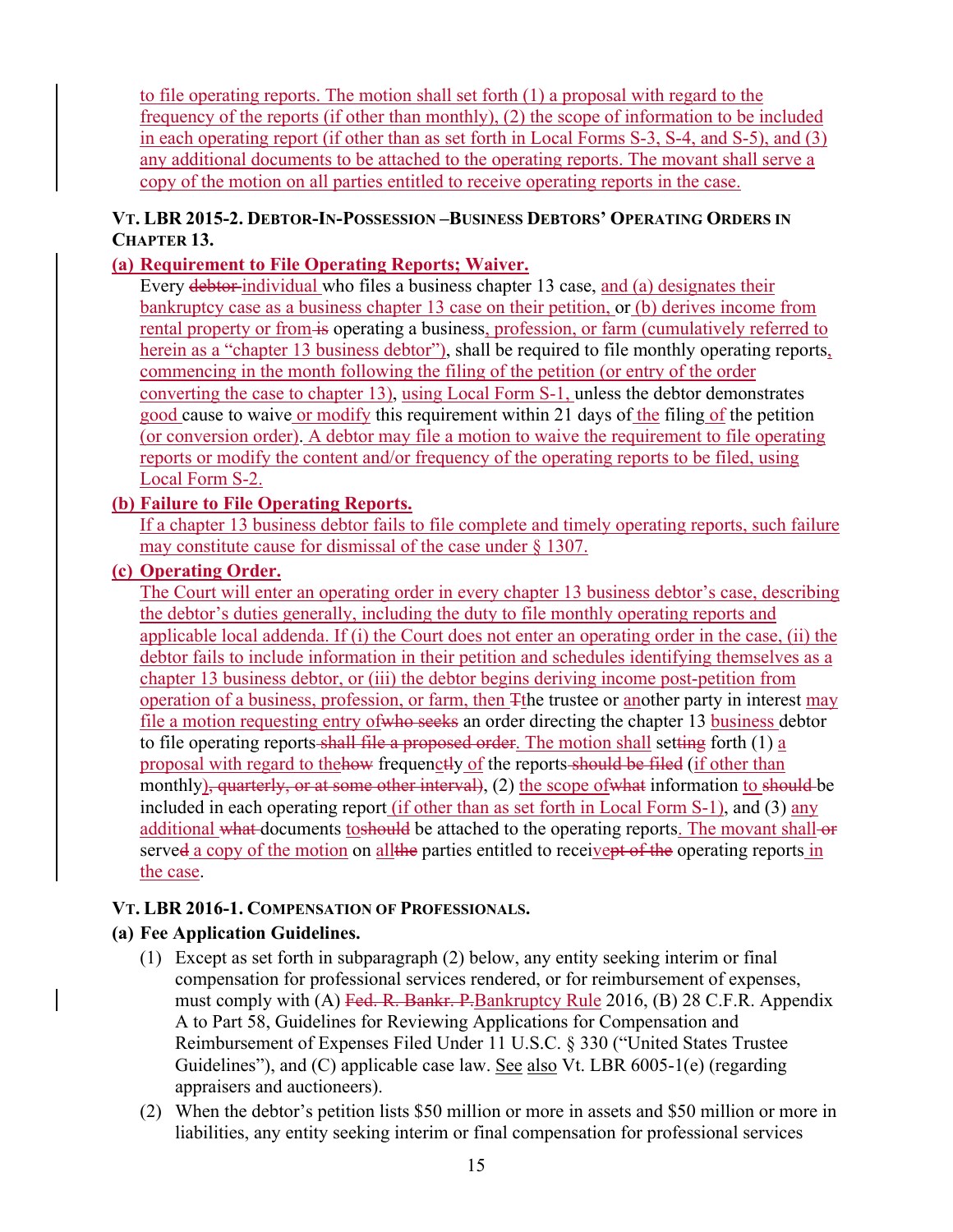to file operating reports. The motion shall set forth (1) a proposal with regard to the frequency of the reports (if other than monthly), (2) the scope of information to be included in each operating report (if other than as set forth in Local Forms S-3, S-4, and S-5), and (3) any additional documents to be attached to the operating reports. The movant shall serve a copy of the motion on all parties entitled to receive operating reports in the case.

### VT. LBR 2015-2. DEBTOR-IN-POSSESSION –BUSINESS DEBTORS' OPERATING ORDERS IN CHAPTER 13.

**(a) Requirement to File Operating Reports; Waiver.**

Every ~~debtor~~ individual who files a business chapter 13 case, and (a) designates their bankruptcy case as a business chapter 13 case on their petition, or (b) derives income from rental property or from ~~is~~ operating a business, profession, or farm (cumulatively referred to herein as a "chapter 13 business debtor"), shall be required to file monthly operating reports, commencing in the month following the filing of the petition (or entry of the order converting the case to chapter 13), using Local Form S-1, unless the debtor demonstrates good cause to waive or modify this requirement within 21 days of the filing of the petition (or conversion order). A debtor may file a motion to waive the requirement to file operating reports or modify the content and/or frequency of the operating reports to be filed, using Local Form S-2.

**(b) Failure to File Operating Reports.**

If a chapter 13 business debtor fails to file complete and timely operating reports, such failure may constitute cause for dismissal of the case under § 1307.

**(c) Operating Order.**

The Court will enter an operating order in every chapter 13 business debtor's case, describing the debtor's duties generally, including the duty to file monthly operating reports and applicable local addenda. If (i) the Court does not enter an operating order in the case, (ii) the debtor fails to include information in their petition and schedules identifying themselves as a chapter 13 business debtor, or (iii) the debtor begins deriving income post-petition from operation of a business, profession, or farm, then ~~T~~the trustee or another party in interest may file a motion requesting entry of~~who seeks~~ an order directing the chapter 13 business debtor to file operating reports~~ shall file a proposed order~~. The motion shall set~~ting~~ forth (1) a proposal with regard to the~~how~~ frequenc~~tl~~y of the reports~~ should be filed~~ (if other than monthly~~, quarterly, or at some other interval~~), (2) the scope of~~what~~ information to ~~should~~ be included in each operating report (if other than as set forth in Local Form S-1), and (3) any additional ~~what~~ documents to~~should~~ be attached to the operating reports. The movant shall~~ or~~ serve~~d~~ a copy of the motion on all~~the~~ parties entitled to receive~~pt of the~~ operating reports in the case.

### VT. LBR 2016-1. COMPENSATION OF PROFESSIONALS.

**(a) Fee Application Guidelines.**

(1) Except as set forth in subparagraph (2) below, any entity seeking interim or final compensation for professional services rendered, or for reimbursement of expenses, must comply with (A) ~~Fed. R. Bankr. P.~~Bankruptcy Rule 2016, (B) 28 C.F.R. Appendix A to Part 58, Guidelines for Reviewing Applications for Compensation and Reimbursement of Expenses Filed Under 11 U.S.C. § 330 ("United States Trustee Guidelines"), and (C) applicable case law. See also Vt. LBR 6005-1(e) (regarding appraisers and auctioneers).

(2) When the debtor's petition lists $50 million or more in assets and $50 million or more in liabilities, any entity seeking interim or final compensation for professional services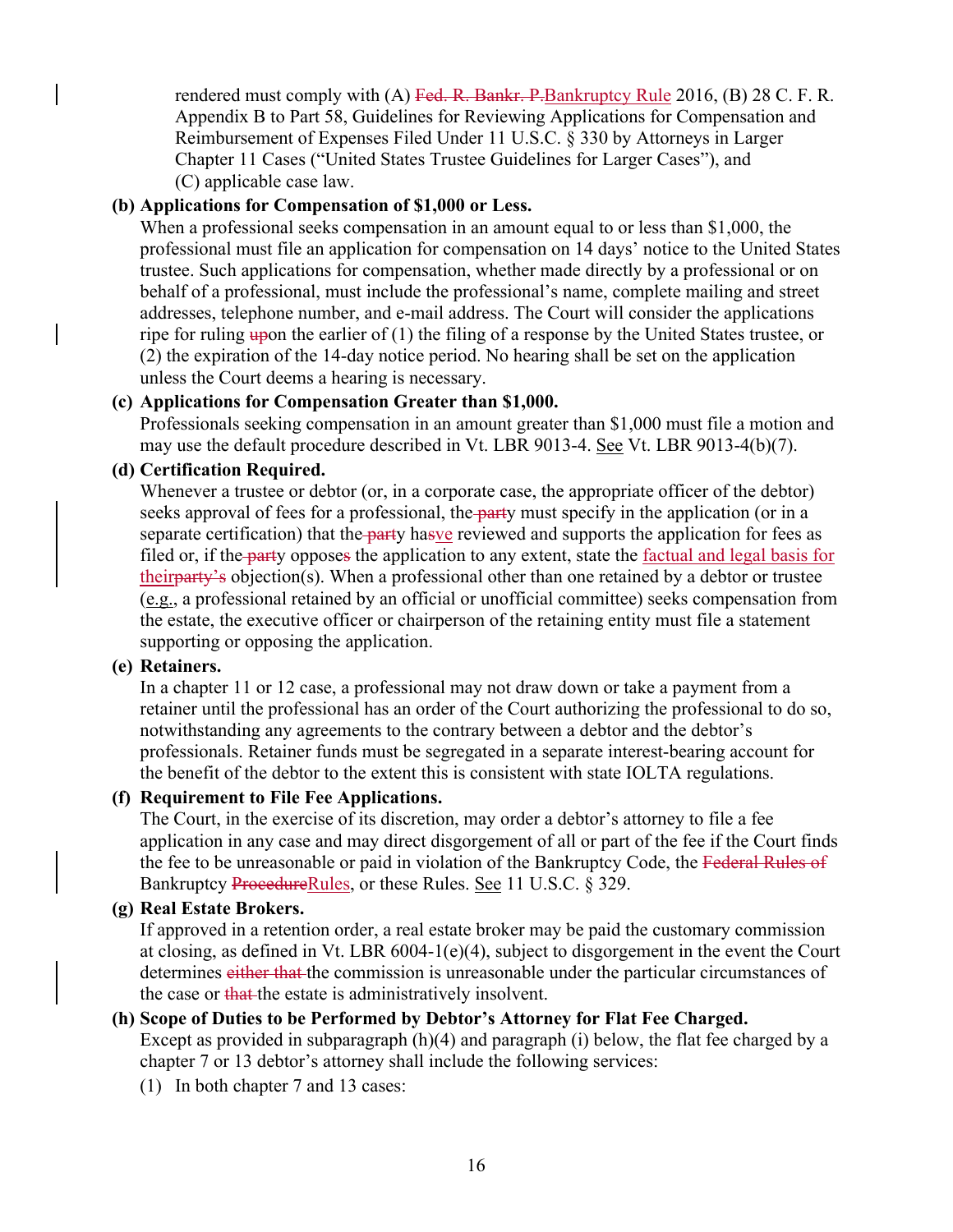rendered must comply with (A) ~~Fed. R. Bankr. P.~~Bankruptcy Rule 2016, (B) 28 C. F. R. Appendix B to Part 58, Guidelines for Reviewing Applications for Compensation and Reimbursement of Expenses Filed Under 11 U.S.C. § 330 by Attorneys in Larger Chapter 11 Cases ("United States Trustee Guidelines for Larger Cases"), and (C) applicable case law.

**(b) Applications for Compensation of $1,000 or Less.**

When a professional seeks compensation in an amount equal to or less than $1,000, the professional must file an application for compensation on 14 days' notice to the United States trustee. Such applications for compensation, whether made directly by a professional or on behalf of a professional, must include the professional's name, complete mailing and street addresses, telephone number, and e-mail address. The Court will consider the applications ripe for ruling ~~up~~on the earlier of (1) the filing of a response by the United States trustee, or (2) the expiration of the 14-day notice period. No hearing shall be set on the application unless the Court deems a hearing is necessary.

**(c) Applications for Compensation Greater than $1,000.**

Professionals seeking compensation in an amount greater than $1,000 must file a motion and may use the default procedure described in Vt. LBR 9013-4. See Vt. LBR 9013-4(b)(7).

**(d) Certification Required.**

Whenever a trustee or debtor (or, in a corporate case, the appropriate officer of the debtor) seeks approval of fees for a professional, the~~ part~~y must specify in the application (or in a separate certification) that the~~ part~~y ha~~s~~ve reviewed and supports the application for fees as filed or, if the~~ part~~y oppose~~s~~ the application to any extent, state the factual and legal basis for their~~party's~~ objection(s). When a professional other than one retained by a debtor or trustee (e.g., a professional retained by an official or unofficial committee) seeks compensation from the estate, the executive officer or chairperson of the retaining entity must file a statement supporting or opposing the application.

**(e) Retainers.**

In a chapter 11 or 12 case, a professional may not draw down or take a payment from a retainer until the professional has an order of the Court authorizing the professional to do so, notwithstanding any agreements to the contrary between a debtor and the debtor's professionals. Retainer funds must be segregated in a separate interest-bearing account for the benefit of the debtor to the extent this is consistent with state IOLTA regulations.

**(f) Requirement to File Fee Applications.**

The Court, in the exercise of its discretion, may order a debtor's attorney to file a fee application in any case and may direct disgorgement of all or part of the fee if the Court finds the fee to be unreasonable or paid in violation of the Bankruptcy Code, the ~~Federal Rules of~~ Bankruptcy ~~Procedure~~Rules, or these Rules. See 11 U.S.C. § 329.

**(g) Real Estate Brokers.**

If approved in a retention order, a real estate broker may be paid the customary commission at closing, as defined in Vt. LBR 6004-1(e)(4), subject to disgorgement in the event the Court determines ~~either that~~ the commission is unreasonable under the particular circumstances of the case or ~~that~~ the estate is administratively insolvent.

**(h) Scope of Duties to be Performed by Debtor's Attorney for Flat Fee Charged.**

Except as provided in subparagraph (h)(4) and paragraph (i) below, the flat fee charged by a chapter 7 or 13 debtor's attorney shall include the following services:

(1) In both chapter 7 and 13 cases: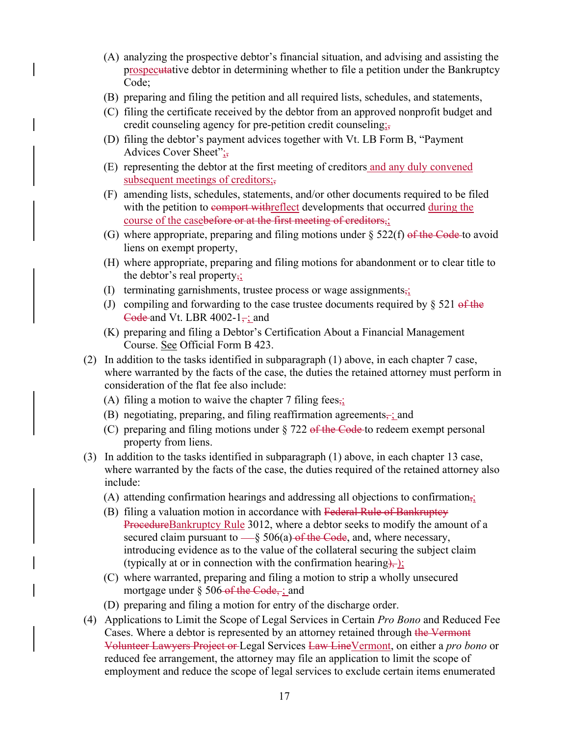- (A) analyzing the prospective debtor's financial situation, and advising and assisting the prospecutative debtor in determining whether to file a petition under the Bankruptcy Code;
- (B) preparing and filing the petition and all required lists, schedules, and statements,
- (C) filing the certificate received by the debtor from an approved nonprofit budget and credit counseling agency for pre-petition credit counseling;,
- (D) filing the debtor's payment advices together with Vt. LB Form B, "Payment Advices Cover Sheet";,
- (E) representing the debtor at the first meeting of creditors and any duly convened subsequent meetings of creditors;,
- (F) amending lists, schedules, statements, and/or other documents required to be filed with the petition to comport withreflect developments that occurred during the course of the casebefore or at the first meeting of creditors,;
- (G) where appropriate, preparing and filing motions under § 522(f) of the Code to avoid liens on exempt property,
- (H) where appropriate, preparing and filing motions for abandonment or to clear title to the debtor's real property,;
- (I) terminating garnishments, trustee process or wage assignments,;
- (J) compiling and forwarding to the case trustee documents required by § 521 of the Code and Vt. LBR 4002-1, ; and
- (K) preparing and filing a Debtor's Certification About a Financial Management Course. See Official Form B 423.

(2) In addition to the tasks identified in subparagraph (1) above, in each chapter 7 case, where warranted by the facts of the case, the duties the retained attorney must perform in consideration of the flat fee also include:

- (A) filing a motion to waive the chapter 7 filing fees,;
- (B) negotiating, preparing, and filing reaffirmation agreements, ; and
- (C) preparing and filing motions under § 722 of the Code to redeem exempt personal property from liens.

(3) In addition to the tasks identified in subparagraph (1) above, in each chapter 13 case, where warranted by the facts of the case, the duties required of the retained attorney also include:

- (A) attending confirmation hearings and addressing all objections to confirmation,;
- (B) filing a valuation motion in accordance with Federal Rule of Bankruptcy ProcedureBankruptcy Rule 3012, where a debtor seeks to modify the amount of a secured claim pursuant to — § 506(a) of the Code, and, where necessary, introducing evidence as to the value of the collateral securing the subject claim (typically at or in connection with the confirmation hearing), );
- (C) where warranted, preparing and filing a motion to strip a wholly unsecured mortgage under § 506 of the Code, ; and
- (D) preparing and filing a motion for entry of the discharge order.

(4) Applications to Limit the Scope of Legal Services in Certain *Pro Bono* and Reduced Fee Cases. Where a debtor is represented by an attorney retained through the Vermont Volunteer Lawyers Project or Legal Services Law LineVermont, on either a *pro bono* or reduced fee arrangement, the attorney may file an application to limit the scope of employment and reduce the scope of legal services to exclude certain items enumerated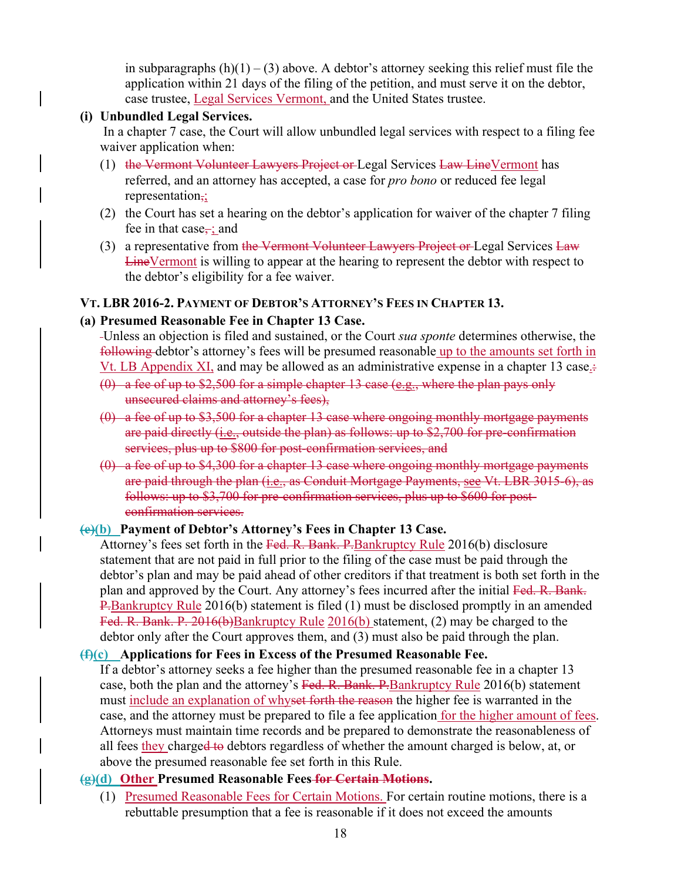in subparagraphs (h)(1) – (3) above. A debtor's attorney seeking this relief must file the application within 21 days of the filing of the petition, and must serve it on the debtor, case trustee, Legal Services Vermont, and the United States trustee.

**(i) Unbundled Legal Services.**

In a chapter 7 case, the Court will allow unbundled legal services with respect to a filing fee waiver application when:

(1) ~~the Vermont Volunteer Lawyers Project or~~ Legal Services ~~Law Line~~Vermont has referred, and an attorney has accepted, a case for *pro bono* or reduced fee legal representation~~,~~;

(2) the Court has set a hearing on the debtor's application for waiver of the chapter 7 filing fee in that case~~,~~; and

(3) a representative from ~~the Vermont Volunteer Lawyers Project or~~ Legal Services ~~Law Line~~Vermont is willing to appear at the hearing to represent the debtor with respect to the debtor's eligibility for a fee waiver.

**VT. LBR 2016-2. PAYMENT OF DEBTOR'S ATTORNEY'S FEES IN CHAPTER 13.**

**(a) Presumed Reasonable Fee in Chapter 13 Case.**

Unless an objection is filed and sustained, or the Court *sua sponte* determines otherwise, the ~~following~~ debtor's attorney's fees will be presumed reasonable up to the amounts set forth in Vt. LB Appendix XI, and may be allowed as an administrative expense in a chapter 13 case.~~:~~

~~(0) a fee of up to $2,500 for a simple chapter 13 case (e.g., where the plan pays only unsecured claims and attorney's fees),~~

~~(0) a fee of up to $3,500 for a chapter 13 case where ongoing monthly mortgage payments are paid directly (i.e., outside the plan) as follows: up to $2,700 for pre-confirmation services, plus up to $800 for post-confirmation services, and~~

~~(0) a fee of up to $4,300 for a chapter 13 case where ongoing monthly mortgage payments are paid through the plan (i.e., as Conduit Mortgage Payments, see Vt. LBR 3015-6), as follows: up to $3,700 for pre-confirmation services, plus up to $600 for post-confirmation services.~~

**~~(e)~~(b) Payment of Debtor's Attorney's Fees in Chapter 13 Case.**

Attorney's fees set forth in the ~~Fed. R. Bank. P.~~Bankruptcy Rule 2016(b) disclosure statement that are not paid in full prior to the filing of the case must be paid through the debtor's plan and may be paid ahead of other creditors if that treatment is both set forth in the plan and approved by the Court. Any attorney's fees incurred after the initial ~~Fed. R. Bank. P.~~Bankruptcy Rule 2016(b) statement is filed (1) must be disclosed promptly in an amended ~~Fed. R. Bank. P. 2016(b)~~Bankruptcy Rule 2016(b) statement, (2) may be charged to the debtor only after the Court approves them, and (3) must also be paid through the plan.

**~~(f)~~(c) Applications for Fees in Excess of the Presumed Reasonable Fee.**

If a debtor's attorney seeks a fee higher than the presumed reasonable fee in a chapter 13 case, both the plan and the attorney's ~~Fed. R. Bank. P.~~Bankruptcy Rule 2016(b) statement must include an explanation of why~~set forth the reason~~ the higher fee is warranted in the case, and the attorney must be prepared to file a fee application for the higher amount of fees. Attorneys must maintain time records and be prepared to demonstrate the reasonableness of all fees they charge~~d to~~ debtors regardless of whether the amount charged is below, at, or above the presumed reasonable fee set forth in this Rule.

**~~(g)~~(d) Other Presumed Reasonable Fees ~~for Certain Motions~~.**

(1) Presumed Reasonable Fees for Certain Motions. For certain routine motions, there is a rebuttable presumption that a fee is reasonable if it does not exceed the amounts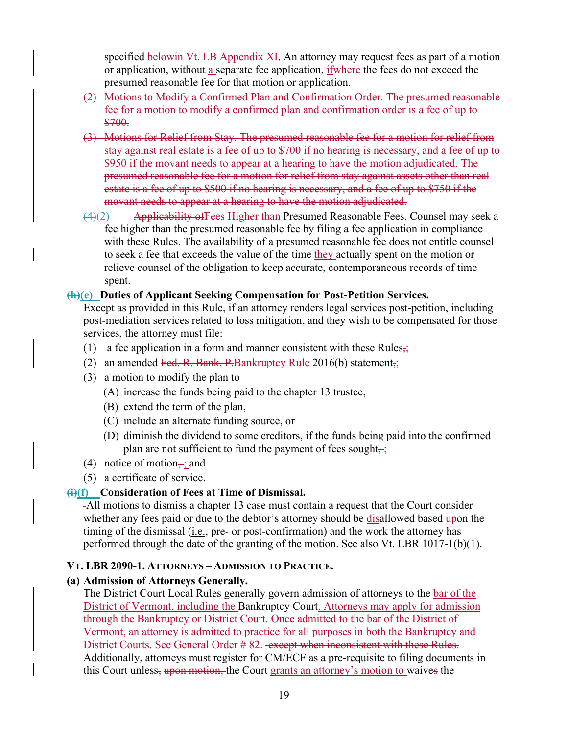specified belowin Vt. LB Appendix XI. An attorney may request fees as part of a motion or application, without a separate fee application, ifwhere the fees do not exceed the presumed reasonable fee for that motion or application.

(2) ~~Motions to Modify a Confirmed Plan and Confirmation Order. The presumed reasonable fee for a motion to modify a confirmed plan and confirmation order is a fee of up to $700.~~

(3) ~~Motions for Relief from Stay. The presumed reasonable fee for a motion for relief from stay against real estate is a fee of up to $700 if no hearing is necessary, and a fee of up to $950 if the movant needs to appear at a hearing to have the motion adjudicated. The presumed reasonable fee for a motion for relief from stay against assets other than real estate is a fee of up to $500 if no hearing is necessary, and a fee of up to $750 if the movant needs to appear at a hearing to have the motion adjudicated.~~

(4)(2) Applicability ofFees Higher than Presumed Reasonable Fees. Counsel may seek a fee higher than the presumed reasonable fee by filing a fee application in compliance with these Rules. The availability of a presumed reasonable fee does not entitle counsel to seek a fee that exceeds the value of the time they actually spent on the motion or relieve counsel of the obligation to keep accurate, contemporaneous records of time spent.

**(h)(e) Duties of Applicant Seeking Compensation for Post-Petition Services.**
Except as provided in this Rule, if an attorney renders legal services post-petition, including post-mediation services related to loss mitigation, and they wish to be compensated for those services, the attorney must file:

(1) a fee application in a form and manner consistent with these Rules,;
(2) an amended Fed. R. Bank. P.Bankruptcy Rule 2016(b) statement,;
(3) a motion to modify the plan to
  (A) increase the funds being paid to the chapter 13 trustee,
  (B) extend the term of the plan,
  (C) include an alternate funding source, or
  (D) diminish the dividend to some creditors, if the funds being paid into the confirmed plan are not sufficient to fund the payment of fees sought,;
(4) notice of motion,; and
(5) a certificate of service.

**(i)(f) Consideration of Fees at Time of Dismissal.**
All motions to dismiss a chapter 13 case must contain a request that the Court consider whether any fees paid or due to the debtor's attorney should be disallowed based upon the timing of the dismissal (i.e., pre- or post-confirmation) and the work the attorney has performed through the date of the granting of the motion. See also Vt. LBR 1017-1(b)(1).

### VT. LBR 2090-1. ATTORNEYS – ADMISSION TO PRACTICE.

**(a) Admission of Attorneys Generally.**
The District Court Local Rules generally govern admission of attorneys to the bar of the District of Vermont, including the Bankruptcy Court. Attorneys may apply for admission through the Bankruptcy or District Court. Once admitted to the bar of the District of Vermont, an attorney is admitted to practice for all purposes in both the Bankruptcy and District Courts. See General Order # 82. ~~except when inconsistent with these Rules.~~ Additionally, attorneys must register for CM/ECF as a pre-requisite to filing documents in this Court unless, ~~upon motion,~~ the Court grants an attorney's motion to waives the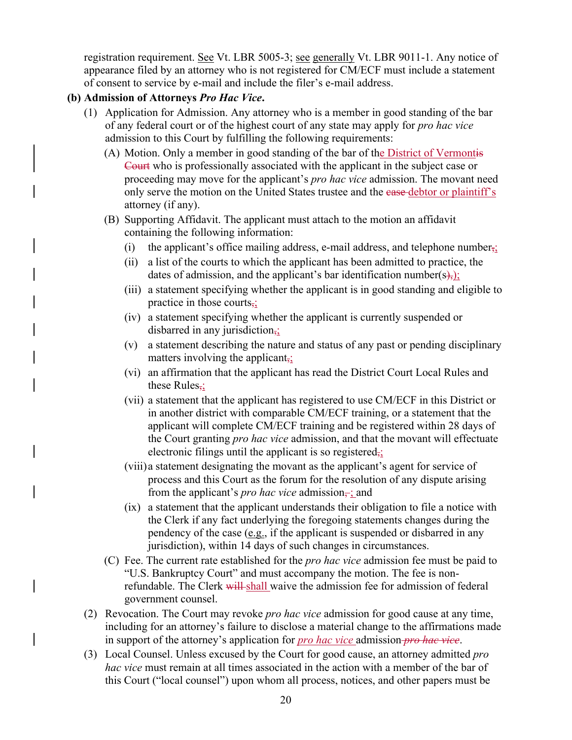registration requirement. See Vt. LBR 5005-3; see generally Vt. LBR 9011-1. Any notice of appearance filed by an attorney who is not registered for CM/ECF must include a statement of consent to service by e-mail and include the filer's e-mail address.

**(b) Admission of Attorneys *Pro Hac Vice*.**

(1) Application for Admission. Any attorney who is a member in good standing of the bar of any federal court or of the highest court of any state may apply for *pro hac vice* admission to this Court by fulfilling the following requirements:

(A) Motion. Only a member in good standing of the bar of the District of Vermont~~is Court~~ who is professionally associated with the applicant in the subject case or proceeding may move for the applicant's *pro hac vice* admission. The movant need only serve the motion on the United States trustee and the ~~case~~ debtor or plaintiff's attorney (if any).

(B) Supporting Affidavit. The applicant must attach to the motion an affidavit containing the following information:

(i) the applicant's office mailing address, e-mail address, and telephone number~~,~~;

(ii) a list of the courts to which the applicant has been admitted to practice, the dates of admission, and the applicant's bar identification number(s~~),~~);

(iii) a statement specifying whether the applicant is in good standing and eligible to practice in those courts~~,~~;

(iv) a statement specifying whether the applicant is currently suspended or disbarred in any jurisdiction~~,~~;

(v) a statement describing the nature and status of any past or pending disciplinary matters involving the applicant~~,~~;

(vi) an affirmation that the applicant has read the District Court Local Rules and these Rules~~,~~;

(vii) a statement that the applicant has registered to use CM/ECF in this District or in another district with comparable CM/ECF training, or a statement that the applicant will complete CM/ECF training and be registered within 28 days of the Court granting *pro hac vice* admission, and that the movant will effectuate electronic filings until the applicant is so registered~~,~~;

(viii) a statement designating the movant as the applicant's agent for service of process and this Court as the forum for the resolution of any dispute arising from the applicant's *pro hac vice* admission~~,~~; and

(ix) a statement that the applicant understands their obligation to file a notice with the Clerk if any fact underlying the foregoing statements changes during the pendency of the case (e.g., if the applicant is suspended or disbarred in any jurisdiction), within 14 days of such changes in circumstances.

(C) Fee. The current rate established for the *pro hac vice* admission fee must be paid to "U.S. Bankruptcy Court" and must accompany the motion. The fee is non-refundable. The Clerk ~~will~~ shall waive the admission fee for admission of federal government counsel.

(2) Revocation. The Court may revoke *pro hac vice* admission for good cause at any time, including for an attorney's failure to disclose a material change to the affirmations made in support of the attorney's application for *pro hac vice* admission ~~*pro hac vice*~~.

(3) Local Counsel. Unless excused by the Court for good cause, an attorney admitted *pro hac vice* must remain at all times associated in the action with a member of the bar of this Court ("local counsel") upon whom all process, notices, and other papers must be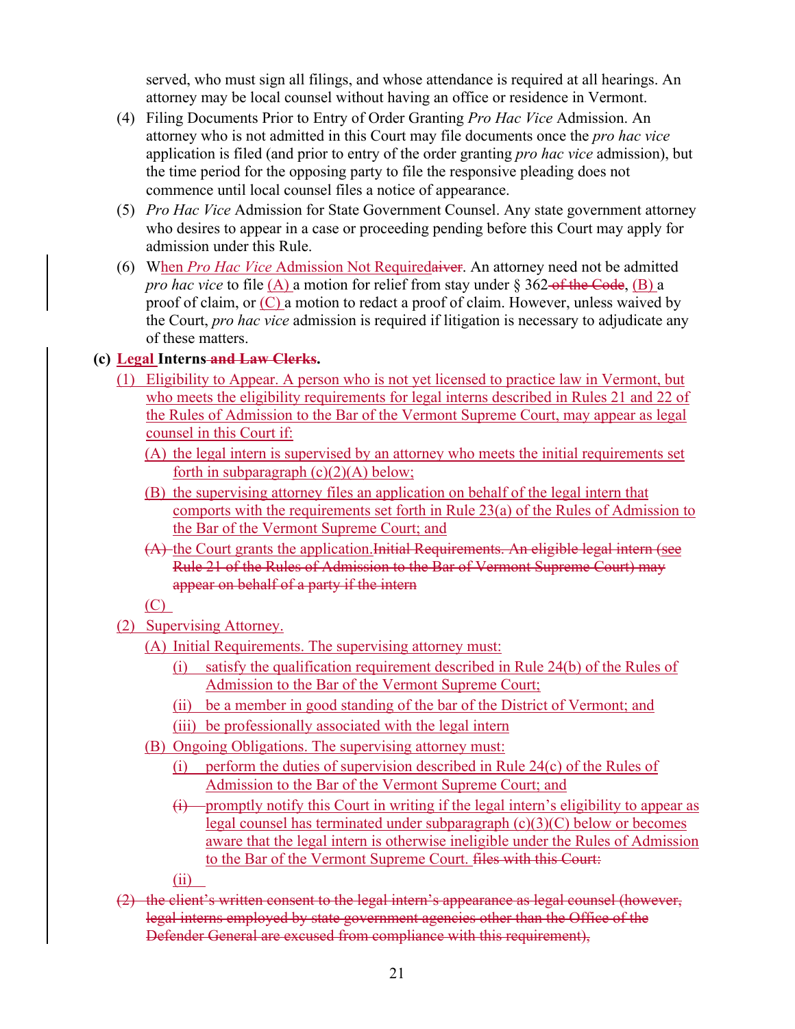served, who must sign all filings, and whose attendance is required at all hearings. An attorney may be local counsel without having an office or residence in Vermont.

(4) Filing Documents Prior to Entry of Order Granting *Pro Hac Vice* Admission. An attorney who is not admitted in this Court may file documents once the *pro hac vice* application is filed (and prior to entry of the order granting *pro hac vice* admission), but the time period for the opposing party to file the responsive pleading does not commence until local counsel files a notice of appearance.

(5) *Pro Hac Vice* Admission for State Government Counsel. Any state government attorney who desires to appear in a case or proceeding pending before this Court may apply for admission under this Rule.

(6) When *Pro Hac Vice* Admission Not Requiredaiver. An attorney need not be admitted *pro hac vice* to file (A) a motion for relief from stay under § 362 of the Code, (B) a proof of claim, or (C) a motion to redact a proof of claim. However, unless waived by the Court, *pro hac vice* admission is required if litigation is necessary to adjudicate any of these matters.

**(c) Legal Interns and Law Clerks.**

(1) Eligibility to Appear. A person who is not yet licensed to practice law in Vermont, but who meets the eligibility requirements for legal interns described in Rules 21 and 22 of the Rules of Admission to the Bar of the Vermont Supreme Court, may appear as legal counsel in this Court if:

(A) the legal intern is supervised by an attorney who meets the initial requirements set forth in subparagraph (c)(2)(A) below;

(B) the supervising attorney files an application on behalf of the legal intern that comports with the requirements set forth in Rule 23(a) of the Rules of Admission to the Bar of the Vermont Supreme Court; and

(A) the Court grants the application.Initial Requirements. An eligible legal intern (see Rule 21 of the Rules of Admission to the Bar of Vermont Supreme Court) may appear on behalf of a party if the intern

(C)

(2) Supervising Attorney.

(A) Initial Requirements. The supervising attorney must:

(i) satisfy the qualification requirement described in Rule 24(b) of the Rules of Admission to the Bar of the Vermont Supreme Court;

(ii) be a member in good standing of the bar of the District of Vermont; and

(iii) be professionally associated with the legal intern

(B) Ongoing Obligations. The supervising attorney must:

(i) perform the duties of supervision described in Rule 24(c) of the Rules of Admission to the Bar of the Vermont Supreme Court; and

(i) promptly notify this Court in writing if the legal intern's eligibility to appear as legal counsel has terminated under subparagraph (c)(3)(C) below or becomes aware that the legal intern is otherwise ineligible under the Rules of Admission to the Bar of the Vermont Supreme Court. files with this Court:

(ii)

(2) the client's written consent to the legal intern's appearance as legal counsel (however, legal interns employed by state government agencies other than the Office of the Defender General are excused from compliance with this requirement),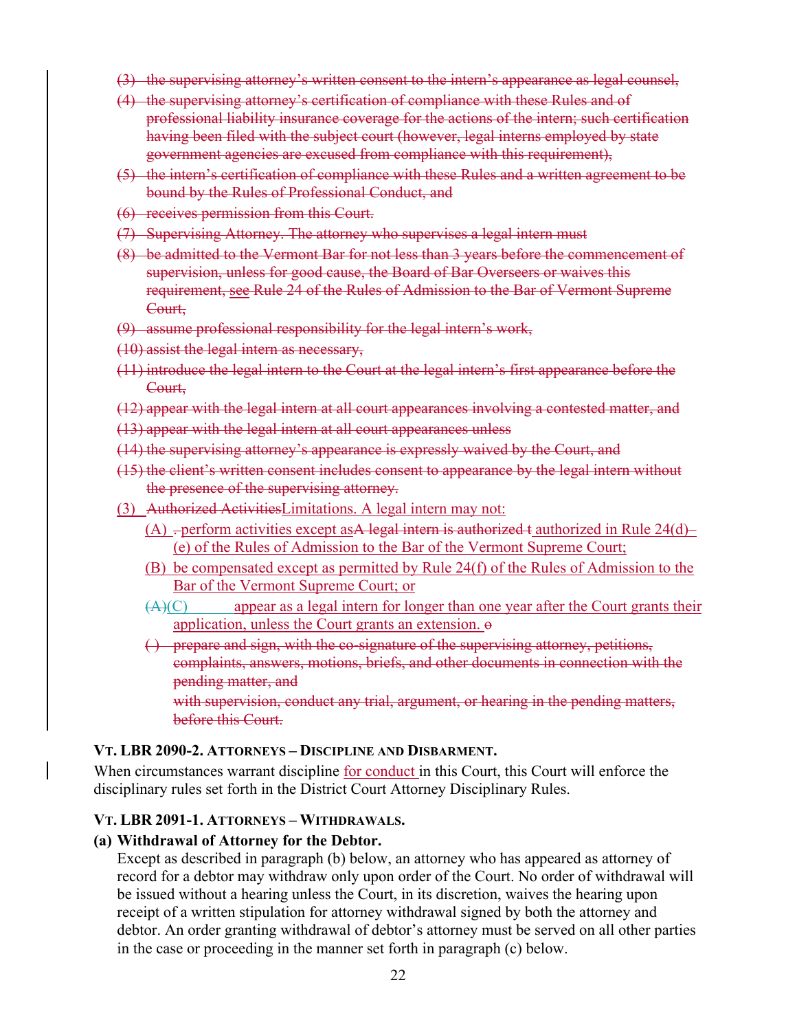(3) the supervising attorney's written consent to the intern's appearance as legal counsel,

(4) the supervising attorney's certification of compliance with these Rules and of professional liability insurance coverage for the actions of the intern; such certification having been filed with the subject court (however, legal interns employed by state government agencies are excused from compliance with this requirement),

(5) the intern's certification of compliance with these Rules and a written agreement to be bound by the Rules of Professional Conduct, and

(6) receives permission from this Court.

(7) Supervising Attorney. The attorney who supervises a legal intern must

(8) be admitted to the Vermont Bar for not less than 3 years before the commencement of supervision, unless for good cause, the Board of Bar Overseers or waives this requirement, see Rule 24 of the Rules of Admission to the Bar of Vermont Supreme Court,

(9) assume professional responsibility for the legal intern's work,

(10) assist the legal intern as necessary,

(11) introduce the legal intern to the Court at the legal intern's first appearance before the Court,

(12) appear with the legal intern at all court appearances involving a contested matter, and

(13) appear with the legal intern at all court appearances unless

(14) the supervising attorney's appearance is expressly waived by the Court, and

(15) the client's written consent includes consent to appearance by the legal intern without the presence of the supervising attorney.

(3) Authorized ActivitiesLimitations. A legal intern may not:

(A) . perform activities except asA legal intern is authorized t authorized in Rule 24(d)–(e) of the Rules of Admission to the Bar of the Vermont Supreme Court;

(B) be compensated except as permitted by Rule 24(f) of the Rules of Admission to the Bar of the Vermont Supreme Court; or

(A)(C) appear as a legal intern for longer than one year after the Court grants their application, unless the Court grants an extension. o

( ) prepare and sign, with the co-signature of the supervising attorney, petitions, complaints, answers, motions, briefs, and other documents in connection with the pending matter, and

with supervision, conduct any trial, argument, or hearing in the pending matters, before this Court.

### VT. LBR 2090-2. ATTORNEYS – DISCIPLINE AND DISBARMENT.

When circumstances warrant discipline for conduct in this Court, this Court will enforce the disciplinary rules set forth in the District Court Attorney Disciplinary Rules.

### VT. LBR 2091-1. ATTORNEYS – WITHDRAWALS.

**(a) Withdrawal of Attorney for the Debtor.**

Except as described in paragraph (b) below, an attorney who has appeared as attorney of record for a debtor may withdraw only upon order of the Court. No order of withdrawal will be issued without a hearing unless the Court, in its discretion, waives the hearing upon receipt of a written stipulation for attorney withdrawal signed by both the attorney and debtor. An order granting withdrawal of debtor's attorney must be served on all other parties in the case or proceeding in the manner set forth in paragraph (c) below.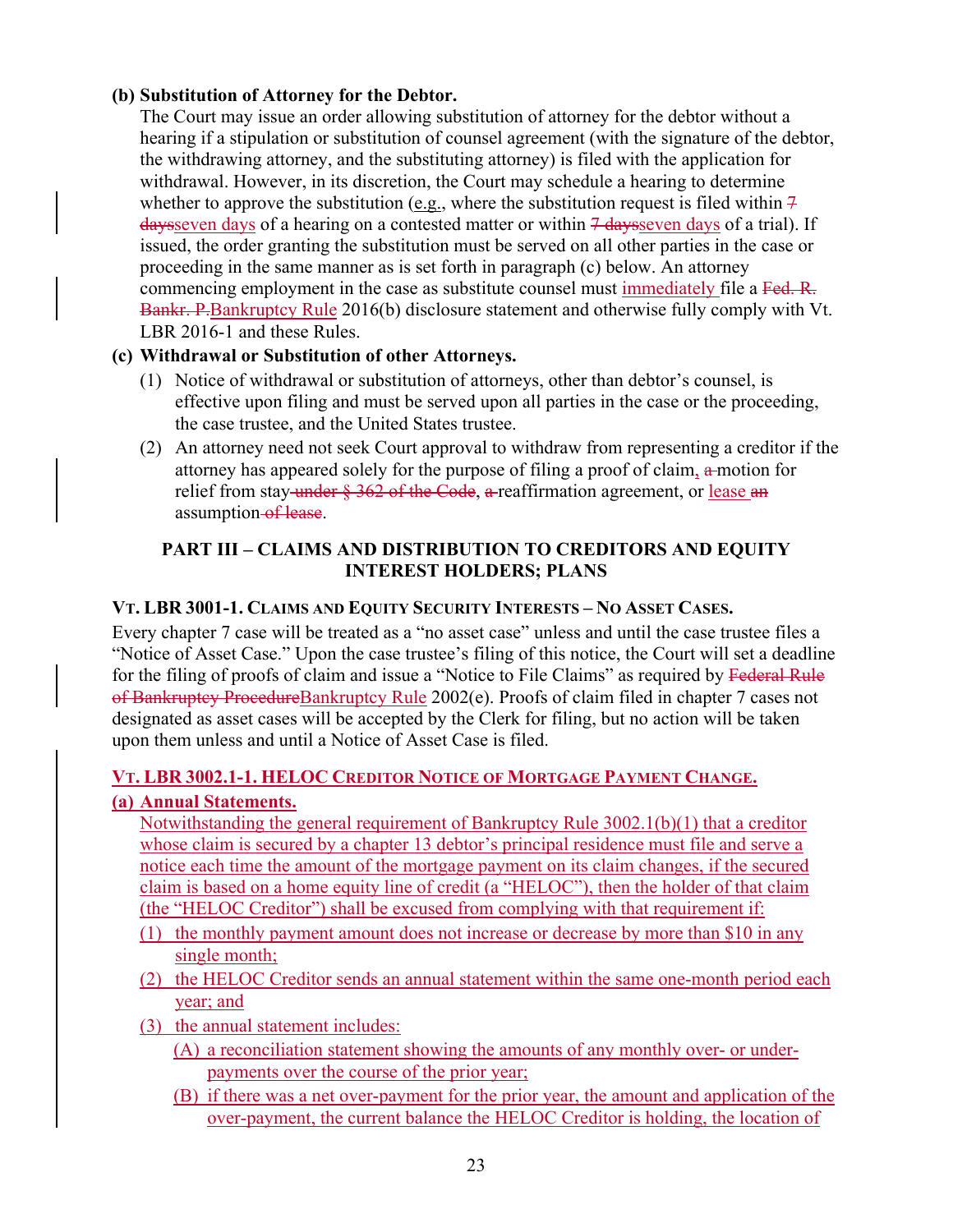**(b) Substitution of Attorney for the Debtor.**

The Court may issue an order allowing substitution of attorney for the debtor without a hearing if a stipulation or substitution of counsel agreement (with the signature of the debtor, the withdrawing attorney, and the substituting attorney) is filed with the application for withdrawal. However, in its discretion, the Court may schedule a hearing to determine whether to approve the substitution (e.g., where the substitution request is filed within ~~7 days~~seven days of a hearing on a contested matter or within ~~7 days~~seven days of a trial). If issued, the order granting the substitution must be served on all other parties in the case or proceeding in the same manner as is set forth in paragraph (c) below. An attorney commencing employment in the case as substitute counsel must immediately file a ~~Fed. R. Bankr. P.~~Bankruptcy Rule 2016(b) disclosure statement and otherwise fully comply with Vt. LBR 2016-1 and these Rules.

**(c) Withdrawal or Substitution of other Attorneys.**

(1) Notice of withdrawal or substitution of attorneys, other than debtor's counsel, is effective upon filing and must be served upon all parties in the case or the proceeding, the case trustee, and the United States trustee.

(2) An attorney need not seek Court approval to withdraw from representing a creditor if the attorney has appeared solely for the purpose of filing a proof of claim, ~~a~~ motion for relief from stay ~~under § 362 of the Code~~, ~~a~~ reaffirmation agreement, or lease ~~an~~ assumption ~~of lease~~.

## PART III – CLAIMS AND DISTRIBUTION TO CREDITORS AND EQUITY INTEREST HOLDERS; PLANS

### VT. LBR 3001-1. CLAIMS AND EQUITY SECURITY INTERESTS – NO ASSET CASES.

Every chapter 7 case will be treated as a "no asset case" unless and until the case trustee files a "Notice of Asset Case." Upon the case trustee's filing of this notice, the Court will set a deadline for the filing of proofs of claim and issue a "Notice to File Claims" as required by ~~Federal Rule of Bankruptcy Procedure~~Bankruptcy Rule 2002(e). Proofs of claim filed in chapter 7 cases not designated as asset cases will be accepted by the Clerk for filing, but no action will be taken upon them unless and until a Notice of Asset Case is filed.

### VT. LBR 3002.1-1. HELOC CREDITOR NOTICE OF MORTGAGE PAYMENT CHANGE.

**(a) Annual Statements.**

Notwithstanding the general requirement of Bankruptcy Rule 3002.1(b)(1) that a creditor whose claim is secured by a chapter 13 debtor's principal residence must file and serve a notice each time the amount of the mortgage payment on its claim changes, if the secured claim is based on a home equity line of credit (a "HELOC"), then the holder of that claim (the "HELOC Creditor") shall be excused from complying with that requirement if:

(1) the monthly payment amount does not increase or decrease by more than $10 in any single month;

(2) the HELOC Creditor sends an annual statement within the same one-month period each year; and

(3) the annual statement includes:

  (A) a reconciliation statement showing the amounts of any monthly over- or under-payments over the course of the prior year;

  (B) if there was a net over-payment for the prior year, the amount and application of the over-payment, the current balance the HELOC Creditor is holding, the location of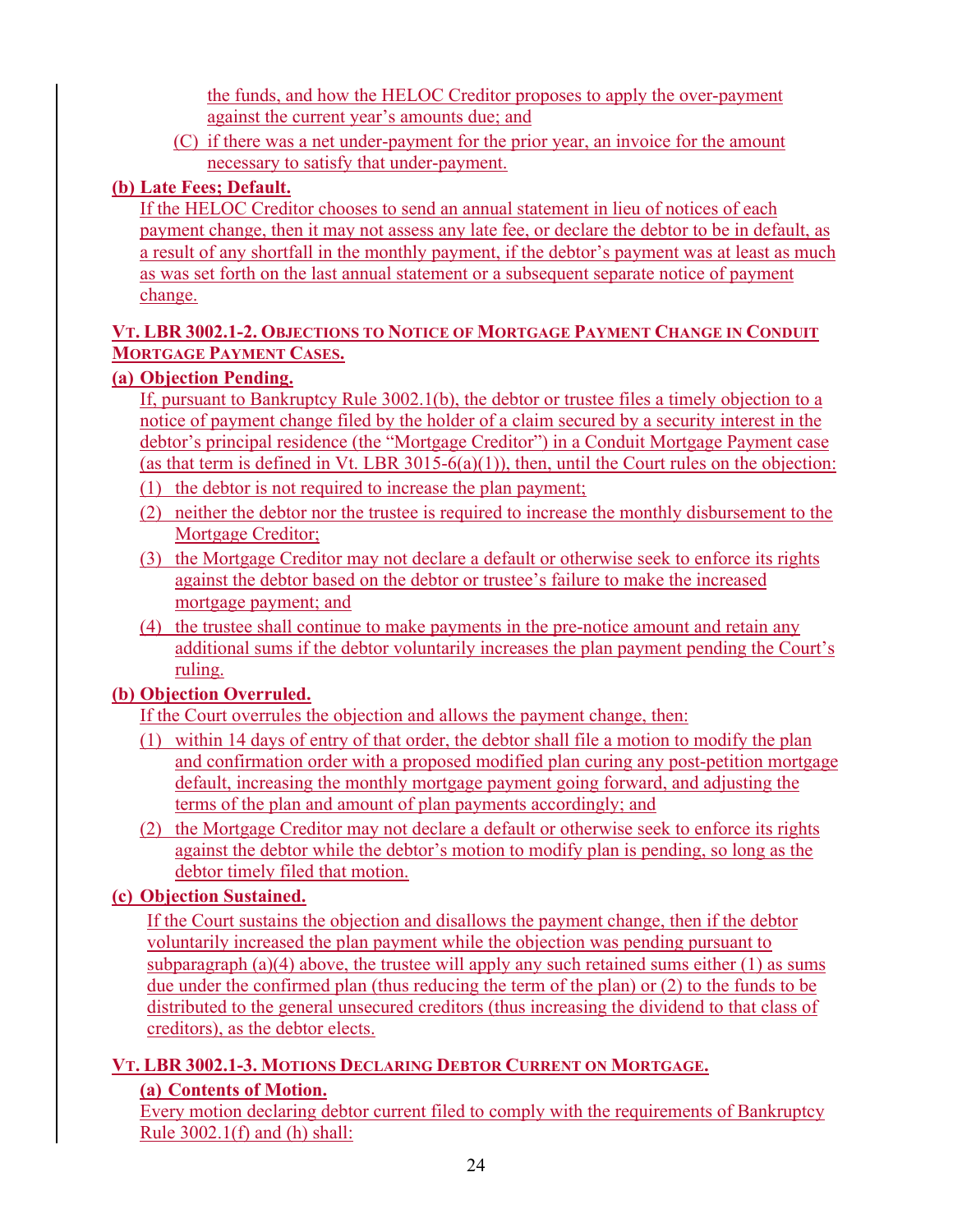the funds, and how the HELOC Creditor proposes to apply the over-payment against the current year's amounts due; and

(C) if there was a net under-payment for the prior year, an invoice for the amount necessary to satisfy that under-payment.

**(b) Late Fees; Default.**

If the HELOC Creditor chooses to send an annual statement in lieu of notices of each payment change, then it may not assess any late fee, or declare the debtor to be in default, as a result of any shortfall in the monthly payment, if the debtor's payment was at least as much as was set forth on the last annual statement or a subsequent separate notice of payment change.

### VT. LBR 3002.1-2. OBJECTIONS TO NOTICE OF MORTGAGE PAYMENT CHANGE IN CONDUIT MORTGAGE PAYMENT CASES.

**(a) Objection Pending.**

If, pursuant to Bankruptcy Rule 3002.1(b), the debtor or trustee files a timely objection to a notice of payment change filed by the holder of a claim secured by a security interest in the debtor's principal residence (the "Mortgage Creditor") in a Conduit Mortgage Payment case (as that term is defined in Vt. LBR 3015-6(a)(1)), then, until the Court rules on the objection:

(1) the debtor is not required to increase the plan payment;

(2) neither the debtor nor the trustee is required to increase the monthly disbursement to the Mortgage Creditor;

(3) the Mortgage Creditor may not declare a default or otherwise seek to enforce its rights against the debtor based on the debtor or trustee's failure to make the increased mortgage payment; and

(4) the trustee shall continue to make payments in the pre-notice amount and retain any additional sums if the debtor voluntarily increases the plan payment pending the Court's ruling.

**(b) Objection Overruled.**

If the Court overrules the objection and allows the payment change, then:

(1) within 14 days of entry of that order, the debtor shall file a motion to modify the plan and confirmation order with a proposed modified plan curing any post-petition mortgage default, increasing the monthly mortgage payment going forward, and adjusting the terms of the plan and amount of plan payments accordingly; and

(2) the Mortgage Creditor may not declare a default or otherwise seek to enforce its rights against the debtor while the debtor's motion to modify plan is pending, so long as the debtor timely filed that motion.

**(c) Objection Sustained.**

If the Court sustains the objection and disallows the payment change, then if the debtor voluntarily increased the plan payment while the objection was pending pursuant to subparagraph (a)(4) above, the trustee will apply any such retained sums either (1) as sums due under the confirmed plan (thus reducing the term of the plan) or (2) to the funds to be distributed to the general unsecured creditors (thus increasing the dividend to that class of creditors), as the debtor elects.

### VT. LBR 3002.1-3. MOTIONS DECLARING DEBTOR CURRENT ON MORTGAGE.

**(a) Contents of Motion.**

Every motion declaring debtor current filed to comply with the requirements of Bankruptcy Rule 3002.1(f) and (h) shall: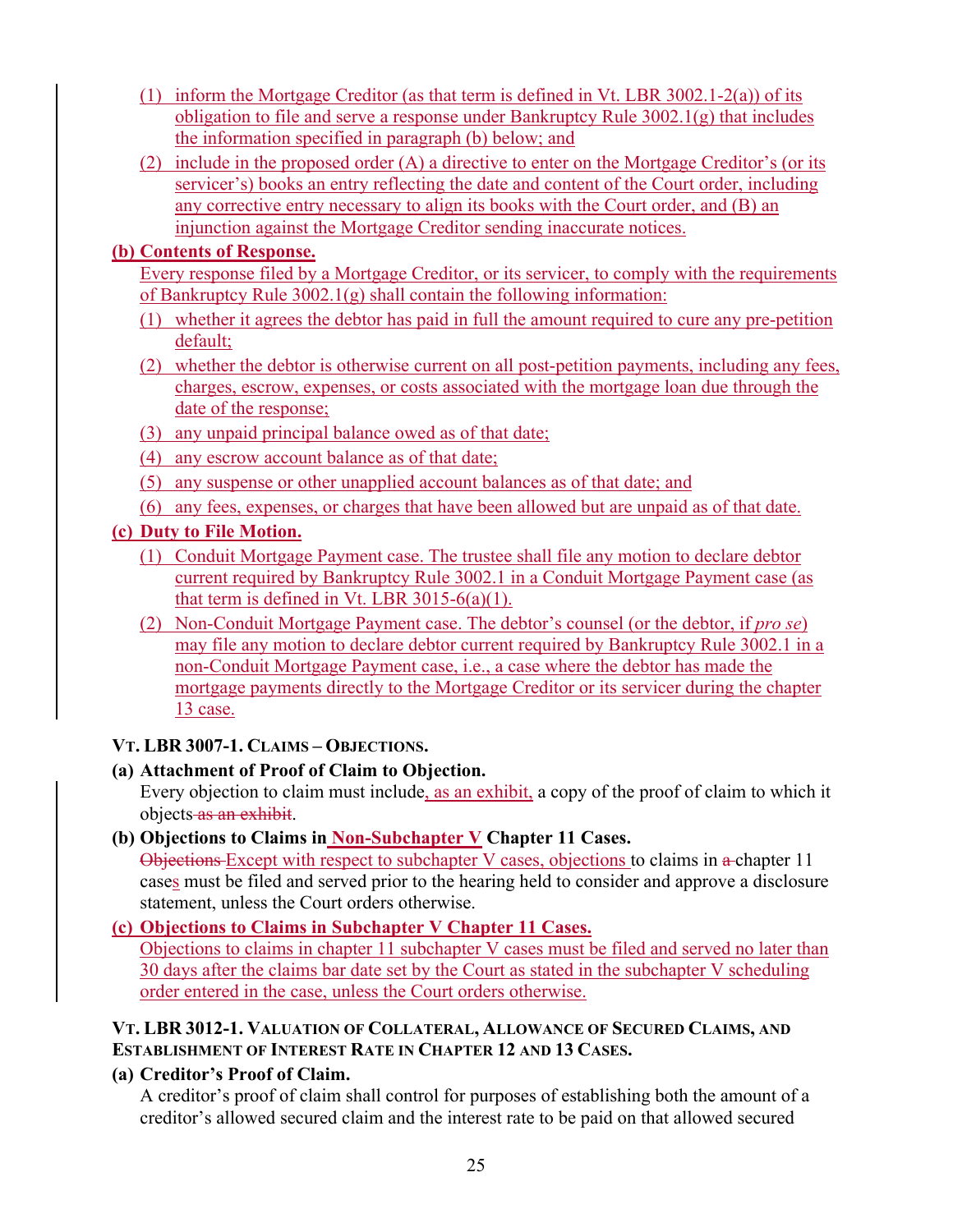(1) inform the Mortgage Creditor (as that term is defined in Vt. LBR 3002.1-2(a)) of its obligation to file and serve a response under Bankruptcy Rule 3002.1(g) that includes the information specified in paragraph (b) below; and

(2) include in the proposed order (A) a directive to enter on the Mortgage Creditor's (or its servicer's) books an entry reflecting the date and content of the Court order, including any corrective entry necessary to align its books with the Court order, and (B) an injunction against the Mortgage Creditor sending inaccurate notices.

**(b) Contents of Response.**

Every response filed by a Mortgage Creditor, or its servicer, to comply with the requirements of Bankruptcy Rule 3002.1(g) shall contain the following information:

(1) whether it agrees the debtor has paid in full the amount required to cure any pre-petition default;

(2) whether the debtor is otherwise current on all post-petition payments, including any fees, charges, escrow, expenses, or costs associated with the mortgage loan due through the date of the response;

(3) any unpaid principal balance owed as of that date;

(4) any escrow account balance as of that date;

(5) any suspense or other unapplied account balances as of that date; and

(6) any fees, expenses, or charges that have been allowed but are unpaid as of that date.

**(c) Duty to File Motion.**

(1) Conduit Mortgage Payment case. The trustee shall file any motion to declare debtor current required by Bankruptcy Rule 3002.1 in a Conduit Mortgage Payment case (as that term is defined in Vt. LBR 3015-6(a)(1).

(2) Non-Conduit Mortgage Payment case. The debtor's counsel (or the debtor, if *pro se*) may file any motion to declare debtor current required by Bankruptcy Rule 3002.1 in a non-Conduit Mortgage Payment case, i.e., a case where the debtor has made the mortgage payments directly to the Mortgage Creditor or its servicer during the chapter 13 case.

### VT. LBR 3007-1. CLAIMS – OBJECTIONS.

**(a) Attachment of Proof of Claim to Objection.**

Every objection to claim must include, as an exhibit, a copy of the proof of claim to which it objects ~~as an exhibit~~.

**(b) Objections to Claims in Non-Subchapter V Chapter 11 Cases.**

~~Objections~~ Except with respect to subchapter V cases, objections to claims in ~~a~~ chapter 11 cases must be filed and served prior to the hearing held to consider and approve a disclosure statement, unless the Court orders otherwise.

**(c) Objections to Claims in Subchapter V Chapter 11 Cases.**

Objections to claims in chapter 11 subchapter V cases must be filed and served no later than 30 days after the claims bar date set by the Court as stated in the subchapter V scheduling order entered in the case, unless the Court orders otherwise.

### VT. LBR 3012-1. VALUATION OF COLLATERAL, ALLOWANCE OF SECURED CLAIMS, AND ESTABLISHMENT OF INTEREST RATE IN CHAPTER 12 AND 13 CASES.

**(a) Creditor's Proof of Claim.**

A creditor's proof of claim shall control for purposes of establishing both the amount of a creditor's allowed secured claim and the interest rate to be paid on that allowed secured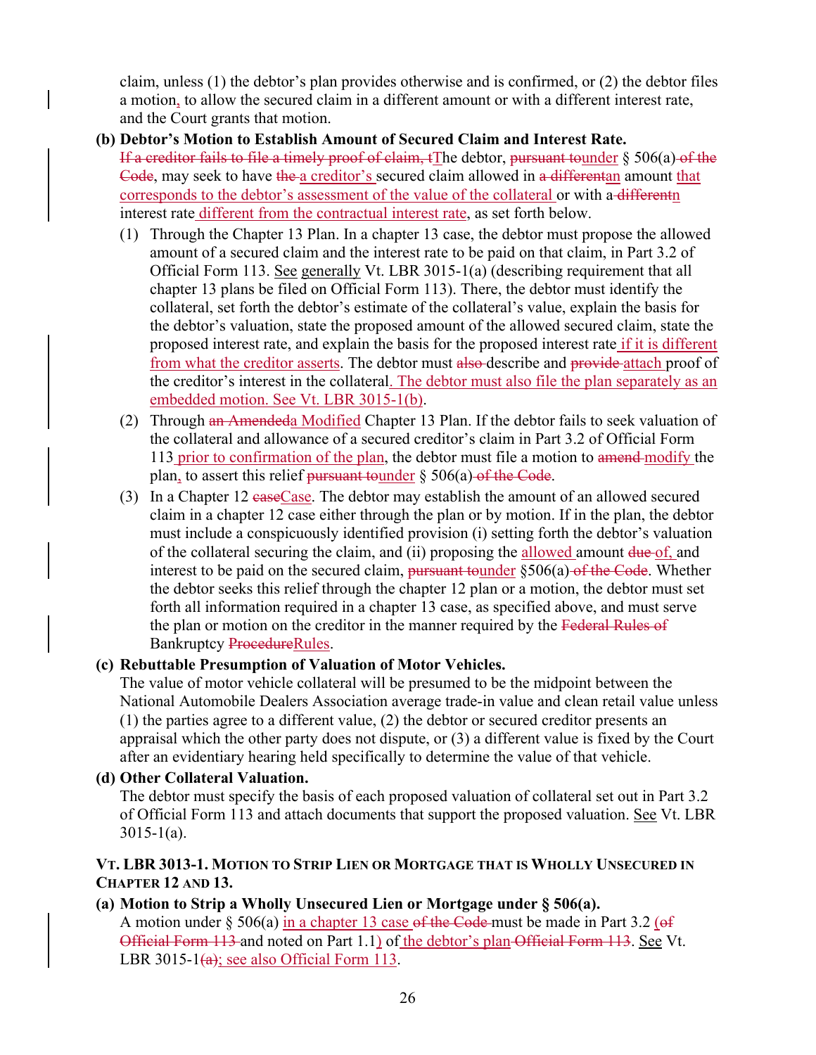claim, unless (1) the debtor's plan provides otherwise and is confirmed, or (2) the debtor files a motion, to allow the secured claim in a different amount or with a different interest rate, and the Court grants that motion.

**(b) Debtor's Motion to Establish Amount of Secured Claim and Interest Rate.**
~~If a creditor fails to file a timely proof of claim, t~~The debtor, ~~pursuant to~~under § 506(a) ~~of the Code~~, may seek to have ~~the~~ a creditor's secured claim allowed in ~~a differenta~~an amount that corresponds to the debtor's assessment of the value of the collateral or with a ~~different~~n interest rate different from the contractual interest rate, as set forth below.

(1) Through the Chapter 13 Plan. In a chapter 13 case, the debtor must propose the allowed amount of a secured claim and the interest rate to be paid on that claim, in Part 3.2 of Official Form 113. See generally Vt. LBR 3015-1(a) (describing requirement that all chapter 13 plans be filed on Official Form 113). There, the debtor must identify the collateral, set forth the debtor's estimate of the collateral's value, explain the basis for the debtor's valuation, state the proposed amount of the allowed secured claim, state the proposed interest rate, and explain the basis for the proposed interest rate if it is different from what the creditor asserts. The debtor must ~~also~~ describe and ~~provide~~ attach proof of the creditor's interest in the collateral. The debtor must also file the plan separately as an embedded motion. See Vt. LBR 3015-1(b).

(2) Through ~~an Amended~~a Modified Chapter 13 Plan. If the debtor fails to seek valuation of the collateral and allowance of a secured creditor's claim in Part 3.2 of Official Form 113 prior to confirmation of the plan, the debtor must file a motion to ~~amend~~ modify the plan, to assert this relief ~~pursuant to~~under § 506(a) ~~of the Code~~.

(3) In a Chapter 12 ~~case~~Case. The debtor may establish the amount of an allowed secured claim in a chapter 12 case either through the plan or by motion. If in the plan, the debtor must include a conspicuously identified provision (i) setting forth the debtor's valuation of the collateral securing the claim, and (ii) proposing the allowed amount ~~due~~ of, and interest to be paid on the secured claim, ~~pursuant to~~under §506(a) ~~of the Code~~. Whether the debtor seeks this relief through the chapter 12 plan or a motion, the debtor must set forth all information required in a chapter 13 case, as specified above, and must serve the plan or motion on the creditor in the manner required by the ~~Federal Rules of~~ Bankruptcy ~~Procedure~~Rules.

**(c) Rebuttable Presumption of Valuation of Motor Vehicles.**
The value of motor vehicle collateral will be presumed to be the midpoint between the National Automobile Dealers Association average trade-in value and clean retail value unless (1) the parties agree to a different value, (2) the debtor or secured creditor presents an appraisal which the other party does not dispute, or (3) a different value is fixed by the Court after an evidentiary hearing held specifically to determine the value of that vehicle.

**(d) Other Collateral Valuation.**
The debtor must specify the basis of each proposed valuation of collateral set out in Part 3.2 of Official Form 113 and attach documents that support the proposed valuation. See Vt. LBR 3015-1(a).

### VT. LBR 3013-1. MOTION TO STRIP LIEN OR MORTGAGE THAT IS WHOLLY UNSECURED IN CHAPTER 12 AND 13.

**(a) Motion to Strip a Wholly Unsecured Lien or Mortgage under § 506(a).**
A motion under § 506(a) in a chapter 13 case ~~of the Code~~ must be made in Part 3.2 (~~of Official Form 113~~ and noted on Part 1.1) of the debtor's plan ~~Official Form 113~~. See Vt. LBR 3015-1~~(a)~~; see also Official Form 113.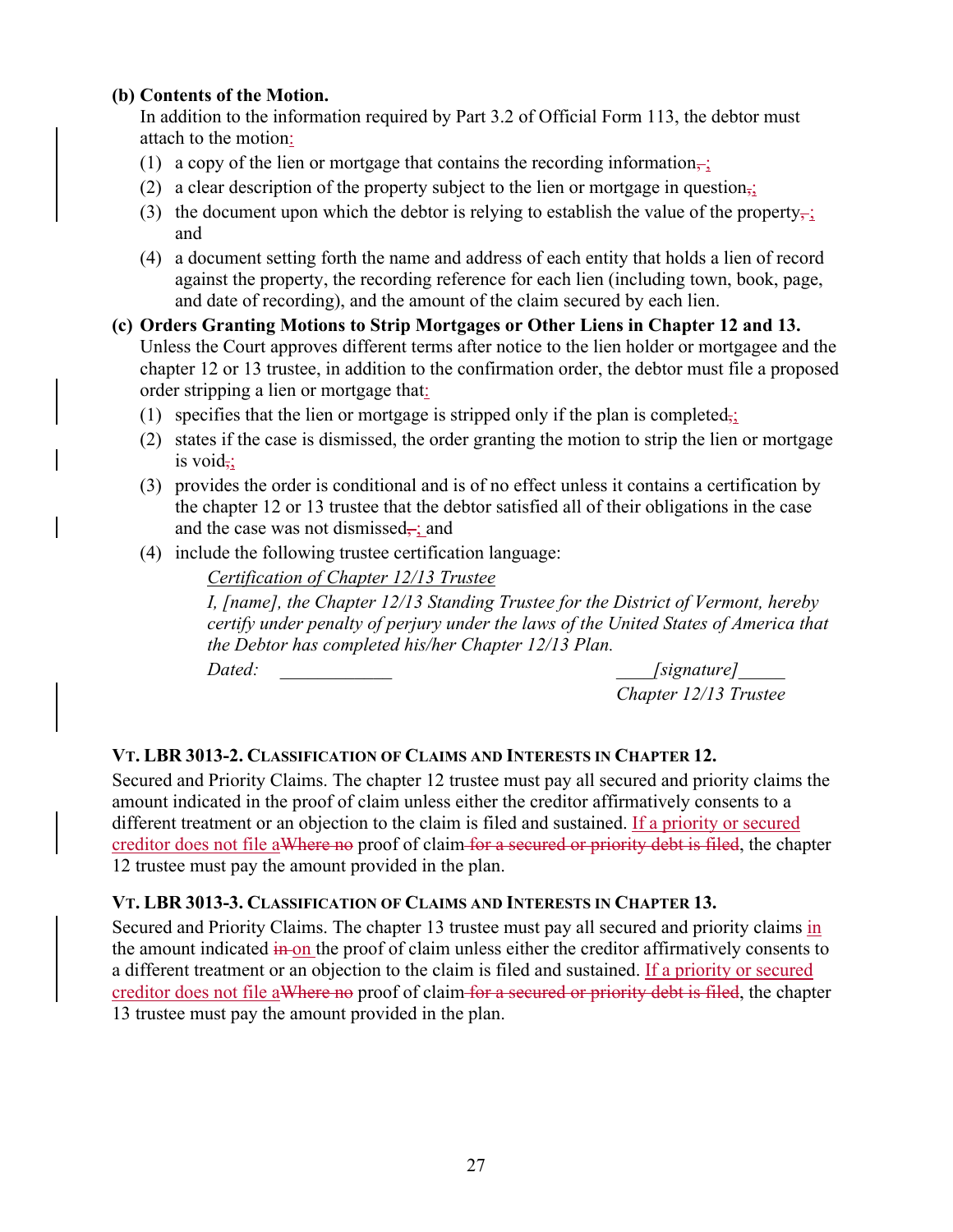**(b) Contents of the Motion.**

In addition to the information required by Part 3.2 of Official Form 113, the debtor must attach to the motion:

(1) a copy of the lien or mortgage that contains the recording information, ;

(2) a clear description of the property subject to the lien or mortgage in question,;

(3) the document upon which the debtor is relying to establish the value of the property, ; and

(4) a document setting forth the name and address of each entity that holds a lien of record against the property, the recording reference for each lien (including town, book, page, and date of recording), and the amount of the claim secured by each lien.

**(c) Orders Granting Motions to Strip Mortgages or Other Liens in Chapter 12 and 13.**

Unless the Court approves different terms after notice to the lien holder or mortgagee and the chapter 12 or 13 trustee, in addition to the confirmation order, the debtor must file a proposed order stripping a lien or mortgage that:

(1) specifies that the lien or mortgage is stripped only if the plan is completed,;

(2) states if the case is dismissed, the order granting the motion to strip the lien or mortgage is void,;

(3) provides the order is conditional and is of no effect unless it contains a certification by the chapter 12 or 13 trustee that the debtor satisfied all of their obligations in the case and the case was not dismissed, ; and

(4) include the following trustee certification language:

*Certification of Chapter 12/13 Trustee*

*I, [name], the Chapter 12/13 Standing Trustee for the District of Vermont, hereby certify under penalty of perjury under the laws of the United States of America that the Debtor has completed his/her Chapter 12/13 Plan.*

*Dated:* \_\_\_\_\_\_\_\_\_\_\_\_ \_\_\_\_*[signature]*\_\_\_\_\_

Chapter 12/13 Trustee

**VT. LBR 3013-2. CLASSIFICATION OF CLAIMS AND INTERESTS IN CHAPTER 12.**

Secured and Priority Claims. The chapter 12 trustee must pay all secured and priority claims the amount indicated in the proof of claim unless either the creditor affirmatively consents to a different treatment or an objection to the claim is filed and sustained. If a priority or secured creditor does not file aWhere no proof of claim for a secured or priority debt is filed, the chapter 12 trustee must pay the amount provided in the plan.

**VT. LBR 3013-3. CLASSIFICATION OF CLAIMS AND INTERESTS IN CHAPTER 13.**

Secured and Priority Claims. The chapter 13 trustee must pay all secured and priority claims in the amount indicated in on the proof of claim unless either the creditor affirmatively consents to a different treatment or an objection to the claim is filed and sustained. If a priority or secured creditor does not file aWhere no proof of claim for a secured or priority debt is filed, the chapter 13 trustee must pay the amount provided in the plan.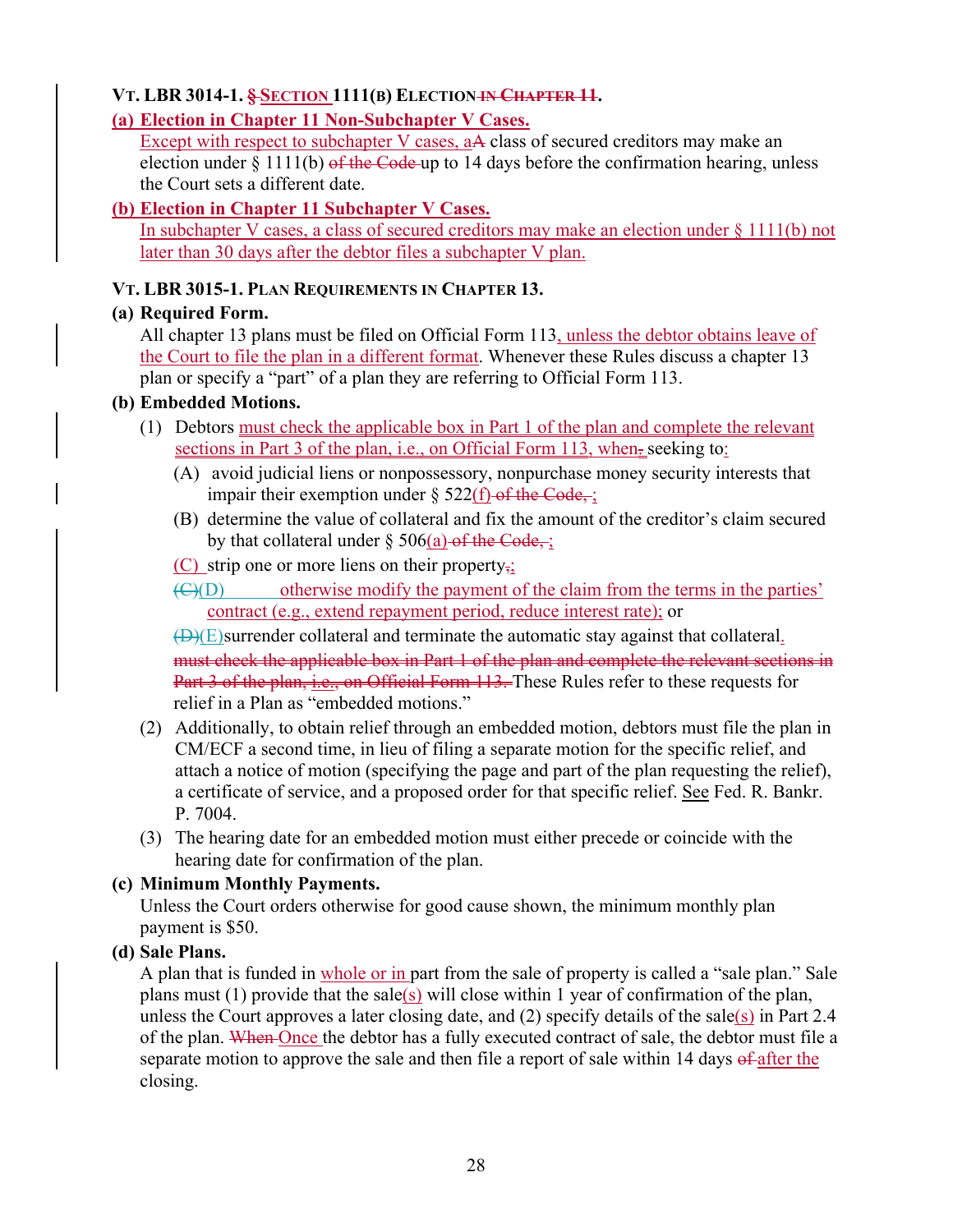### VT. LBR 3014-1. § SECTION 1111(B) ELECTION IN CHAPTER 11.

**(a) Election in Chapter 11 Non-Subchapter V Cases.**

Except with respect to subchapter V cases, aA class of secured creditors may make an election under § 1111(b) of the Code up to 14 days before the confirmation hearing, unless the Court sets a different date.

**(b) Election in Chapter 11 Subchapter V Cases.**

In subchapter V cases, a class of secured creditors may make an election under § 1111(b) not later than 30 days after the debtor files a subchapter V plan.

### VT. LBR 3015-1. PLAN REQUIREMENTS IN CHAPTER 13.

**(a) Required Form.**

All chapter 13 plans must be filed on Official Form 113, unless the debtor obtains leave of the Court to file the plan in a different format. Whenever these Rules discuss a chapter 13 plan or specify a "part" of a plan they are referring to Official Form 113.

**(b) Embedded Motions.**

(1) Debtors must check the applicable box in Part 1 of the plan and complete the relevant sections in Part 3 of the plan, i.e., on Official Form 113, when, seeking to:

(A) avoid judicial liens or nonpossessory, nonpurchase money security interests that impair their exemption under § 522(f) of the Code, ;

(B) determine the value of collateral and fix the amount of the creditor's claim secured by that collateral under § 506(a) of the Code, ;

(C) strip one or more liens on their property,;

(C)(D) otherwise modify the payment of the claim from the terms in the parties' contract (e.g., extend repayment period, reduce interest rate); or

(D)(E)surrender collateral and terminate the automatic stay against that collateral.

must check the applicable box in Part 1 of the plan and complete the relevant sections in Part 3 of the plan, i.e., on Official Form 113. These Rules refer to these requests for relief in a Plan as "embedded motions."

(2) Additionally, to obtain relief through an embedded motion, debtors must file the plan in CM/ECF a second time, in lieu of filing a separate motion for the specific relief, and attach a notice of motion (specifying the page and part of the plan requesting the relief), a certificate of service, and a proposed order for that specific relief. See Fed. R. Bankr. P. 7004.

(3) The hearing date for an embedded motion must either precede or coincide with the hearing date for confirmation of the plan.

**(c) Minimum Monthly Payments.**

Unless the Court orders otherwise for good cause shown, the minimum monthly plan payment is $50.

**(d) Sale Plans.**

A plan that is funded in whole or in part from the sale of property is called a "sale plan." Sale plans must (1) provide that the sale(s) will close within 1 year of confirmation of the plan, unless the Court approves a later closing date, and (2) specify details of the sale(s) in Part 2.4 of the plan. When Once the debtor has a fully executed contract of sale, the debtor must file a separate motion to approve the sale and then file a report of sale within 14 days of after the closing.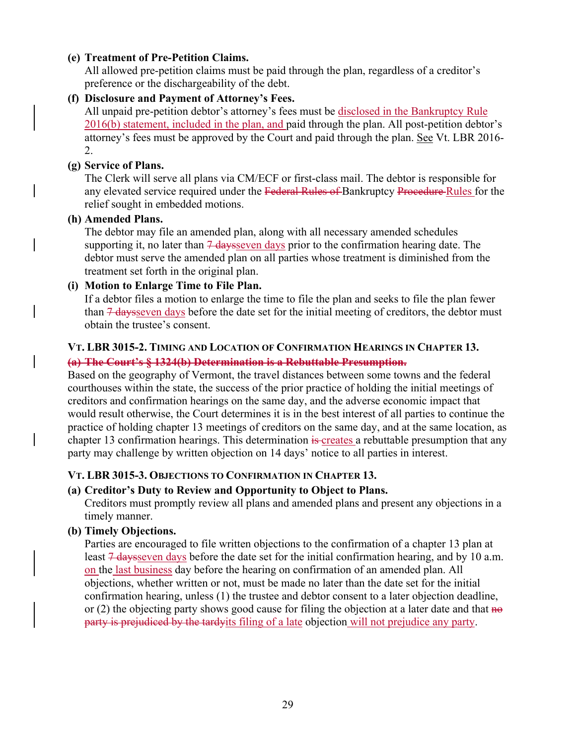**(e) Treatment of Pre-Petition Claims.**
All allowed pre-petition claims must be paid through the plan, regardless of a creditor's preference or the dischargeability of the debt.

**(f) Disclosure and Payment of Attorney's Fees.**
All unpaid pre-petition debtor's attorney's fees must be disclosed in the Bankruptcy Rule 2016(b) statement, included in the plan, and paid through the plan. All post-petition debtor's attorney's fees must be approved by the Court and paid through the plan. See Vt. LBR 2016-2.

**(g) Service of Plans.**
The Clerk will serve all plans via CM/ECF or first-class mail. The debtor is responsible for any elevated service required under the ~~Federal Rules of~~ Bankruptcy ~~Procedure~~ Rules for the relief sought in embedded motions.

**(h) Amended Plans.**
The debtor may file an amended plan, along with all necessary amended schedules supporting it, no later than ~~7 days~~seven days prior to the confirmation hearing date. The debtor must serve the amended plan on all parties whose treatment is diminished from the treatment set forth in the original plan.

**(i) Motion to Enlarge Time to File Plan.**
If a debtor files a motion to enlarge the time to file the plan and seeks to file the plan fewer than ~~7 days~~seven days before the date set for the initial meeting of creditors, the debtor must obtain the trustee's consent.

**VT. LBR 3015-2. TIMING AND LOCATION OF CONFIRMATION HEARINGS IN CHAPTER 13.**

~~**(a) The Court's § 1324(b) Determination is a Rebuttable Presumption.**~~

Based on the geography of Vermont, the travel distances between some towns and the federal courthouses within the state, the success of the prior practice of holding the initial meetings of creditors and confirmation hearings on the same day, and the adverse economic impact that would result otherwise, the Court determines it is in the best interest of all parties to continue the practice of holding chapter 13 meetings of creditors on the same day, and at the same location, as chapter 13 confirmation hearings. This determination ~~is~~ creates a rebuttable presumption that any party may challenge by written objection on 14 days' notice to all parties in interest.

**VT. LBR 3015-3. OBJECTIONS TO CONFIRMATION IN CHAPTER 13.**

**(a) Creditor's Duty to Review and Opportunity to Object to Plans.**
Creditors must promptly review all plans and amended plans and present any objections in a timely manner.

**(b) Timely Objections.**
Parties are encouraged to file written objections to the confirmation of a chapter 13 plan at least ~~7 days~~seven days before the date set for the initial confirmation hearing, and by 10 a.m. on the last business day before the hearing on confirmation of an amended plan. All objections, whether written or not, must be made no later than the date set for the initial confirmation hearing, unless (1) the trustee and debtor consent to a later objection deadline, or (2) the objecting party shows good cause for filing the objection at a later date and that ~~no party is prejudiced by the tardy~~its filing of a late objection will not prejudice any party.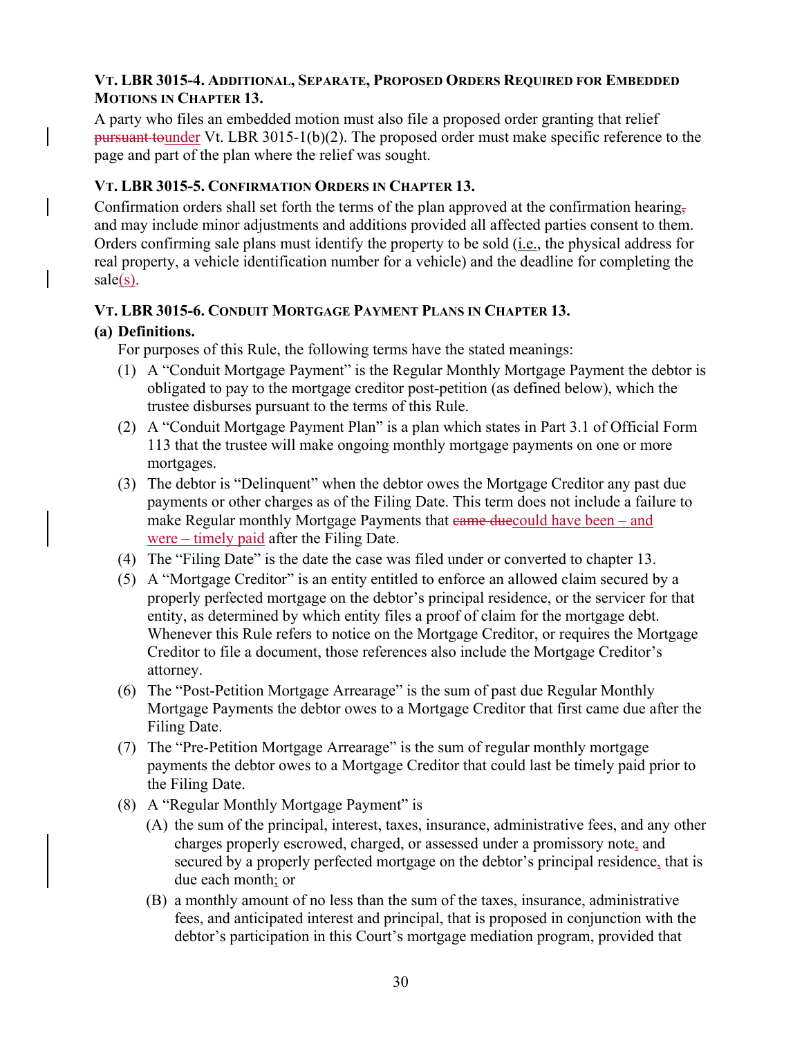**VT. LBR 3015-4. ADDITIONAL, SEPARATE, PROPOSED ORDERS REQUIRED FOR EMBEDDED MOTIONS IN CHAPTER 13.**

A party who files an embedded motion must also file a proposed order granting that relief ~~pursuant to~~under Vt. LBR 3015-1(b)(2). The proposed order must make specific reference to the page and part of the plan where the relief was sought.

**VT. LBR 3015-5. CONFIRMATION ORDERS IN CHAPTER 13.**

Confirmation orders shall set forth the terms of the plan approved at the confirmation hearing~~,~~ and may include minor adjustments and additions provided all affected parties consent to them. Orders confirming sale plans must identify the property to be sold (i.e., the physical address for real property, a vehicle identification number for a vehicle) and the deadline for completing the sale(s).

**VT. LBR 3015-6. CONDUIT MORTGAGE PAYMENT PLANS IN CHAPTER 13.**

**(a) Definitions.**

For purposes of this Rule, the following terms have the stated meanings:

1. A "Conduit Mortgage Payment" is the Regular Monthly Mortgage Payment the debtor is obligated to pay to the mortgage creditor post-petition (as defined below), which the trustee disburses pursuant to the terms of this Rule.
2. A "Conduit Mortgage Payment Plan" is a plan which states in Part 3.1 of Official Form 113 that the trustee will make ongoing monthly mortgage payments on one or more mortgages.
3. The debtor is "Delinquent" when the debtor owes the Mortgage Creditor any past due payments or other charges as of the Filing Date. This term does not include a failure to make Regular monthly Mortgage Payments that ~~came due~~could have been – and were – timely paid after the Filing Date.
4. The "Filing Date" is the date the case was filed under or converted to chapter 13.
5. A "Mortgage Creditor" is an entity entitled to enforce an allowed claim secured by a properly perfected mortgage on the debtor's principal residence, or the servicer for that entity, as determined by which entity files a proof of claim for the mortgage debt. Whenever this Rule refers to notice on the Mortgage Creditor, or requires the Mortgage Creditor to file a document, those references also include the Mortgage Creditor's attorney.
6. The "Post-Petition Mortgage Arrearage" is the sum of past due Regular Monthly Mortgage Payments the debtor owes to a Mortgage Creditor that first came due after the Filing Date.
7. The "Pre-Petition Mortgage Arrearage" is the sum of regular monthly mortgage payments the debtor owes to a Mortgage Creditor that could last be timely paid prior to the Filing Date.
8. A "Regular Monthly Mortgage Payment" is
   - (A) the sum of the principal, interest, taxes, insurance, administrative fees, and any other charges properly escrowed, charged, or assessed under a promissory note, and secured by a properly perfected mortgage on the debtor's principal residence, that is due each month; or
   - (B) a monthly amount of no less than the sum of the taxes, insurance, administrative fees, and anticipated interest and principal, that is proposed in conjunction with the debtor's participation in this Court's mortgage mediation program, provided that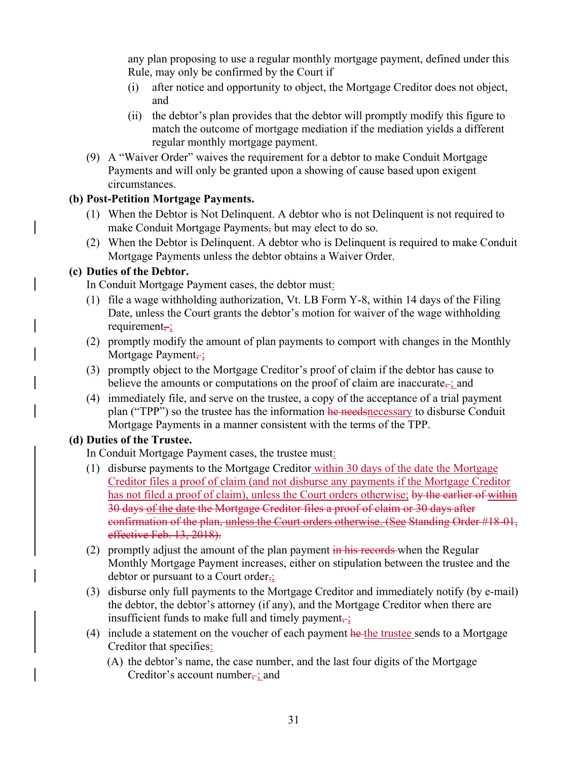any plan proposing to use a regular monthly mortgage payment, defined under this Rule, may only be confirmed by the Court if

(i) after notice and opportunity to object, the Mortgage Creditor does not object, and

(ii) the debtor's plan provides that the debtor will promptly modify this figure to match the outcome of mortgage mediation if the mediation yields a different regular monthly mortgage payment.

(9) A "Waiver Order" waives the requirement for a debtor to make Conduit Mortgage Payments and will only be granted upon a showing of cause based upon exigent circumstances.

**(b) Post-Petition Mortgage Payments.**

(1) When the Debtor is Not Delinquent. A debtor who is not Delinquent is not required to make Conduit Mortgage Payments~~,~~ but may elect to do so.

(2) When the Debtor is Delinquent. A debtor who is Delinquent is required to make Conduit Mortgage Payments unless the debtor obtains a Waiver Order.

**(c) Duties of the Debtor.**

In Conduit Mortgage Payment cases, the debtor must:

(1) file a wage withholding authorization, Vt. LB Form Y-8, within 14 days of the Filing Date, unless the Court grants the debtor's motion for waiver of the wage withholding requirement~~,~~;

(2) promptly modify the amount of plan payments to comport with changes in the Monthly Mortgage Payment~~,~~;

(3) promptly object to the Mortgage Creditor's proof of claim if the debtor has cause to believe the amounts or computations on the proof of claim are inaccurate~~,~~; and

(4) immediately file, and serve on the trustee, a copy of the acceptance of a trial payment plan ("TPP") so the trustee has the information ~~he needs~~necessary to disburse Conduit Mortgage Payments in a manner consistent with the terms of the TPP.

**(d) Duties of the Trustee.**

In Conduit Mortgage Payment cases, the trustee must:

(1) disburse payments to the Mortgage Creditor within 30 days of the date the Mortgage Creditor files a proof of claim (and not disburse any payments if the Mortgage Creditor has not filed a proof of claim), unless the Court orders otherwise; ~~by the earlier of within 30 days of the date the Mortgage Creditor files a proof of claim or 30 days after confirmation of the plan, unless the Court orders otherwise. (See Standing Order #18-01, effective Feb. 13, 2018).~~

(2) promptly adjust the amount of the plan payment ~~in his records~~ when the Regular Monthly Mortgage Payment increases, either on stipulation between the trustee and the debtor or pursuant to a Court order~~,~~;

(3) disburse only full payments to the Mortgage Creditor and immediately notify (by e-mail) the debtor, the debtor's attorney (if any), and the Mortgage Creditor when there are insufficient funds to make full and timely payment~~,~~;

(4) include a statement on the voucher of each payment ~~he~~ the trustee sends to a Mortgage Creditor that specifies:

(A) the debtor's name, the case number, and the last four digits of the Mortgage Creditor's account number~~,~~; and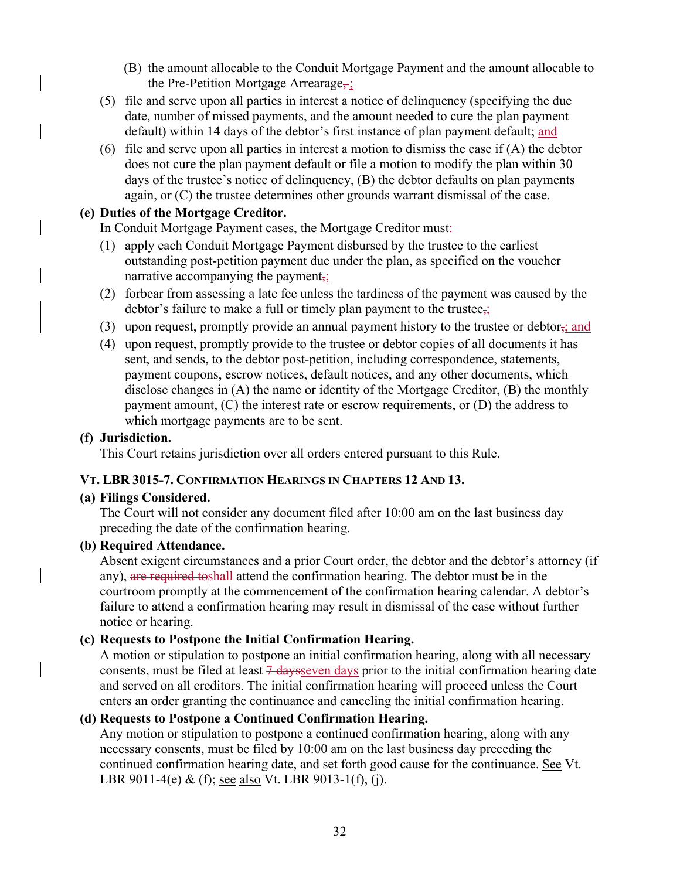(B) the amount allocable to the Conduit Mortgage Payment and the amount allocable to the Pre-Petition Mortgage Arrearage~~,~~ ;

(5) file and serve upon all parties in interest a notice of delinquency (specifying the due date, number of missed payments, and the amount needed to cure the plan payment default) within 14 days of the debtor's first instance of plan payment default; and

(6) file and serve upon all parties in interest a motion to dismiss the case if (A) the debtor does not cure the plan payment default or file a motion to modify the plan within 30 days of the trustee's notice of delinquency, (B) the debtor defaults on plan payments again, or (C) the trustee determines other grounds warrant dismissal of the case.

**(e) Duties of the Mortgage Creditor.**

In Conduit Mortgage Payment cases, the Mortgage Creditor must:

(1) apply each Conduit Mortgage Payment disbursed by the trustee to the earliest outstanding post-petition payment due under the plan, as specified on the voucher narrative accompanying the payment~~,~~;

(2) forbear from assessing a late fee unless the tardiness of the payment was caused by the debtor's failure to make a full or timely plan payment to the trustee~~,~~;

(3) upon request, promptly provide an annual payment history to the trustee or debtor~~,~~; and

(4) upon request, promptly provide to the trustee or debtor copies of all documents it has sent, and sends, to the debtor post-petition, including correspondence, statements, payment coupons, escrow notices, default notices, and any other documents, which disclose changes in (A) the name or identity of the Mortgage Creditor, (B) the monthly payment amount, (C) the interest rate or escrow requirements, or (D) the address to which mortgage payments are to be sent.

**(f) Jurisdiction.**

This Court retains jurisdiction over all orders entered pursuant to this Rule.

### VT. LBR 3015-7. CONFIRMATION HEARINGS IN CHAPTERS 12 AND 13.

**(a) Filings Considered.**

The Court will not consider any document filed after 10:00 am on the last business day preceding the date of the confirmation hearing.

**(b) Required Attendance.**

Absent exigent circumstances and a prior Court order, the debtor and the debtor's attorney (if any), ~~are required to~~shall attend the confirmation hearing. The debtor must be in the courtroom promptly at the commencement of the confirmation hearing calendar. A debtor's failure to attend a confirmation hearing may result in dismissal of the case without further notice or hearing.

**(c) Requests to Postpone the Initial Confirmation Hearing.**

A motion or stipulation to postpone an initial confirmation hearing, along with all necessary consents, must be filed at least ~~7 days~~seven days prior to the initial confirmation hearing date and served on all creditors. The initial confirmation hearing will proceed unless the Court enters an order granting the continuance and canceling the initial confirmation hearing.

**(d) Requests to Postpone a Continued Confirmation Hearing.**

Any motion or stipulation to postpone a continued confirmation hearing, along with any necessary consents, must be filed by 10:00 am on the last business day preceding the continued confirmation hearing date, and set forth good cause for the continuance. See Vt. LBR 9011-4(e) & (f); see also Vt. LBR 9013-1(f), (j).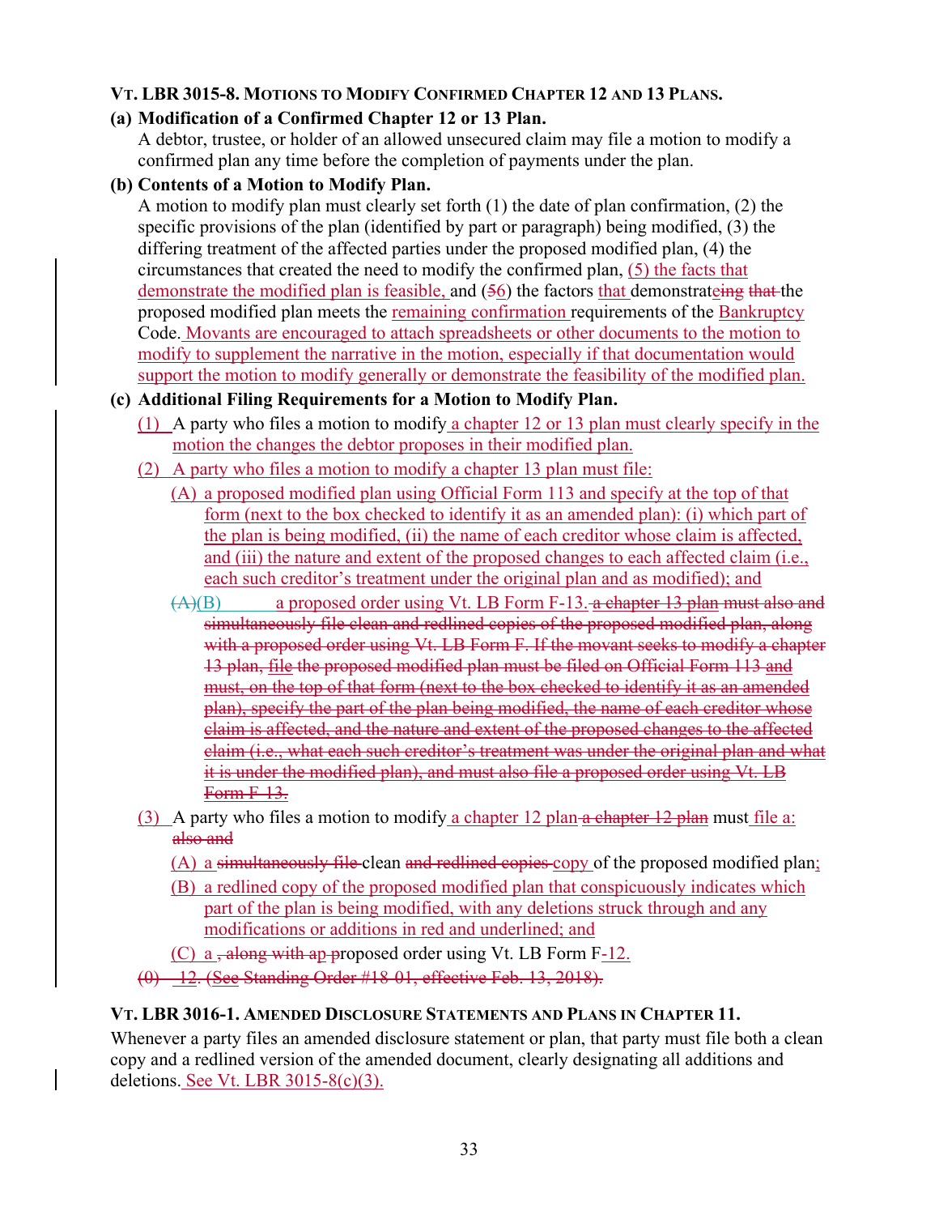**VT. LBR 3015-8. MOTIONS TO MODIFY CONFIRMED CHAPTER 12 AND 13 PLANS.**

**(a) Modification of a Confirmed Chapter 12 or 13 Plan.**
A debtor, trustee, or holder of an allowed unsecured claim may file a motion to modify a confirmed plan any time before the completion of payments under the plan.

**(b) Contents of a Motion to Modify Plan.**
A motion to modify plan must clearly set forth (1) the date of plan confirmation, (2) the specific provisions of the plan (identified by part or paragraph) being modified, (3) the differing treatment of the affected parties under the proposed modified plan, (4) the circumstances that created the need to modify the confirmed plan, (5) the facts that demonstrate the modified plan is feasible, and (~~5~~6) the factors that demonstrat~~ing~~e ~~that~~ the proposed modified plan meets the remaining confirmation requirements of the Bankruptcy Code. Movants are encouraged to attach spreadsheets or other documents to the motion to modify to supplement the narrative in the motion, especially if that documentation would support the motion to modify generally or demonstrate the feasibility of the modified plan.

**(c) Additional Filing Requirements for a Motion to Modify Plan.**

(1) A party who files a motion to modify a chapter 12 or 13 plan must clearly specify in the motion the changes the debtor proposes in their modified plan.

(2) A party who files a motion to modify a chapter 13 plan must file:

(A) a proposed modified plan using Official Form 113 and specify at the top of that form (next to the box checked to identify it as an amended plan): (i) which part of the plan is being modified, (ii) the name of each creditor whose claim is affected, and (iii) the nature and extent of the proposed changes to each affected claim (i.e., each such creditor's treatment under the original plan and as modified); and

~~(A)~~(B) a proposed order using Vt. LB Form F-13. ~~a chapter 13 plan must also and simultaneously file clean and redlined copies of the proposed modified plan, along with a proposed order using Vt. LB Form F. If the movant seeks to modify a chapter 13 plan, file the proposed modified plan must be filed on Official Form 113 and must, on the top of that form (next to the box checked to identify it as an amended plan), specify the part of the plan being modified, the name of each creditor whose claim is affected, and the nature and extent of the proposed changes to the affected claim (i.e., what each such creditor's treatment was under the original plan and what it is under the modified plan), and must also file a proposed order using Vt. LB Form F-13.~~

(3) A party who files a motion to modify a chapter 12 plan ~~a chapter 12 plan~~ must file a: ~~also and~~

(A) a ~~simultaneously file~~ clean ~~and redlined copies~~ copy of the proposed modified plan;

(B) a redlined copy of the proposed modified plan that conspicuously indicates which part of the plan is being modified, with any deletions struck through and any modifications or additions in red and underlined; and

(C) a ~~, along with a p~~proposed order using Vt. LB Form F-12.

~~(0) 12. (See Standing Order #18-01, effective Feb. 13, 2018).~~

**VT. LBR 3016-1. AMENDED DISCLOSURE STATEMENTS AND PLANS IN CHAPTER 11.**

Whenever a party files an amended disclosure statement or plan, that party must file both a clean copy and a redlined version of the amended document, clearly designating all additions and deletions. See Vt. LBR 3015-8(c)(3).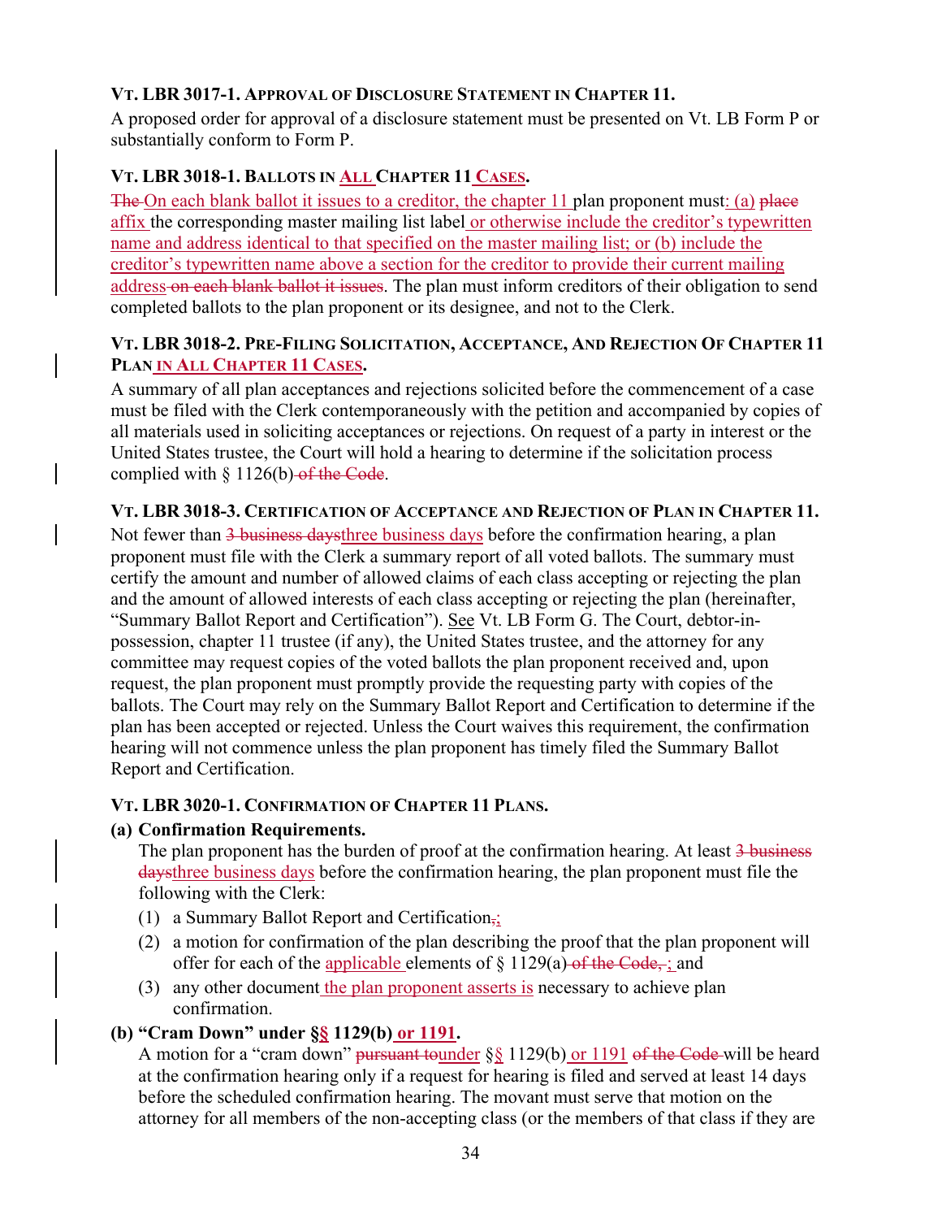**VT. LBR 3017-1. APPROVAL OF DISCLOSURE STATEMENT IN CHAPTER 11.**

A proposed order for approval of a disclosure statement must be presented on Vt. LB Form P or substantially conform to Form P.

**VT. LBR 3018-1. BALLOTS IN ALL CHAPTER 11 CASES.**

~~The~~ On each blank ballot it issues to a creditor, the chapter 11 plan proponent must: (a) ~~place~~ affix the corresponding master mailing list label or otherwise include the creditor's typewritten name and address identical to that specified on the master mailing list; or (b) include the creditor's typewritten name above a section for the creditor to provide their current mailing address ~~on each blank ballot it issues~~. The plan must inform creditors of their obligation to send completed ballots to the plan proponent or its designee, and not to the Clerk.

**VT. LBR 3018-2. PRE-FILING SOLICITATION, ACCEPTANCE, AND REJECTION OF CHAPTER 11 PLAN IN ALL CHAPTER 11 CASES.**

A summary of all plan acceptances and rejections solicited before the commencement of a case must be filed with the Clerk contemporaneously with the petition and accompanied by copies of all materials used in soliciting acceptances or rejections. On request of a party in interest or the United States trustee, the Court will hold a hearing to determine if the solicitation process complied with § 1126(b) ~~of the Code~~.

**VT. LBR 3018-3. CERTIFICATION OF ACCEPTANCE AND REJECTION OF PLAN IN CHAPTER 11.**

Not fewer than ~~3 business days~~three business days before the confirmation hearing, a plan proponent must file with the Clerk a summary report of all voted ballots. The summary must certify the amount and number of allowed claims of each class accepting or rejecting the plan and the amount of allowed interests of each class accepting or rejecting the plan (hereinafter, "Summary Ballot Report and Certification"). See Vt. LB Form G. The Court, debtor-in-possession, chapter 11 trustee (if any), the United States trustee, and the attorney for any committee may request copies of the voted ballots the plan proponent received and, upon request, the plan proponent must promptly provide the requesting party with copies of the ballots. The Court may rely on the Summary Ballot Report and Certification to determine if the plan has been accepted or rejected. Unless the Court waives this requirement, the confirmation hearing will not commence unless the plan proponent has timely filed the Summary Ballot Report and Certification.

**VT. LBR 3020-1. CONFIRMATION OF CHAPTER 11 PLANS.**

**(a) Confirmation Requirements.**

The plan proponent has the burden of proof at the confirmation hearing. At least ~~3 business days~~three business days before the confirmation hearing, the plan proponent must file the following with the Clerk:

(1) a Summary Ballot Report and Certification~~,~~;

(2) a motion for confirmation of the plan describing the proof that the plan proponent will offer for each of the applicable elements of § 1129(a) ~~of the Code,~~; and

(3) any other document the plan proponent asserts is necessary to achieve plan confirmation.

**(b) "Cram Down" under §§ 1129(b) or 1191.**

A motion for a "cram down" ~~pursuant to~~under §§ 1129(b) or 1191 ~~of the Code~~ will be heard at the confirmation hearing only if a request for hearing is filed and served at least 14 days before the scheduled confirmation hearing. The movant must serve that motion on the attorney for all members of the non-accepting class (or the members of that class if they are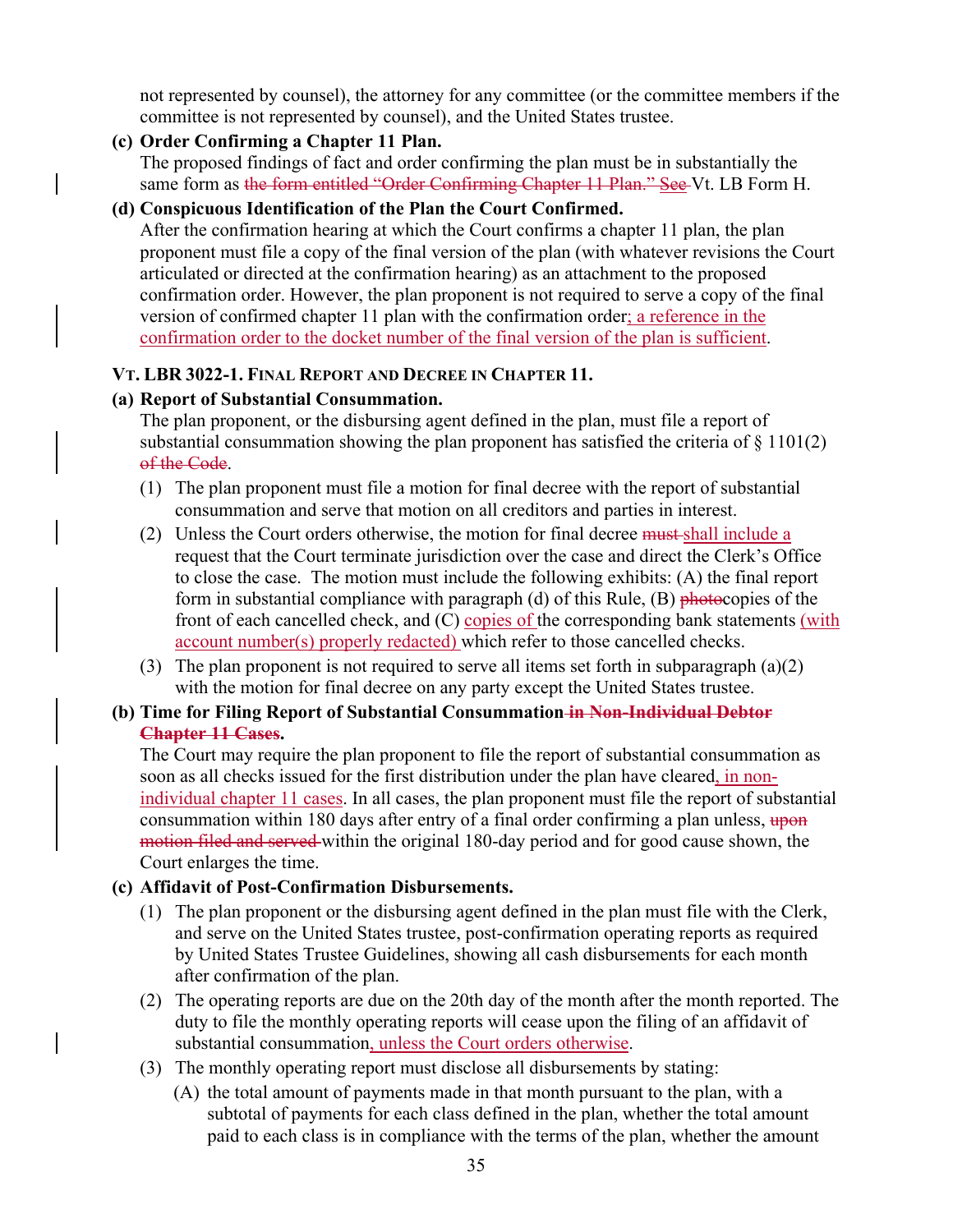not represented by counsel), the attorney for any committee (or the committee members if the committee is not represented by counsel), and the United States trustee.

**(c) Order Confirming a Chapter 11 Plan.**

The proposed findings of fact and order confirming the plan must be in substantially the same form as ~~the form entitled "Order Confirming Chapter 11 Plan." See~~ Vt. LB Form H.

**(d) Conspicuous Identification of the Plan the Court Confirmed.**

After the confirmation hearing at which the Court confirms a chapter 11 plan, the plan proponent must file a copy of the final version of the plan (with whatever revisions the Court articulated or directed at the confirmation hearing) as an attachment to the proposed confirmation order. However, the plan proponent is not required to serve a copy of the final version of confirmed chapter 11 plan with the confirmation order; a reference in the confirmation order to the docket number of the final version of the plan is sufficient.

### VT. LBR 3022-1. FINAL REPORT AND DECREE IN CHAPTER 11.

**(a) Report of Substantial Consummation.**

The plan proponent, or the disbursing agent defined in the plan, must file a report of substantial consummation showing the plan proponent has satisfied the criteria of § 1101(2) ~~of the Code~~.

(1) The plan proponent must file a motion for final decree with the report of substantial consummation and serve that motion on all creditors and parties in interest.

(2) Unless the Court orders otherwise, the motion for final decree ~~must~~ shall include a request that the Court terminate jurisdiction over the case and direct the Clerk's Office to close the case. The motion must include the following exhibits: (A) the final report form in substantial compliance with paragraph (d) of this Rule, (B) ~~photo~~copies of the front of each cancelled check, and (C) copies of the corresponding bank statements (with account number(s) properly redacted) which refer to those cancelled checks.

(3) The plan proponent is not required to serve all items set forth in subparagraph (a)(2) with the motion for final decree on any party except the United States trustee.

**(b) Time for Filing Report of Substantial Consummation ~~in Non-Individual Debtor Chapter 11 Cases~~.**

The Court may require the plan proponent to file the report of substantial consummation as soon as all checks issued for the first distribution under the plan have cleared, in non-individual chapter 11 cases. In all cases, the plan proponent must file the report of substantial consummation within 180 days after entry of a final order confirming a plan unless, ~~upon motion filed and served~~ within the original 180-day period and for good cause shown, the Court enlarges the time.

**(c) Affidavit of Post-Confirmation Disbursements.**

(1) The plan proponent or the disbursing agent defined in the plan must file with the Clerk, and serve on the United States trustee, post-confirmation operating reports as required by United States Trustee Guidelines, showing all cash disbursements for each month after confirmation of the plan.

(2) The operating reports are due on the 20th day of the month after the month reported. The duty to file the monthly operating reports will cease upon the filing of an affidavit of substantial consummation, unless the Court orders otherwise.

(3) The monthly operating report must disclose all disbursements by stating:

(A) the total amount of payments made in that month pursuant to the plan, with a subtotal of payments for each class defined in the plan, whether the total amount paid to each class is in compliance with the terms of the plan, whether the amount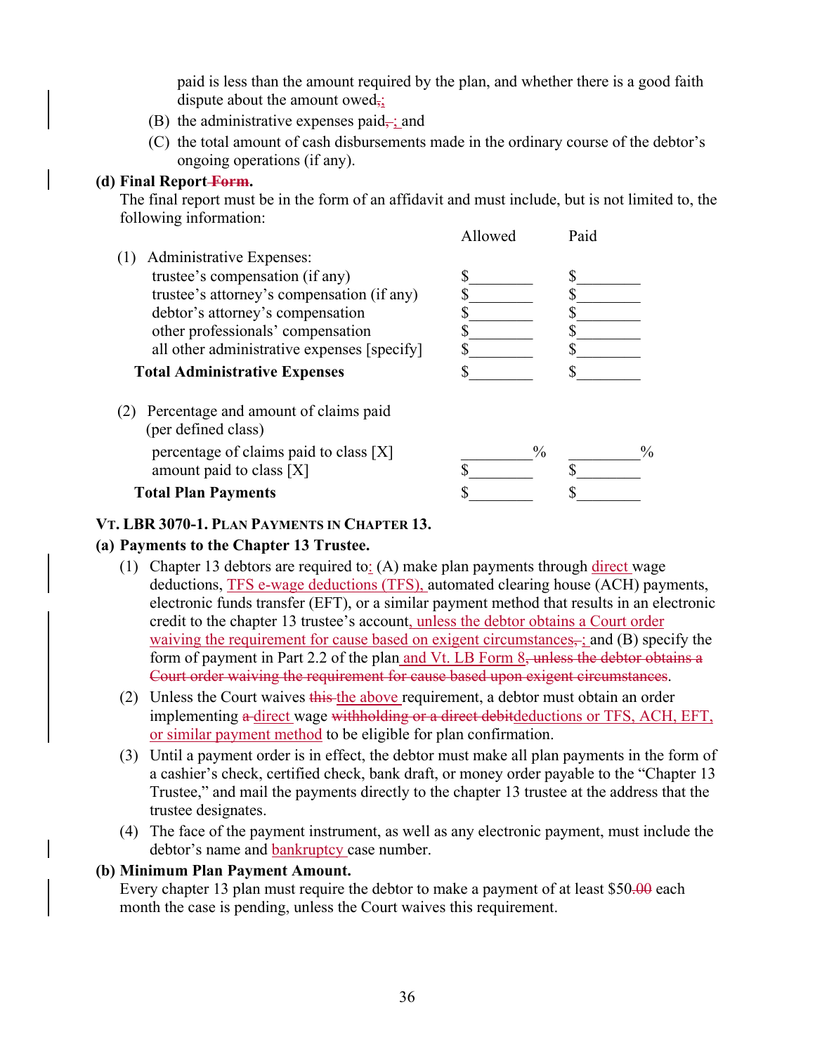paid is less than the amount required by the plan, and whether there is a good faith dispute about the amount owed,;

(B) the administrative expenses paid, ; and

(C) the total amount of cash disbursements made in the ordinary course of the debtor's ongoing operations (if any).

**(d) Final Report Form.**

The final report must be in the form of an affidavit and must include, but is not limited to, the following information:

| | Allowed | Paid |
|---|---|---|
| (1) Administrative Expenses: | | |
| trustee's compensation (if any) | $________ | $________ |
| trustee's attorney's compensation (if any) | $________ | $________ |
| debtor's attorney's compensation | $________ | $________ |
| other professionals' compensation | $________ | $________ |
| all other administrative expenses [specify] | $________ | $________ |
| **Total Administrative Expenses** | $________ | $________ |
| (2) Percentage and amount of claims paid (per defined class) | | |
| percentage of claims paid to class [X] | ________% | ________% |
| amount paid to class [X] | $________ | $________ |
| **Total Plan Payments** | $________ | $________ |

**VT. LBR 3070-1. PLAN PAYMENTS IN CHAPTER 13.**

**(a) Payments to the Chapter 13 Trustee.**

(1) Chapter 13 debtors are required to: (A) make plan payments through direct wage deductions, TFS e-wage deductions (TFS), automated clearing house (ACH) payments, electronic funds transfer (EFT), or a similar payment method that results in an electronic credit to the chapter 13 trustee's account, unless the debtor obtains a Court order waiving the requirement for cause based on exigent circumstances, ; and (B) specify the form of payment in Part 2.2 of the plan and Vt. LB Form 8, unless the debtor obtains a Court order waiving the requirement for cause based upon exigent circumstances.

(2) Unless the Court waives this the above requirement, a debtor must obtain an order implementing a direct wage withholding or a direct debitdeductions or TFS, ACH, EFT, or similar payment method to be eligible for plan confirmation.

(3) Until a payment order is in effect, the debtor must make all plan payments in the form of a cashier's check, certified check, bank draft, or money order payable to the "Chapter 13 Trustee," and mail the payments directly to the chapter 13 trustee at the address that the trustee designates.

(4) The face of the payment instrument, as well as any electronic payment, must include the debtor's name and bankruptcy case number.

**(b) Minimum Plan Payment Amount.**

Every chapter 13 plan must require the debtor to make a payment of at least $50.00 each month the case is pending, unless the Court waives this requirement.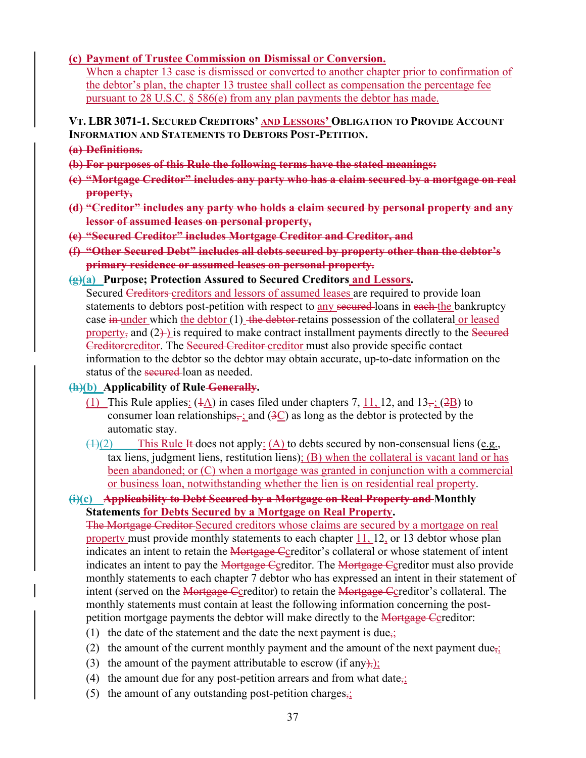**(c) Payment of Trustee Commission on Dismissal or Conversion.**
When a chapter 13 case is dismissed or converted to another chapter prior to confirmation of the debtor's plan, the chapter 13 trustee shall collect as compensation the percentage fee pursuant to 28 U.S.C. § 586(e) from any plan payments the debtor has made.

## VT. LBR 3071-1. SECURED CREDITORS' AND LESSORS' OBLIGATION TO PROVIDE ACCOUNT INFORMATION AND STATEMENTS TO DEBTORS POST-PETITION.

~~**(a) Definitions.**~~

~~**(b) For purposes of this Rule the following terms have the stated meanings:**~~

~~**(c) "Mortgage Creditor" includes any party who has a claim secured by a mortgage on real property,**~~

~~**(d) "Creditor" includes any party who holds a claim secured by personal property and any lessor of assumed leases on personal property,**~~

~~**(e) "Secured Creditor" includes Mortgage Creditor and Creditor, and**~~

~~**(f) "Other Secured Debt" includes all debts secured by property other than the debtor's primary residence or assumed leases on personal property.**~~

~~**(g)**~~**(a) Purpose; Protection Assured to Secured Creditors and Lessors.**
Secured ~~Creditors~~ creditors and lessors of assumed leases are required to provide loan statements to debtors post-petition with respect to any ~~secured~~ loans in ~~each~~ the bankruptcy case ~~in~~ under which the debtor (1) ~~the debtor~~ retains possession of the collateral or leased property~~,~~ and (2~~)~~) is required to make contract installment payments directly to the ~~Secured Creditor~~creditor. The ~~Secured Creditor~~ creditor must also provide specific contact information to the debtor so the debtor may obtain accurate, up-to-date information on the status of the ~~secured~~ loan as needed.

~~**(h)**~~**(b) Applicability of Rule ~~Generally~~.**

(1) This Rule applies: (~~1~~A) in cases filed under chapters 7, 11, 12, and 13~~,~~; (~~2~~B) to consumer loan relationships~~,~~; and (~~3~~C) as long as the debtor is protected by the automatic stay.

~~(1)~~(2) This Rule ~~It~~ does not apply: (A) to debts secured by non-consensual liens (e.g., tax liens, judgment liens, restitution liens); (B) when the collateral is vacant land or has been abandoned; or (C) when a mortgage was granted in conjunction with a commercial or business loan, notwithstanding whether the lien is on residential real property.

~~**(i)**~~**(c) ~~Applicability to Debt Secured by a Mortgage on Real Property and~~ Monthly Statements for Debts Secured by a Mortgage on Real Property.**
~~The Mortgage Creditor~~ Secured creditors whose claims are secured by a mortgage on real property must provide monthly statements to each chapter 11, 12, or 13 debtor whose plan indicates an intent to retain the ~~Mortgage C~~creditor's collateral or whose statement of intent indicates an intent to pay the ~~Mortgage C~~creditor. The ~~Mortgage C~~creditor must also provide monthly statements to each chapter 7 debtor who has expressed an intent in their statement of intent (served on the ~~Mortgage C~~creditor) to retain the ~~Mortgage C~~creditor's collateral. The monthly statements must contain at least the following information concerning the post-petition mortgage payments the debtor will make directly to the ~~Mortgage C~~creditor:

(1) the date of the statement and the date the next payment is due~~,~~;

(2) the amount of the current monthly payment and the amount of the next payment due~~,~~;

(3) the amount of the payment attributable to escrow (if any~~),~~);

(4) the amount due for any post-petition arrears and from what date~~,~~;

(5) the amount of any outstanding post-petition charges~~,~~;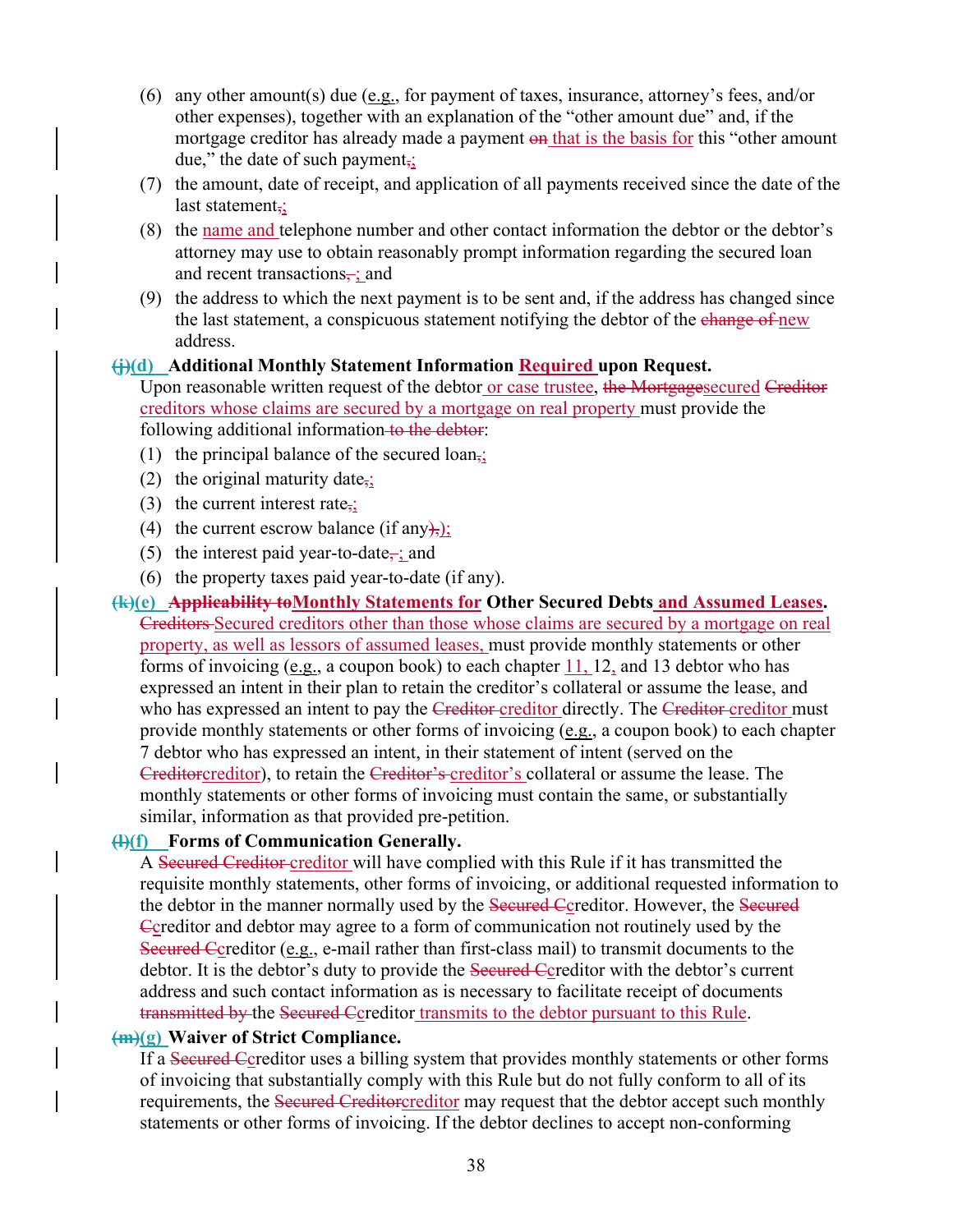(6) any other amount(s) due (e.g., for payment of taxes, insurance, attorney's fees, and/or other expenses), together with an explanation of the "other amount due" and, if the mortgage creditor has already made a payment ~~on~~ that is the basis for this "other amount due," the date of such payment~~,~~;

(7) the amount, date of receipt, and application of all payments received since the date of the last statement~~,~~;

(8) the name and telephone number and other contact information the debtor or the debtor's attorney may use to obtain reasonably prompt information regarding the secured loan and recent transactions~~,~~; and

(9) the address to which the next payment is to be sent and, if the address has changed since the last statement, a conspicuous statement notifying the debtor of the ~~change of~~ new address.

**~~(j)~~(d) Additional Monthly Statement Information Required upon Request.**

Upon reasonable written request of the debtor or case trustee, ~~the Mortgage~~secured ~~Creditor~~ creditors whose claims are secured by a mortgage on real property must provide the following additional information ~~to the debtor~~:

(1) the principal balance of the secured loan~~,~~;

(2) the original maturity date~~,~~;

(3) the current interest rate~~,~~;

(4) the current escrow balance (if any~~),~~);

(5) the interest paid year-to-date~~,~~; and

(6) the property taxes paid year-to-date (if any).

**~~(k)~~(e) ~~Applicability to~~Monthly Statements for Other Secured Debts and Assumed Leases.**

~~Creditors~~ Secured creditors other than those whose claims are secured by a mortgage on real property, as well as lessors of assumed leases, must provide monthly statements or other forms of invoicing (e.g., a coupon book) to each chapter 11, 12, and 13 debtor who has expressed an intent in their plan to retain the creditor's collateral or assume the lease, and who has expressed an intent to pay the ~~Creditor~~ creditor directly. The ~~Creditor~~ creditor must provide monthly statements or other forms of invoicing (e.g., a coupon book) to each chapter 7 debtor who has expressed an intent, in their statement of intent (served on the ~~Creditor~~creditor), to retain the ~~Creditor's~~ creditor's collateral or assume the lease. The monthly statements or other forms of invoicing must contain the same, or substantially similar, information as that provided pre-petition.

**~~(l)~~(f) Forms of Communication Generally.**

A ~~Secured Creditor~~ creditor will have complied with this Rule if it has transmitted the requisite monthly statements, other forms of invoicing, or additional requested information to the debtor in the manner normally used by the ~~Secured C~~creditor. However, the ~~Secured C~~creditor and debtor may agree to a form of communication not routinely used by the ~~Secured C~~creditor (e.g., e-mail rather than first-class mail) to transmit documents to the debtor. It is the debtor's duty to provide the ~~Secured C~~creditor with the debtor's current address and such contact information as is necessary to facilitate receipt of documents ~~transmitted by~~ the ~~Secured C~~creditor transmits to the debtor pursuant to this Rule.

**~~(m)~~(g) Waiver of Strict Compliance.**

If a ~~Secured C~~creditor uses a billing system that provides monthly statements or other forms of invoicing that substantially comply with this Rule but do not fully conform to all of its requirements, the ~~Secured Creditor~~creditor may request that the debtor accept such monthly statements or other forms of invoicing. If the debtor declines to accept non-conforming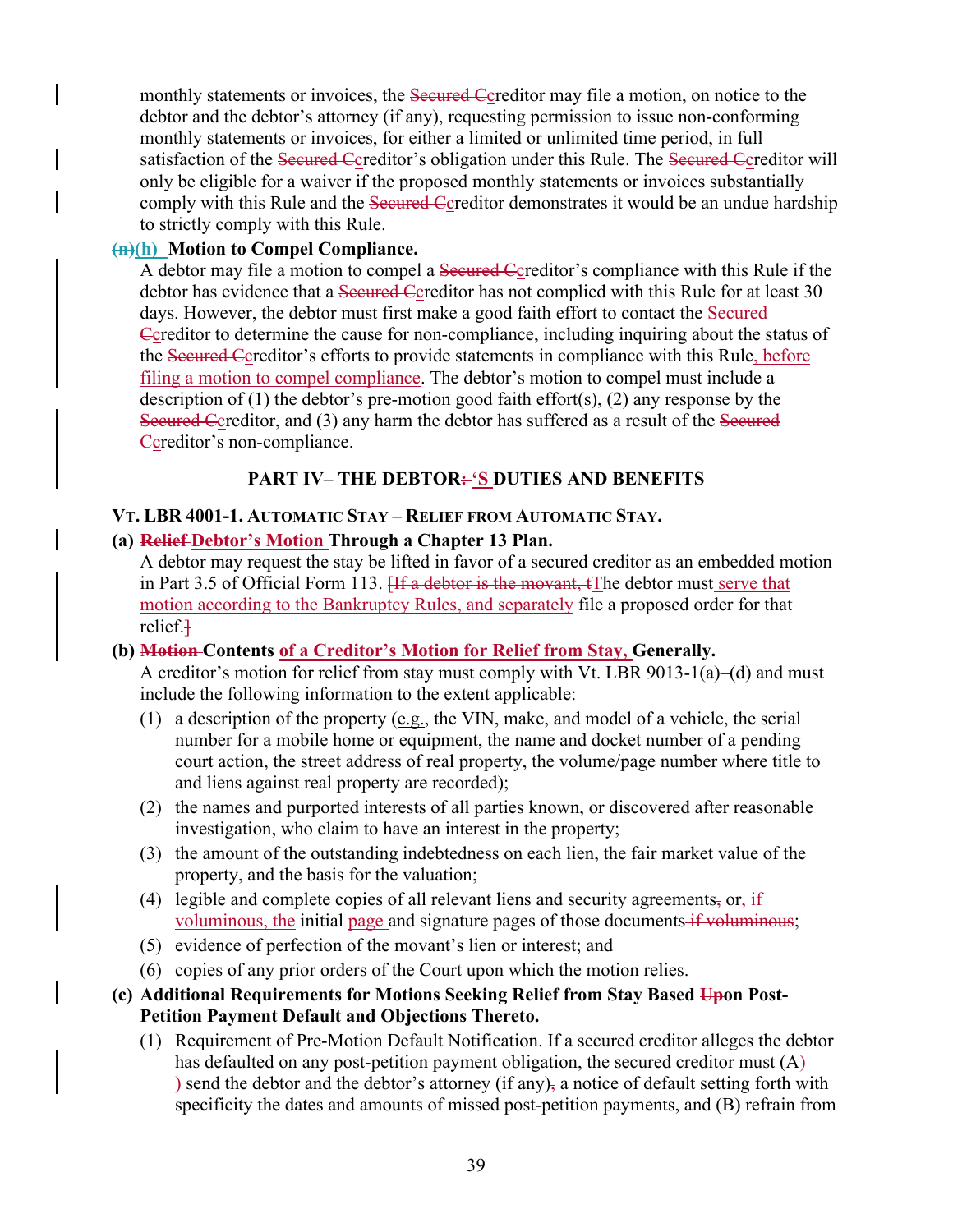monthly statements or invoices, the Secured Ccreditor may file a motion, on notice to the debtor and the debtor's attorney (if any), requesting permission to issue non-conforming monthly statements or invoices, for either a limited or unlimited time period, in full satisfaction of the Secured Ccreditor's obligation under this Rule. The Secured Ccreditor will only be eligible for a waiver if the proposed monthly statements or invoices substantially comply with this Rule and the Secured Ccreditor demonstrates it would be an undue hardship to strictly comply with this Rule.

**(n)(h) Motion to Compel Compliance.**

A debtor may file a motion to compel a Secured Ccreditor's compliance with this Rule if the debtor has evidence that a Secured Ccreditor has not complied with this Rule for at least 30 days. However, the debtor must first make a good faith effort to contact the Secured Ccreditor to determine the cause for non-compliance, including inquiring about the status of the Secured Ccreditor's efforts to provide statements in compliance with this Rule, before filing a motion to compel compliance. The debtor's motion to compel must include a description of (1) the debtor's pre-motion good faith effort(s), (2) any response by the Secured Ccreditor, and (3) any harm the debtor has suffered as a result of the Secured Ccreditor's non-compliance.

## PART IV– THE DEBTOR: 'S DUTIES AND BENEFITS

### VT. LBR 4001-1. AUTOMATIC STAY – RELIEF FROM AUTOMATIC STAY.

**(a) Relief Debtor's Motion Through a Chapter 13 Plan.**

A debtor may request the stay be lifted in favor of a secured creditor as an embedded motion in Part 3.5 of Official Form 113. [If a debtor is the movant, tThe debtor must serve that motion according to the Bankruptcy Rules, and separately file a proposed order for that relief.]

**(b) Motion Contents of a Creditor's Motion for Relief from Stay, Generally.**

A creditor's motion for relief from stay must comply with Vt. LBR 9013-1(a)–(d) and must include the following information to the extent applicable:

(1) a description of the property (e.g., the VIN, make, and model of a vehicle, the serial number for a mobile home or equipment, the name and docket number of a pending court action, the street address of real property, the volume/page number where title to and liens against real property are recorded);

(2) the names and purported interests of all parties known, or discovered after reasonable investigation, who claim to have an interest in the property;

(3) the amount of the outstanding indebtedness on each lien, the fair market value of the property, and the basis for the valuation;

(4) legible and complete copies of all relevant liens and security agreements, or, if voluminous, the initial page and signature pages of those documents if voluminous;

(5) evidence of perfection of the movant's lien or interest; and

(6) copies of any prior orders of the Court upon which the motion relies.

**(c) Additional Requirements for Motions Seeking Relief from Stay Based Upon Post-Petition Payment Default and Objections Thereto.**

(1) Requirement of Pre-Motion Default Notification. If a secured creditor alleges the debtor has defaulted on any post-petition payment obligation, the secured creditor must (A) ) send the debtor and the debtor's attorney (if any), a notice of default setting forth with specificity the dates and amounts of missed post-petition payments, and (B) refrain from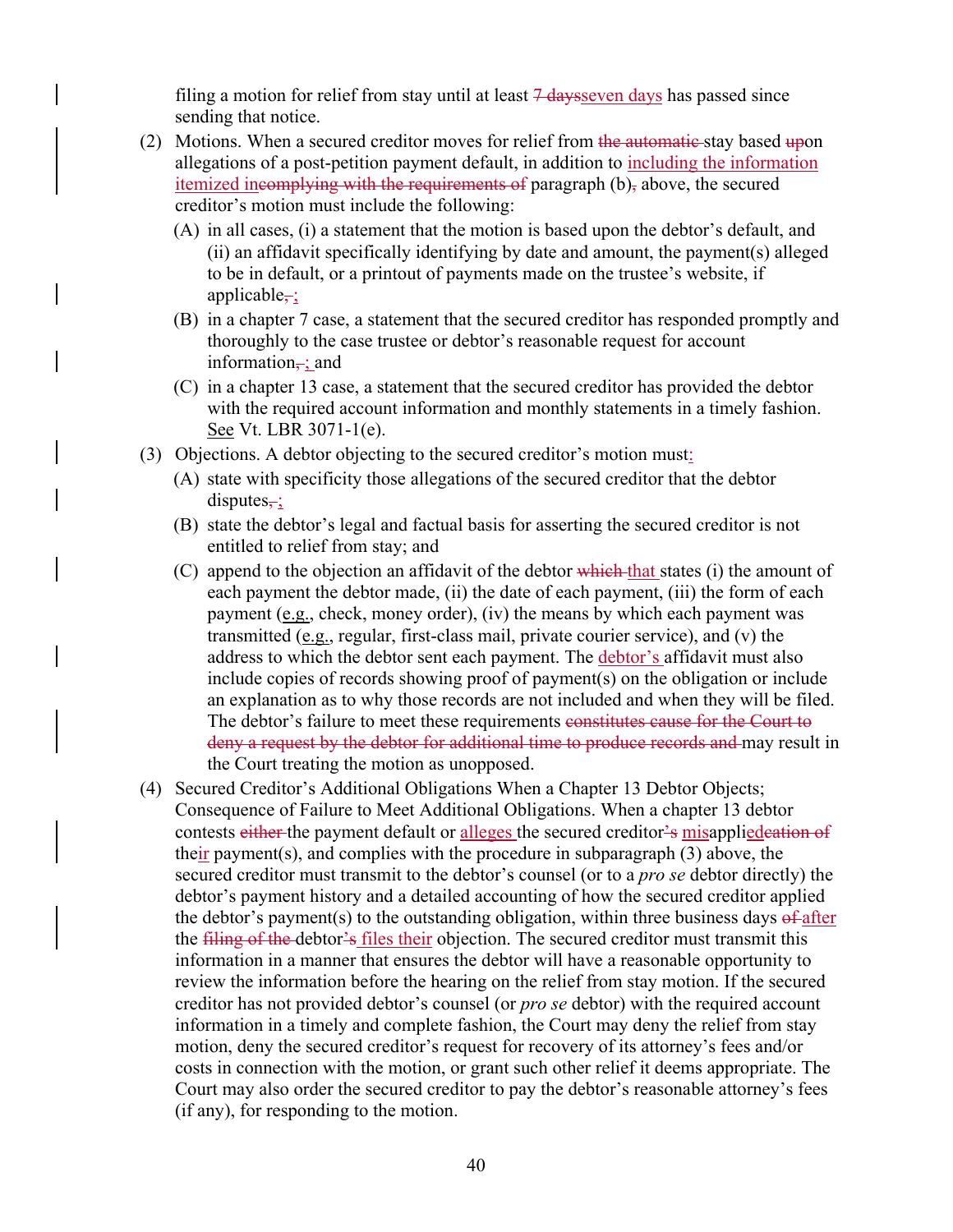filing a motion for relief from stay until at least ~~7 days~~seven days has passed since sending that notice.

(2) Motions. When a secured creditor moves for relief from ~~the automatic~~ stay based ~~up~~on allegations of a post-petition payment default, in addition to including the information itemized in~~complying with the requirements of~~ paragraph (b)~~,~~ above, the secured creditor's motion must include the following:

   (A) in all cases, (i) a statement that the motion is based upon the debtor's default, and (ii) an affidavit specifically identifying by date and amount, the payment(s) alleged to be in default, or a printout of payments made on the trustee's website, if applicable~~,~~;

   (B) in a chapter 7 case, a statement that the secured creditor has responded promptly and thoroughly to the case trustee or debtor's reasonable request for account information~~,~~; and

   (C) in a chapter 13 case, a statement that the secured creditor has provided the debtor with the required account information and monthly statements in a timely fashion. See Vt. LBR 3071-1(e).

(3) Objections. A debtor objecting to the secured creditor's motion must:

   (A) state with specificity those allegations of the secured creditor that the debtor disputes~~,~~;

   (B) state the debtor's legal and factual basis for asserting the secured creditor is not entitled to relief from stay; and

   (C) append to the objection an affidavit of the debtor ~~which~~ that states (i) the amount of each payment the debtor made, (ii) the date of each payment, (iii) the form of each payment (e.g., check, money order), (iv) the means by which each payment was transmitted (e.g., regular, first-class mail, private courier service), and (v) the address to which the debtor sent each payment. The debtor's affidavit must also include copies of records showing proof of payment(s) on the obligation or include an explanation as to why those records are not included and when they will be filed. The debtor's failure to meet these requirements ~~constitutes cause for the Court to deny a request by the debtor for additional time to produce records and~~ may result in the Court treating the motion as unopposed.

(4) Secured Creditor's Additional Obligations When a Chapter 13 Debtor Objects; Consequence of Failure to Meet Additional Obligations. When a chapter 13 debtor contests ~~either~~ the payment default or alleges the secured creditor~~'s~~ misappli~~cation of~~ed their payment(s), and complies with the procedure in subparagraph (3) above, the secured creditor must transmit to the debtor's counsel (or to a *pro se* debtor directly) the debtor's payment history and a detailed accounting of how the secured creditor applied the debtor's payment(s) to the outstanding obligation, within three business days ~~of~~ after the ~~filing of the~~ debtor~~'s~~ files their objection. The secured creditor must transmit this information in a manner that ensures the debtor will have a reasonable opportunity to review the information before the hearing on the relief from stay motion. If the secured creditor has not provided debtor's counsel (or *pro se* debtor) with the required account information in a timely and complete fashion, the Court may deny the relief from stay motion, deny the secured creditor's request for recovery of its attorney's fees and/or costs in connection with the motion, or grant such other relief it deems appropriate. The Court may also order the secured creditor to pay the debtor's reasonable attorney's fees (if any), for responding to the motion.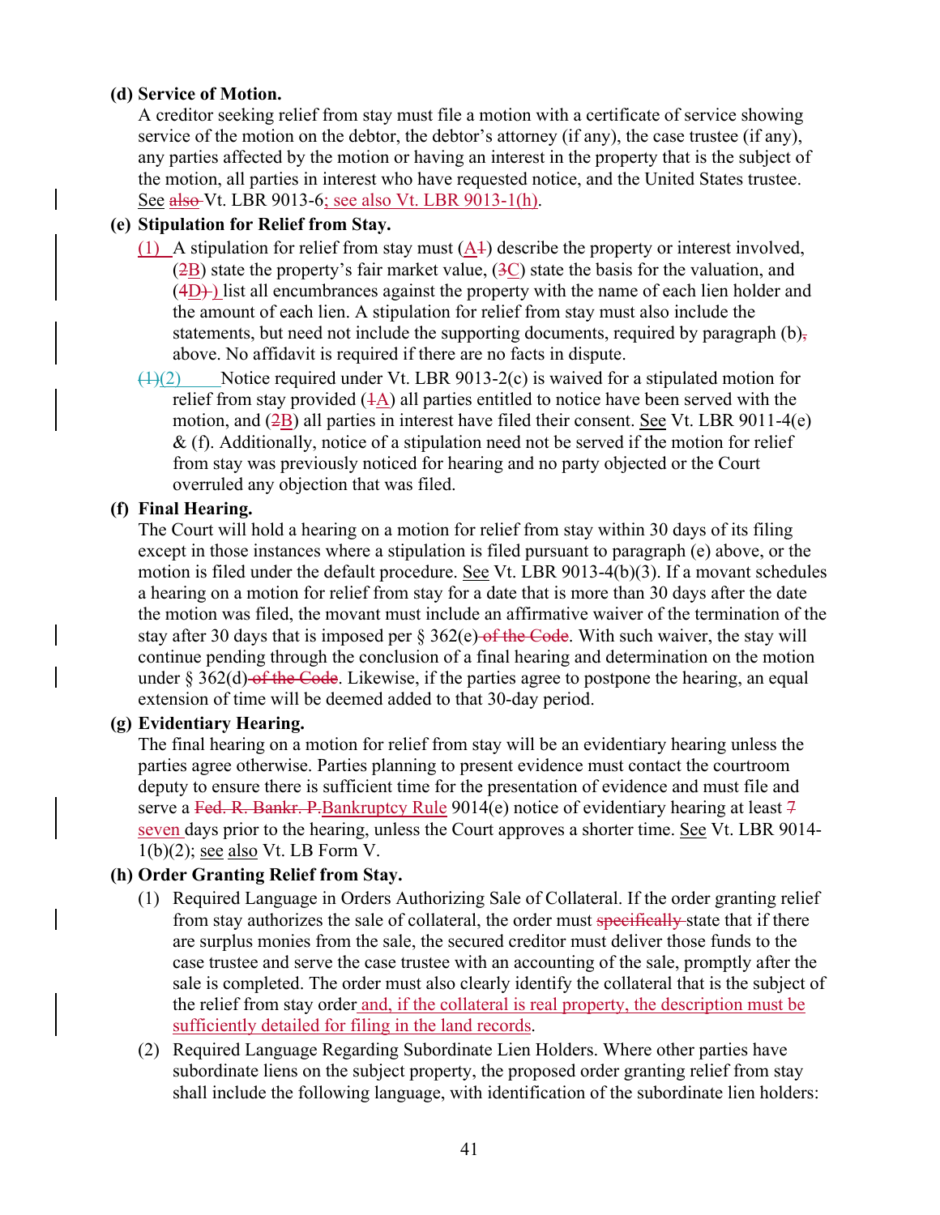**(d) Service of Motion.**

A creditor seeking relief from stay must file a motion with a certificate of service showing service of the motion on the debtor, the debtor's attorney (if any), the case trustee (if any), any parties affected by the motion or having an interest in the property that is the subject of the motion, all parties in interest who have requested notice, and the United States trustee. See ~~also~~ Vt. LBR 9013-6; see also Vt. LBR 9013-1(h).

**(e) Stipulation for Relief from Stay.**

(1) A stipulation for relief from stay must (A~~1~~) describe the property or interest involved, (~~2~~B) state the property's fair market value, (~~3~~C) state the basis for the valuation, and (~~4~~D~~)~~) list all encumbrances against the property with the name of each lien holder and the amount of each lien. A stipulation for relief from stay must also include the statements, but need not include the supporting documents, required by paragraph (b)~~,~~ above. No affidavit is required if there are no facts in dispute.

~~(1)~~(2) Notice required under Vt. LBR 9013-2(c) is waived for a stipulated motion for relief from stay provided (~~1~~A) all parties entitled to notice have been served with the motion, and (~~2~~B) all parties in interest have filed their consent. See Vt. LBR 9011-4(e) & (f). Additionally, notice of a stipulation need not be served if the motion for relief from stay was previously noticed for hearing and no party objected or the Court overruled any objection that was filed.

**(f) Final Hearing.**

The Court will hold a hearing on a motion for relief from stay within 30 days of its filing except in those instances where a stipulation is filed pursuant to paragraph (e) above, or the motion is filed under the default procedure. See Vt. LBR 9013-4(b)(3). If a movant schedules a hearing on a motion for relief from stay for a date that is more than 30 days after the date the motion was filed, the movant must include an affirmative waiver of the termination of the stay after 30 days that is imposed per § 362(e)~~ of the Code~~. With such waiver, the stay will continue pending through the conclusion of a final hearing and determination on the motion under § 362(d)~~ of the Code~~. Likewise, if the parties agree to postpone the hearing, an equal extension of time will be deemed added to that 30-day period.

**(g) Evidentiary Hearing.**

The final hearing on a motion for relief from stay will be an evidentiary hearing unless the parties agree otherwise. Parties planning to present evidence must contact the courtroom deputy to ensure there is sufficient time for the presentation of evidence and must file and serve a ~~Fed. R. Bankr. P.~~Bankruptcy Rule 9014(e) notice of evidentiary hearing at least ~~7~~ seven days prior to the hearing, unless the Court approves a shorter time. See Vt. LBR 9014-1(b)(2); see also Vt. LB Form V.

**(h) Order Granting Relief from Stay.**

(1) Required Language in Orders Authorizing Sale of Collateral. If the order granting relief from stay authorizes the sale of collateral, the order must ~~specifically~~ state that if there are surplus monies from the sale, the secured creditor must deliver those funds to the case trustee and serve the case trustee with an accounting of the sale, promptly after the sale is completed. The order must also clearly identify the collateral that is the subject of the relief from stay order and, if the collateral is real property, the description must be sufficiently detailed for filing in the land records.

(2) Required Language Regarding Subordinate Lien Holders. Where other parties have subordinate liens on the subject property, the proposed order granting relief from stay shall include the following language, with identification of the subordinate lien holders: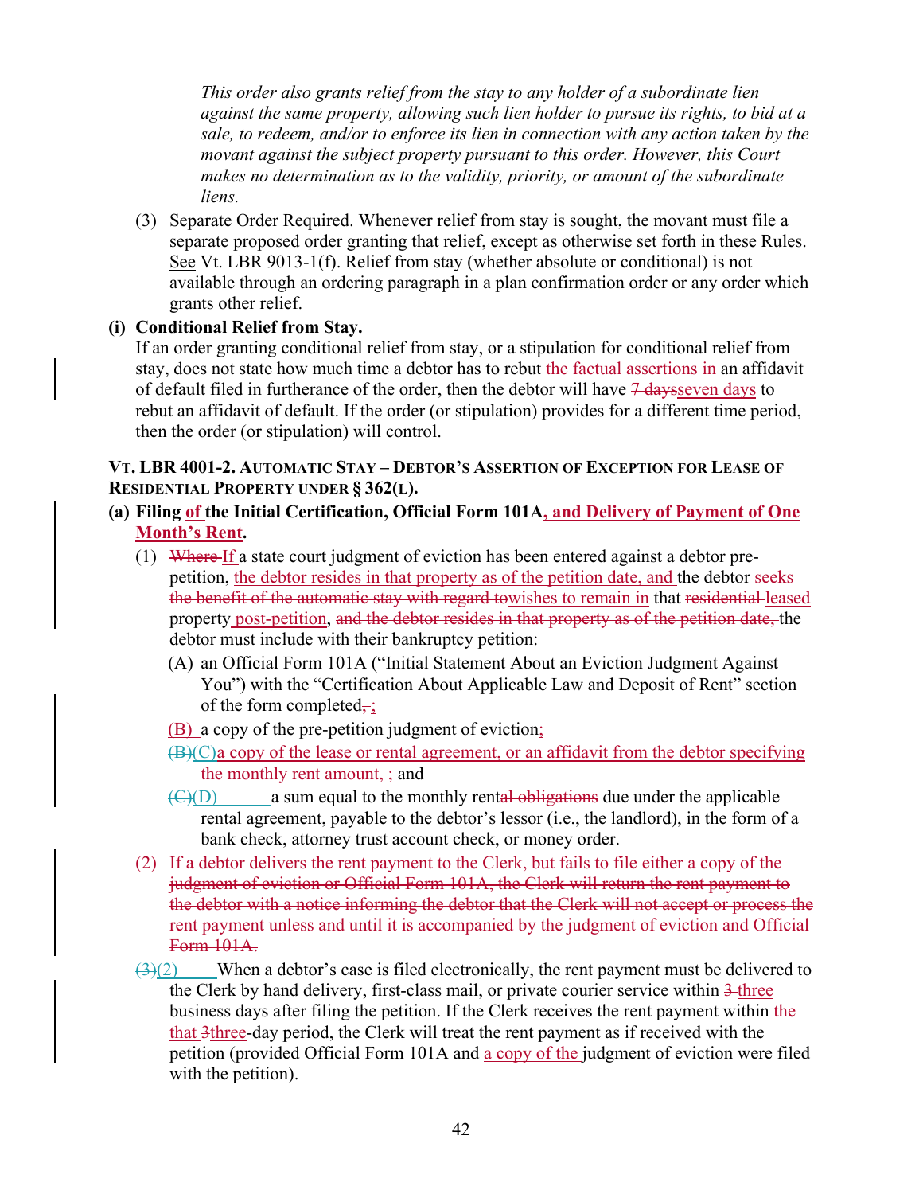*This order also grants relief from the stay to any holder of a subordinate lien against the same property, allowing such lien holder to pursue its rights, to bid at a sale, to redeem, and/or to enforce its lien in connection with any action taken by the movant against the subject property pursuant to this order. However, this Court makes no determination as to the validity, priority, or amount of the subordinate liens.*

(3) Separate Order Required. Whenever relief from stay is sought, the movant must file a separate proposed order granting that relief, except as otherwise set forth in these Rules. See Vt. LBR 9013-1(f). Relief from stay (whether absolute or conditional) is not available through an ordering paragraph in a plan confirmation order or any order which grants other relief.

**(i) Conditional Relief from Stay.**

If an order granting conditional relief from stay, or a stipulation for conditional relief from stay, does not state how much time a debtor has to rebut the factual assertions in an affidavit of default filed in furtherance of the order, then the debtor will have ~~7 days~~seven days to rebut an affidavit of default. If the order (or stipulation) provides for a different time period, then the order (or stipulation) will control.

### VT. LBR 4001-2. AUTOMATIC STAY – DEBTOR'S ASSERTION OF EXCEPTION FOR LEASE OF RESIDENTIAL PROPERTY UNDER § 362(L).

**(a) Filing of the Initial Certification, Official Form 101A, and Delivery of Payment of One Month's Rent.**

(1) ~~Where~~ If a state court judgment of eviction has been entered against a debtor pre-petition, the debtor resides in that property as of the petition date, and the debtor ~~seeks the benefit of the automatic stay with regard to~~wishes to remain in that ~~residential~~ leased property post-petition, ~~and the debtor resides in that property as of the petition date,~~ the debtor must include with their bankruptcy petition:

(A) an Official Form 101A ("Initial Statement About an Eviction Judgment Against You") with the "Certification About Applicable Law and Deposit of Rent" section of the form completed~~,~~;

(B) a copy of the pre-petition judgment of eviction;

~~(B)~~(C) a copy of the lease or rental agreement, or an affidavit from the debtor specifying the monthly rent amount~~,~~; and

~~(C)~~(D) a sum equal to the monthly rent~~al obligations~~ due under the applicable rental agreement, payable to the debtor's lessor (i.e., the landlord), in the form of a bank check, attorney trust account check, or money order.

~~(2) If a debtor delivers the rent payment to the Clerk, but fails to file either a copy of the judgment of eviction or Official Form 101A, the Clerk will return the rent payment to the debtor with a notice informing the debtor that the Clerk will not accept or process the rent payment unless and until it is accompanied by the judgment of eviction and Official Form 101A.~~

~~(3)~~(2) When a debtor's case is filed electronically, the rent payment must be delivered to the Clerk by hand delivery, first-class mail, or private courier service within ~~3~~ three business days after filing the petition. If the Clerk receives the rent payment within ~~the~~ that ~~3~~three-day period, the Clerk will treat the rent payment as if received with the petition (provided Official Form 101A and a copy of the judgment of eviction were filed with the petition).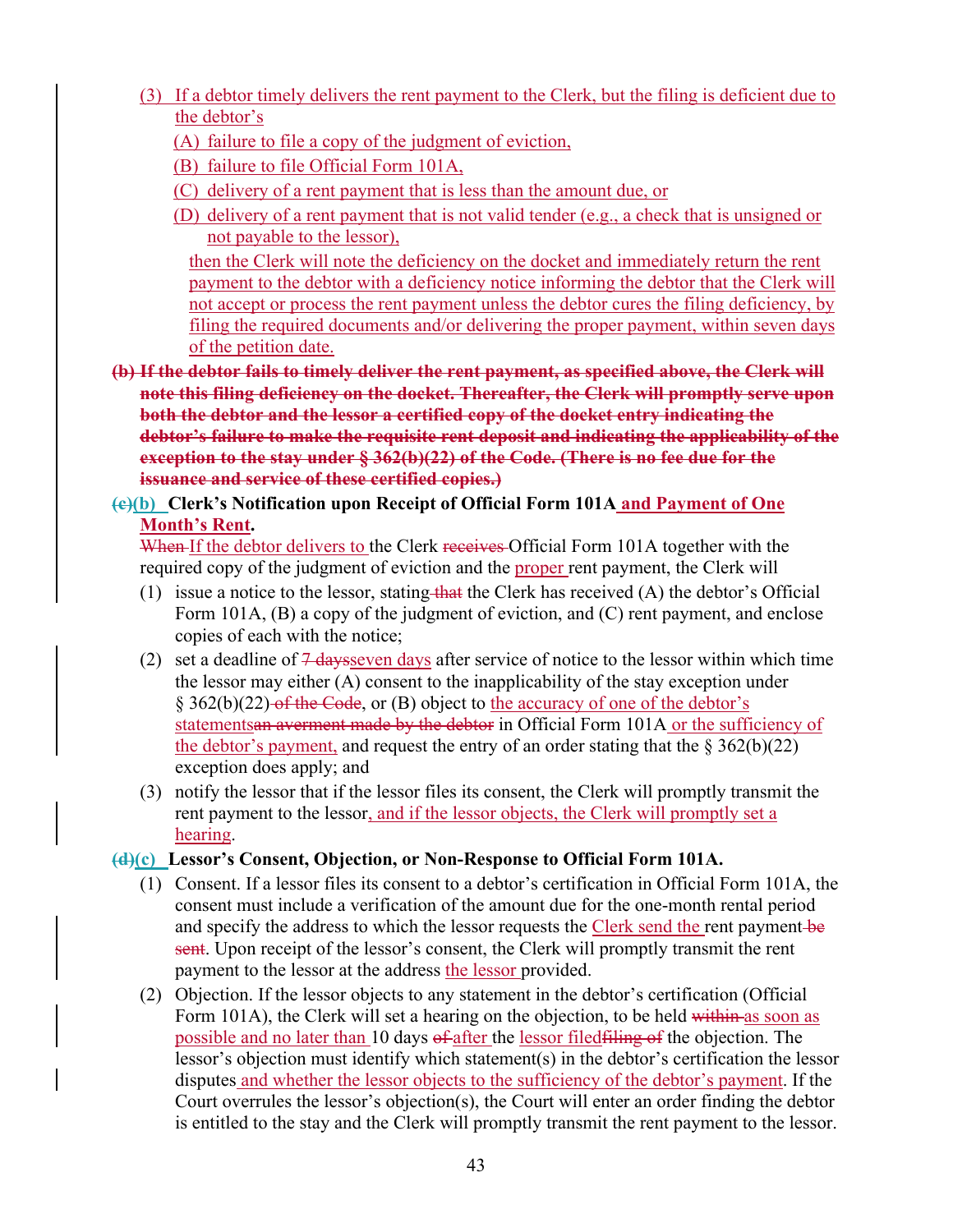(3) If a debtor timely delivers the rent payment to the Clerk, but the filing is deficient due to the debtor's

(A) failure to file a copy of the judgment of eviction,

(B) failure to file Official Form 101A,

(C) delivery of a rent payment that is less than the amount due, or

(D) delivery of a rent payment that is not valid tender (e.g., a check that is unsigned or not payable to the lessor),

then the Clerk will note the deficiency on the docket and immediately return the rent payment to the debtor with a deficiency notice informing the debtor that the Clerk will not accept or process the rent payment unless the debtor cures the filing deficiency, by filing the required documents and/or delivering the proper payment, within seven days of the petition date.

~~**(b) If the debtor fails to timely deliver the rent payment, as specified above, the Clerk will note this filing deficiency on the docket. Thereafter, the Clerk will promptly serve upon both the debtor and the lessor a certified copy of the docket entry indicating the debtor's failure to make the requisite rent deposit and indicating the applicability of the exception to the stay under § 362(b)(22) of the Code. (There is no fee due for the issuance and service of these certified copies.)**~~

**~~(c)~~(b) Clerk's Notification upon Receipt of Official Form 101A and Payment of One Month's Rent.**

~~When~~ If the debtor delivers to the Clerk ~~receives~~ Official Form 101A together with the required copy of the judgment of eviction and the proper rent payment, the Clerk will

(1) issue a notice to the lessor, stating ~~that~~ the Clerk has received (A) the debtor's Official Form 101A, (B) a copy of the judgment of eviction, and (C) rent payment, and enclose copies of each with the notice;

(2) set a deadline of ~~7 days~~seven days after service of notice to the lessor within which time the lessor may either (A) consent to the inapplicability of the stay exception under § 362(b)(22) ~~of the Code~~, or (B) object to the accuracy of one of the debtor's statements~~an averment made by the debtor~~ in Official Form 101A or the sufficiency of the debtor's payment, and request the entry of an order stating that the § 362(b)(22) exception does apply; and

(3) notify the lessor that if the lessor files its consent, the Clerk will promptly transmit the rent payment to the lessor, and if the lessor objects, the Clerk will promptly set a hearing.

**~~(d)~~(c) Lessor's Consent, Objection, or Non-Response to Official Form 101A.**

(1) Consent. If a lessor files its consent to a debtor's certification in Official Form 101A, the consent must include a verification of the amount due for the one-month rental period and specify the address to which the lessor requests the Clerk send the rent payment ~~be sent~~. Upon receipt of the lessor's consent, the Clerk will promptly transmit the rent payment to the lessor at the address the lessor provided.

(2) Objection. If the lessor objects to any statement in the debtor's certification (Official Form 101A), the Clerk will set a hearing on the objection, to be held ~~within~~ as soon as possible and no later than 10 days ~~of~~ after the lessor filed~~filing of~~ the objection. The lessor's objection must identify which statement(s) in the debtor's certification the lessor disputes and whether the lessor objects to the sufficiency of the debtor's payment. If the Court overrules the lessor's objection(s), the Court will enter an order finding the debtor is entitled to the stay and the Clerk will promptly transmit the rent payment to the lessor.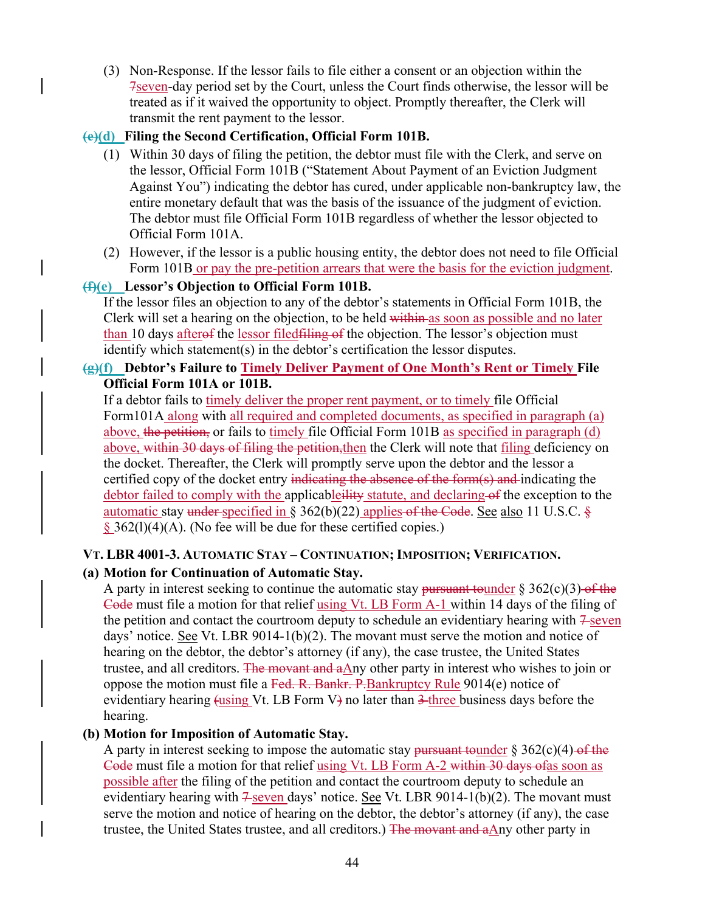(3) Non-Response. If the lessor fails to file either a consent or an objection within the 7seven-day period set by the Court, unless the Court finds otherwise, the lessor will be treated as if it waived the opportunity to object. Promptly thereafter, the Clerk will transmit the rent payment to the lessor.

**(e)(d) Filing the Second Certification, Official Form 101B.**

(1) Within 30 days of filing the petition, the debtor must file with the Clerk, and serve on the lessor, Official Form 101B ("Statement About Payment of an Eviction Judgment Against You") indicating the debtor has cured, under applicable non-bankruptcy law, the entire monetary default that was the basis of the issuance of the judgment of eviction. The debtor must file Official Form 101B regardless of whether the lessor objected to Official Form 101A.

(2) However, if the lessor is a public housing entity, the debtor does not need to file Official Form 101B or pay the pre-petition arrears that were the basis for the eviction judgment.

**(f)(e) Lessor's Objection to Official Form 101B.**

If the lessor files an objection to any of the debtor's statements in Official Form 101B, the Clerk will set a hearing on the objection, to be held within as soon as possible and no later than 10 days afterof the lessor filedfiling of the objection. The lessor's objection must identify which statement(s) in the debtor's certification the lessor disputes.

**(g)(f) Debtor's Failure to Timely Deliver Payment of One Month's Rent or Timely File Official Form 101A or 101B.**

If a debtor fails to timely deliver the proper rent payment, or to timely file Official Form101A along with all required and completed documents, as specified in paragraph (a) above, the petition, or fails to timely file Official Form 101B as specified in paragraph (d) above, within 30 days of filing the petition,then the Clerk will note that filing deficiency on the docket. Thereafter, the Clerk will promptly serve upon the debtor and the lessor a certified copy of the docket entry indicating the absence of the form(s) and indicating the debtor failed to comply with the applicableility statute, and declaring of the exception to the automatic stay under specified in § 362(b)(22) applies of the Code. See also 11 U.S.C. § § 362(l)(4)(A). (No fee will be due for these certified copies.)

### VT. LBR 4001-3. AUTOMATIC STAY – CONTINUATION; IMPOSITION; VERIFICATION.

**(a) Motion for Continuation of Automatic Stay.**

A party in interest seeking to continue the automatic stay pursuant tounder § 362(c)(3) of the Code must file a motion for that relief using Vt. LB Form A-1 within 14 days of the filing of the petition and contact the courtroom deputy to schedule an evidentiary hearing with 7 seven days' notice. See Vt. LBR 9014-1(b)(2). The movant must serve the motion and notice of hearing on the debtor, the debtor's attorney (if any), the case trustee, the United States trustee, and all creditors. The movant and aAny other party in interest who wishes to join or oppose the motion must file a Fed. R. Bankr. P.Bankruptcy Rule 9014(e) notice of evidentiary hearing (using Vt. LB Form V) no later than 3 three business days before the hearing.

**(b) Motion for Imposition of Automatic Stay.**

A party in interest seeking to impose the automatic stay pursuant tounder § 362(c)(4) of the Code must file a motion for that relief using Vt. LB Form A-2 within 30 days ofas soon as possible after the filing of the petition and contact the courtroom deputy to schedule an evidentiary hearing with 7 seven days' notice. See Vt. LBR 9014-1(b)(2). The movant must serve the motion and notice of hearing on the debtor, the debtor's attorney (if any), the case trustee, the United States trustee, and all creditors.) The movant and aAny other party in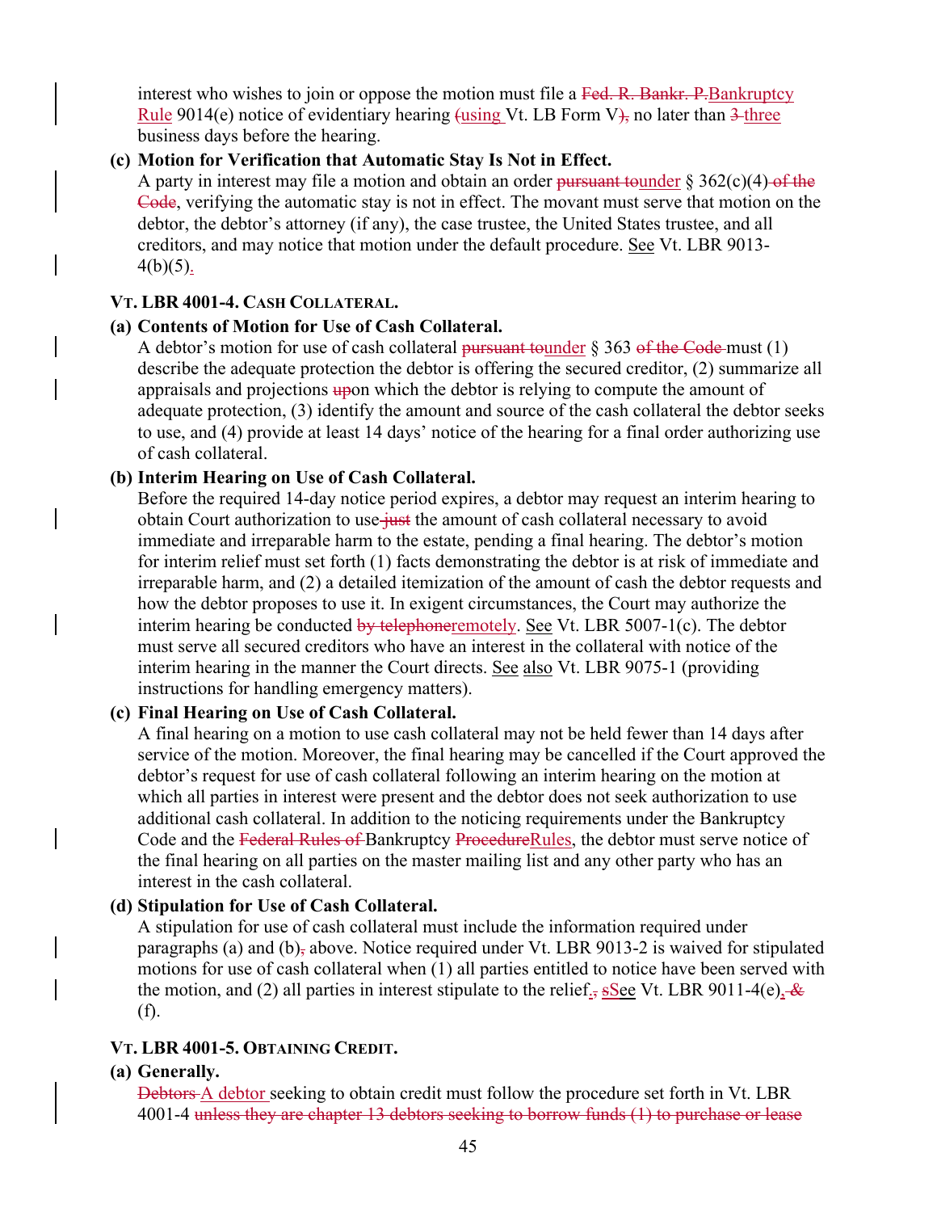interest who wishes to join or oppose the motion must file a ~~Fed. R. Bankr. P.~~Bankruptcy Rule 9014(e) notice of evidentiary hearing ~~(~~using Vt. LB Form V~~),~~ no later than ~~3~~ three business days before the hearing.

**(c) Motion for Verification that Automatic Stay Is Not in Effect.**
A party in interest may file a motion and obtain an order ~~pursuant to~~under § 362(c)(4) ~~of the Code~~, verifying the automatic stay is not in effect. The movant must serve that motion on the debtor, the debtor's attorney (if any), the case trustee, the United States trustee, and all creditors, and may notice that motion under the default procedure. See Vt. LBR 9013-4(b)(5).

### VT. LBR 4001-4. CASH COLLATERAL.

**(a) Contents of Motion for Use of Cash Collateral.**
A debtor's motion for use of cash collateral ~~pursuant to~~under § 363 ~~of the Code~~ must (1) describe the adequate protection the debtor is offering the secured creditor, (2) summarize all appraisals and projections ~~up~~on which the debtor is relying to compute the amount of adequate protection, (3) identify the amount and source of the cash collateral the debtor seeks to use, and (4) provide at least 14 days' notice of the hearing for a final order authorizing use of cash collateral.

**(b) Interim Hearing on Use of Cash Collateral.**
Before the required 14-day notice period expires, a debtor may request an interim hearing to obtain Court authorization to use ~~just~~ the amount of cash collateral necessary to avoid immediate and irreparable harm to the estate, pending a final hearing. The debtor's motion for interim relief must set forth (1) facts demonstrating the debtor is at risk of immediate and irreparable harm, and (2) a detailed itemization of the amount of cash the debtor requests and how the debtor proposes to use it. In exigent circumstances, the Court may authorize the interim hearing be conducted ~~by telephone~~remotely. See Vt. LBR 5007-1(c). The debtor must serve all secured creditors who have an interest in the collateral with notice of the interim hearing in the manner the Court directs. See also Vt. LBR 9075-1 (providing instructions for handling emergency matters).

**(c) Final Hearing on Use of Cash Collateral.**
A final hearing on a motion to use cash collateral may not be held fewer than 14 days after service of the motion. Moreover, the final hearing may be cancelled if the Court approved the debtor's request for use of cash collateral following an interim hearing on the motion at which all parties in interest were present and the debtor does not seek authorization to use additional cash collateral. In addition to the noticing requirements under the Bankruptcy Code and the ~~Federal Rules of~~ Bankruptcy ~~Procedure~~Rules, the debtor must serve notice of the final hearing on all parties on the master mailing list and any other party who has an interest in the cash collateral.

**(d) Stipulation for Use of Cash Collateral.**
A stipulation for use of cash collateral must include the information required under paragraphs (a) and (b)~~,~~ above. Notice required under Vt. LBR 9013-2 is waived for stipulated motions for use of cash collateral when (1) all parties entitled to notice have been served with the motion, and (2) all parties in interest stipulate to the relief.~~,~~ ~~s~~See Vt. LBR 9011-4(e), ~~&~~ (f).

### VT. LBR 4001-5. OBTAINING CREDIT.

**(a) Generally.**
~~Debtors~~ A debtor seeking to obtain credit must follow the procedure set forth in Vt. LBR 4001-4 ~~unless they are chapter 13 debtors seeking to borrow funds (1) to purchase or lease~~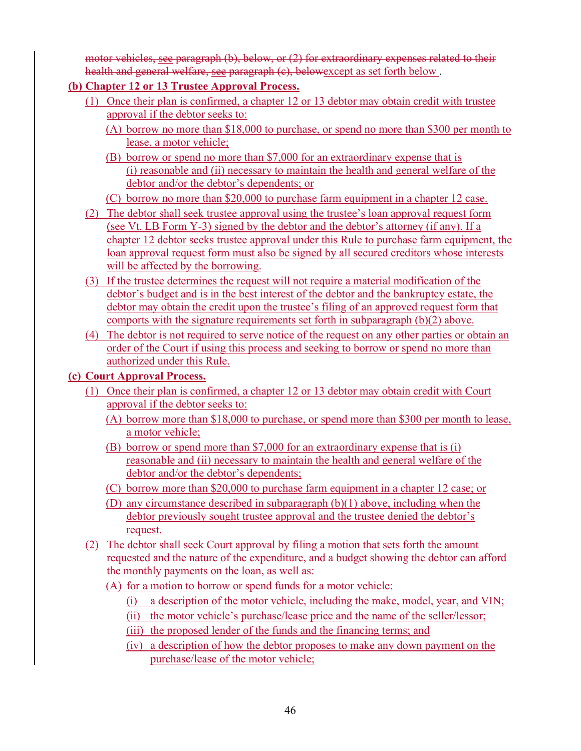~~motor vehicles, see paragraph (b), below, or (2) for extraordinary expenses related to their health and general welfare, see paragraph (c), below~~except as set forth below .

**(b) Chapter 12 or 13 Trustee Approval Process.**

(1) Once their plan is confirmed, a chapter 12 or 13 debtor may obtain credit with trustee approval if the debtor seeks to:

(A) borrow no more than $18,000 to purchase, or spend no more than $300 per month to lease, a motor vehicle;

(B) borrow or spend no more than $7,000 for an extraordinary expense that is (i) reasonable and (ii) necessary to maintain the health and general welfare of the debtor and/or the debtor's dependents; or

(C) borrow no more than $20,000 to purchase farm equipment in a chapter 12 case.

(2) The debtor shall seek trustee approval using the trustee's loan approval request form (see Vt. LB Form Y-3) signed by the debtor and the debtor's attorney (if any). If a chapter 12 debtor seeks trustee approval under this Rule to purchase farm equipment, the loan approval request form must also be signed by all secured creditors whose interests will be affected by the borrowing.

(3) If the trustee determines the request will not require a material modification of the debtor's budget and is in the best interest of the debtor and the bankruptcy estate, the debtor may obtain the credit upon the trustee's filing of an approved request form that comports with the signature requirements set forth in subparagraph (b)(2) above.

(4) The debtor is not required to serve notice of the request on any other parties or obtain an order of the Court if using this process and seeking to borrow or spend no more than authorized under this Rule.

**(c) Court Approval Process.**

(1) Once their plan is confirmed, a chapter 12 or 13 debtor may obtain credit with Court approval if the debtor seeks to:

(A) borrow more than $18,000 to purchase, or spend more than $300 per month to lease, a motor vehicle;

(B) borrow or spend more than $7,000 for an extraordinary expense that is (i) reasonable and (ii) necessary to maintain the health and general welfare of the debtor and/or the debtor's dependents;

(C) borrow more than $20,000 to purchase farm equipment in a chapter 12 case; or

(D) any circumstance described in subparagraph (b)(1) above, including when the debtor previously sought trustee approval and the trustee denied the debtor's request.

(2) The debtor shall seek Court approval by filing a motion that sets forth the amount requested and the nature of the expenditure, and a budget showing the debtor can afford the monthly payments on the loan, as well as:

(A) for a motion to borrow or spend funds for a motor vehicle:

(i) a description of the motor vehicle, including the make, model, year, and VIN;

(ii) the motor vehicle's purchase/lease price and the name of the seller/lessor;

(iii) the proposed lender of the funds and the financing terms; and

(iv) a description of how the debtor proposes to make any down payment on the purchase/lease of the motor vehicle;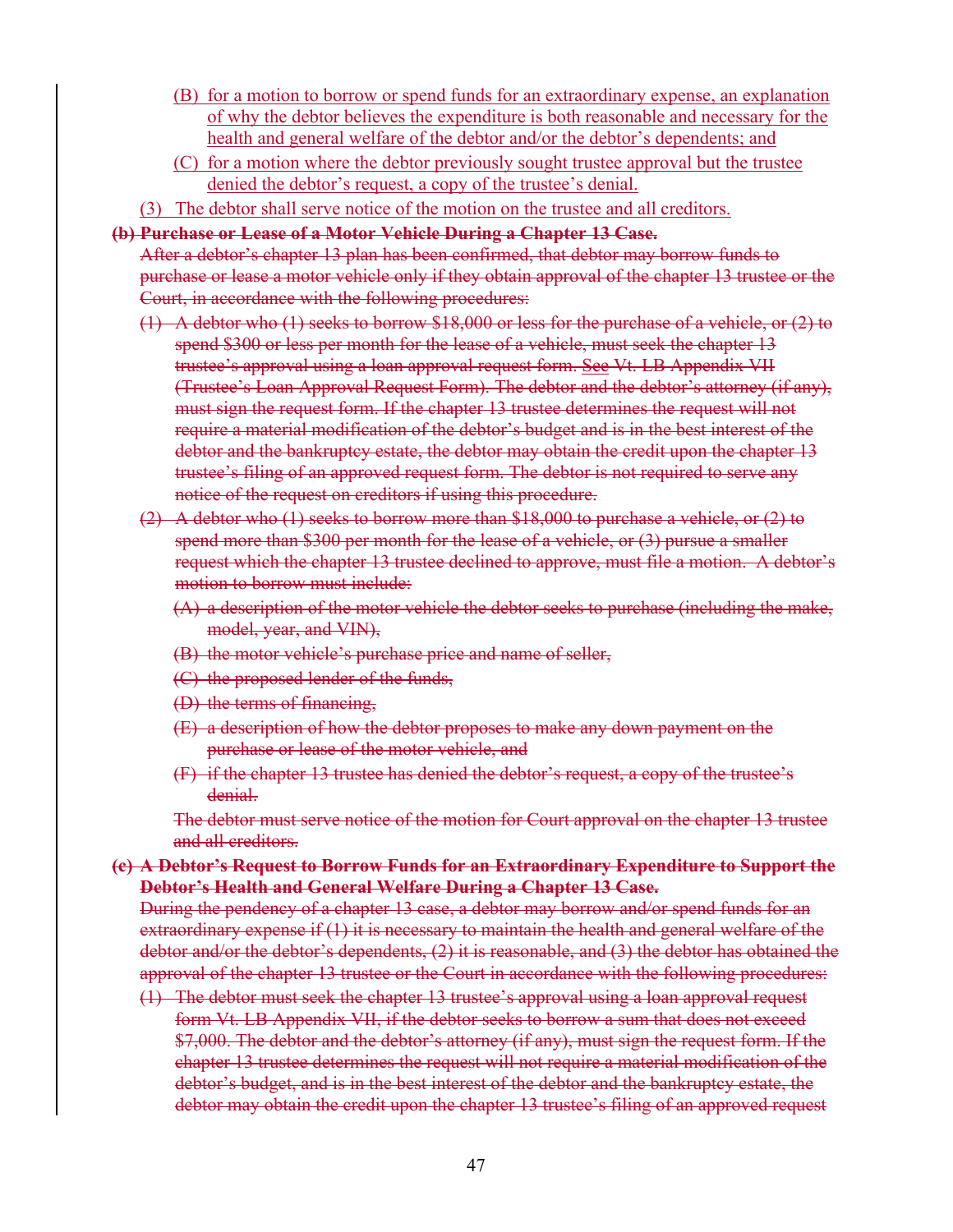(B) for a motion to borrow or spend funds for an extraordinary expense, an explanation of why the debtor believes the expenditure is both reasonable and necessary for the health and general welfare of the debtor and/or the debtor's dependents; and

(C) for a motion where the debtor previously sought trustee approval but the trustee denied the debtor's request, a copy of the trustee's denial.

(3) The debtor shall serve notice of the motion on the trustee and all creditors.

~~**(b) Purchase or Lease of a Motor Vehicle During a Chapter 13 Case.**~~

~~After a debtor's chapter 13 plan has been confirmed, that debtor may borrow funds to purchase or lease a motor vehicle only if they obtain approval of the chapter 13 trustee or the Court, in accordance with the following procedures:~~

~~(1) A debtor who (1) seeks to borrow $18,000 or less for the purchase of a vehicle, or (2) to spend $300 or less per month for the lease of a vehicle, must seek the chapter 13 trustee's approval using a loan approval request form. *See* Vt. LB Appendix VII (Trustee's Loan Approval Request Form). The debtor and the debtor's attorney (if any), must sign the request form. If the chapter 13 trustee determines the request will not require a material modification of the debtor's budget and is in the best interest of the debtor and the bankruptcy estate, the debtor may obtain the credit upon the chapter 13 trustee's filing of an approved request form. The debtor is not required to serve any notice of the request on creditors if using this procedure.~~

~~(2) A debtor who (1) seeks to borrow more than $18,000 to purchase a vehicle, or (2) to spend more than $300 per month for the lease of a vehicle, or (3) pursue a smaller request which the chapter 13 trustee declined to approve, must file a motion. A debtor's motion to borrow must include:~~

~~(A) a description of the motor vehicle the debtor seeks to purchase (including the make, model, year, and VIN),~~

~~(B) the motor vehicle's purchase price and name of seller,~~

~~(C) the proposed lender of the funds,~~

~~(D) the terms of financing,~~

~~(E) a description of how the debtor proposes to make any down payment on the purchase or lease of the motor vehicle, and~~

~~(F) if the chapter 13 trustee has denied the debtor's request, a copy of the trustee's denial.~~

~~The debtor must serve notice of the motion for Court approval on the chapter 13 trustee and all creditors.~~

~~**(c) A Debtor's Request to Borrow Funds for an Extraordinary Expenditure to Support the Debtor's Health and General Welfare During a Chapter 13 Case.**~~

~~During the pendency of a chapter 13 case, a debtor may borrow and/or spend funds for an extraordinary expense if (1) it is necessary to maintain the health and general welfare of the debtor and/or the debtor's dependents, (2) it is reasonable, and (3) the debtor has obtained the approval of the chapter 13 trustee or the Court in accordance with the following procedures:~~

~~(1) The debtor must seek the chapter 13 trustee's approval using a loan approval request form Vt. LB Appendix VII, if the debtor seeks to borrow a sum that does not exceed $7,000. The debtor and the debtor's attorney (if any), must sign the request form. If the chapter 13 trustee determines the request will not require a material modification of the debtor's budget, and is in the best interest of the debtor and the bankruptcy estate, the debtor may obtain the credit upon the chapter 13 trustee's filing of an approved request~~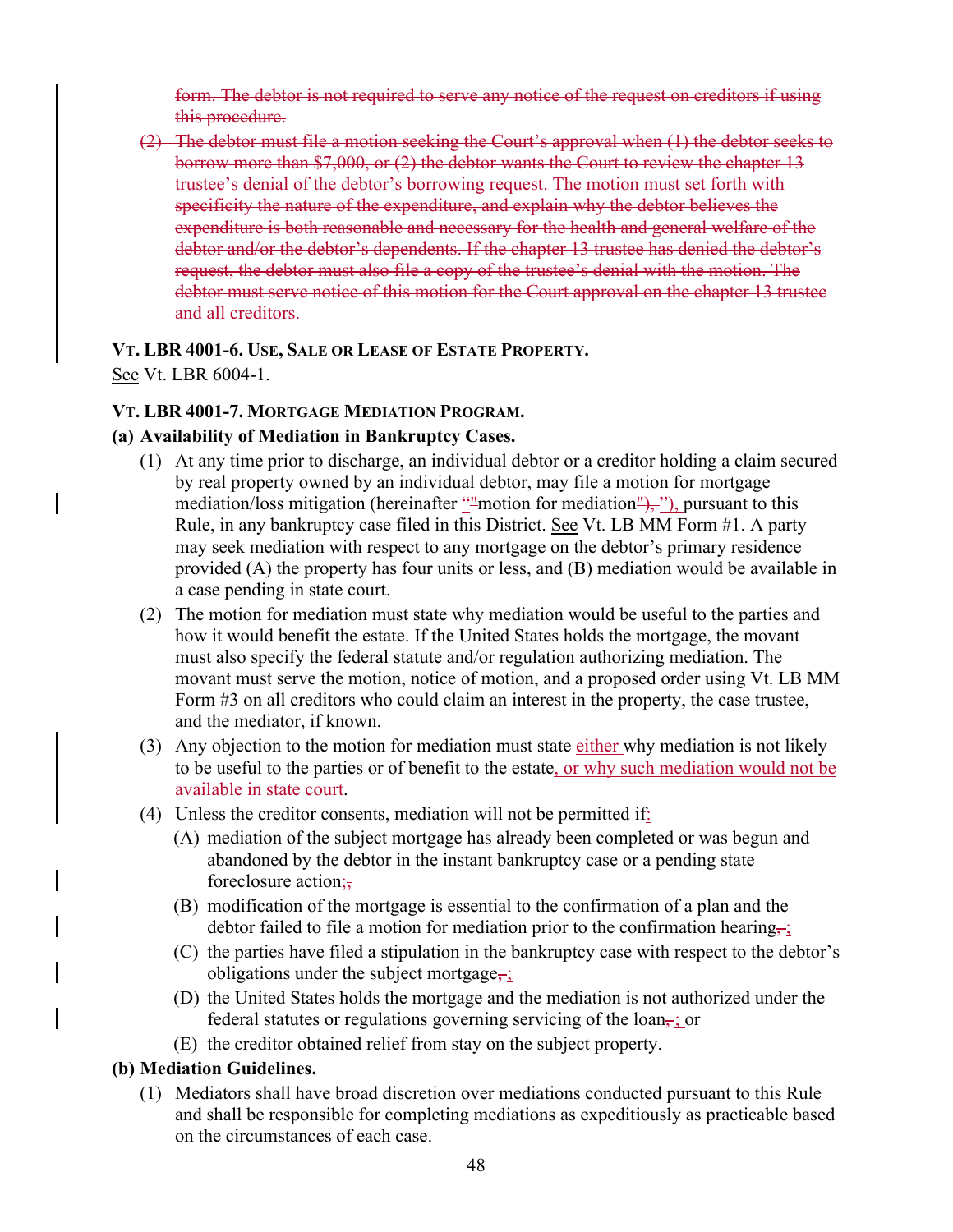~~form. The debtor is not required to serve any notice of the request on creditors if using this procedure.~~

~~(2) The debtor must file a motion seeking the Court's approval when (1) the debtor seeks to borrow more than $7,000, or (2) the debtor wants the Court to review the chapter 13 trustee's denial of the debtor's borrowing request. The motion must set forth with specificity the nature of the expenditure, and explain why the debtor believes the expenditure is both reasonable and necessary for the health and general welfare of the debtor and/or the debtor's dependents. If the chapter 13 trustee has denied the debtor's request, the debtor must also file a copy of the trustee's denial with the motion. The debtor must serve notice of this motion for the Court approval on the chapter 13 trustee and all creditors.~~

**VT. LBR 4001-6. USE, SALE OR LEASE OF ESTATE PROPERTY.**

See Vt. LBR 6004-1.

**VT. LBR 4001-7. MORTGAGE MEDIATION PROGRAM.**

**(a) Availability of Mediation in Bankruptcy Cases.**

(1) At any time prior to discharge, an individual debtor or a creditor holding a claim secured by real property owned by an individual debtor, may file a motion for mortgage mediation/loss mitigation (hereinafter "motion for mediation"), pursuant to this Rule, in any bankruptcy case filed in this District. See Vt. LB MM Form #1. A party may seek mediation with respect to any mortgage on the debtor's primary residence provided (A) the property has four units or less, and (B) mediation would be available in a case pending in state court.

(2) The motion for mediation must state why mediation would be useful to the parties and how it would benefit the estate. If the United States holds the mortgage, the movant must also specify the federal statute and/or regulation authorizing mediation. The movant must serve the motion, notice of motion, and a proposed order using Vt. LB MM Form #3 on all creditors who could claim an interest in the property, the case trustee, and the mediator, if known.

(3) Any objection to the motion for mediation must state either why mediation is not likely to be useful to the parties or of benefit to the estate, or why such mediation would not be available in state court.

(4) Unless the creditor consents, mediation will not be permitted if:

(A) mediation of the subject mortgage has already been completed or was begun and abandoned by the debtor in the instant bankruptcy case or a pending state foreclosure action;

(B) modification of the mortgage is essential to the confirmation of a plan and the debtor failed to file a motion for mediation prior to the confirmation hearing;

(C) the parties have filed a stipulation in the bankruptcy case with respect to the debtor's obligations under the subject mortgage;

(D) the United States holds the mortgage and the mediation is not authorized under the federal statutes or regulations governing servicing of the loan; or

(E) the creditor obtained relief from stay on the subject property.

**(b) Mediation Guidelines.**

(1) Mediators shall have broad discretion over mediations conducted pursuant to this Rule and shall be responsible for completing mediations as expeditiously as practicable based on the circumstances of each case.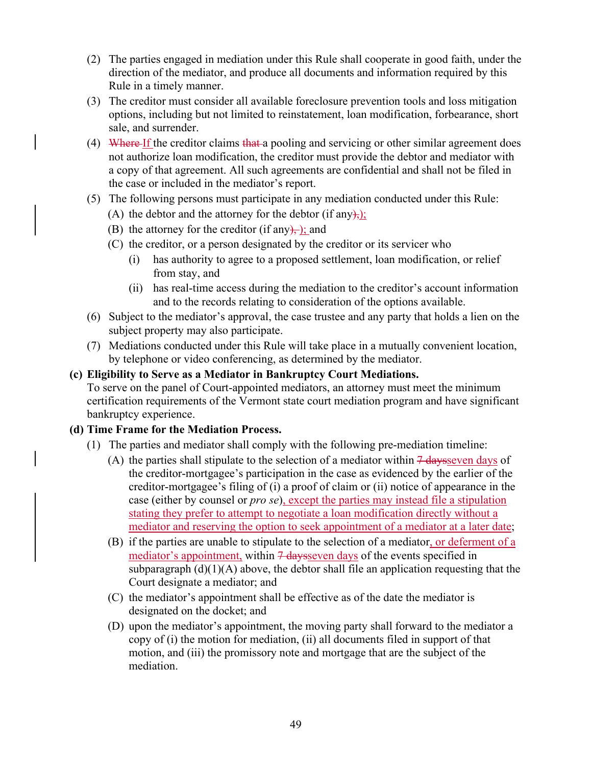(2) The parties engaged in mediation under this Rule shall cooperate in good faith, under the direction of the mediator, and produce all documents and information required by this Rule in a timely manner.

(3) The creditor must consider all available foreclosure prevention tools and loss mitigation options, including but not limited to reinstatement, loan modification, forbearance, short sale, and surrender.

(4) ~~Where~~ <u>If</u> the creditor claims ~~that~~ a pooling and servicing or other similar agreement does not authorize loan modification, the creditor must provide the debtor and mediator with a copy of that agreement. All such agreements are confidential and shall not be filed in the case or included in the mediator's report.

(5) The following persons must participate in any mediation conducted under this Rule:

   (A) the debtor and the attorney for the debtor (if any~~),~~<u>);</u>

   (B) the attorney for the creditor (if any~~),~~ <u>);</u> and

   (C) the creditor, or a person designated by the creditor or its servicer who

      (i) has authority to agree to a proposed settlement, loan modification, or relief from stay, and

      (ii) has real-time access during the mediation to the creditor's account information and to the records relating to consideration of the options available.

(6) Subject to the mediator's approval, the case trustee and any party that holds a lien on the subject property may also participate.

(7) Mediations conducted under this Rule will take place in a mutually convenient location, by telephone or video conferencing, as determined by the mediator.

**(c) Eligibility to Serve as a Mediator in Bankruptcy Court Mediations.**

To serve on the panel of Court-appointed mediators, an attorney must meet the minimum certification requirements of the Vermont state court mediation program and have significant bankruptcy experience.

**(d) Time Frame for the Mediation Process.**

(1) The parties and mediator shall comply with the following pre-mediation timeline:

   (A) the parties shall stipulate to the selection of a mediator within ~~7 days~~<u>seven days</u> of the creditor-mortgagee's participation in the case as evidenced by the earlier of the creditor-mortgagee's filing of (i) a proof of claim or (ii) notice of appearance in the case (either by counsel or *pro se*)<u>, except the parties may instead file a stipulation stating they prefer to attempt to negotiate a loan modification directly without a mediator and reserving the option to seek appointment of a mediator at a later date</u>;

   (B) if the parties are unable to stipulate to the selection of a mediator<u>, or deferment of a mediator's appointment,</u> within ~~7 days~~<u>seven days</u> of the events specified in subparagraph (d)(1)(A) above, the debtor shall file an application requesting that the Court designate a mediator; and

   (C) the mediator's appointment shall be effective as of the date the mediator is designated on the docket; and

   (D) upon the mediator's appointment, the moving party shall forward to the mediator a copy of (i) the motion for mediation, (ii) all documents filed in support of that motion, and (iii) the promissory note and mortgage that are the subject of the mediation.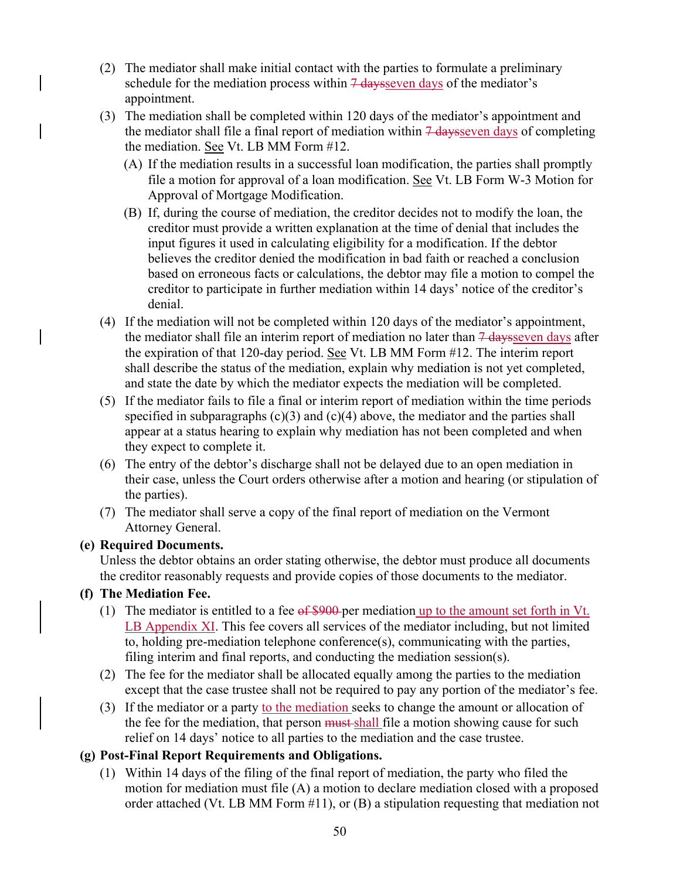(2) The mediator shall make initial contact with the parties to formulate a preliminary schedule for the mediation process within ~~7 days~~seven days of the mediator's appointment.

(3) The mediation shall be completed within 120 days of the mediator's appointment and the mediator shall file a final report of mediation within ~~7 days~~seven days of completing the mediation. See Vt. LB MM Form #12.

  (A) If the mediation results in a successful loan modification, the parties shall promptly file a motion for approval of a loan modification. See Vt. LB Form W-3 Motion for Approval of Mortgage Modification.

  (B) If, during the course of mediation, the creditor decides not to modify the loan, the creditor must provide a written explanation at the time of denial that includes the input figures it used in calculating eligibility for a modification. If the debtor believes the creditor denied the modification in bad faith or reached a conclusion based on erroneous facts or calculations, the debtor may file a motion to compel the creditor to participate in further mediation within 14 days' notice of the creditor's denial.

(4) If the mediation will not be completed within 120 days of the mediator's appointment, the mediator shall file an interim report of mediation no later than ~~7 days~~seven days after the expiration of that 120-day period. See Vt. LB MM Form #12. The interim report shall describe the status of the mediation, explain why mediation is not yet completed, and state the date by which the mediator expects the mediation will be completed.

(5) If the mediator fails to file a final or interim report of mediation within the time periods specified in subparagraphs (c)(3) and (c)(4) above, the mediator and the parties shall appear at a status hearing to explain why mediation has not been completed and when they expect to complete it.

(6) The entry of the debtor's discharge shall not be delayed due to an open mediation in their case, unless the Court orders otherwise after a motion and hearing (or stipulation of the parties).

(7) The mediator shall serve a copy of the final report of mediation on the Vermont Attorney General.

**(e) Required Documents.**
Unless the debtor obtains an order stating otherwise, the debtor must produce all documents the creditor reasonably requests and provide copies of those documents to the mediator.

**(f) The Mediation Fee.**

(1) The mediator is entitled to a fee ~~of $900~~ per mediation up to the amount set forth in Vt. LB Appendix XI. This fee covers all services of the mediator including, but not limited to, holding pre-mediation telephone conference(s), communicating with the parties, filing interim and final reports, and conducting the mediation session(s).

(2) The fee for the mediator shall be allocated equally among the parties to the mediation except that the case trustee shall not be required to pay any portion of the mediator's fee.

(3) If the mediator or a party to the mediation seeks to change the amount or allocation of the fee for the mediation, that person ~~must~~ shall file a motion showing cause for such relief on 14 days' notice to all parties to the mediation and the case trustee.

**(g) Post-Final Report Requirements and Obligations.**

(1) Within 14 days of the filing of the final report of mediation, the party who filed the motion for mediation must file (A) a motion to declare mediation closed with a proposed order attached (Vt. LB MM Form #11), or (B) a stipulation requesting that mediation not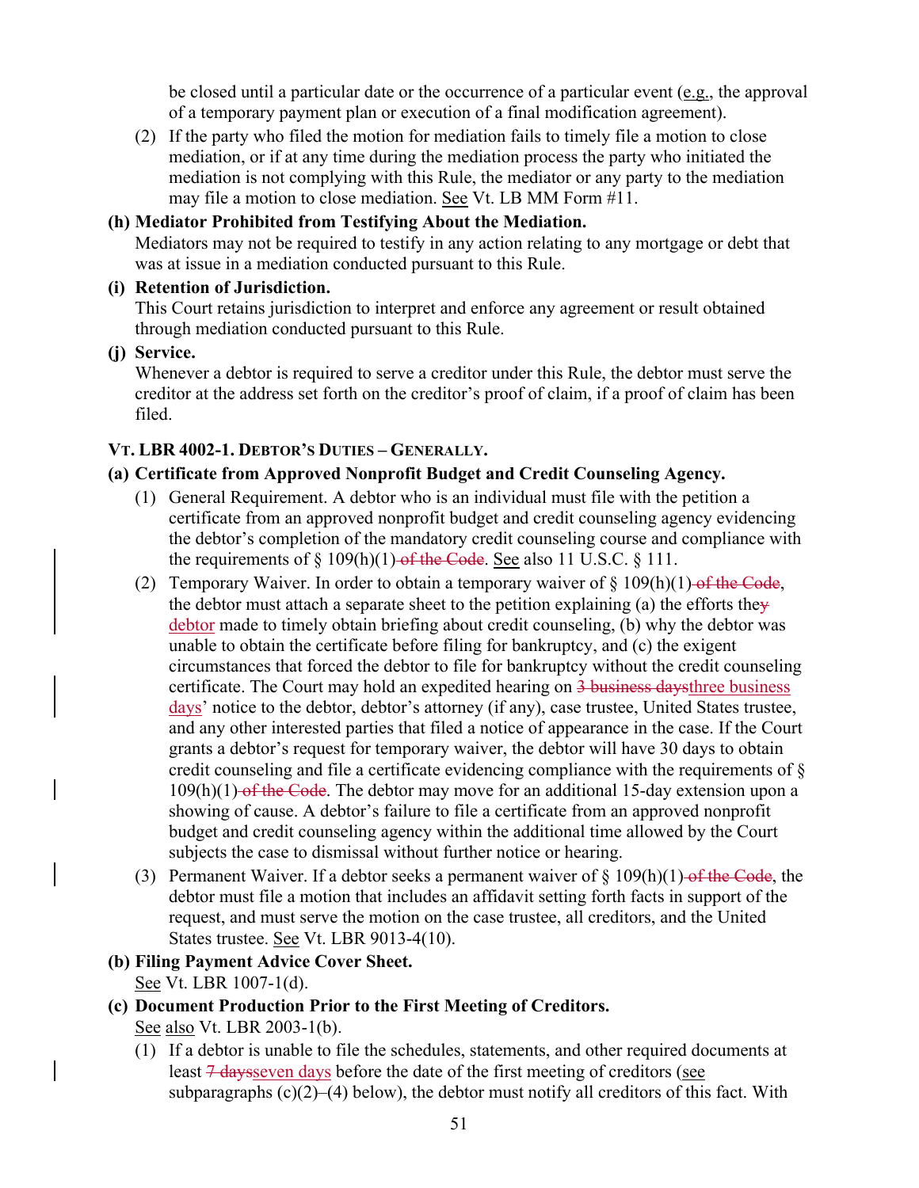be closed until a particular date or the occurrence of a particular event (e.g., the approval of a temporary payment plan or execution of a final modification agreement).

(2) If the party who filed the motion for mediation fails to timely file a motion to close mediation, or if at any time during the mediation process the party who initiated the mediation is not complying with this Rule, the mediator or any party to the mediation may file a motion to close mediation. See Vt. LB MM Form #11.

**(h) Mediator Prohibited from Testifying About the Mediation.**
Mediators may not be required to testify in any action relating to any mortgage or debt that was at issue in a mediation conducted pursuant to this Rule.

**(i) Retention of Jurisdiction.**
This Court retains jurisdiction to interpret and enforce any agreement or result obtained through mediation conducted pursuant to this Rule.

**(j) Service.**
Whenever a debtor is required to serve a creditor under this Rule, the debtor must serve the creditor at the address set forth on the creditor's proof of claim, if a proof of claim has been filed.

**VT. LBR 4002-1. DEBTOR'S DUTIES – GENERALLY.**

**(a) Certificate from Approved Nonprofit Budget and Credit Counseling Agency.**

(1) General Requirement. A debtor who is an individual must file with the petition a certificate from an approved nonprofit budget and credit counseling agency evidencing the debtor's completion of the mandatory credit counseling course and compliance with the requirements of § 109(h)(1) ~~of the Code~~. See also 11 U.S.C. § 111.

(2) Temporary Waiver. In order to obtain a temporary waiver of § 109(h)(1) ~~of the Code~~, the debtor must attach a separate sheet to the petition explaining (a) the efforts the~~y~~ debtor made to timely obtain briefing about credit counseling, (b) why the debtor was unable to obtain the certificate before filing for bankruptcy, and (c) the exigent circumstances that forced the debtor to file for bankruptcy without the credit counseling certificate. The Court may hold an expedited hearing on ~~3 business days~~three business days' notice to the debtor, debtor's attorney (if any), case trustee, United States trustee, and any other interested parties that filed a notice of appearance in the case. If the Court grants a debtor's request for temporary waiver, the debtor will have 30 days to obtain credit counseling and file a certificate evidencing compliance with the requirements of § 109(h)(1) ~~of the Code~~. The debtor may move for an additional 15-day extension upon a showing of cause. A debtor's failure to file a certificate from an approved nonprofit budget and credit counseling agency within the additional time allowed by the Court subjects the case to dismissal without further notice or hearing.

(3) Permanent Waiver. If a debtor seeks a permanent waiver of § 109(h)(1) ~~of the Code~~, the debtor must file a motion that includes an affidavit setting forth facts in support of the request, and must serve the motion on the case trustee, all creditors, and the United States trustee. See Vt. LBR 9013-4(10).

**(b) Filing Payment Advice Cover Sheet.**
See Vt. LBR 1007-1(d).

**(c) Document Production Prior to the First Meeting of Creditors.**
See also Vt. LBR 2003-1(b).

(1) If a debtor is unable to file the schedules, statements, and other required documents at least ~~7 days~~seven days before the date of the first meeting of creditors (see subparagraphs (c)(2)–(4) below), the debtor must notify all creditors of this fact. With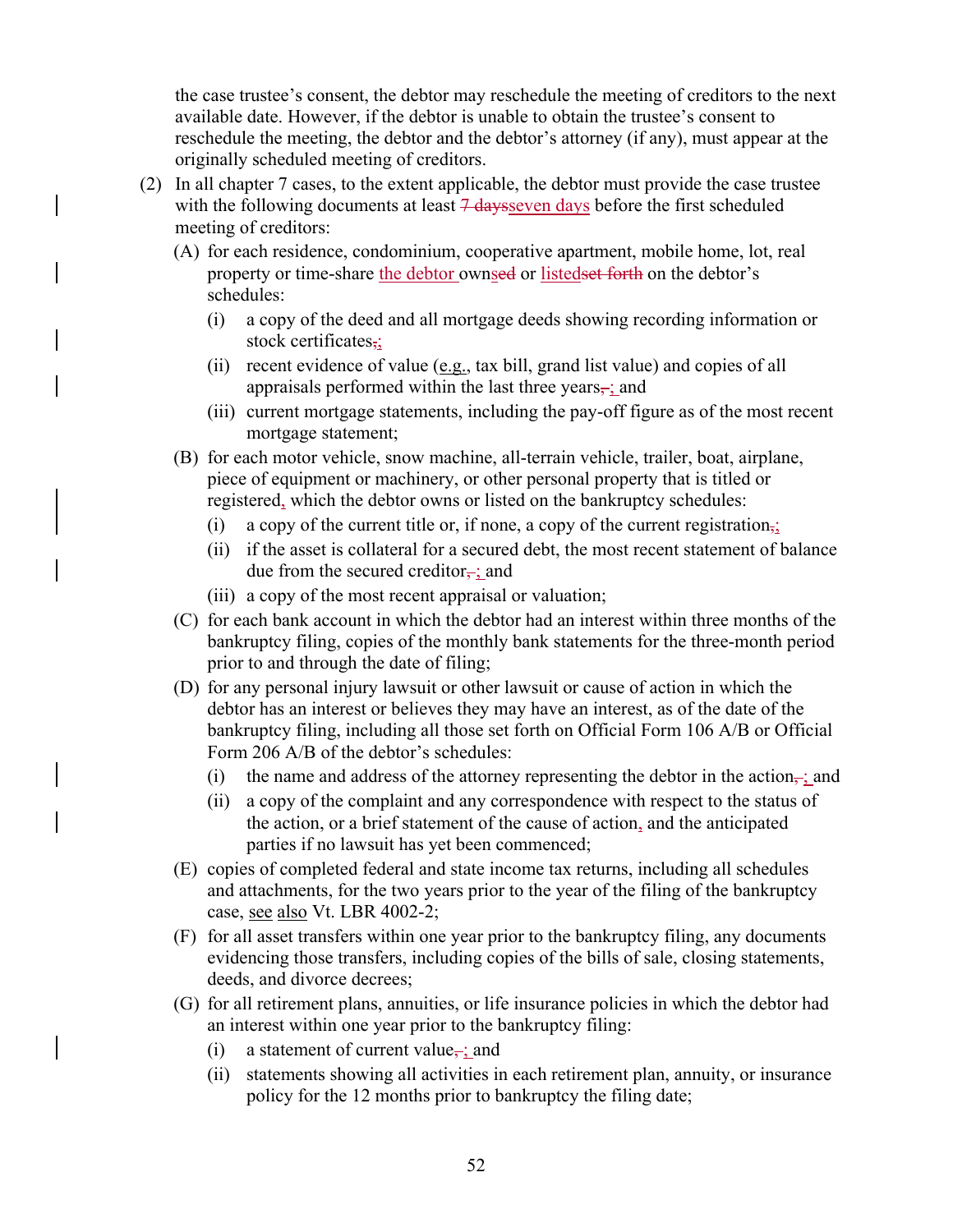the case trustee's consent, the debtor may reschedule the meeting of creditors to the next available date. However, if the debtor is unable to obtain the trustee's consent to reschedule the meeting, the debtor and the debtor's attorney (if any), must appear at the originally scheduled meeting of creditors.

(2) In all chapter 7 cases, to the extent applicable, the debtor must provide the case trustee with the following documents at least ~~7 days~~seven days before the first scheduled meeting of creditors:

   (A) for each residence, condominium, cooperative apartment, mobile home, lot, real property or time-share the debtor owns~~ed~~ or listed~~set forth~~ on the debtor's schedules:

      (i) a copy of the deed and all mortgage deeds showing recording information or stock certificates~~,~~;

      (ii) recent evidence of value (e.g., tax bill, grand list value) and copies of all appraisals performed within the last three years~~,~~; and

      (iii) current mortgage statements, including the pay-off figure as of the most recent mortgage statement;

   (B) for each motor vehicle, snow machine, all-terrain vehicle, trailer, boat, airplane, piece of equipment or machinery, or other personal property that is titled or registered, which the debtor owns or listed on the bankruptcy schedules:

      (i) a copy of the current title or, if none, a copy of the current registration~~,~~;

      (ii) if the asset is collateral for a secured debt, the most recent statement of balance due from the secured creditor~~,~~; and

      (iii) a copy of the most recent appraisal or valuation;

   (C) for each bank account in which the debtor had an interest within three months of the bankruptcy filing, copies of the monthly bank statements for the three-month period prior to and through the date of filing;

   (D) for any personal injury lawsuit or other lawsuit or cause of action in which the debtor has an interest or believes they may have an interest, as of the date of the bankruptcy filing, including all those set forth on Official Form 106 A/B or Official Form 206 A/B of the debtor's schedules:

      (i) the name and address of the attorney representing the debtor in the action~~,~~; and

      (ii) a copy of the complaint and any correspondence with respect to the status of the action, or a brief statement of the cause of action, and the anticipated parties if no lawsuit has yet been commenced;

   (E) copies of completed federal and state income tax returns, including all schedules and attachments, for the two years prior to the year of the filing of the bankruptcy case, see also Vt. LBR 4002-2;

   (F) for all asset transfers within one year prior to the bankruptcy filing, any documents evidencing those transfers, including copies of the bills of sale, closing statements, deeds, and divorce decrees;

   (G) for all retirement plans, annuities, or life insurance policies in which the debtor had an interest within one year prior to the bankruptcy filing:

      (i) a statement of current value~~,~~; and

      (ii) statements showing all activities in each retirement plan, annuity, or insurance policy for the 12 months prior to bankruptcy the filing date;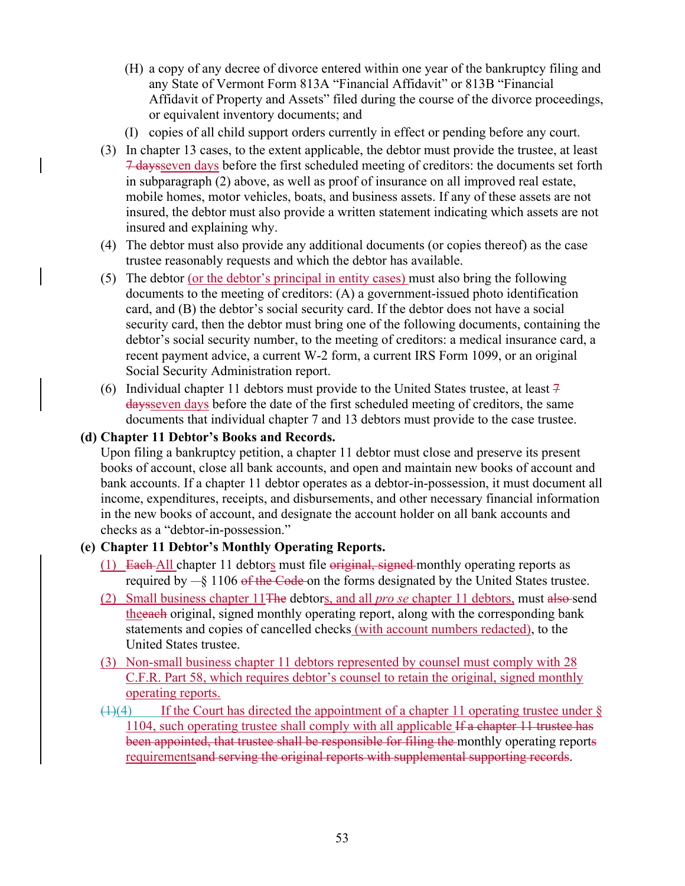(H) a copy of any decree of divorce entered within one year of the bankruptcy filing and any State of Vermont Form 813A "Financial Affidavit" or 813B "Financial Affidavit of Property and Assets" filed during the course of the divorce proceedings, or equivalent inventory documents; and

   (I) copies of all child support orders currently in effect or pending before any court.

(3) In chapter 13 cases, to the extent applicable, the debtor must provide the trustee, at least ~~7 days~~seven days before the first scheduled meeting of creditors: the documents set forth in subparagraph (2) above, as well as proof of insurance on all improved real estate, mobile homes, motor vehicles, boats, and business assets. If any of these assets are not insured, the debtor must also provide a written statement indicating which assets are not insured and explaining why.

(4) The debtor must also provide any additional documents (or copies thereof) as the case trustee reasonably requests and which the debtor has available.

(5) The debtor (or the debtor's principal in entity cases) must also bring the following documents to the meeting of creditors: (A) a government-issued photo identification card, and (B) the debtor's social security card. If the debtor does not have a social security card, then the debtor must bring one of the following documents, containing the debtor's social security number, to the meeting of creditors: a medical insurance card, a recent payment advice, a current W-2 form, a current IRS Form 1099, or an original Social Security Administration report.

(6) Individual chapter 11 debtors must provide to the United States trustee, at least ~~7 days~~seven days before the date of the first scheduled meeting of creditors, the same documents that individual chapter 7 and 13 debtors must provide to the case trustee.

**(d) Chapter 11 Debtor's Books and Records.**

Upon filing a bankruptcy petition, a chapter 11 debtor must close and preserve its present books of account, close all bank accounts, and open and maintain new books of account and bank accounts. If a chapter 11 debtor operates as a debtor-in-possession, it must document all income, expenditures, receipts, and disbursements, and other necessary financial information in the new books of account, and designate the account holder on all bank accounts and checks as a "debtor-in-possession."

**(e) Chapter 11 Debtor's Monthly Operating Reports.**

(1) ~~Each~~ All chapter 11 debtors must file ~~original, signed~~ monthly operating reports as required by ~~—~~§ 1106 ~~of the Code~~ on the forms designated by the United States trustee.

(2) Small business chapter 11~~The~~ debtors, and all *pro se* chapter 11 debtors, must ~~also~~ send the~~each~~ original, signed monthly operating report, along with the corresponding bank statements and copies of cancelled checks (with account numbers redacted), to the United States trustee.

(3) Non-small business chapter 11 debtors represented by counsel must comply with 28 C.F.R. Part 58, which requires debtor's counsel to retain the original, signed monthly operating reports.

~~(1)~~(4) If the Court has directed the appointment of a chapter 11 operating trustee under § 1104, such operating trustee shall comply with all applicable ~~If a chapter 11 trustee has been appointed, that trustee shall be responsible for filing the~~ monthly operating report~~s~~ requirements~~and serving the original reports with supplemental supporting records~~.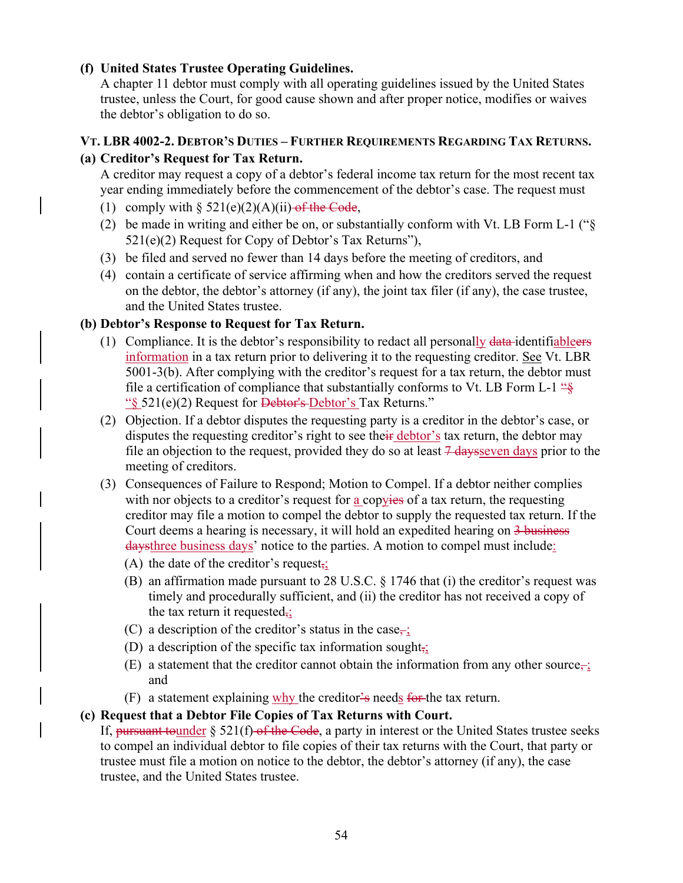**(f) United States Trustee Operating Guidelines.**
A chapter 11 debtor must comply with all operating guidelines issued by the United States trustee, unless the Court, for good cause shown and after proper notice, modifies or waives the debtor's obligation to do so.

**VT. LBR 4002-2. DEBTOR'S DUTIES – FURTHER REQUIREMENTS REGARDING TAX RETURNS.**

**(a) Creditor's Request for Tax Return.**
A creditor may request a copy of a debtor's federal income tax return for the most recent tax year ending immediately before the commencement of the debtor's case. The request must

(1) comply with § 521(e)(2)(A)(ii)~~ of the Code~~,
(2) be made in writing and either be on, or substantially conform with Vt. LB Form L-1 ("§ 521(e)(2) Request for Copy of Debtor's Tax Returns"),
(3) be filed and served no fewer than 14 days before the meeting of creditors, and
(4) contain a certificate of service affirming when and how the creditors served the request on the debtor, the debtor's attorney (if any), the joint tax filer (if any), the case trustee, and the United States trustee.

**(b) Debtor's Response to Request for Tax Return.**

(1) Compliance. It is the debtor's responsibility to redact all personal<u>ly</u> ~~data~~ identifi<u>able</u>~~ers~~ <u>information</u> in a tax return prior to delivering it to the requesting creditor. <u>See</u> Vt. LBR 5001-3(b). After complying with the creditor's request for a tax return, the debtor must file a certification of compliance that substantially conforms to Vt. LB Form L-1 <u>"§</u> <u>"§</u> 521(e)(2) Request for ~~Debtor's~~ <u>Debtor's</u> Tax Returns."
(2) Objection. If a debtor disputes the requesting party is a creditor in the debtor's case, or disputes the requesting creditor's right to see the~~ir~~ <u>debtor's</u> tax return, the debtor may file an objection to the request, provided they do so at least ~~7 days~~<u>seven days</u> prior to the meeting of creditors.
(3) Consequences of Failure to Respond; Motion to Compel. If a debtor neither complies with nor objects to a creditor's request for <u>a</u> cop<u>y</u>~~ies~~ of a tax return, the requesting creditor may file a motion to compel the debtor to supply the requested tax return. If the Court deems a hearing is necessary, it will hold an expedited hearing on ~~3 business days~~<u>three business days</u>' notice to the parties. A motion to compel must include<u>:</u>
    (A) the date of the creditor's request~~,~~<u>;</u>
    (B) an affirmation made pursuant to 28 U.S.C. § 1746 that (i) the creditor's request was timely and procedurally sufficient, and (ii) the creditor has not received a copy of the tax return it requested~~,~~<u>;</u>
    (C) a description of the creditor's status in the case~~,~~ <u>;</u>
    (D) a description of the specific tax information sought~~,~~<u>;</u>
    (E) a statement that the creditor cannot obtain the information from any other source~~,~~ <u>;</u> and
    (F) a statement explaining <u>why</u> the creditor~~'s~~ need<u>s</u> ~~for~~ the tax return.

**(c) Request that a Debtor File Copies of Tax Returns with Court.**
If, ~~pursuant to~~<u>under</u> § 521(f)~~ of the Code~~, a party in interest or the United States trustee seeks to compel an individual debtor to file copies of their tax returns with the Court, that party or trustee must file a motion on notice to the debtor, the debtor's attorney (if any), the case trustee, and the United States trustee.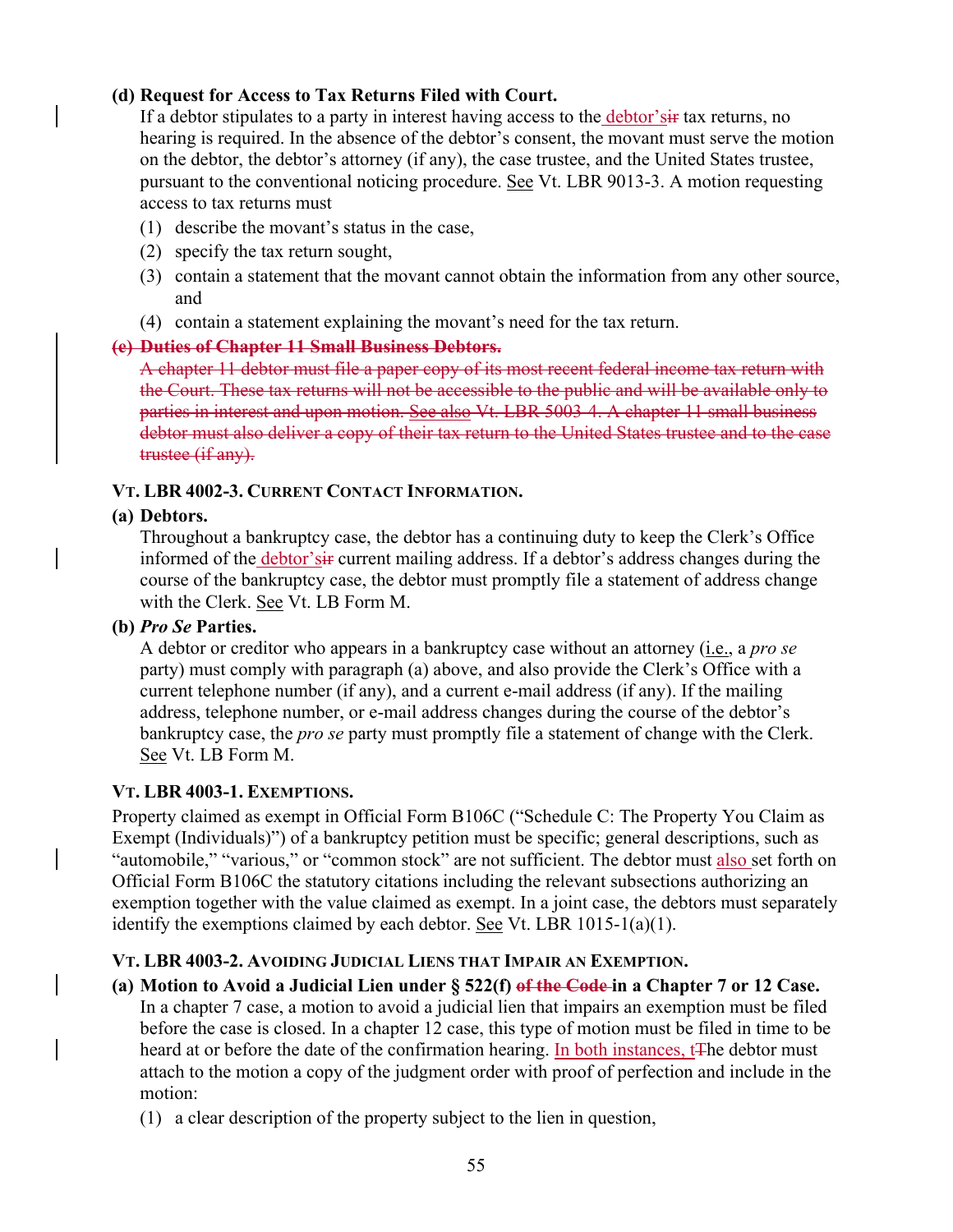**(d) Request for Access to Tax Returns Filed with Court.**

If a debtor stipulates to a party in interest having access to the debtor's~~ir~~ tax returns, no hearing is required. In the absence of the debtor's consent, the movant must serve the motion on the debtor, the debtor's attorney (if any), the case trustee, and the United States trustee, pursuant to the conventional noticing procedure. See Vt. LBR 9013-3. A motion requesting access to tax returns must

1. describe the movant's status in the case,
2. specify the tax return sought,
3. contain a statement that the movant cannot obtain the information from any other source, and
4. contain a statement explaining the movant's need for the tax return.

~~**(e) Duties of Chapter 11 Small Business Debtors.**~~

~~A chapter 11 debtor must file a paper copy of its most recent federal income tax return with the Court. These tax returns will not be accessible to the public and will be available only to parties in interest and upon motion. See also Vt. LBR 5003-4. A chapter 11 small business debtor must also deliver a copy of their tax return to the United States trustee and to the case trustee (if any).~~

### VT. LBR 4002-3. CURRENT CONTACT INFORMATION.

**(a) Debtors.**

Throughout a bankruptcy case, the debtor has a continuing duty to keep the Clerk's Office informed of the debtor's~~ir~~ current mailing address. If a debtor's address changes during the course of the bankruptcy case, the debtor must promptly file a statement of address change with the Clerk. See Vt. LB Form M.

**(b) *Pro Se* Parties.**

A debtor or creditor who appears in a bankruptcy case without an attorney (i.e., a *pro se* party) must comply with paragraph (a) above, and also provide the Clerk's Office with a current telephone number (if any), and a current e-mail address (if any). If the mailing address, telephone number, or e-mail address changes during the course of the debtor's bankruptcy case, the *pro se* party must promptly file a statement of change with the Clerk. See Vt. LB Form M.

### VT. LBR 4003-1. EXEMPTIONS.

Property claimed as exempt in Official Form B106C ("Schedule C: The Property You Claim as Exempt (Individuals)") of a bankruptcy petition must be specific; general descriptions, such as "automobile," "various," or "common stock" are not sufficient. The debtor must also set forth on Official Form B106C the statutory citations including the relevant subsections authorizing an exemption together with the value claimed as exempt. In a joint case, the debtors must separately identify the exemptions claimed by each debtor. See Vt. LBR 1015-1(a)(1).

### VT. LBR 4003-2. AVOIDING JUDICIAL LIENS THAT IMPAIR AN EXEMPTION.

**(a) Motion to Avoid a Judicial Lien under § 522(f) ~~of the Code~~ in a Chapter 7 or 12 Case.**

In a chapter 7 case, a motion to avoid a judicial lien that impairs an exemption must be filed before the case is closed. In a chapter 12 case, this type of motion must be filed in time to be heard at or before the date of the confirmation hearing. In both instances, t~~T~~he debtor must attach to the motion a copy of the judgment order with proof of perfection and include in the motion:

1. a clear description of the property subject to the lien in question,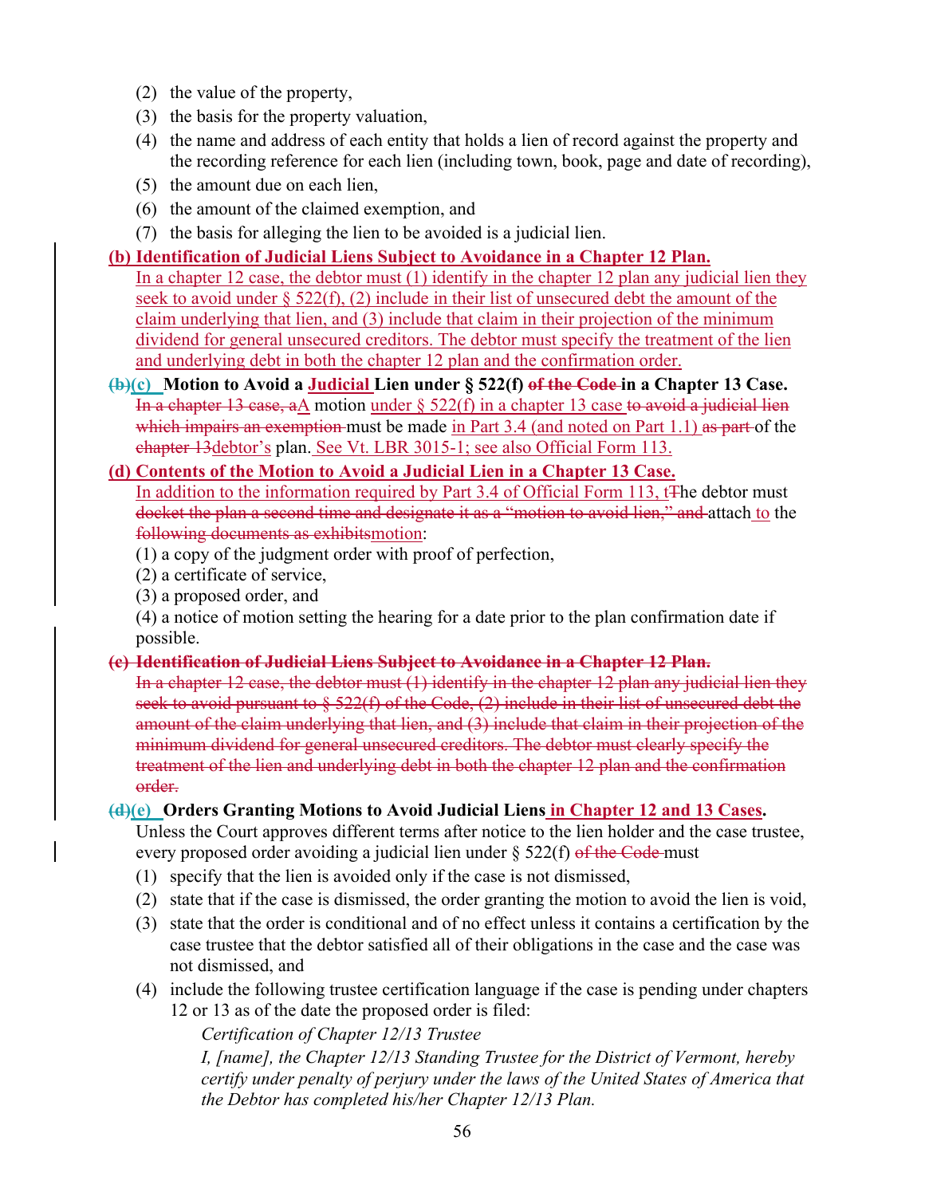(2) the value of the property,

(3) the basis for the property valuation,

(4) the name and address of each entity that holds a lien of record against the property and the recording reference for each lien (including town, book, page and date of recording),

(5) the amount due on each lien,

(6) the amount of the claimed exemption, and

(7) the basis for alleging the lien to be avoided is a judicial lien.

**(b) Identification of Judicial Liens Subject to Avoidance in a Chapter 12 Plan.**
In a chapter 12 case, the debtor must (1) identify in the chapter 12 plan any judicial lien they seek to avoid under § 522(f), (2) include in their list of unsecured debt the amount of the claim underlying that lien, and (3) include that claim in their projection of the minimum dividend for general unsecured creditors. The debtor must specify the treatment of the lien and underlying debt in both the chapter 12 plan and the confirmation order.

~~(b)~~**(c) Motion to Avoid a Judicial Lien under § 522(f) ~~of the Code~~ in a Chapter 13 Case.**
~~In a chapter 13 case, a~~A motion under § 522(f) in a chapter 13 case ~~to avoid a judicial lien which impairs an exemption~~ must be made in Part 3.4 (and noted on Part 1.1) ~~as part~~ of the ~~chapter 13~~debtor's plan. See Vt. LBR 3015-1; see also Official Form 113.

**(d) Contents of the Motion to Avoid a Judicial Lien in a Chapter 13 Case.**
In addition to the information required by Part 3.4 of Official Form 113, t~~T~~he debtor must ~~docket the plan a second time and designate it as a "motion to avoid lien," and~~ attach to the ~~following documents as exhibits~~motion:

(1) a copy of the judgment order with proof of perfection,

(2) a certificate of service,

(3) a proposed order, and

(4) a notice of motion setting the hearing for a date prior to the plan confirmation date if possible.

~~**(c) Identification of Judicial Liens Subject to Avoidance in a Chapter 12 Plan.**~~
~~In a chapter 12 case, the debtor must (1) identify in the chapter 12 plan any judicial lien they seek to avoid pursuant to § 522(f) of the Code, (2) include in their list of unsecured debt the amount of the claim underlying that lien, and (3) include that claim in their projection of the minimum dividend for general unsecured creditors. The debtor must clearly specify the treatment of the lien and underlying debt in both the chapter 12 plan and the confirmation order.~~

~~(d)~~**(e) Orders Granting Motions to Avoid Judicial Liens in Chapter 12 and 13 Cases.**
Unless the Court approves different terms after notice to the lien holder and the case trustee, every proposed order avoiding a judicial lien under § 522(f) ~~of the Code~~ must

(1) specify that the lien is avoided only if the case is not dismissed,

(2) state that if the case is dismissed, the order granting the motion to avoid the lien is void,

(3) state that the order is conditional and of no effect unless it contains a certification by the case trustee that the debtor satisfied all of their obligations in the case and the case was not dismissed, and

(4) include the following trustee certification language if the case is pending under chapters 12 or 13 as of the date the proposed order is filed:

*Certification of Chapter 12/13 Trustee*
*I, [name], the Chapter 12/13 Standing Trustee for the District of Vermont, hereby certify under penalty of perjury under the laws of the United States of America that the Debtor has completed his/her Chapter 12/13 Plan.*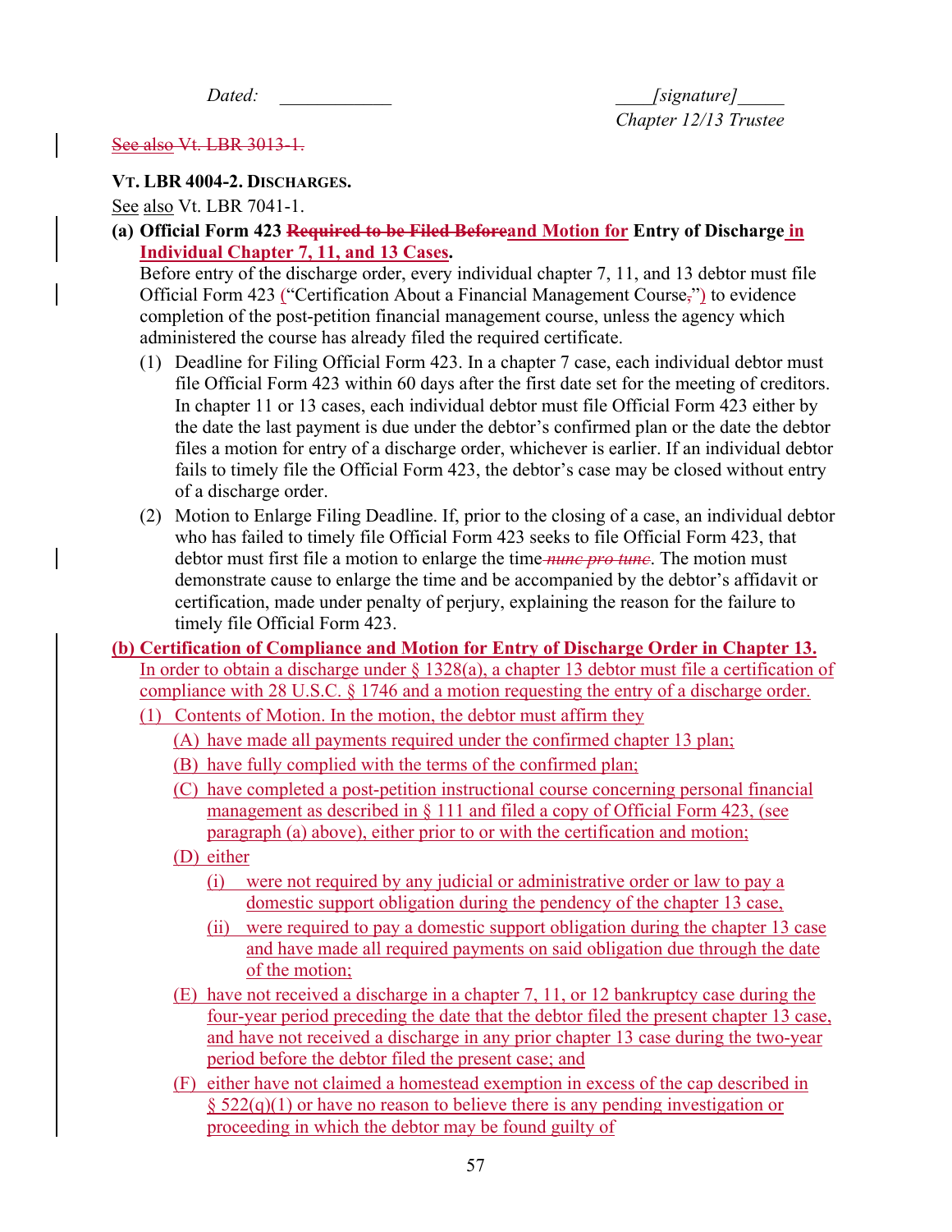*Dated:* \_\_\_\_\_\_\_\_\_\_\_\_ \_\_\_\_*[signature]*\_\_\_\_\_
*Chapter 12/13 Trustee*

~~See also Vt. LBR 3013-1.~~

**VT. LBR 4004-2. DISCHARGES.**

See also Vt. LBR 7041-1.

**(a) Official Form 423 ~~Required to be Filed Before~~and Motion for Entry of Discharge in Individual Chapter 7, 11, and 13 Cases.**
Before entry of the discharge order, every individual chapter 7, 11, and 13 debtor must file Official Form 423 (“Certification About a Financial Management Course~~,~~”) to evidence completion of the post-petition financial management course, unless the agency which administered the course has already filed the required certificate.

(1) Deadline for Filing Official Form 423. In a chapter 7 case, each individual debtor must file Official Form 423 within 60 days after the first date set for the meeting of creditors. In chapter 11 or 13 cases, each individual debtor must file Official Form 423 either by the date the last payment is due under the debtor’s confirmed plan or the date the debtor files a motion for entry of a discharge order, whichever is earlier. If an individual debtor fails to timely file the Official Form 423, the debtor’s case may be closed without entry of a discharge order.

(2) Motion to Enlarge Filing Deadline. If, prior to the closing of a case, an individual debtor who has failed to timely file Official Form 423 seeks to file Official Form 423, that debtor must first file a motion to enlarge the time~~ *nunc pro tunc*~~. The motion must demonstrate cause to enlarge the time and be accompanied by the debtor’s affidavit or certification, made under penalty of perjury, explaining the reason for the failure to timely file Official Form 423.

**(b) Certification of Compliance and Motion for Entry of Discharge Order in Chapter 13.**
In order to obtain a discharge under § 1328(a), a chapter 13 debtor must file a certification of compliance with 28 U.S.C. § 1746 and a motion requesting the entry of a discharge order.

(1) Contents of Motion. In the motion, the debtor must affirm they

(A) have made all payments required under the confirmed chapter 13 plan;

(B) have fully complied with the terms of the confirmed plan;

(C) have completed a post-petition instructional course concerning personal financial management as described in § 111 and filed a copy of Official Form 423, (see paragraph (a) above), either prior to or with the certification and motion;

(D) either

(i) were not required by any judicial or administrative order or law to pay a domestic support obligation during the pendency of the chapter 13 case,

(ii) were required to pay a domestic support obligation during the chapter 13 case and have made all required payments on said obligation due through the date of the motion;

(E) have not received a discharge in a chapter 7, 11, or 12 bankruptcy case during the four-year period preceding the date that the debtor filed the present chapter 13 case, and have not received a discharge in any prior chapter 13 case during the two-year period before the debtor filed the present case; and

(F) either have not claimed a homestead exemption in excess of the cap described in § 522(q)(1) or have no reason to believe there is any pending investigation or proceeding in which the debtor may be found guilty of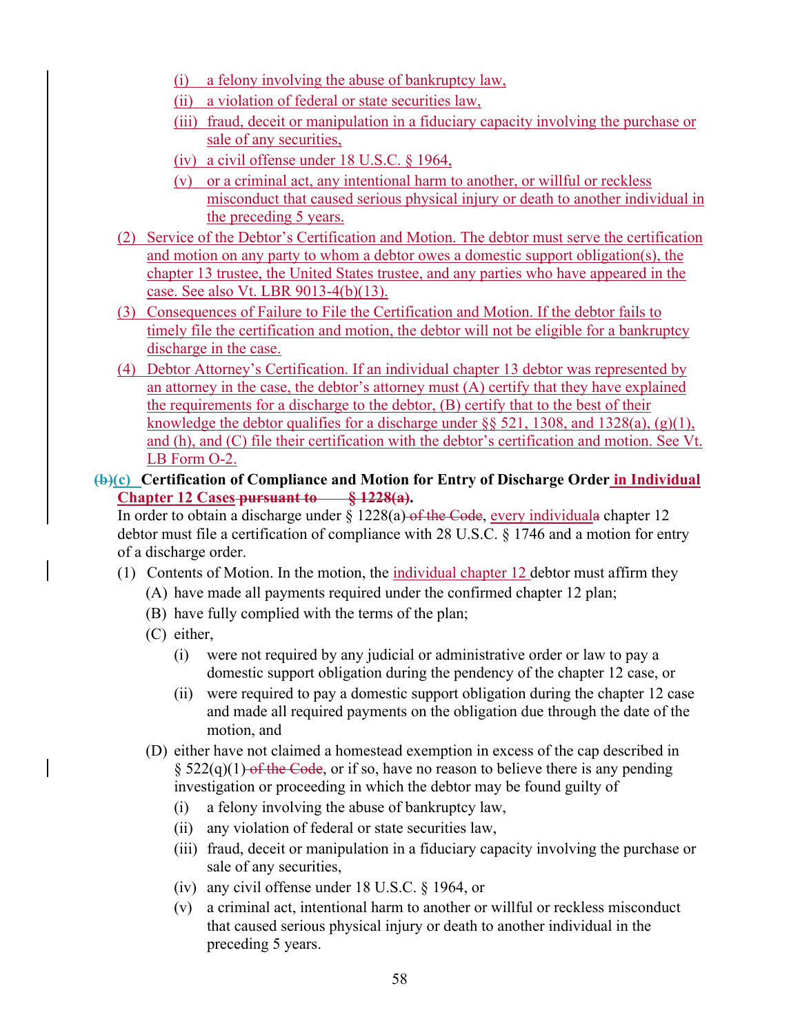(i) a felony involving the abuse of bankruptcy law,

(ii) a violation of federal or state securities law,

(iii) fraud, deceit or manipulation in a fiduciary capacity involving the purchase or sale of any securities,

(iv) a civil offense under 18 U.S.C. § 1964,

(v) or a criminal act, any intentional harm to another, or willful or reckless misconduct that caused serious physical injury or death to another individual in the preceding 5 years.

(2) Service of the Debtor's Certification and Motion. The debtor must serve the certification and motion on any party to whom a debtor owes a domestic support obligation(s), the chapter 13 trustee, the United States trustee, and any parties who have appeared in the case. See also Vt. LBR 9013-4(b)(13).

(3) Consequences of Failure to File the Certification and Motion. If the debtor fails to timely file the certification and motion, the debtor will not be eligible for a bankruptcy discharge in the case.

(4) Debtor Attorney's Certification. If an individual chapter 13 debtor was represented by an attorney in the case, the debtor's attorney must (A) certify that they have explained the requirements for a discharge to the debtor, (B) certify that to the best of their knowledge the debtor qualifies for a discharge under §§ 521, 1308, and 1328(a), (g)(1), and (h), and (C) file their certification with the debtor's certification and motion. See Vt. LB Form O-2.

**~~(b)~~(c) Certification of Compliance and Motion for Entry of Discharge Order in Individual Chapter 12 Cases ~~pursuant to § 1228(a)~~.**

In order to obtain a discharge under § 1228(a) ~~of the Code~~, every individual~~a~~ chapter 12 debtor must file a certification of compliance with 28 U.S.C. § 1746 and a motion for entry of a discharge order.

(1) Contents of Motion. In the motion, the individual chapter 12 debtor must affirm they

(A) have made all payments required under the confirmed chapter 12 plan;

(B) have fully complied with the terms of the plan;

(C) either,

(i) were not required by any judicial or administrative order or law to pay a domestic support obligation during the pendency of the chapter 12 case, or

(ii) were required to pay a domestic support obligation during the chapter 12 case and made all required payments on the obligation due through the date of the motion, and

(D) either have not claimed a homestead exemption in excess of the cap described in § 522(q)(1) ~~of the Code~~, or if so, have no reason to believe there is any pending investigation or proceeding in which the debtor may be found guilty of

(i) a felony involving the abuse of bankruptcy law,

(ii) any violation of federal or state securities law,

(iii) fraud, deceit or manipulation in a fiduciary capacity involving the purchase or sale of any securities,

(iv) any civil offense under 18 U.S.C. § 1964, or

(v) a criminal act, intentional harm to another or willful or reckless misconduct that caused serious physical injury or death to another individual in the preceding 5 years.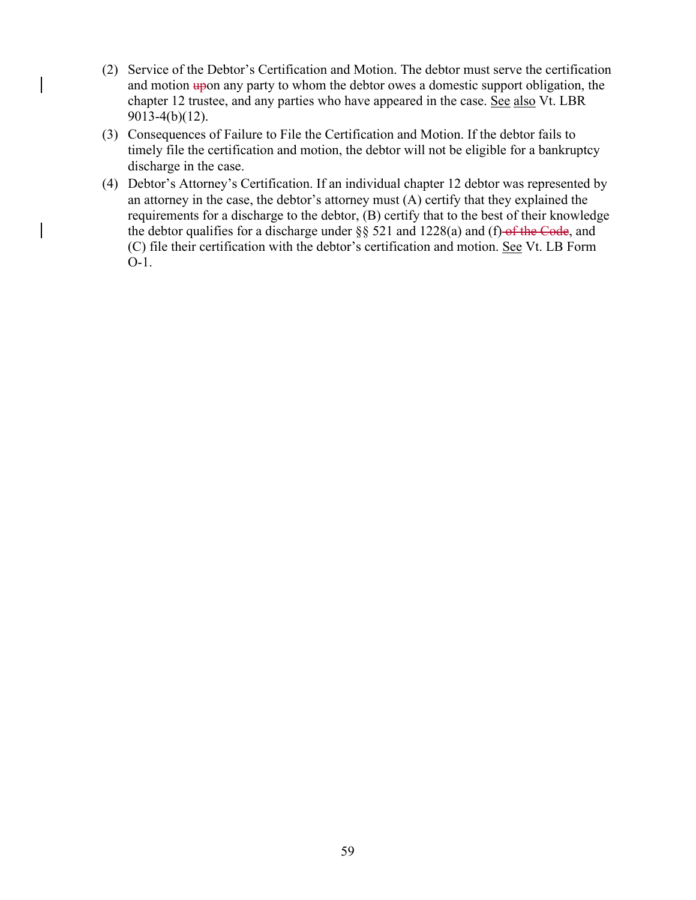(2) Service of the Debtor's Certification and Motion. The debtor must serve the certification and motion ~~up~~on any party to whom the debtor owes a domestic support obligation, the chapter 12 trustee, and any parties who have appeared in the case. <u>See</u> <u>also</u> Vt. LBR 9013-4(b)(12).

(3) Consequences of Failure to File the Certification and Motion. If the debtor fails to timely file the certification and motion, the debtor will not be eligible for a bankruptcy discharge in the case.

(4) Debtor's Attorney's Certification. If an individual chapter 12 debtor was represented by an attorney in the case, the debtor's attorney must (A) certify that they explained the requirements for a discharge to the debtor, (B) certify that to the best of their knowledge the debtor qualifies for a discharge under §§ 521 and 1228(a) and (f) ~~of the Code~~, and (C) file their certification with the debtor's certification and motion. <u>See</u> Vt. LB Form O-1.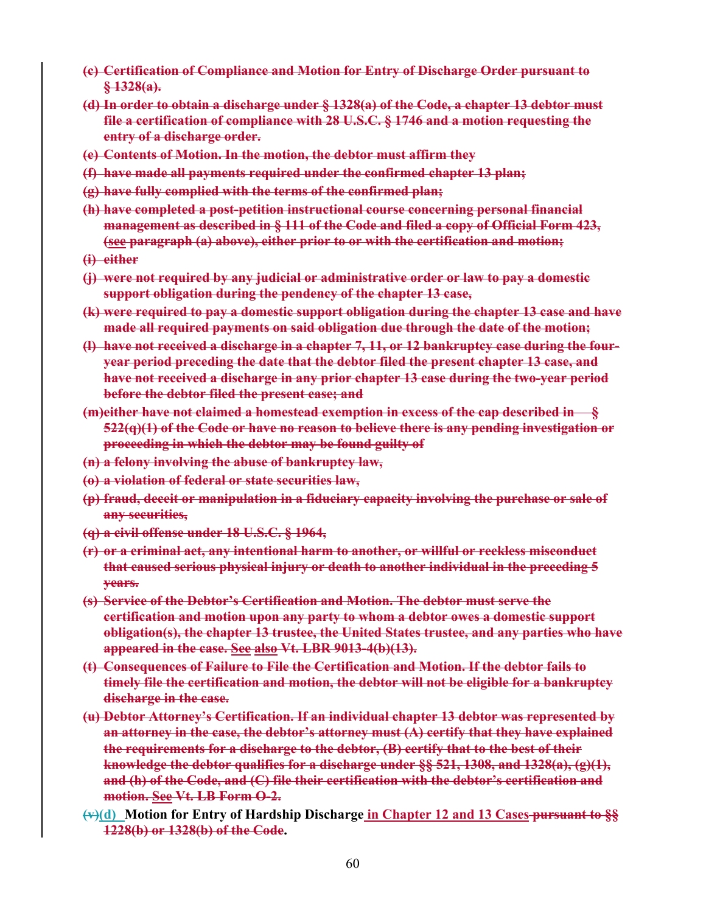~~**(c) Certification of Compliance and Motion for Entry of Discharge Order pursuant to § 1328(a).**~~

~~**(d) In order to obtain a discharge under § 1328(a) of the Code, a chapter 13 debtor must file a certification of compliance with 28 U.S.C. § 1746 and a motion requesting the entry of a discharge order.**~~

~~**(e) Contents of Motion. In the motion, the debtor must affirm they**~~

~~**(f) have made all payments required under the confirmed chapter 13 plan;**~~

~~**(g) have fully complied with the terms of the confirmed plan;**~~

~~**(h) have completed a post-petition instructional course concerning personal financial management as described in § 111 of the Code and filed a copy of Official Form 423, (see paragraph (a) above), either prior to or with the certification and motion;**~~

~~**(i) either**~~

~~**(j) were not required by any judicial or administrative order or law to pay a domestic support obligation during the pendency of the chapter 13 case,**~~

~~**(k) were required to pay a domestic support obligation during the chapter 13 case and have made all required payments on said obligation due through the date of the motion;**~~

~~**(l) have not received a discharge in a chapter 7, 11, or 12 bankruptcy case during the four-year period preceding the date that the debtor filed the present chapter 13 case, and have not received a discharge in any prior chapter 13 case during the two-year period before the debtor filed the present case; and**~~

~~**(m) either have not claimed a homestead exemption in excess of the cap described in § 522(q)(1) of the Code or have no reason to believe there is any pending investigation or proceeding in which the debtor may be found guilty of**~~

~~**(n) a felony involving the abuse of bankruptcy law,**~~

~~**(o) a violation of federal or state securities law,**~~

~~**(p) fraud, deceit or manipulation in a fiduciary capacity involving the purchase or sale of any securities,**~~

~~**(q) a civil offense under 18 U.S.C. § 1964,**~~

~~**(r) or a criminal act, any intentional harm to another, or willful or reckless misconduct that caused serious physical injury or death to another individual in the preceding 5 years.**~~

~~**(s) Service of the Debtor's Certification and Motion. The debtor must serve the certification and motion upon any party to whom a debtor owes a domestic support obligation(s), the chapter 13 trustee, the United States trustee, and any parties who have appeared in the case. See also Vt. LBR 9013-4(b)(13).**~~

~~**(t) Consequences of Failure to File the Certification and Motion. If the debtor fails to timely file the certification and motion, the debtor will not be eligible for a bankruptcy discharge in the case.**~~

~~**(u) Debtor Attorney's Certification. If an individual chapter 13 debtor was represented by an attorney in the case, the debtor's attorney must (A) certify that they have explained the requirements for a discharge to the debtor, (B) certify that to the best of their knowledge the debtor qualifies for a discharge under §§ 521, 1308, and 1328(a), (g)(1), and (h) of the Code, and (C) file their certification with the debtor's certification and motion. See Vt. LB Form O-2.**~~

~~(v)~~**(d) Motion for Entry of Hardship Discharge in Chapter 12 and 13 Cases** ~~**pursuant to §§ 1228(b) or 1328(b) of the Code**~~**.**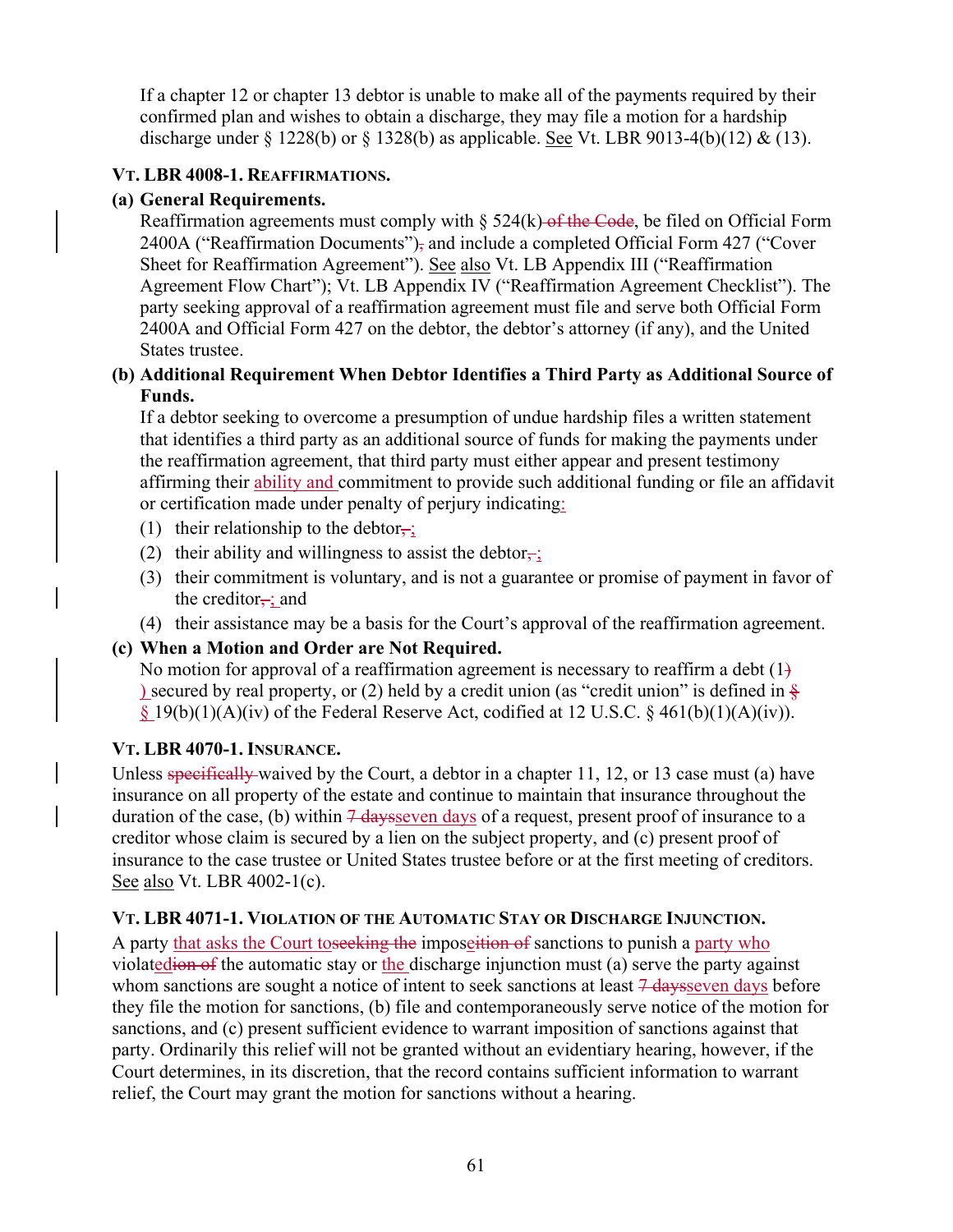If a chapter 12 or chapter 13 debtor is unable to make all of the payments required by their confirmed plan and wishes to obtain a discharge, they may file a motion for a hardship discharge under § 1228(b) or § 1328(b) as applicable. See Vt. LBR 9013-4(b)(12) & (13).

### VT. LBR 4008-1. REAFFIRMATIONS.

**(a) General Requirements.**

Reaffirmation agreements must comply with § 524(k)~~ of the Code~~, be filed on Official Form 2400A ("Reaffirmation Documents")~~,~~ and include a completed Official Form 427 ("Cover Sheet for Reaffirmation Agreement"). See also Vt. LB Appendix III ("Reaffirmation Agreement Flow Chart"); Vt. LB Appendix IV ("Reaffirmation Agreement Checklist"). The party seeking approval of a reaffirmation agreement must file and serve both Official Form 2400A and Official Form 427 on the debtor, the debtor's attorney (if any), and the United States trustee.

**(b) Additional Requirement When Debtor Identifies a Third Party as Additional Source of Funds.**

If a debtor seeking to overcome a presumption of undue hardship files a written statement that identifies a third party as an additional source of funds for making the payments under the reaffirmation agreement, that third party must either appear and present testimony affirming their ability and commitment to provide such additional funding or file an affidavit or certification made under penalty of perjury indicating:

(1) their relationship to the debtor~~,~~;

(2) their ability and willingness to assist the debtor~~,~~;

(3) their commitment is voluntary, and is not a guarantee or promise of payment in favor of the creditor~~,~~; and

(4) their assistance may be a basis for the Court's approval of the reaffirmation agreement.

**(c) When a Motion and Order are Not Required.**

No motion for approval of a reaffirmation agreement is necessary to reaffirm a debt (1~~)~~) secured by real property, or (2) held by a credit union (as "credit union" is defined in ~~§~~ § 19(b)(1)(A)(iv) of the Federal Reserve Act, codified at 12 U.S.C. § 461(b)(1)(A)(iv)).

### VT. LBR 4070-1. INSURANCE.

Unless ~~specifically~~ waived by the Court, a debtor in a chapter 11, 12, or 13 case must (a) have insurance on all property of the estate and continue to maintain that insurance throughout the duration of the case, (b) within ~~7 days~~seven days of a request, present proof of insurance to a creditor whose claim is secured by a lien on the subject property, and (c) present proof of insurance to the case trustee or United States trustee before or at the first meeting of creditors. See also Vt. LBR 4002-1(c).

### VT. LBR 4071-1. VIOLATION OF THE AUTOMATIC STAY OR DISCHARGE INJUNCTION.

A party that asks the Court to~~seeking the~~ impose~~ition of~~ sanctions to punish a party who violated~~ion of~~ the automatic stay or the discharge injunction must (a) serve the party against whom sanctions are sought a notice of intent to seek sanctions at least ~~7 days~~seven days before they file the motion for sanctions, (b) file and contemporaneously serve notice of the motion for sanctions, and (c) present sufficient evidence to warrant imposition of sanctions against that party. Ordinarily this relief will not be granted without an evidentiary hearing, however, if the Court determines, in its discretion, that the record contains sufficient information to warrant relief, the Court may grant the motion for sanctions without a hearing.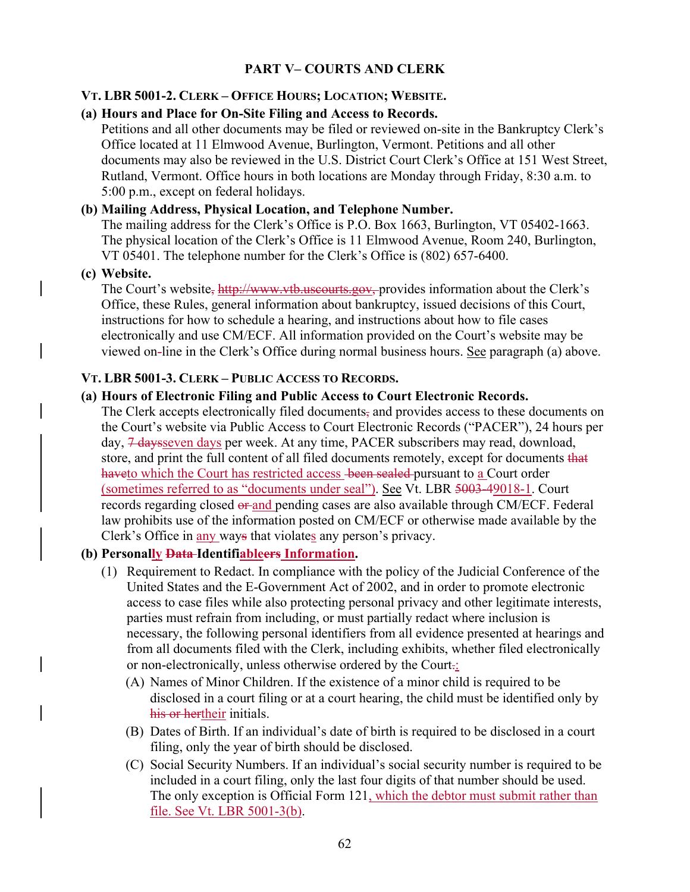## PART V– COURTS AND CLERK

### VT. LBR 5001-2. CLERK – OFFICE HOURS; LOCATION; WEBSITE.

**(a) Hours and Place for On-Site Filing and Access to Records.**

Petitions and all other documents may be filed or reviewed on-site in the Bankruptcy Clerk's Office located at 11 Elmwood Avenue, Burlington, Vermont. Petitions and all other documents may also be reviewed in the U.S. District Court Clerk's Office at 151 West Street, Rutland, Vermont. Office hours in both locations are Monday through Friday, 8:30 a.m. to 5:00 p.m., except on federal holidays.

**(b) Mailing Address, Physical Location, and Telephone Number.**

The mailing address for the Clerk's Office is P.O. Box 1663, Burlington, VT 05402-1663. The physical location of the Clerk's Office is 11 Elmwood Avenue, Room 240, Burlington, VT 05401. The telephone number for the Clerk's Office is (802) 657-6400.

**(c) Website.**

The Court's website~~, http://www.vtb.uscourts.gov,~~ provides information about the Clerk's Office, these Rules, general information about bankruptcy, issued decisions of this Court, instructions for how to schedule a hearing, and instructions about how to file cases electronically and use CM/ECF. All information provided on the Court's website may be viewed on~~-~~line in the Clerk's Office during normal business hours. See paragraph (a) above.

### VT. LBR 5001-3. CLERK – PUBLIC ACCESS TO RECORDS.

**(a) Hours of Electronic Filing and Public Access to Court Electronic Records.**

The Clerk accepts electronically filed documents~~,~~ and provides access to these documents on the Court's website via Public Access to Court Electronic Records ("PACER"), 24 hours per day, ~~7 days~~seven days per week. At any time, PACER subscribers may read, download, store, and print the full content of all filed documents remotely, except for documents ~~that have~~to which the Court has restricted access ~~been sealed~~ pursuant to a Court order (sometimes referred to as "documents under seal"). See Vt. LBR ~~5003-4~~9018-1. Court records regarding closed ~~or~~ and pending cases are also available through CM/ECF. Federal law prohibits use of the information posted on CM/ECF or otherwise made available by the Clerk's Office in any way~~s~~ that violates any person's privacy.

**(b) Personally ~~Data~~ Identifi~~ers~~able Information.**

(1) Requirement to Redact. In compliance with the policy of the Judicial Conference of the United States and the E-Government Act of 2002, and in order to promote electronic access to case files while also protecting personal privacy and other legitimate interests, parties must refrain from including, or must partially redact where inclusion is necessary, the following personal identifiers from all evidence presented at hearings and from all documents filed with the Clerk, including exhibits, whether filed electronically or non-electronically, unless otherwise ordered by the Court~~.~~:

(A) Names of Minor Children. If the existence of a minor child is required to be disclosed in a court filing or at a court hearing, the child must be identified only by ~~his or her~~their initials.

(B) Dates of Birth. If an individual's date of birth is required to be disclosed in a court filing, only the year of birth should be disclosed.

(C) Social Security Numbers. If an individual's social security number is required to be included in a court filing, only the last four digits of that number should be used. The only exception is Official Form 121, which the debtor must submit rather than file. See Vt. LBR 5001-3(b).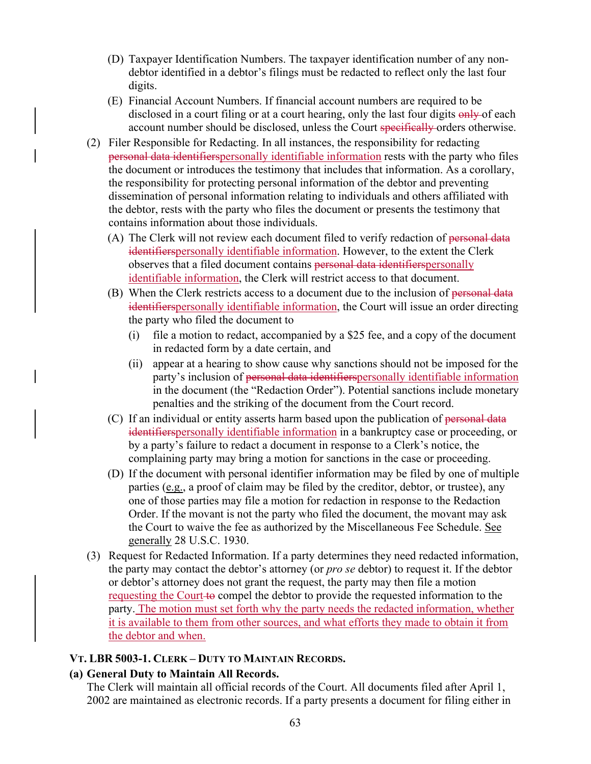(D) Taxpayer Identification Numbers. The taxpayer identification number of any non-debtor identified in a debtor's filings must be redacted to reflect only the last four digits.

(E) Financial Account Numbers. If financial account numbers are required to be disclosed in a court filing or at a court hearing, only the last four digits ~~only~~ of each account number should be disclosed, unless the Court ~~specifically~~ orders otherwise.

(2) Filer Responsible for Redacting. In all instances, the responsibility for redacting ~~personal data identifiers~~personally identifiable information rests with the party who files the document or introduces the testimony that includes that information. As a corollary, the responsibility for protecting personal information of the debtor and preventing dissemination of personal information relating to individuals and others affiliated with the debtor, rests with the party who files the document or presents the testimony that contains information about those individuals.

(A) The Clerk will not review each document filed to verify redaction of ~~personal data identifiers~~personally identifiable information. However, to the extent the Clerk observes that a filed document contains ~~personal data identifiers~~personally identifiable information, the Clerk will restrict access to that document.

(B) When the Clerk restricts access to a document due to the inclusion of ~~personal data identifiers~~personally identifiable information, the Court will issue an order directing the party who filed the document to

(i) file a motion to redact, accompanied by a $25 fee, and a copy of the document in redacted form by a date certain, and

(ii) appear at a hearing to show cause why sanctions should not be imposed for the party's inclusion of ~~personal data identifiers~~personally identifiable information in the document (the "Redaction Order"). Potential sanctions include monetary penalties and the striking of the document from the Court record.

(C) If an individual or entity asserts harm based upon the publication of ~~personal data identifiers~~personally identifiable information in a bankruptcy case or proceeding, or by a party's failure to redact a document in response to a Clerk's notice, the complaining party may bring a motion for sanctions in the case or proceeding.

(D) If the document with personal identifier information may be filed by one of multiple parties (e.g., a proof of claim may be filed by the creditor, debtor, or trustee), any one of those parties may file a motion for redaction in response to the Redaction Order. If the movant is not the party who filed the document, the movant may ask the Court to waive the fee as authorized by the Miscellaneous Fee Schedule. See generally 28 U.S.C. 1930.

(3) Request for Redacted Information. If a party determines they need redacted information, the party may contact the debtor's attorney (or *pro se* debtor) to request it. If the debtor or debtor's attorney does not grant the request, the party may then file a motion requesting the Court ~~to~~ compel the debtor to provide the requested information to the party. The motion must set forth why the party needs the redacted information, whether it is available to them from other sources, and what efforts they made to obtain it from the debtor and when.

### VT. LBR 5003-1. CLERK – DUTY TO MAINTAIN RECORDS.

**(a) General Duty to Maintain All Records.**

The Clerk will maintain all official records of the Court. All documents filed after April 1, 2002 are maintained as electronic records. If a party presents a document for filing either in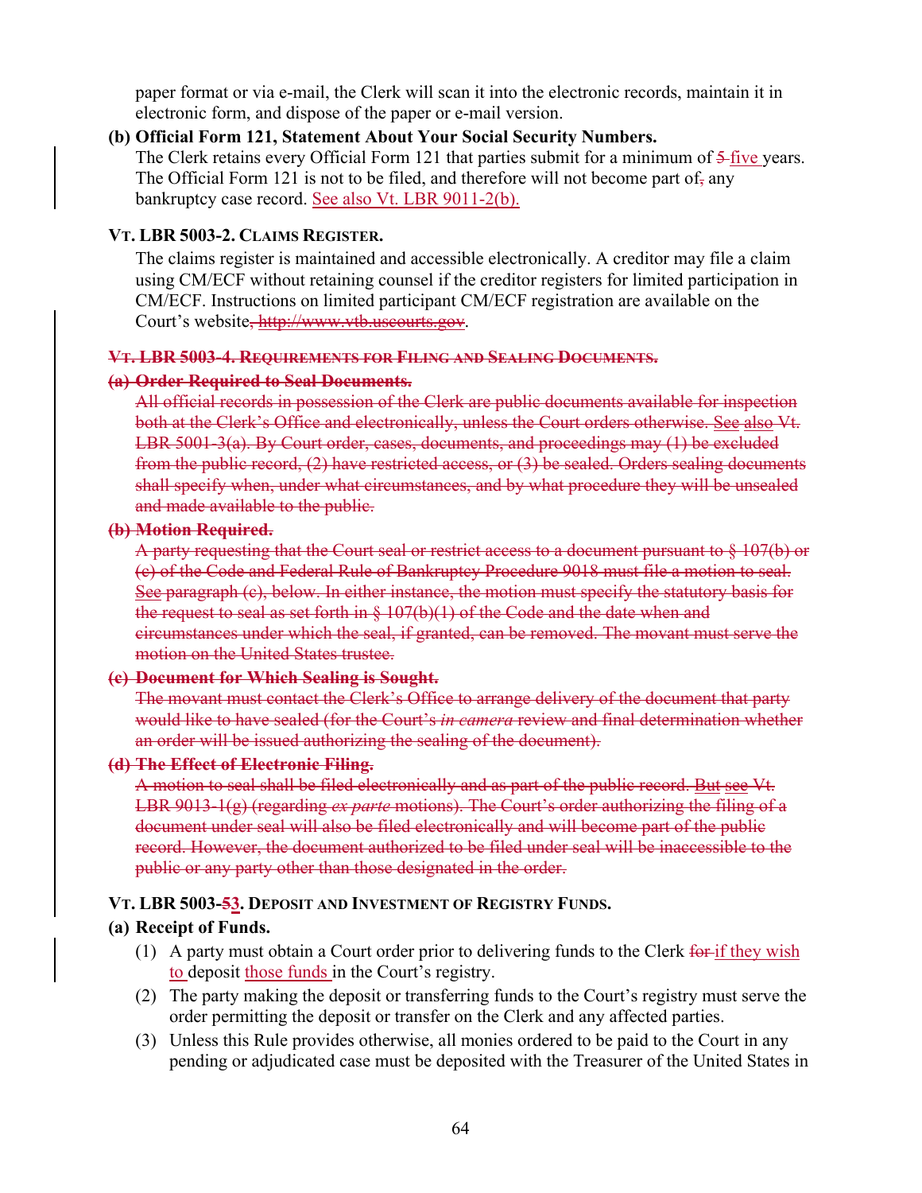paper format or via e-mail, the Clerk will scan it into the electronic records, maintain it in electronic form, and dispose of the paper or e-mail version.

**(b) Official Form 121, Statement About Your Social Security Numbers.**

The Clerk retains every Official Form 121 that parties submit for a minimum of ~~5~~ five years. The Official Form 121 is not to be filed, and therefore will not become part of~~,~~ any bankruptcy case record. See also Vt. LBR 9011-2(b).

**VT. LBR 5003-2. CLAIMS REGISTER.**

The claims register is maintained and accessible electronically. A creditor may file a claim using CM/ECF without retaining counsel if the creditor registers for limited participation in CM/ECF. Instructions on limited participant CM/ECF registration are available on the Court's website~~, http://www.vtb.uscourts.gov~~.

~~**VT. LBR 5003-4. REQUIREMENTS FOR FILING AND SEALING DOCUMENTS.**~~

~~**(a) Order Required to Seal Documents.**~~

~~All official records in possession of the Clerk are public documents available for inspection both at the Clerk's Office and electronically, unless the Court orders otherwise. See also Vt. LBR 5001-3(a). By Court order, cases, documents, and proceedings may (1) be excluded from the public record, (2) have restricted access, or (3) be sealed. Orders sealing documents shall specify when, under what circumstances, and by what procedure they will be unsealed and made available to the public.~~

~~**(b) Motion Required.**~~

~~A party requesting that the Court seal or restrict access to a document pursuant to § 107(b) or (c) of the Code and Federal Rule of Bankruptcy Procedure 9018 must file a motion to seal. See paragraph (c), below. In either instance, the motion must specify the statutory basis for the request to seal as set forth in § 107(b)(1) of the Code and the date when and circumstances under which the seal, if granted, can be removed. The movant must serve the motion on the United States trustee.~~

~~**(c) Document for Which Sealing is Sought.**~~

~~The movant must contact the Clerk's Office to arrange delivery of the document that party would like to have sealed (for the Court's *in camera* review and final determination whether an order will be issued authorizing the sealing of the document).~~

~~**(d) The Effect of Electronic Filing.**~~

~~A motion to seal shall be filed electronically and as part of the public record. But see Vt. LBR 9013-1(g) (regarding *ex parte* motions). The Court's order authorizing the filing of a document under seal will also be filed electronically and will become part of the public record. However, the document authorized to be filed under seal will be inaccessible to the public or any party other than those designated in the order.~~

**VT. LBR 5003-~~5~~3. DEPOSIT AND INVESTMENT OF REGISTRY FUNDS.**

**(a) Receipt of Funds.**

(1) A party must obtain a Court order prior to delivering funds to the Clerk ~~for~~ if they wish to deposit those funds in the Court's registry.

(2) The party making the deposit or transferring funds to the Court's registry must serve the order permitting the deposit or transfer on the Clerk and any affected parties.

(3) Unless this Rule provides otherwise, all monies ordered to be paid to the Court in any pending or adjudicated case must be deposited with the Treasurer of the United States in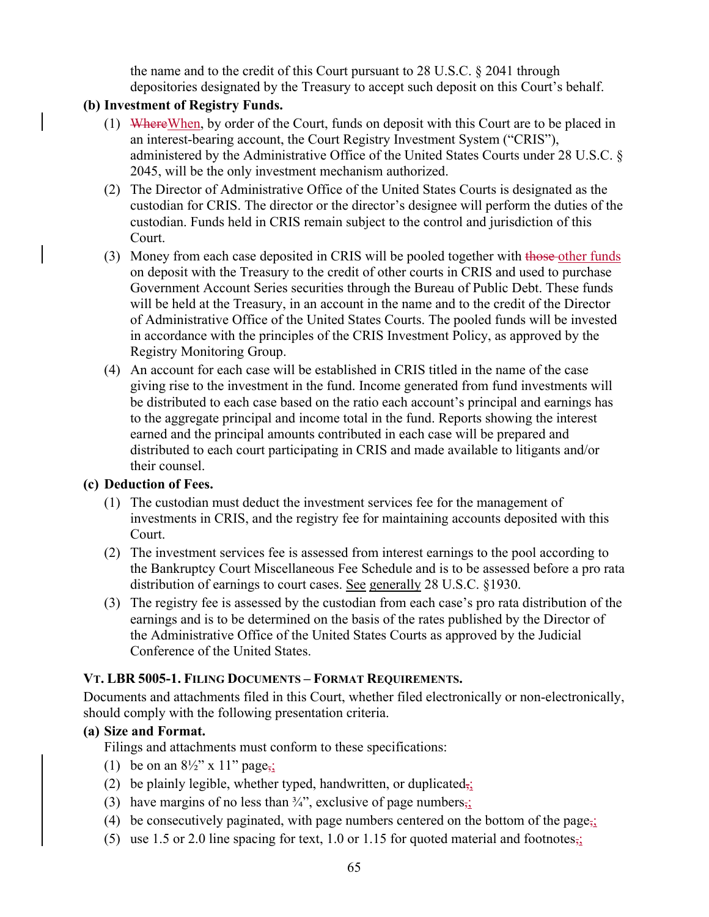the name and to the credit of this Court pursuant to 28 U.S.C. § 2041 through depositories designated by the Treasury to accept such deposit on this Court's behalf.

**(b) Investment of Registry Funds.**

(1) ~~Where~~When, by order of the Court, funds on deposit with this Court are to be placed in an interest-bearing account, the Court Registry Investment System ("CRIS"), administered by the Administrative Office of the United States Courts under 28 U.S.C. § 2045, will be the only investment mechanism authorized.

(2) The Director of Administrative Office of the United States Courts is designated as the custodian for CRIS. The director or the director's designee will perform the duties of the custodian. Funds held in CRIS remain subject to the control and jurisdiction of this Court.

(3) Money from each case deposited in CRIS will be pooled together with ~~those~~ other funds on deposit with the Treasury to the credit of other courts in CRIS and used to purchase Government Account Series securities through the Bureau of Public Debt. These funds will be held at the Treasury, in an account in the name and to the credit of the Director of Administrative Office of the United States Courts. The pooled funds will be invested in accordance with the principles of the CRIS Investment Policy, as approved by the Registry Monitoring Group.

(4) An account for each case will be established in CRIS titled in the name of the case giving rise to the investment in the fund. Income generated from fund investments will be distributed to each case based on the ratio each account's principal and earnings has to the aggregate principal and income total in the fund. Reports showing the interest earned and the principal amounts contributed in each case will be prepared and distributed to each court participating in CRIS and made available to litigants and/or their counsel.

**(c) Deduction of Fees.**

(1) The custodian must deduct the investment services fee for the management of investments in CRIS, and the registry fee for maintaining accounts deposited with this Court.

(2) The investment services fee is assessed from interest earnings to the pool according to the Bankruptcy Court Miscellaneous Fee Schedule and is to be assessed before a pro rata distribution of earnings to court cases. See generally 28 U.S.C. §1930.

(3) The registry fee is assessed by the custodian from each case's pro rata distribution of the earnings and is to be determined on the basis of the rates published by the Director of the Administrative Office of the United States Courts as approved by the Judicial Conference of the United States.

### VT. LBR 5005-1. FILING DOCUMENTS – FORMAT REQUIREMENTS.

Documents and attachments filed in this Court, whether filed electronically or non-electronically, should comply with the following presentation criteria.

**(a) Size and Format.**

Filings and attachments must conform to these specifications:

(1) be on an 8½" x 11" page~~,~~;

(2) be plainly legible, whether typed, handwritten, or duplicated~~,~~;

(3) have margins of no less than ¾", exclusive of page numbers~~,~~;

(4) be consecutively paginated, with page numbers centered on the bottom of the page~~,~~;

(5) use 1.5 or 2.0 line spacing for text, 1.0 or 1.15 for quoted material and footnotes~~,~~;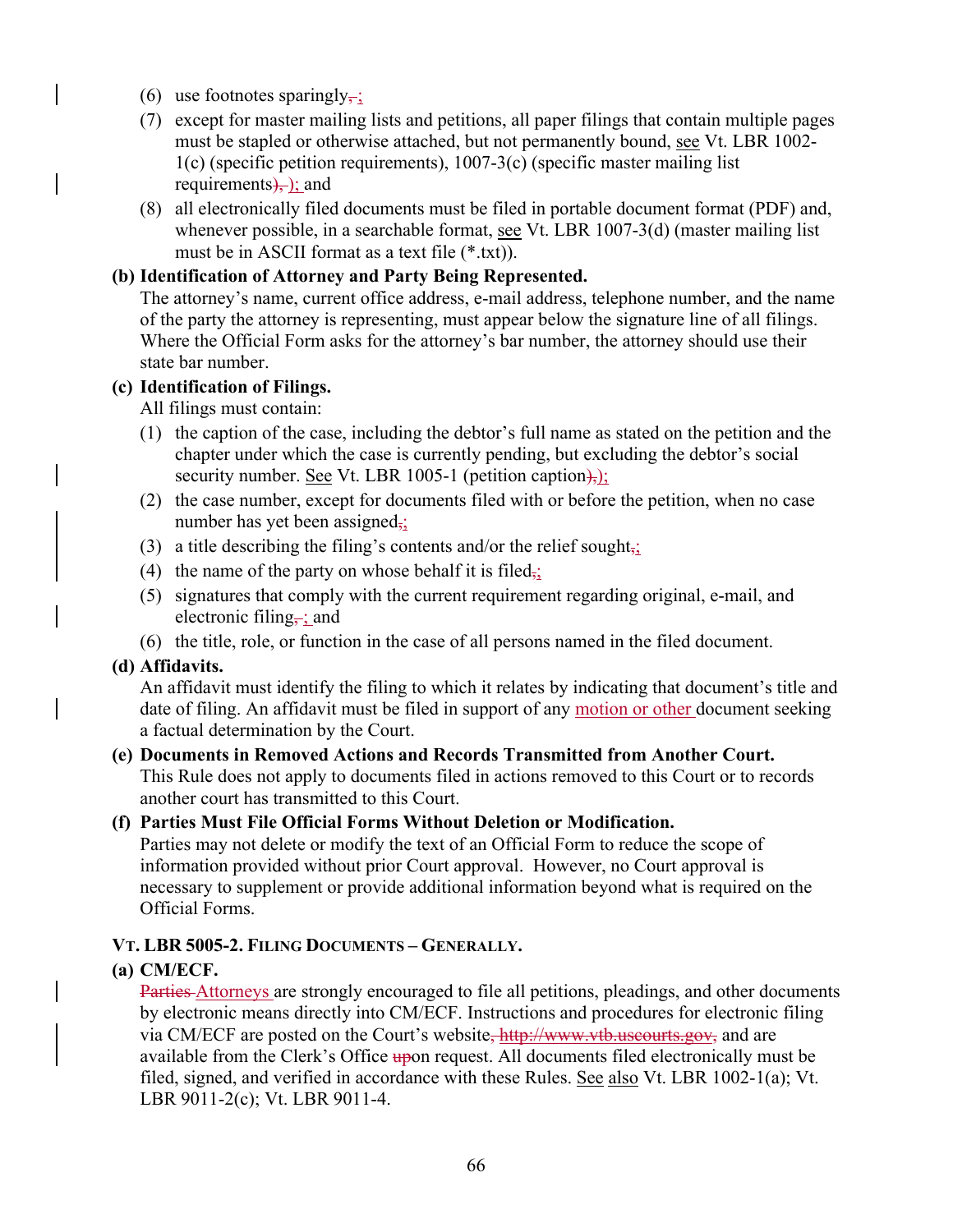(6) use footnotes sparingly~~,~~ ;

(7) except for master mailing lists and petitions, all paper filings that contain multiple pages must be stapled or otherwise attached, but not permanently bound, see Vt. LBR 1002-1(c) (specific petition requirements), 1007-3(c) (specific master mailing list requirements~~),~~ ); and

(8) all electronically filed documents must be filed in portable document format (PDF) and, whenever possible, in a searchable format, see Vt. LBR 1007-3(d) (master mailing list must be in ASCII format as a text file (*.txt)).

**(b) Identification of Attorney and Party Being Represented.**

The attorney's name, current office address, e-mail address, telephone number, and the name of the party the attorney is representing, must appear below the signature line of all filings. Where the Official Form asks for the attorney's bar number, the attorney should use their state bar number.

**(c) Identification of Filings.**

All filings must contain:

(1) the caption of the case, including the debtor's full name as stated on the petition and the chapter under which the case is currently pending, but excluding the debtor's social security number. See Vt. LBR 1005-1 (petition caption~~),~~ );

(2) the case number, except for documents filed with or before the petition, when no case number has yet been assigned~~,~~ ;

(3) a title describing the filing's contents and/or the relief sought~~,~~ ;

(4) the name of the party on whose behalf it is filed~~,~~ ;

(5) signatures that comply with the current requirement regarding original, e-mail, and electronic filing~~,~~ ; and

(6) the title, role, or function in the case of all persons named in the filed document.

**(d) Affidavits.**

An affidavit must identify the filing to which it relates by indicating that document's title and date of filing. An affidavit must be filed in support of any motion or other document seeking a factual determination by the Court.

**(e) Documents in Removed Actions and Records Transmitted from Another Court.**

This Rule does not apply to documents filed in actions removed to this Court or to records another court has transmitted to this Court.

**(f) Parties Must File Official Forms Without Deletion or Modification.**

Parties may not delete or modify the text of an Official Form to reduce the scope of information provided without prior Court approval. However, no Court approval is necessary to supplement or provide additional information beyond what is required on the Official Forms.

## VT. LBR 5005-2. FILING DOCUMENTS – GENERALLY.

**(a) CM/ECF.**

~~Parties~~ Attorneys are strongly encouraged to file all petitions, pleadings, and other documents by electronic means directly into CM/ECF. Instructions and procedures for electronic filing via CM/ECF are posted on the Court's website~~, http://www.vtb.uscourts.gov,~~ and are available from the Clerk's Office ~~up~~on request. All documents filed electronically must be filed, signed, and verified in accordance with these Rules. See also Vt. LBR 1002-1(a); Vt. LBR 9011-2(c); Vt. LBR 9011-4.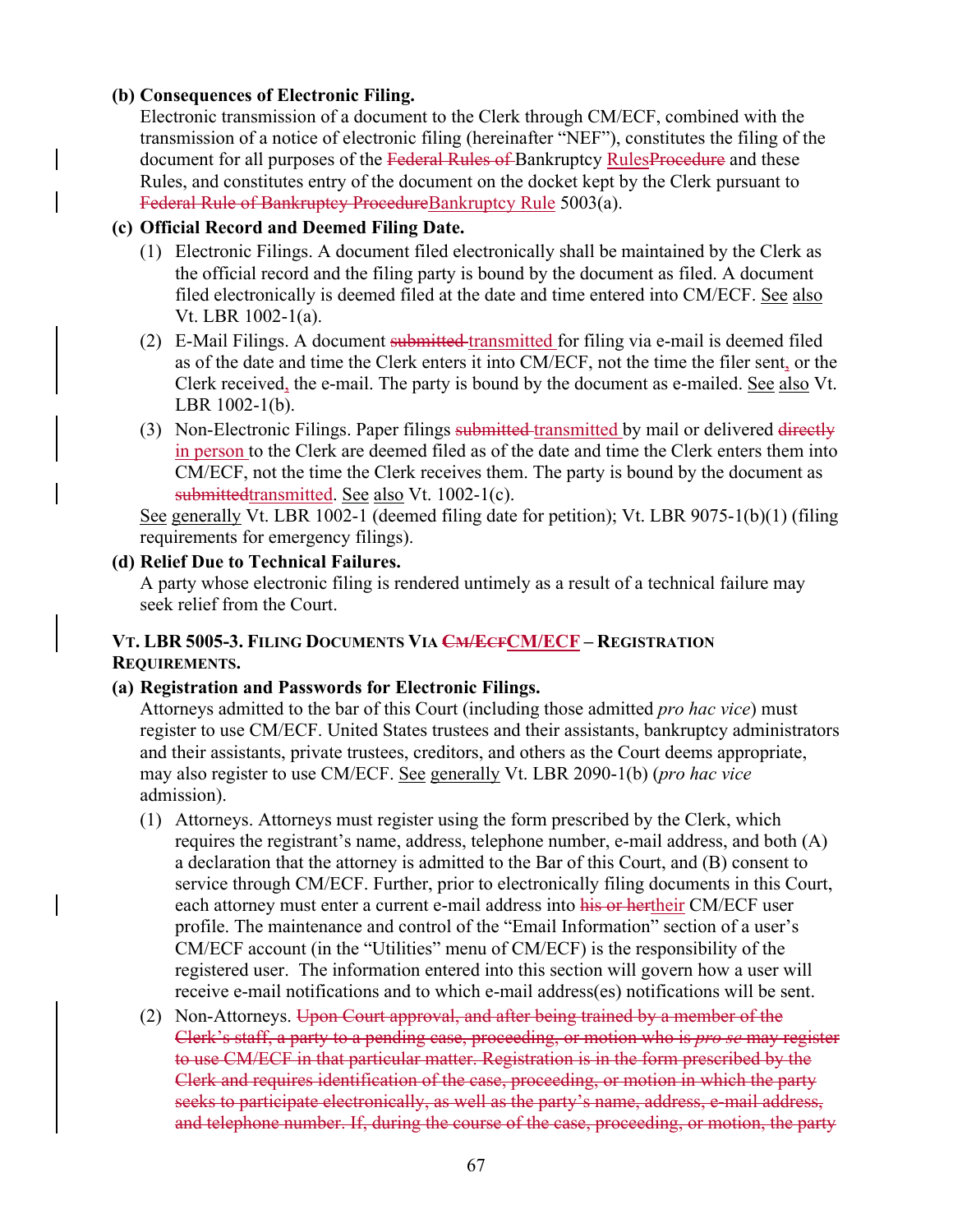**(b) Consequences of Electronic Filing.**

Electronic transmission of a document to the Clerk through CM/ECF, combined with the transmission of a notice of electronic filing (hereinafter "NEF"), constitutes the filing of the document for all purposes of the ~~Federal Rules of~~ Bankruptcy Rules~~Procedure~~ and these Rules, and constitutes entry of the document on the docket kept by the Clerk pursuant to ~~Federal Rule of Bankruptcy Procedure~~Bankruptcy Rule 5003(a).

**(c) Official Record and Deemed Filing Date.**

(1) Electronic Filings. A document filed electronically shall be maintained by the Clerk as the official record and the filing party is bound by the document as filed. A document filed electronically is deemed filed at the date and time entered into CM/ECF. See also Vt. LBR 1002-1(a).

(2) E-Mail Filings. A document ~~submitted~~ transmitted for filing via e-mail is deemed filed as of the date and time the Clerk enters it into CM/ECF, not the time the filer sent, or the Clerk received, the e-mail. The party is bound by the document as e-mailed. See also Vt. LBR 1002-1(b).

(3) Non-Electronic Filings. Paper filings ~~submitted~~ transmitted by mail or delivered ~~directly~~ in person to the Clerk are deemed filed as of the date and time the Clerk enters them into CM/ECF, not the time the Clerk receives them. The party is bound by the document as ~~submitted~~transmitted. See also Vt. 1002-1(c).

See generally Vt. LBR 1002-1 (deemed filing date for petition); Vt. LBR 9075-1(b)(1) (filing requirements for emergency filings).

**(d) Relief Due to Technical Failures.**

A party whose electronic filing is rendered untimely as a result of a technical failure may seek relief from the Court.

**VT. LBR 5005-3. FILING DOCUMENTS VIA ~~CM/ECF~~CM/ECF – REGISTRATION REQUIREMENTS.**

**(a) Registration and Passwords for Electronic Filings.**

Attorneys admitted to the bar of this Court (including those admitted *pro hac vice*) must register to use CM/ECF. United States trustees and their assistants, bankruptcy administrators and their assistants, private trustees, creditors, and others as the Court deems appropriate, may also register to use CM/ECF. See generally Vt. LBR 2090-1(b) (*pro hac vice* admission).

(1) Attorneys. Attorneys must register using the form prescribed by the Clerk, which requires the registrant's name, address, telephone number, e-mail address, and both (A) a declaration that the attorney is admitted to the Bar of this Court, and (B) consent to service through CM/ECF. Further, prior to electronically filing documents in this Court, each attorney must enter a current e-mail address into ~~his or her~~their CM/ECF user profile. The maintenance and control of the "Email Information" section of a user's CM/ECF account (in the "Utilities" menu of CM/ECF) is the responsibility of the registered user. The information entered into this section will govern how a user will receive e-mail notifications and to which e-mail address(es) notifications will be sent.

(2) Non-Attorneys. ~~Upon Court approval, and after being trained by a member of the Clerk's staff, a party to a pending case, proceeding, or motion who is *pro se* may register to use CM/ECF in that particular matter. Registration is in the form prescribed by the Clerk and requires identification of the case, proceeding, or motion in which the party seeks to participate electronically, as well as the party's name, address, e-mail address, and telephone number. If, during the course of the case, proceeding, or motion, the party~~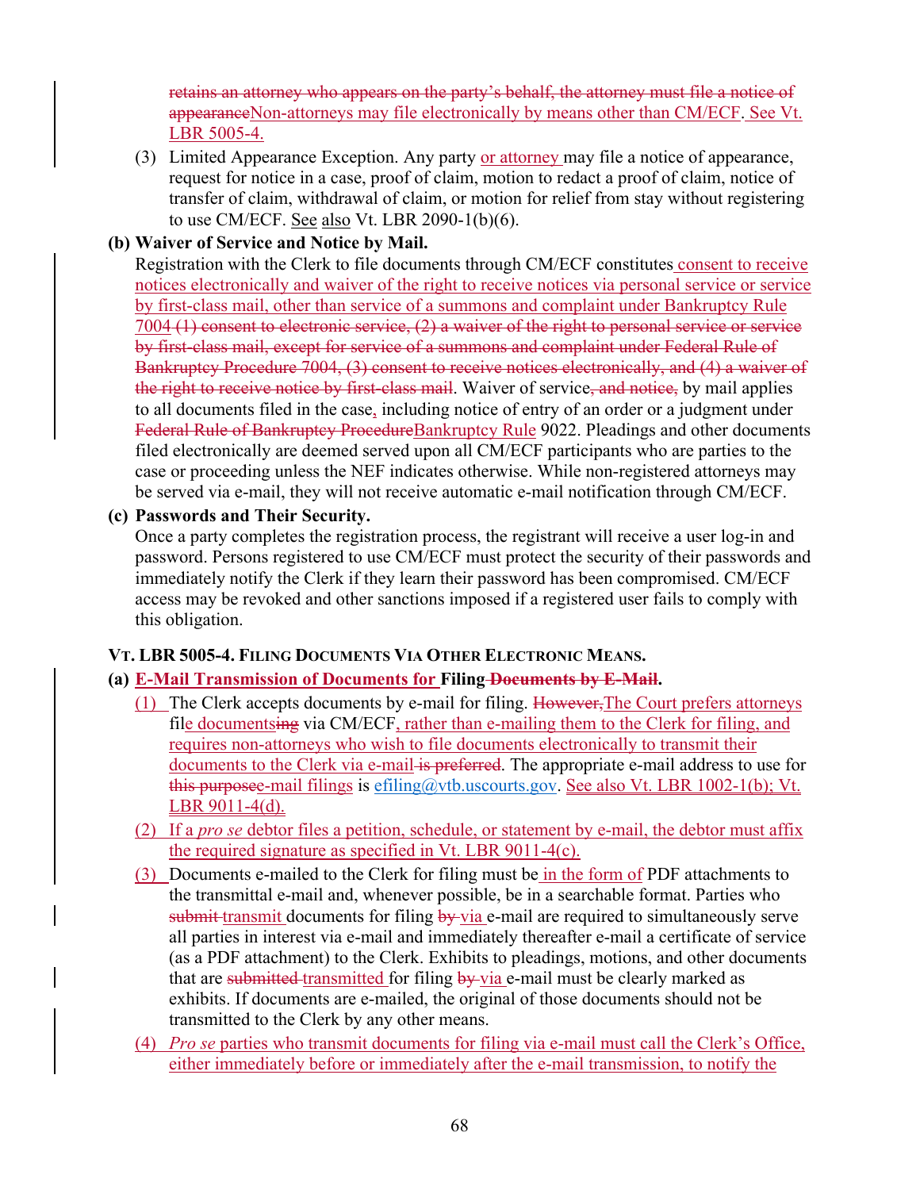retains an attorney who appears on the party's behalf, the attorney must file a notice of appearanceNon-attorneys may file electronically by means other than CM/ECF. See Vt. LBR 5005-4.

(3) Limited Appearance Exception. Any party or attorney may file a notice of appearance, request for notice in a case, proof of claim, motion to redact a proof of claim, notice of transfer of claim, withdrawal of claim, or motion for relief from stay without registering to use CM/ECF. See also Vt. LBR 2090-1(b)(6).

**(b) Waiver of Service and Notice by Mail.**

Registration with the Clerk to file documents through CM/ECF constitutes consent to receive notices electronically and waiver of the right to receive notices via personal service or service by first-class mail, other than service of a summons and complaint under Bankruptcy Rule 7004 (1) consent to electronic service, (2) a waiver of the right to personal service or service by first-class mail, except for service of a summons and complaint under Federal Rule of Bankruptcy Procedure 7004, (3) consent to receive notices electronically, and (4) a waiver of the right to receive notice by first-class mail. Waiver of service, and notice, by mail applies to all documents filed in the case, including notice of entry of an order or a judgment under Federal Rule of Bankruptcy ProcedureBankruptcy Rule 9022. Pleadings and other documents filed electronically are deemed served upon all CM/ECF participants who are parties to the case or proceeding unless the NEF indicates otherwise. While non-registered attorneys may be served via e-mail, they will not receive automatic e-mail notification through CM/ECF.

**(c) Passwords and Their Security.**

Once a party completes the registration process, the registrant will receive a user log-in and password. Persons registered to use CM/ECF must protect the security of their passwords and immediately notify the Clerk if they learn their password has been compromised. CM/ECF access may be revoked and other sanctions imposed if a registered user fails to comply with this obligation.

**VT. LBR 5005-4. FILING DOCUMENTS VIA OTHER ELECTRONIC MEANS.**

**(a) E-Mail Transmission of Documents for Filing Documents by E-Mail.**

(1) The Clerk accepts documents by e-mail for filing. However,The Court prefers attorneys file documentsing via CM/ECF, rather than e-mailing them to the Clerk for filing, and requires non-attorneys who wish to file documents electronically to transmit their documents to the Clerk via e-mail is preferred. The appropriate e-mail address to use for this purposee-mail filings is efiling@vtb.uscourts.gov. See also Vt. LBR 1002-1(b); Vt. LBR 9011-4(d).

(2) If a *pro se* debtor files a petition, schedule, or statement by e-mail, the debtor must affix the required signature as specified in Vt. LBR 9011-4(c).

(3) Documents e-mailed to the Clerk for filing must be in the form of PDF attachments to the transmittal e-mail and, whenever possible, be in a searchable format. Parties who submit transmit documents for filing by via e-mail are required to simultaneously serve all parties in interest via e-mail and immediately thereafter e-mail a certificate of service (as a PDF attachment) to the Clerk. Exhibits to pleadings, motions, and other documents that are submitted transmitted for filing by via e-mail must be clearly marked as exhibits. If documents are e-mailed, the original of those documents should not be transmitted to the Clerk by any other means.

(4) *Pro se* parties who transmit documents for filing via e-mail must call the Clerk's Office, either immediately before or immediately after the e-mail transmission, to notify the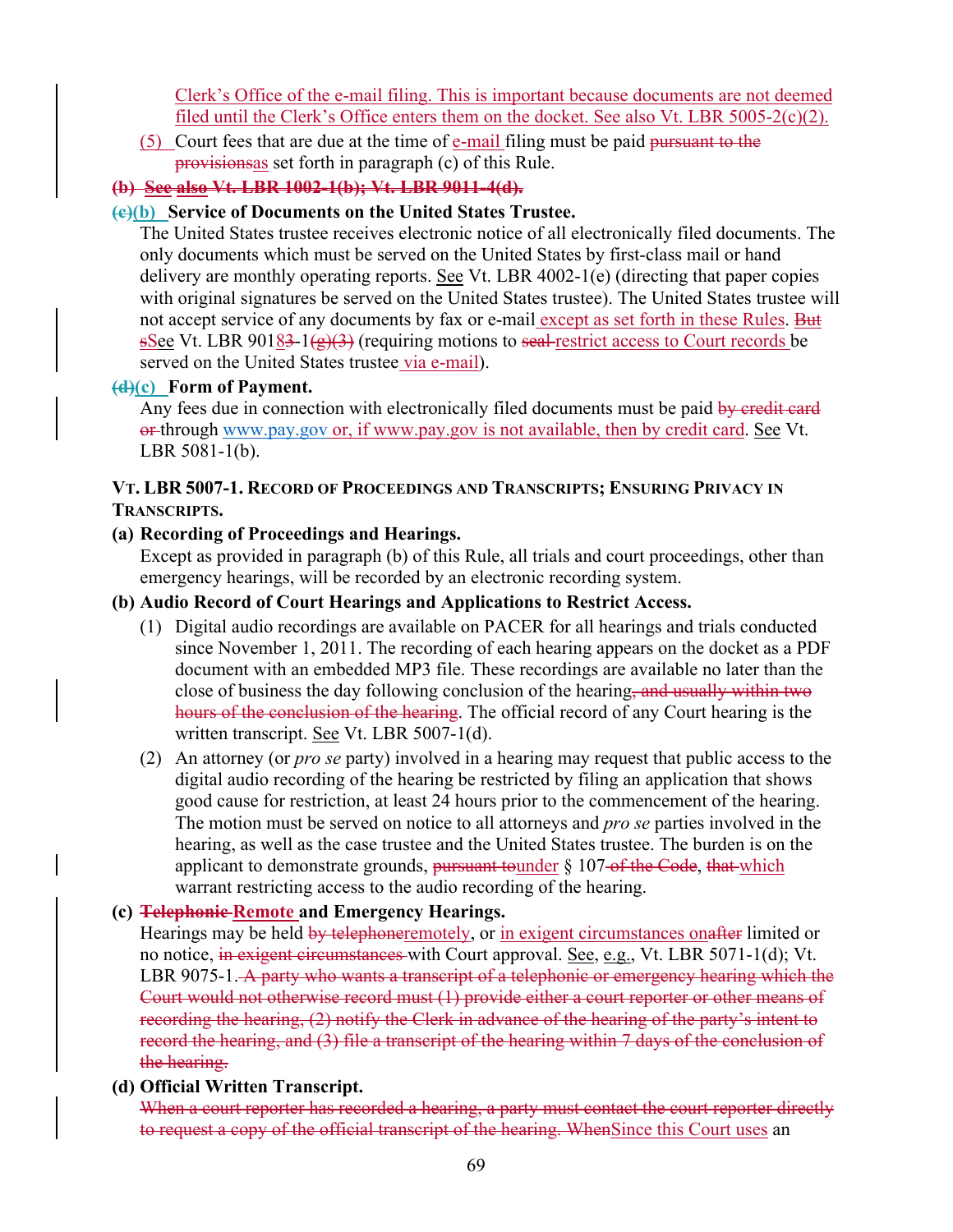Clerk's Office of the e-mail filing. This is important because documents are not deemed filed until the Clerk's Office enters them on the docket. See also Vt. LBR 5005-2(c)(2).

(5) Court fees that are due at the time of e-mail filing must be paid ~~pursuant to the provisions~~as set forth in paragraph (c) of this Rule.

**~~(b) See also Vt. LBR 1002-1(b); Vt. LBR 9011-4(d).~~**

**~~(c)~~(b) Service of Documents on the United States Trustee.**

The United States trustee receives electronic notice of all electronically filed documents. The only documents which must be served on the United States by first-class mail or hand delivery are monthly operating reports. See Vt. LBR 4002-1(e) (directing that paper copies with original signatures be served on the United States trustee). The United States trustee will not accept service of any documents by fax or e-mail except as set forth in these Rules. ~~But s~~See Vt. LBR 901~~3~~8-1~~(g)(3)~~ (requiring motions to ~~seal~~ restrict access to Court records be served on the United States trustee via e-mail).

**~~(d)~~(c) Form of Payment.**

Any fees due in connection with electronically filed documents must be paid ~~by credit card or~~ through www.pay.gov or, if www.pay.gov is not available, then by credit card. See Vt. LBR 5081-1(b).

## VT. LBR 5007-1. RECORD OF PROCEEDINGS AND TRANSCRIPTS; ENSURING PRIVACY IN TRANSCRIPTS.

**(a) Recording of Proceedings and Hearings.**

Except as provided in paragraph (b) of this Rule, all trials and court proceedings, other than emergency hearings, will be recorded by an electronic recording system.

**(b) Audio Record of Court Hearings and Applications to Restrict Access.**

(1) Digital audio recordings are available on PACER for all hearings and trials conducted since November 1, 2011. The recording of each hearing appears on the docket as a PDF document with an embedded MP3 file. These recordings are available no later than the close of business the day following conclusion of the hearing~~, and usually within two hours of the conclusion of the hearing~~. The official record of any Court hearing is the written transcript. See Vt. LBR 5007-1(d).

(2) An attorney (or *pro se* party) involved in a hearing may request that public access to the digital audio recording of the hearing be restricted by filing an application that shows good cause for restriction, at least 24 hours prior to the commencement of the hearing. The motion must be served on notice to all attorneys and *pro se* parties involved in the hearing, as well as the case trustee and the United States trustee. The burden is on the applicant to demonstrate grounds, ~~pursuant to~~under § 107 ~~of the Code~~, ~~that~~ which warrant restricting access to the audio recording of the hearing.

**(c) ~~Telephonic~~ Remote and Emergency Hearings.**

Hearings may be held ~~by telephone~~remotely, or in exigent circumstances on~~after~~ limited or no notice, ~~in exigent circumstances~~ with Court approval. See, e.g., Vt. LBR 5071-1(d); Vt. LBR 9075-1. ~~A party who wants a transcript of a telephonic or emergency hearing which the Court would not otherwise record must (1) provide either a court reporter or other means of recording the hearing, (2) notify the Clerk in advance of the hearing of the party's intent to record the hearing, and (3) file a transcript of the hearing within 7 days of the conclusion of the hearing.~~

**(d) Official Written Transcript.**

~~When a court reporter has recorded a hearing, a party must contact the court reporter directly to request a copy of the official transcript of the hearing. When~~Since this Court uses an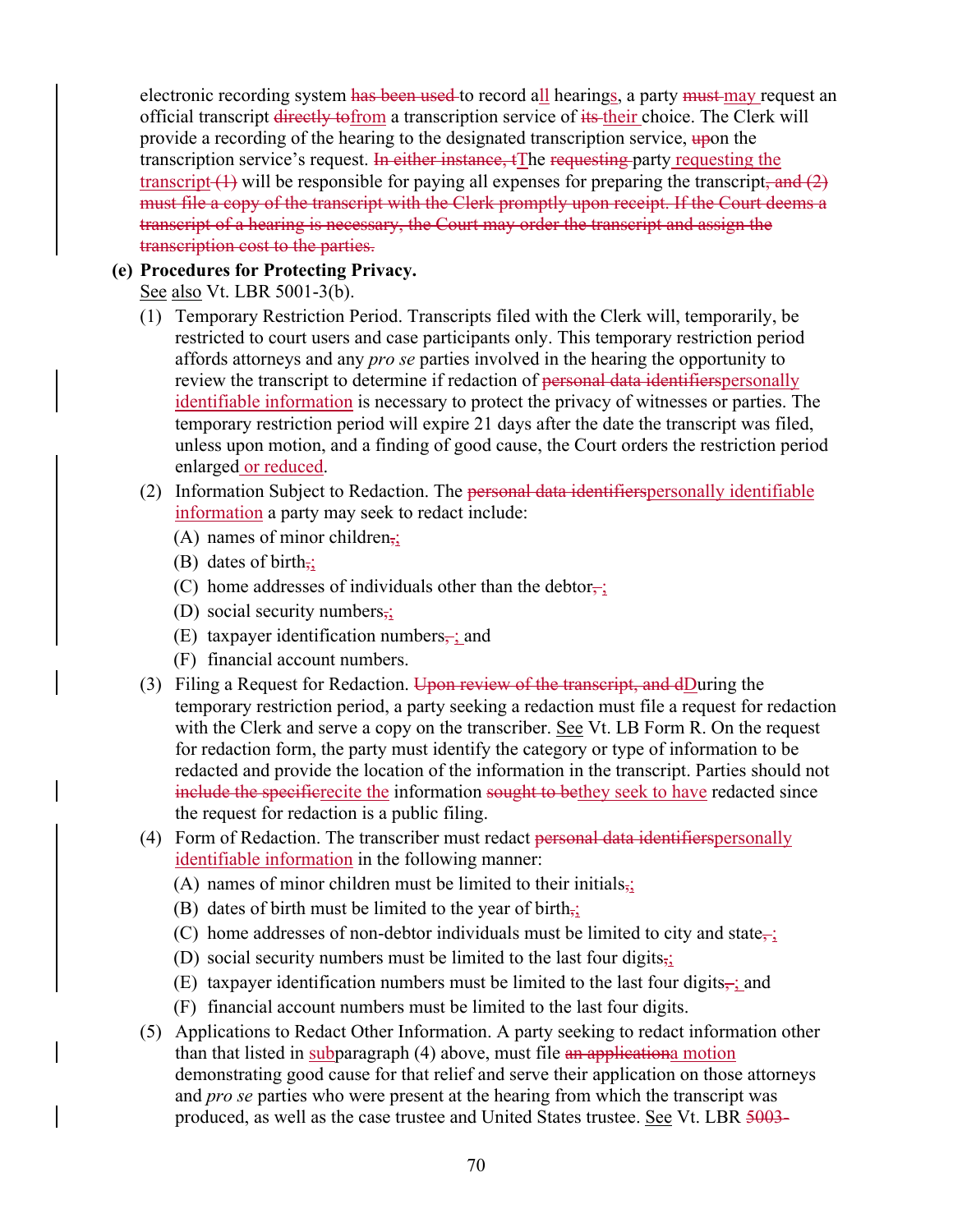electronic recording system ~~has been used~~ to record all hearings, a party ~~must~~ may request an official transcript ~~directly to~~from a transcription service of ~~its~~ their choice. The Clerk will provide a recording of the hearing to the designated transcription service, ~~up~~on the transcription service's request. ~~In either instance, t~~The ~~requesting~~ party requesting the transcript ~~(1)~~ will be responsible for paying all expenses for preparing the transcript~~, and (2) must file a copy of the transcript with the Clerk promptly upon receipt. If the Court deems a transcript of a hearing is necessary, the Court may order the transcript and assign the transcription cost to the parties.~~

**(e) Procedures for Protecting Privacy.**
See also Vt. LBR 5001-3(b).

(1) Temporary Restriction Period. Transcripts filed with the Clerk will, temporarily, be restricted to court users and case participants only. This temporary restriction period affords attorneys and any *pro se* parties involved in the hearing the opportunity to review the transcript to determine if redaction of ~~personal data identifiers~~personally identifiable information is necessary to protect the privacy of witnesses or parties. The temporary restriction period will expire 21 days after the date the transcript was filed, unless upon motion, and a finding of good cause, the Court orders the restriction period enlarged or reduced.

(2) Information Subject to Redaction. The ~~personal data identifiers~~personally identifiable information a party may seek to redact include:

- (A) names of minor children~~,~~;
- (B) dates of birth~~,~~;
- (C) home addresses of individuals other than the debtor~~,~~ ;
- (D) social security numbers~~,~~;
- (E) taxpayer identification numbers~~,~~ ; and
- (F) financial account numbers.

(3) Filing a Request for Redaction. ~~Upon review of the transcript, and d~~During the temporary restriction period, a party seeking a redaction must file a request for redaction with the Clerk and serve a copy on the transcriber. See Vt. LB Form R. On the request for redaction form, the party must identify the category or type of information to be redacted and provide the location of the information in the transcript. Parties should not ~~include the specific~~recite the information ~~sought to be~~they seek to have redacted since the request for redaction is a public filing.

(4) Form of Redaction. The transcriber must redact ~~personal data identifiers~~personally identifiable information in the following manner:

- (A) names of minor children must be limited to their initials~~,~~;
- (B) dates of birth must be limited to the year of birth~~,~~;
- (C) home addresses of non-debtor individuals must be limited to city and state~~,~~ ;
- (D) social security numbers must be limited to the last four digits~~,~~;
- (E) taxpayer identification numbers must be limited to the last four digits~~,~~ ; and
- (F) financial account numbers must be limited to the last four digits.

(5) Applications to Redact Other Information. A party seeking to redact information other than that listed in subparagraph (4) above, must file ~~an application~~a motion demonstrating good cause for that relief and serve their application on those attorneys and *pro se* parties who were present at the hearing from which the transcript was produced, as well as the case trustee and United States trustee. See Vt. LBR ~~5003-~~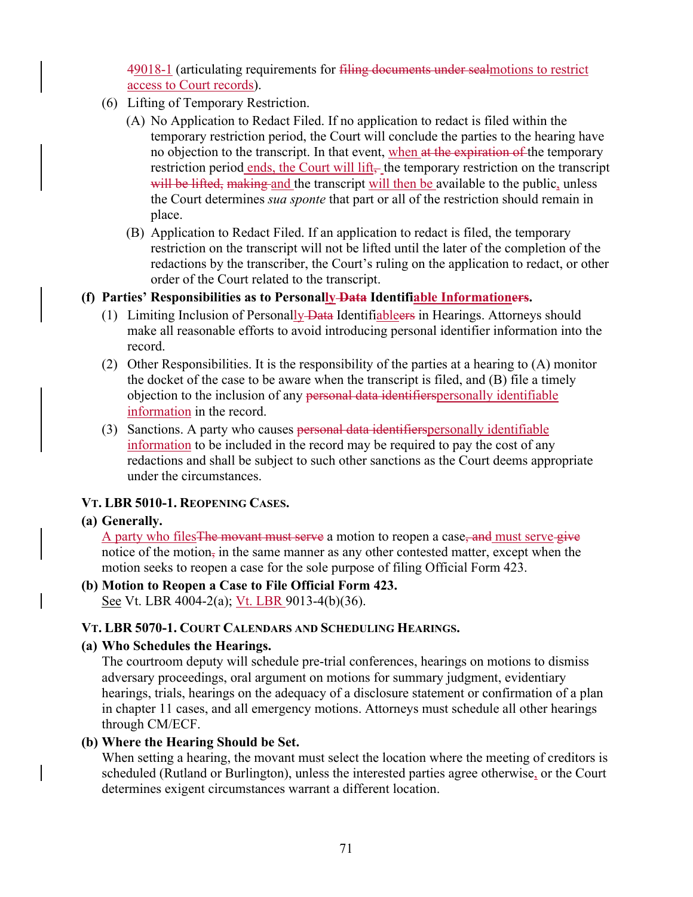49018-1 (articulating requirements for ~~filing documents under seal~~motions to restrict access to Court records).

(6) Lifting of Temporary Restriction.

(A) No Application to Redact Filed. If no application to redact is filed within the temporary restriction period, the Court will conclude the parties to the hearing have no objection to the transcript. In that event, when ~~at the expiration of~~ the temporary restriction period ends, the Court will lift~~,~~ the temporary restriction on the transcript ~~will be lifted,~~ ~~making~~ and the transcript will then be available to the public, unless the Court determines *sua sponte* that part or all of the restriction should remain in place.

(B) Application to Redact Filed. If an application to redact is filed, the temporary restriction on the transcript will not be lifted until the later of the completion of the redactions by the transcriber, the Court's ruling on the application to redact, or other order of the Court related to the transcript.

**(f) Parties' Responsibilities as to Personally ~~Data~~ Identifiable Informationers.**

(1) Limiting Inclusion of Personally ~~Data~~ Identifiableers in Hearings. Attorneys should make all reasonable efforts to avoid introducing personal identifier information into the record.

(2) Other Responsibilities. It is the responsibility of the parties at a hearing to (A) monitor the docket of the case to be aware when the transcript is filed, and (B) file a timely objection to the inclusion of any ~~personal data identifiers~~personally identifiable information in the record.

(3) Sanctions. A party who causes ~~personal data identifiers~~personally identifiable information to be included in the record may be required to pay the cost of any redactions and shall be subject to such other sanctions as the Court deems appropriate under the circumstances.

### VT. LBR 5010-1. REOPENING CASES.

**(a) Generally.**

A party who files~~The movant must serve~~ a motion to reopen a case~~, and~~ must serve ~~give~~ notice of the motion~~,~~ in the same manner as any other contested matter, except when the motion seeks to reopen a case for the sole purpose of filing Official Form 423.

**(b) Motion to Reopen a Case to File Official Form 423.**

See Vt. LBR 4004-2(a); Vt. LBR 9013-4(b)(36).

### VT. LBR 5070-1. COURT CALENDARS AND SCHEDULING HEARINGS.

**(a) Who Schedules the Hearings.**

The courtroom deputy will schedule pre-trial conferences, hearings on motions to dismiss adversary proceedings, oral argument on motions for summary judgment, evidentiary hearings, trials, hearings on the adequacy of a disclosure statement or confirmation of a plan in chapter 11 cases, and all emergency motions. Attorneys must schedule all other hearings through CM/ECF.

**(b) Where the Hearing Should be Set.**

When setting a hearing, the movant must select the location where the meeting of creditors is scheduled (Rutland or Burlington), unless the interested parties agree otherwise, or the Court determines exigent circumstances warrant a different location.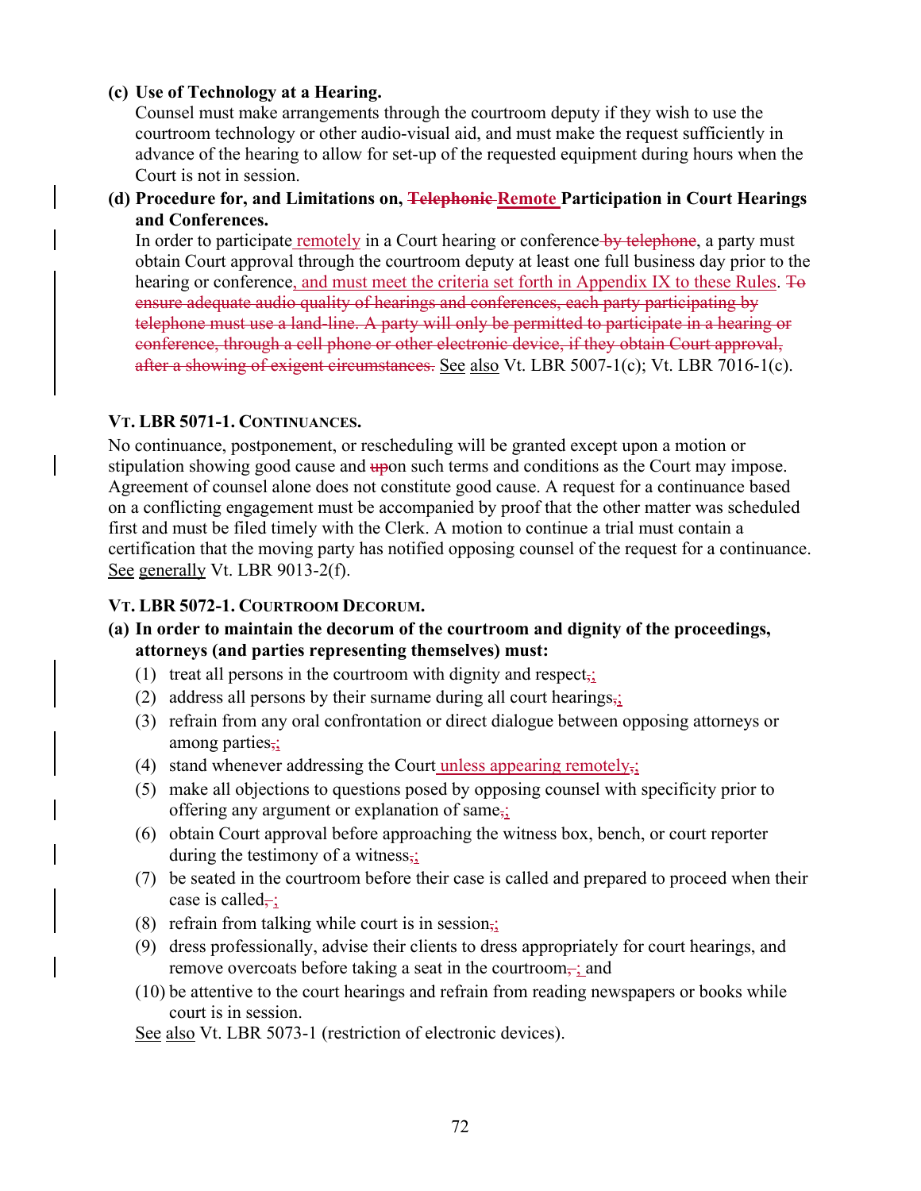**(c) Use of Technology at a Hearing.**

Counsel must make arrangements through the courtroom deputy if they wish to use the courtroom technology or other audio-visual aid, and must make the request sufficiently in advance of the hearing to allow for set-up of the requested equipment during hours when the Court is not in session.

**(d) Procedure for, and Limitations on, ~~Telephonic~~ Remote Participation in Court Hearings and Conferences.**

In order to participate remotely in a Court hearing or conference ~~by telephone~~, a party must obtain Court approval through the courtroom deputy at least one full business day prior to the hearing or conference, and must meet the criteria set forth in Appendix IX to these Rules. ~~To ensure adequate audio quality of hearings and conferences, each party participating by telephone must use a land-line. A party will only be permitted to participate in a hearing or conference, through a cell phone or other electronic device, if they obtain Court approval, after a showing of exigent circumstances.~~ See also Vt. LBR 5007-1(c); Vt. LBR 7016-1(c).

### VT. LBR 5071-1. CONTINUANCES.

No continuance, postponement, or rescheduling will be granted except upon a motion or stipulation showing good cause and ~~up~~on such terms and conditions as the Court may impose. Agreement of counsel alone does not constitute good cause. A request for a continuance based on a conflicting engagement must be accompanied by proof that the other matter was scheduled first and must be filed timely with the Clerk. A motion to continue a trial must contain a certification that the moving party has notified opposing counsel of the request for a continuance. See generally Vt. LBR 9013-2(f).

### VT. LBR 5072-1. COURTROOM DECORUM.

**(a) In order to maintain the decorum of the courtroom and dignity of the proceedings, attorneys (and parties representing themselves) must:**

(1) treat all persons in the courtroom with dignity and respect~~,~~;

(2) address all persons by their surname during all court hearings~~,~~;

(3) refrain from any oral confrontation or direct dialogue between opposing attorneys or among parties~~,~~;

(4) stand whenever addressing the Court unless appearing remotely~~,~~;

(5) make all objections to questions posed by opposing counsel with specificity prior to offering any argument or explanation of same~~,~~;

(6) obtain Court approval before approaching the witness box, bench, or court reporter during the testimony of a witness~~,~~;

(7) be seated in the courtroom before their case is called and prepared to proceed when their case is called~~,~~;

(8) refrain from talking while court is in session~~,~~;

(9) dress professionally, advise their clients to dress appropriately for court hearings, and remove overcoats before taking a seat in the courtroom~~,~~; and

(10) be attentive to the court hearings and refrain from reading newspapers or books while court is in session.

See also Vt. LBR 5073-1 (restriction of electronic devices).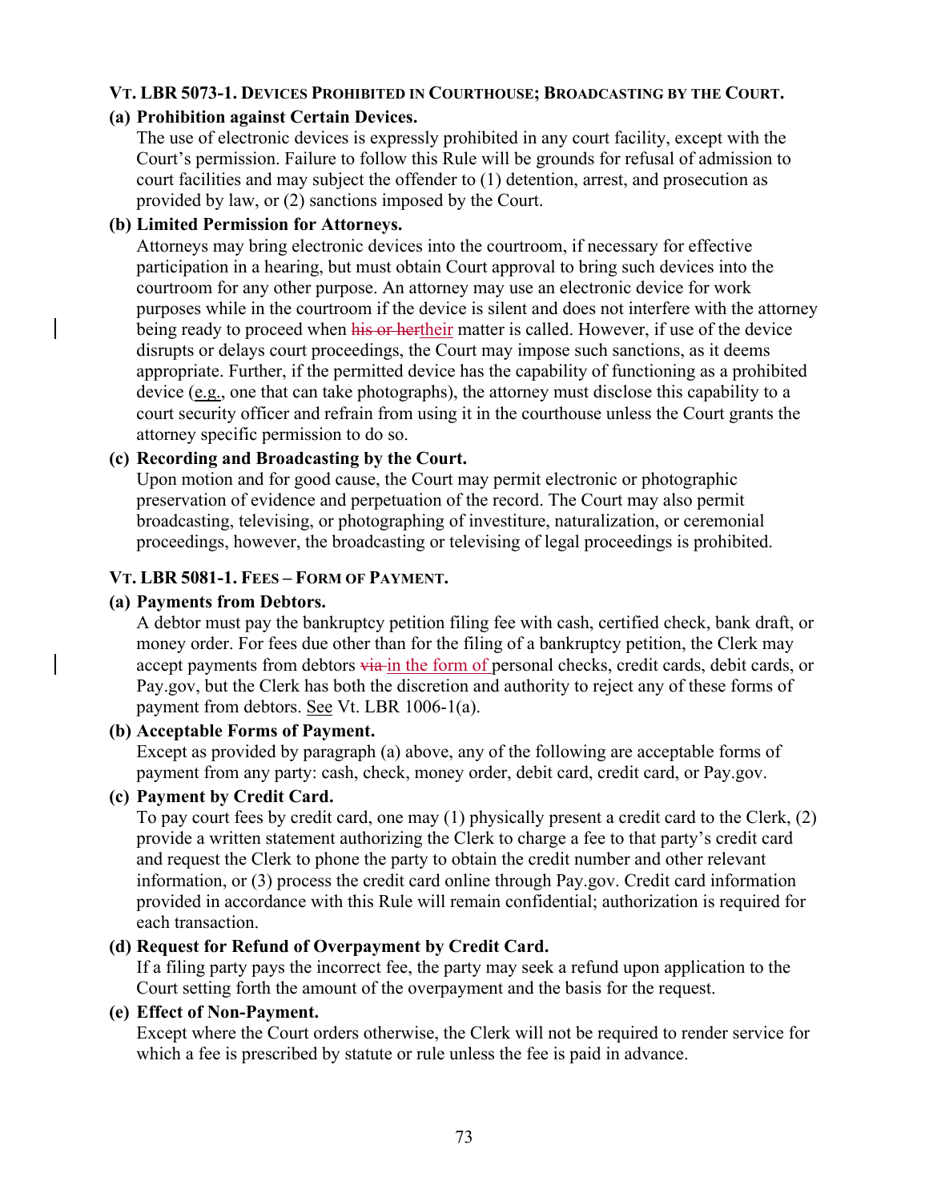### VT. LBR 5073-1. DEVICES PROHIBITED IN COURTHOUSE; BROADCASTING BY THE COURT.

**(a) Prohibition against Certain Devices.**

The use of electronic devices is expressly prohibited in any court facility, except with the Court's permission. Failure to follow this Rule will be grounds for refusal of admission to court facilities and may subject the offender to (1) detention, arrest, and prosecution as provided by law, or (2) sanctions imposed by the Court.

**(b) Limited Permission for Attorneys.**

Attorneys may bring electronic devices into the courtroom, if necessary for effective participation in a hearing, but must obtain Court approval to bring such devices into the courtroom for any other purpose. An attorney may use an electronic device for work purposes while in the courtroom if the device is silent and does not interfere with the attorney being ready to proceed when ~~his or her~~their matter is called. However, if use of the device disrupts or delays court proceedings, the Court may impose such sanctions, as it deems appropriate. Further, if the permitted device has the capability of functioning as a prohibited device (e.g., one that can take photographs), the attorney must disclose this capability to a court security officer and refrain from using it in the courthouse unless the Court grants the attorney specific permission to do so.

**(c) Recording and Broadcasting by the Court.**

Upon motion and for good cause, the Court may permit electronic or photographic preservation of evidence and perpetuation of the record. The Court may also permit broadcasting, televising, or photographing of investiture, naturalization, or ceremonial proceedings, however, the broadcasting or televising of legal proceedings is prohibited.

### VT. LBR 5081-1. FEES – FORM OF PAYMENT.

**(a) Payments from Debtors.**

A debtor must pay the bankruptcy petition filing fee with cash, certified check, bank draft, or money order. For fees due other than for the filing of a bankruptcy petition, the Clerk may accept payments from debtors ~~via~~ in the form of personal checks, credit cards, debit cards, or Pay.gov, but the Clerk has both the discretion and authority to reject any of these forms of payment from debtors. See Vt. LBR 1006-1(a).

**(b) Acceptable Forms of Payment.**

Except as provided by paragraph (a) above, any of the following are acceptable forms of payment from any party: cash, check, money order, debit card, credit card, or Pay.gov.

**(c) Payment by Credit Card.**

To pay court fees by credit card, one may (1) physically present a credit card to the Clerk, (2) provide a written statement authorizing the Clerk to charge a fee to that party's credit card and request the Clerk to phone the party to obtain the credit number and other relevant information, or (3) process the credit card online through Pay.gov. Credit card information provided in accordance with this Rule will remain confidential; authorization is required for each transaction.

**(d) Request for Refund of Overpayment by Credit Card.**

If a filing party pays the incorrect fee, the party may seek a refund upon application to the Court setting forth the amount of the overpayment and the basis for the request.

**(e) Effect of Non-Payment.**

Except where the Court orders otherwise, the Clerk will not be required to render service for which a fee is prescribed by statute or rule unless the fee is paid in advance.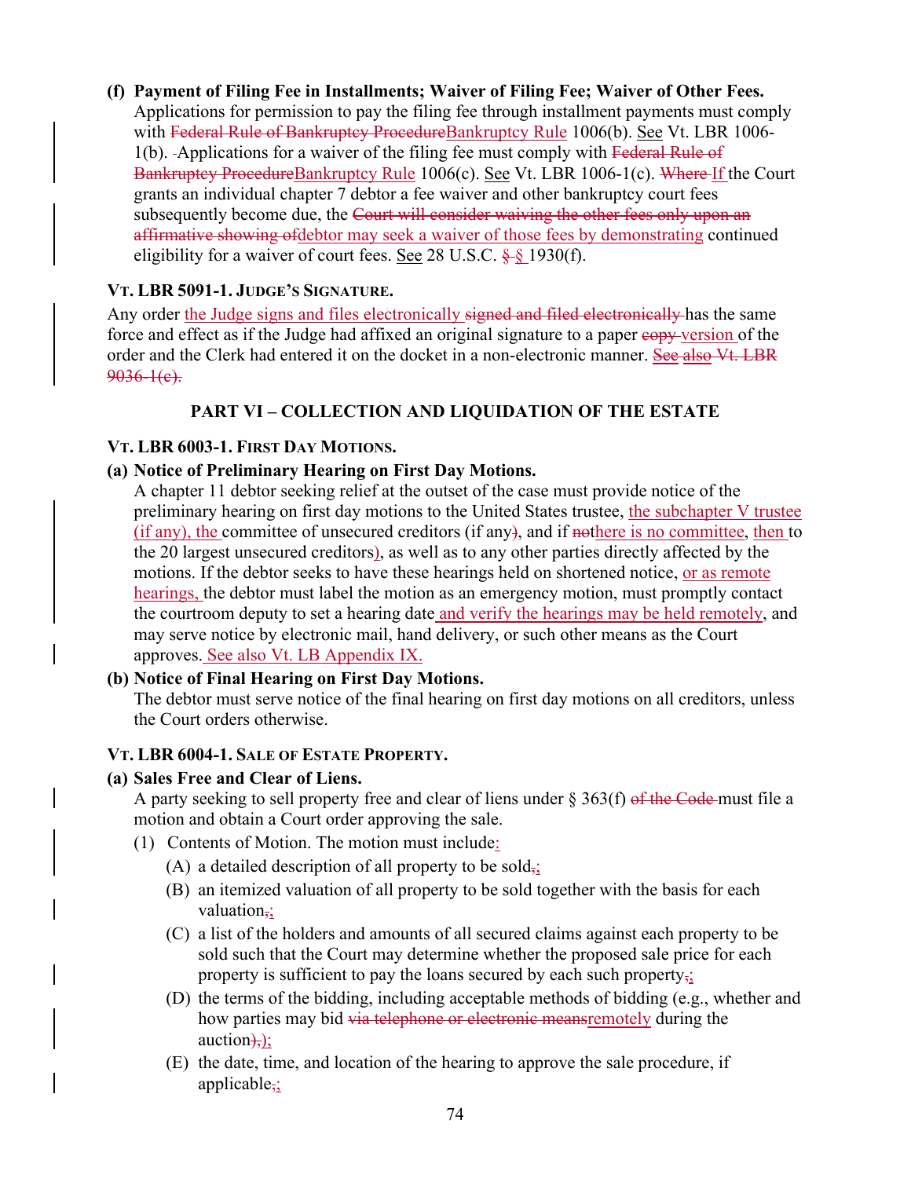**(f) Payment of Filing Fee in Installments; Waiver of Filing Fee; Waiver of Other Fees.**
Applications for permission to pay the filing fee through installment payments must comply with ~~Federal Rule of Bankruptcy Procedure~~Bankruptcy Rule 1006(b). See Vt. LBR 1006-1(b). ~~-~~Applications for a waiver of the filing fee must comply with ~~Federal Rule of Bankruptcy Procedure~~Bankruptcy Rule 1006(c). See Vt. LBR 1006-1(c). ~~Where~~ If the Court grants an individual chapter 7 debtor a fee waiver and other bankruptcy court fees subsequently become due, the ~~Court will consider waiving the other fees only upon an affirmative showing of~~debtor may seek a waiver of those fees by demonstrating continued eligibility for a waiver of court fees. See 28 U.S.C. ~~§~~ § 1930(f).

### VT. LBR 5091-1. JUDGE'S SIGNATURE.

Any order the Judge signs and files electronically ~~signed and filed electronically~~ has the same force and effect as if the Judge had affixed an original signature to a paper ~~copy~~ version of the order and the Clerk had entered it on the docket in a non-electronic manner. ~~See also Vt. LBR 9036-1(c).~~

## PART VI – COLLECTION AND LIQUIDATION OF THE ESTATE

### VT. LBR 6003-1. FIRST DAY MOTIONS.

**(a) Notice of Preliminary Hearing on First Day Motions.**
A chapter 11 debtor seeking relief at the outset of the case must provide notice of the preliminary hearing on first day motions to the United States trustee, the subchapter V trustee (if any), the committee of unsecured creditors (if any~~)~~, and if ~~no~~there is no committee, then to the 20 largest unsecured creditors), as well as to any other parties directly affected by the motions. If the debtor seeks to have these hearings held on shortened notice, or as remote hearings, the debtor must label the motion as an emergency motion, must promptly contact the courtroom deputy to set a hearing date and verify the hearings may be held remotely, and may serve notice by electronic mail, hand delivery, or such other means as the Court approves. See also Vt. LB Appendix IX.

**(b) Notice of Final Hearing on First Day Motions.**
The debtor must serve notice of the final hearing on first day motions on all creditors, unless the Court orders otherwise.

### VT. LBR 6004-1. SALE OF ESTATE PROPERTY.

**(a) Sales Free and Clear of Liens.**
A party seeking to sell property free and clear of liens under § 363(f) ~~of the Code~~ must file a motion and obtain a Court order approving the sale.

(1) Contents of Motion. The motion must include:

(A) a detailed description of all property to be sold~~,~~;

(B) an itemized valuation of all property to be sold together with the basis for each valuation~~,~~;

(C) a list of the holders and amounts of all secured claims against each property to be sold such that the Court may determine whether the proposed sale price for each property is sufficient to pay the loans secured by each such property~~,~~;

(D) the terms of the bidding, including acceptable methods of bidding (e.g., whether and how parties may bid ~~via telephone or electronic means~~remotely during the auction~~),~~);

(E) the date, time, and location of the hearing to approve the sale procedure, if applicable~~,~~;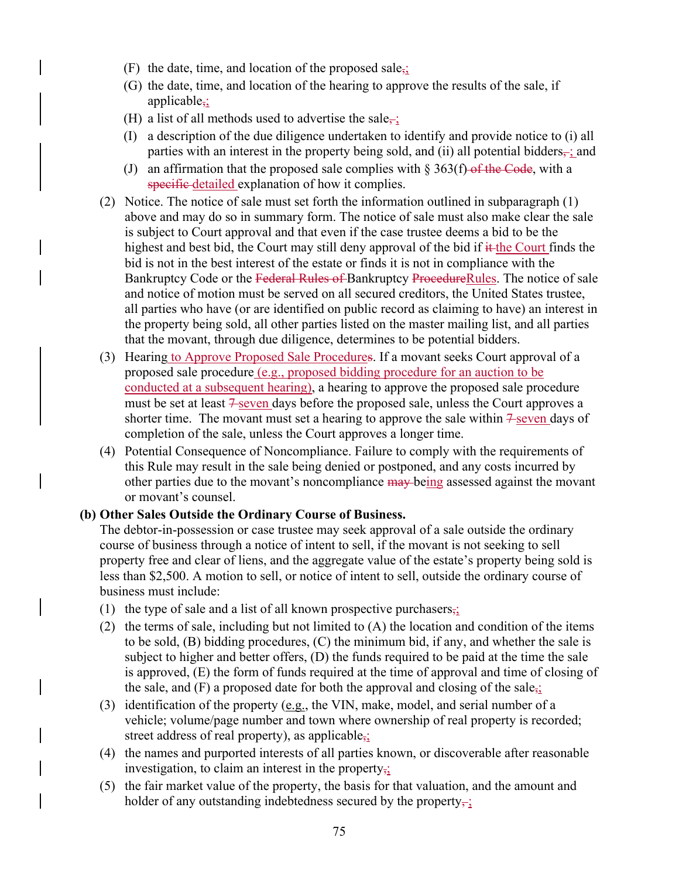(F) the date, time, and location of the proposed sale,;

(G) the date, time, and location of the hearing to approve the results of the sale, if applicable,;

(H) a list of all methods used to advertise the sale,;

(I) a description of the due diligence undertaken to identify and provide notice to (i) all parties with an interest in the property being sold, and (ii) all potential bidders,; and

(J) an affirmation that the proposed sale complies with § 363(f) of the Code, with a specific detailed explanation of how it complies.

(2) Notice. The notice of sale must set forth the information outlined in subparagraph (1) above and may do so in summary form. The notice of sale must also make clear the sale is subject to Court approval and that even if the case trustee deems a bid to be the highest and best bid, the Court may still deny approval of the bid if it the Court finds the bid is not in the best interest of the estate or finds it is not in compliance with the Bankruptcy Code or the Federal Rules of Bankruptcy ProcedureRules. The notice of sale and notice of motion must be served on all secured creditors, the United States trustee, all parties who have (or are identified on public record as claiming to have) an interest in the property being sold, all other parties listed on the master mailing list, and all parties that the movant, through due diligence, determines to be potential bidders.

(3) Hearing to Approve Proposed Sale Procedures. If a movant seeks Court approval of a proposed sale procedure (e.g., proposed bidding procedure for an auction to be conducted at a subsequent hearing), a hearing to approve the proposed sale procedure must be set at least 7 seven days before the proposed sale, unless the Court approves a shorter time. The movant must set a hearing to approve the sale within 7 seven days of completion of the sale, unless the Court approves a longer time.

(4) Potential Consequence of Noncompliance. Failure to comply with the requirements of this Rule may result in the sale being denied or postponed, and any costs incurred by other parties due to the movant's noncompliance may being assessed against the movant or movant's counsel.

**(b) Other Sales Outside the Ordinary Course of Business.**

The debtor-in-possession or case trustee may seek approval of a sale outside the ordinary course of business through a notice of intent to sell, if the movant is not seeking to sell property free and clear of liens, and the aggregate value of the estate's property being sold is less than $2,500. A motion to sell, or notice of intent to sell, outside the ordinary course of business must include:

(1) the type of sale and a list of all known prospective purchasers,;

(2) the terms of sale, including but not limited to (A) the location and condition of the items to be sold, (B) bidding procedures, (C) the minimum bid, if any, and whether the sale is subject to higher and better offers, (D) the funds required to be paid at the time the sale is approved, (E) the form of funds required at the time of approval and time of closing of the sale, and (F) a proposed date for both the approval and closing of the sale,;

(3) identification of the property (e.g., the VIN, make, model, and serial number of a vehicle; volume/page number and town where ownership of real property is recorded; street address of real property), as applicable,;

(4) the names and purported interests of all parties known, or discoverable after reasonable investigation, to claim an interest in the property,;

(5) the fair market value of the property, the basis for that valuation, and the amount and holder of any outstanding indebtedness secured by the property,;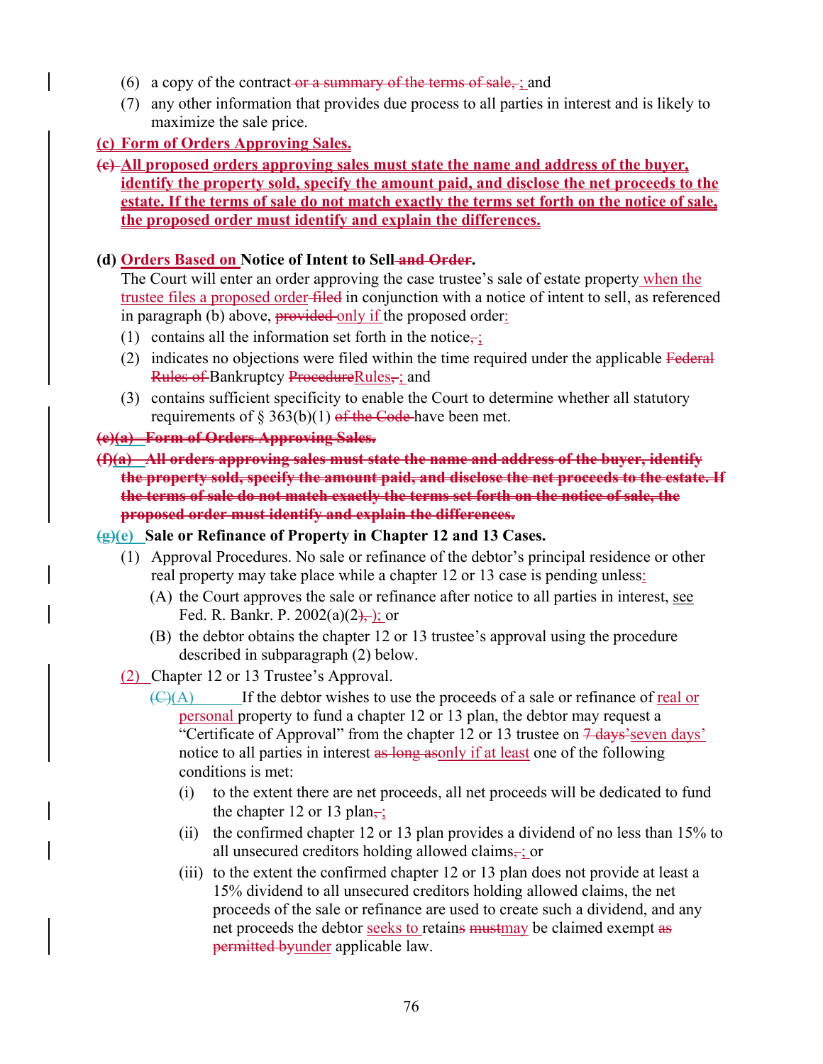(6) a copy of the contract ~~or a summary of the terms of sale,~~ ; and

(7) any other information that provides due process to all parties in interest and is likely to maximize the sale price.

**(c) Form of Orders Approving Sales.**

**~~(e)~~ All proposed orders approving sales must state the name and address of the buyer, identify the property sold, specify the amount paid, and disclose the net proceeds to the estate. If the terms of sale do not match exactly the terms set forth on the notice of sale, the proposed order must identify and explain the differences.**

**(d) Orders Based on Notice of Intent to Sell ~~and Order~~.**

The Court will enter an order approving the case trustee's sale of estate property when the trustee files a proposed order ~~filed~~ in conjunction with a notice of intent to sell, as referenced in paragraph (b) above, ~~provided~~ only if the proposed order:

(1) contains all the information set forth in the notice~~,~~;

(2) indicates no objections were filed within the time required under the applicable ~~Federal Rules of~~ Bankruptcy ~~Procedure~~Rules~~,~~; and

(3) contains sufficient specificity to enable the Court to determine whether all statutory requirements of § 363(b)(1) ~~of the Code~~ have been met.

**~~(e)(a) Form of Orders Approving Sales.~~**

**~~(f)(a) All orders approving sales must state the name and address of the buyer, identify the property sold, specify the amount paid, and disclose the net proceeds to the estate. If the terms of sale do not match exactly the terms set forth on the notice of sale, the proposed order must identify and explain the differences.~~**

**~~(g)~~(e) Sale or Refinance of Property in Chapter 12 and 13 Cases.**

(1) Approval Procedures. No sale or refinance of the debtor's principal residence or other real property may take place while a chapter 12 or 13 case is pending unless:

(A) the Court approves the sale or refinance after notice to all parties in interest, see Fed. R. Bankr. P. 2002(a)(2~~),~~); or

(B) the debtor obtains the chapter 12 or 13 trustee's approval using the procedure described in subparagraph (2) below.

(2) Chapter 12 or 13 Trustee's Approval.

~~(C)~~(A) If the debtor wishes to use the proceeds of a sale or refinance of real or personal property to fund a chapter 12 or 13 plan, the debtor may request a "Certificate of Approval" from the chapter 12 or 13 trustee on ~~7 days'~~ seven days' notice to all parties in interest ~~as long as~~ only if at least one of the following conditions is met:

(i) to the extent there are net proceeds, all net proceeds will be dedicated to fund the chapter 12 or 13 plan~~,~~;

(ii) the confirmed chapter 12 or 13 plan provides a dividend of no less than 15% to all unsecured creditors holding allowed claims~~,~~; or

(iii) to the extent the confirmed chapter 12 or 13 plan does not provide at least a 15% dividend to all unsecured creditors holding allowed claims, the net proceeds of the sale or refinance are used to create such a dividend, and any net proceeds the debtor seeks to retain~~s~~ ~~must~~may be claimed exempt ~~as permitted by~~under applicable law.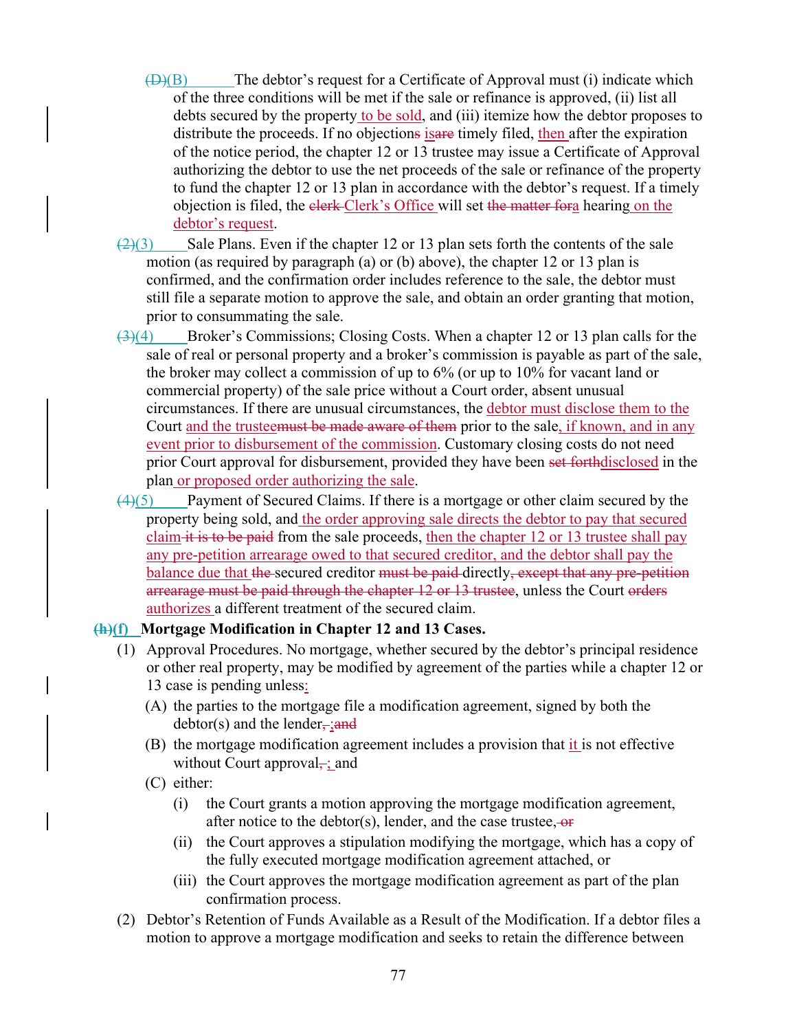~~(D)~~(B) The debtor's request for a Certificate of Approval must (i) indicate which of the three conditions will be met if the sale or refinance is approved, (ii) list all debts secured by the property to be sold, and (iii) itemize how the debtor proposes to distribute the proceeds. If no objection~~s~~ is~~are~~ timely filed, then after the expiration of the notice period, the chapter 12 or 13 trustee may issue a Certificate of Approval authorizing the debtor to use the net proceeds of the sale or refinance of the property to fund the chapter 12 or 13 plan in accordance with the debtor's request. If a timely objection is filed, the ~~clerk~~ Clerk's Office will set ~~the matter for~~a hearing on the debtor's request.

~~(2)~~(3) Sale Plans. Even if the chapter 12 or 13 plan sets forth the contents of the sale motion (as required by paragraph (a) or (b) above), the chapter 12 or 13 plan is confirmed, and the confirmation order includes reference to the sale, the debtor must still file a separate motion to approve the sale, and obtain an order granting that motion, prior to consummating the sale.

~~(3)~~(4) Broker's Commissions; Closing Costs. When a chapter 12 or 13 plan calls for the sale of real or personal property and a broker's commission is payable as part of the sale, the broker may collect a commission of up to 6% (or up to 10% for vacant land or commercial property) of the sale price without a Court order, absent unusual circumstances. If there are unusual circumstances, the debtor must disclose them to the Court and the trustee~~must be made aware of them~~ prior to the sale, if known, and in any event prior to disbursement of the commission. Customary closing costs do not need prior Court approval for disbursement, provided they have been ~~set forth~~disclosed in the plan or proposed order authorizing the sale.

~~(4)~~(5) Payment of Secured Claims. If there is a mortgage or other claim secured by the property being sold, and the order approving sale directs the debtor to pay that secured claim ~~it is to be paid~~ from the sale proceeds, then the chapter 12 or 13 trustee shall pay any pre-petition arrearage owed to that secured creditor, and the debtor shall pay the balance due that ~~the~~ secured creditor ~~must be paid~~ directly~~, except that any pre-petition arrearage must be paid through the chapter 12 or 13 trustee~~, unless the Court ~~orders~~ authorizes a different treatment of the secured claim.

**~~(h)~~(f) Mortgage Modification in Chapter 12 and 13 Cases.**

(1) Approval Procedures. No mortgage, whether secured by the debtor's principal residence or other real property, may be modified by agreement of the parties while a chapter 12 or 13 case is pending unless:

(A) the parties to the mortgage file a modification agreement, signed by both the debtor(s) and the lender~~,~~ ;and

(B) the mortgage modification agreement includes a provision that it is not effective without Court approval~~,~~ ; and

(C) either:

(i) the Court grants a motion approving the mortgage modification agreement, after notice to the debtor(s), lender, and the case trustee,~~ or~~

(ii) the Court approves a stipulation modifying the mortgage, which has a copy of the fully executed mortgage modification agreement attached, or

(iii) the Court approves the mortgage modification agreement as part of the plan confirmation process.

(2) Debtor's Retention of Funds Available as a Result of the Modification. If a debtor files a motion to approve a mortgage modification and seeks to retain the difference between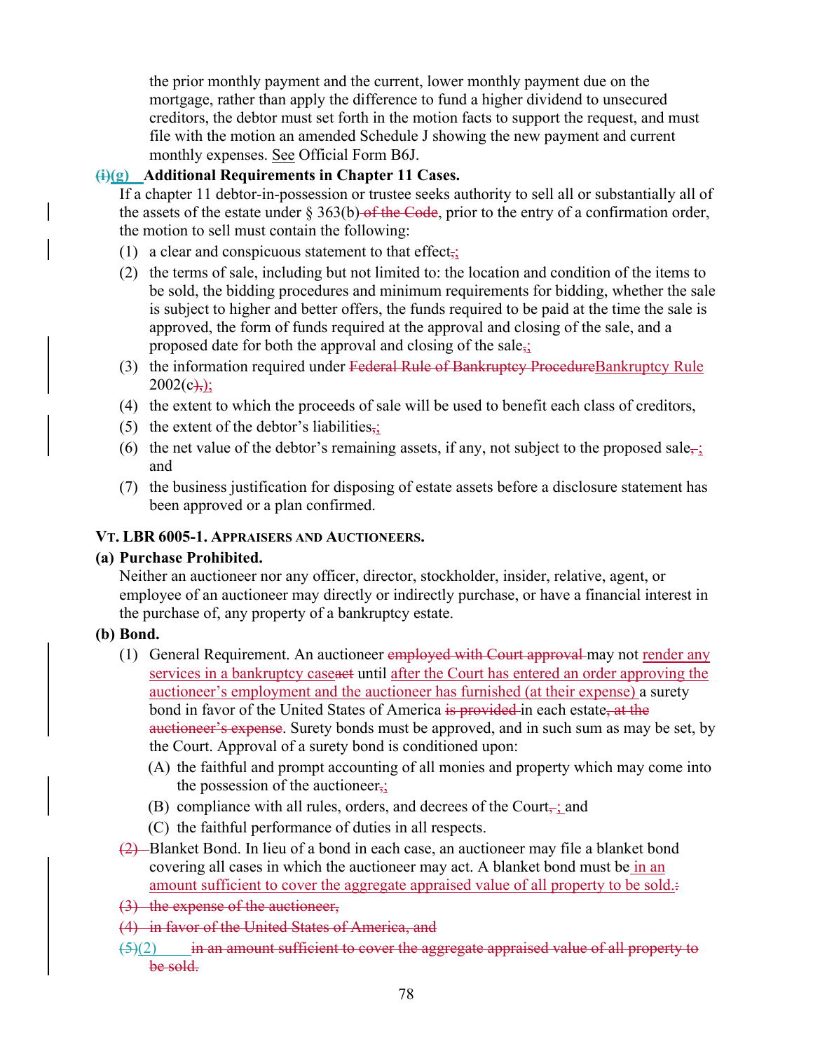the prior monthly payment and the current, lower monthly payment due on the mortgage, rather than apply the difference to fund a higher dividend to unsecured creditors, the debtor must set forth in the motion facts to support the request, and must file with the motion an amended Schedule J showing the new payment and current monthly expenses. See Official Form B6J.

**~~(i)~~(g) Additional Requirements in Chapter 11 Cases.**

If a chapter 11 debtor-in-possession or trustee seeks authority to sell all or substantially all of the assets of the estate under § 363(b) ~~of the Code~~, prior to the entry of a confirmation order, the motion to sell must contain the following:

(1) a clear and conspicuous statement to that effect~~,~~;

(2) the terms of sale, including but not limited to: the location and condition of the items to be sold, the bidding procedures and minimum requirements for bidding, whether the sale is subject to higher and better offers, the funds required to be paid at the time the sale is approved, the form of funds required at the approval and closing of the sale, and a proposed date for both the approval and closing of the sale~~,~~;

(3) the information required under ~~Federal Rule of Bankruptcy Procedure~~Bankruptcy Rule 2002(c~~),~~);

(4) the extent to which the proceeds of sale will be used to benefit each class of creditors,

(5) the extent of the debtor's liabilities~~,~~;

(6) the net value of the debtor's remaining assets, if any, not subject to the proposed sale~~,~~; and

(7) the business justification for disposing of estate assets before a disclosure statement has been approved or a plan confirmed.

## VT. LBR 6005-1. APPRAISERS AND AUCTIONEERS.

**(a) Purchase Prohibited.**

Neither an auctioneer nor any officer, director, stockholder, insider, relative, agent, or employee of an auctioneer may directly or indirectly purchase, or have a financial interest in the purchase of, any property of a bankruptcy estate.

**(b) Bond.**

(1) General Requirement. An auctioneer ~~employed with Court approval~~ may not render any services in a bankruptcy case~~act~~ until after the Court has entered an order approving the auctioneer's employment and the auctioneer has furnished (at their expense) a surety bond in favor of the United States of America ~~is provided~~ in each estate~~, at the auctioneer's expense~~. Surety bonds must be approved, and in such sum as may be set, by the Court. Approval of a surety bond is conditioned upon:

(A) the faithful and prompt accounting of all monies and property which may come into the possession of the auctioneer~~,~~;

(B) compliance with all rules, orders, and decrees of the Court~~,~~; and

(C) the faithful performance of duties in all respects.

~~(2)~~ Blanket Bond. In lieu of a bond in each case, an auctioneer may file a blanket bond covering all cases in which the auctioneer may act. A blanket bond must be in an amount sufficient to cover the aggregate appraised value of all property to be sold.~~:~~

~~(3) the expense of the auctioneer,~~

~~(4) in favor of the United States of America, and~~

~~(5)~~(2) ~~in an amount sufficient to cover the aggregate appraised value of all property to be sold.~~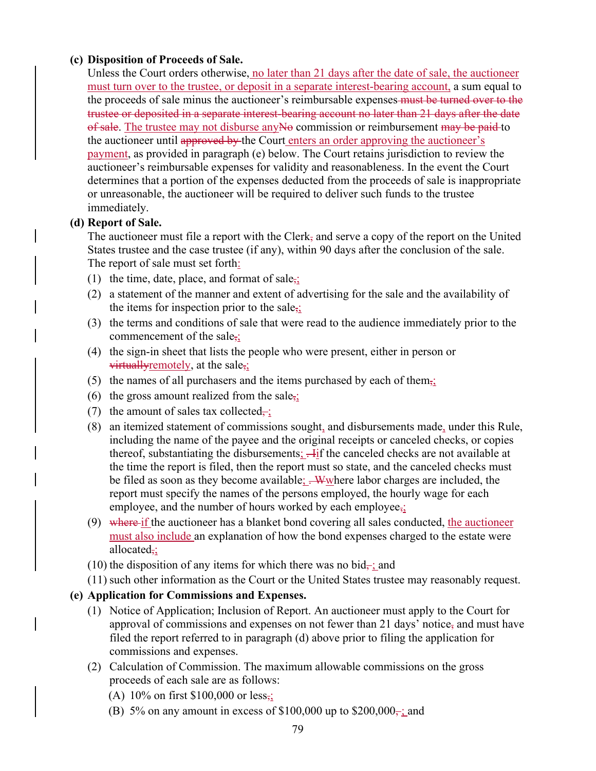**(c) Disposition of Proceeds of Sale.**

Unless the Court orders otherwise, no later than 21 days after the date of sale, the auctioneer must turn over to the trustee, or deposit in a separate interest-bearing account, a sum equal to the proceeds of sale minus the auctioneer's reimbursable expenses ~~must be turned over to the trustee or deposited in a separate interest-bearing account no later than 21 days after the date of sale~~. The trustee may not disburse any~~No~~ commission or reimbursement ~~may be paid~~ to the auctioneer until ~~approved by~~ the Court enters an order approving the auctioneer's payment, as provided in paragraph (e) below. The Court retains jurisdiction to review the auctioneer's reimbursable expenses for validity and reasonableness. In the event the Court determines that a portion of the expenses deducted from the proceeds of sale is inappropriate or unreasonable, the auctioneer will be required to deliver such funds to the trustee immediately.

**(d) Report of Sale.**

The auctioneer must file a report with the Clerk~~,~~ and serve a copy of the report on the United States trustee and the case trustee (if any), within 90 days after the conclusion of the sale. The report of sale must set forth:

(1) the time, date, place, and format of sale~~,~~;

(2) a statement of the manner and extent of advertising for the sale and the availability of the items for inspection prior to the sale~~,~~;

(3) the terms and conditions of sale that were read to the audience immediately prior to the commencement of the sale~~,~~;

(4) the sign-in sheet that lists the people who were present, either in person or ~~virtually~~remotely, at the sale~~,~~;

(5) the names of all purchasers and the items purchased by each of them~~,~~;

(6) the gross amount realized from the sale~~,~~;

(7) the amount of sales tax collected~~,~~ ;

(8) an itemized statement of commissions sought, and disbursements made, under this Rule, including the name of the payee and the original receipts or canceled checks, or copies thereof, substantiating the disbursements; ~~. I~~if the canceled checks are not available at the time the report is filed, then the report must so state, and the canceled checks must be filed as soon as they become available; ~~. W~~where labor charges are included, the report must specify the names of the persons employed, the hourly wage for each employee, and the number of hours worked by each employee~~,~~;

(9) ~~where~~ if the auctioneer has a blanket bond covering all sales conducted, the auctioneer must also include an explanation of how the bond expenses charged to the estate were allocated~~,~~;

(10) the disposition of any items for which there was no bid~~,~~ ; and

(11) such other information as the Court or the United States trustee may reasonably request.

**(e) Application for Commissions and Expenses.**

(1) Notice of Application; Inclusion of Report. An auctioneer must apply to the Court for approval of commissions and expenses on not fewer than 21 days' notice~~,~~ and must have filed the report referred to in paragraph (d) above prior to filing the application for commissions and expenses.

(2) Calculation of Commission. The maximum allowable commissions on the gross proceeds of each sale are as follows:

(A) 10% on first $100,000 or less~~,~~;

(B) 5% on any amount in excess of $100,000 up to $200,000~~,~~ ; and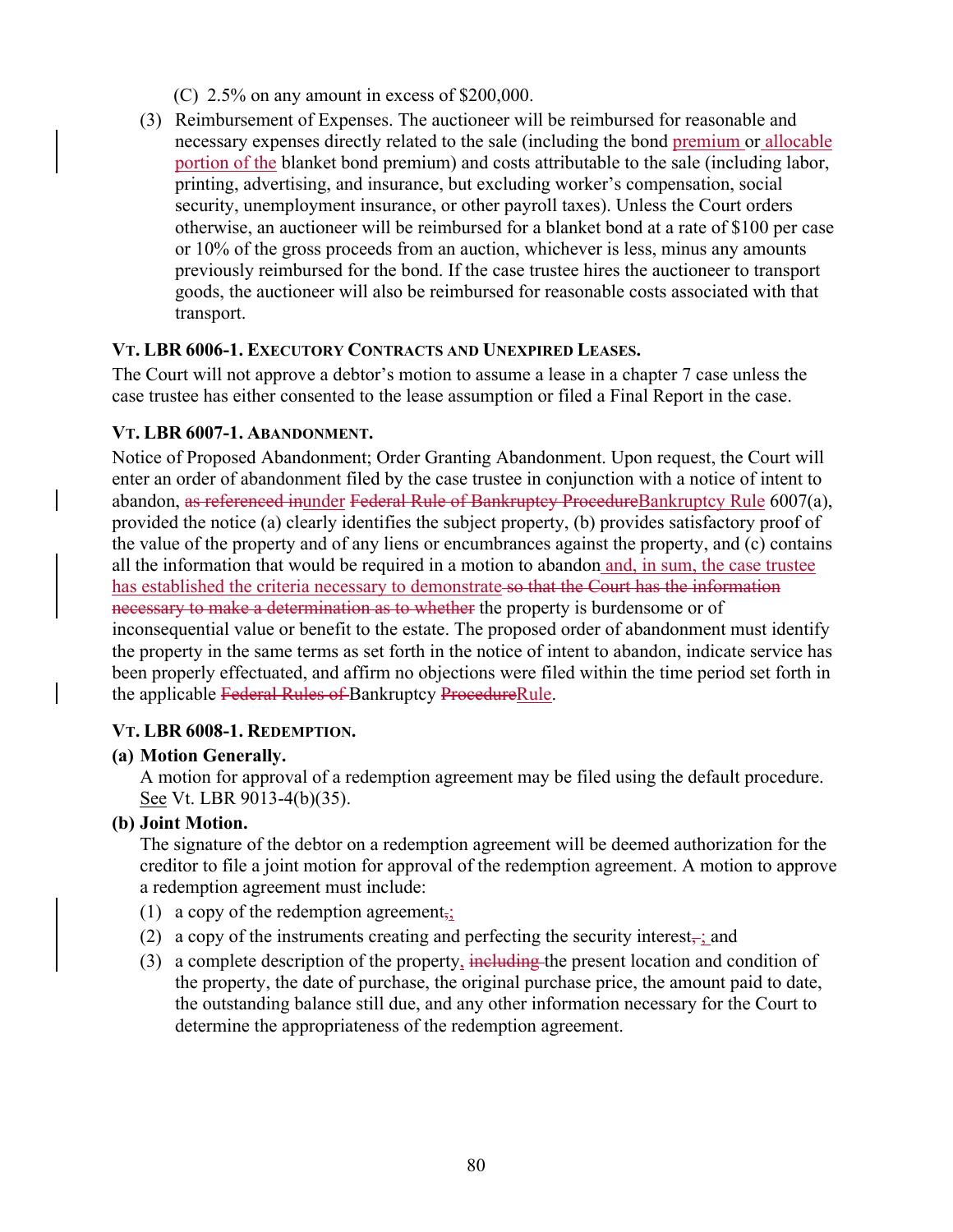(C) 2.5% on any amount in excess of $200,000.

(3) Reimbursement of Expenses. The auctioneer will be reimbursed for reasonable and necessary expenses directly related to the sale (including the bond premium or allocable portion of the blanket bond premium) and costs attributable to the sale (including labor, printing, advertising, and insurance, but excluding worker's compensation, social security, unemployment insurance, or other payroll taxes). Unless the Court orders otherwise, an auctioneer will be reimbursed for a blanket bond at a rate of $100 per case or 10% of the gross proceeds from an auction, whichever is less, minus any amounts previously reimbursed for the bond. If the case trustee hires the auctioneer to transport goods, the auctioneer will also be reimbursed for reasonable costs associated with that transport.

### VT. LBR 6006-1. EXECUTORY CONTRACTS AND UNEXPIRED LEASES.

The Court will not approve a debtor's motion to assume a lease in a chapter 7 case unless the case trustee has either consented to the lease assumption or filed a Final Report in the case.

### VT. LBR 6007-1. ABANDONMENT.

Notice of Proposed Abandonment; Order Granting Abandonment. Upon request, the Court will enter an order of abandonment filed by the case trustee in conjunction with a notice of intent to abandon, ~~as referenced in~~under ~~Federal Rule of Bankruptcy Procedure~~Bankruptcy Rule 6007(a), provided the notice (a) clearly identifies the subject property, (b) provides satisfactory proof of the value of the property and of any liens or encumbrances against the property, and (c) contains all the information that would be required in a motion to abandon and, in sum, the case trustee has established the criteria necessary to demonstrate ~~so that the Court has the information necessary to make a determination as to whether~~ the property is burdensome or of inconsequential value or benefit to the estate. The proposed order of abandonment must identify the property in the same terms as set forth in the notice of intent to abandon, indicate service has been properly effectuated, and affirm no objections were filed within the time period set forth in the applicable ~~Federal Rules of~~ Bankruptcy ~~Procedure~~Rule.

### VT. LBR 6008-1. REDEMPTION.

**(a) Motion Generally.**

A motion for approval of a redemption agreement may be filed using the default procedure. See Vt. LBR 9013-4(b)(35).

**(b) Joint Motion.**

The signature of the debtor on a redemption agreement will be deemed authorization for the creditor to file a joint motion for approval of the redemption agreement. A motion to approve a redemption agreement must include:

(1) a copy of the redemption agreement~~,~~;

(2) a copy of the instruments creating and perfecting the security interest~~,~~; and

(3) a complete description of the property, ~~including~~ the present location and condition of the property, the date of purchase, the original purchase price, the amount paid to date, the outstanding balance still due, and any other information necessary for the Court to determine the appropriateness of the redemption agreement.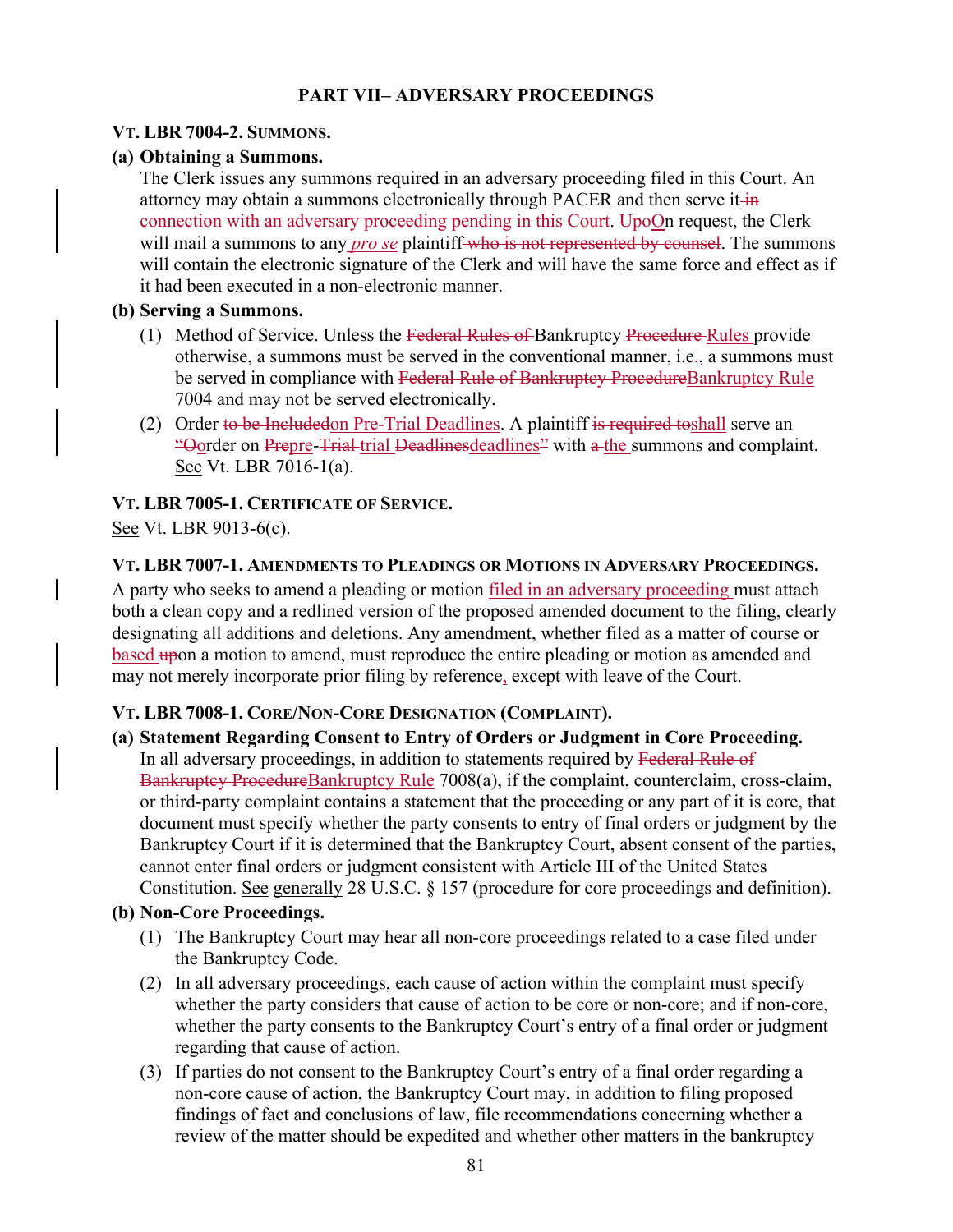## PART VII– ADVERSARY PROCEEDINGS

### VT. LBR 7004-2. SUMMONS.

**(a) Obtaining a Summons.**

The Clerk issues any summons required in an adversary proceeding filed in this Court. An attorney may obtain a summons electronically through PACER and then serve it ~~in connection with an adversary proceeding pending in this Court~~. ~~Upo~~On request, the Clerk will mail a summons to any *pro se* plaintiff ~~who is not represented by counsel~~. The summons will contain the electronic signature of the Clerk and will have the same force and effect as if it had been executed in a non-electronic manner.

**(b) Serving a Summons.**

(1) Method of Service. Unless the ~~Federal Rules of~~ Bankruptcy ~~Procedure~~ Rules provide otherwise, a summons must be served in the conventional manner, i.e., a summons must be served in compliance with ~~Federal Rule of Bankruptcy Procedure~~Bankruptcy Rule 7004 and may not be served electronically.

(2) Order ~~to be Included~~on Pre-Trial Deadlines. A plaintiff ~~is required to~~shall serve an ~~"O~~order on ~~Prepre~~-~~Trial~~ trial ~~Deadlines~~deadlines~~"~~ with ~~a~~ the summons and complaint. See Vt. LBR 7016-1(a).

### VT. LBR 7005-1. CERTIFICATE OF SERVICE.

See Vt. LBR 9013-6(c).

### VT. LBR 7007-1. AMENDMENTS TO PLEADINGS OR MOTIONS IN ADVERSARY PROCEEDINGS.

A party who seeks to amend a pleading or motion filed in an adversary proceeding must attach both a clean copy and a redlined version of the proposed amended document to the filing, clearly designating all additions and deletions. Any amendment, whether filed as a matter of course or based ~~up~~on a motion to amend, must reproduce the entire pleading or motion as amended and may not merely incorporate prior filing by reference, except with leave of the Court.

### VT. LBR 7008-1. CORE/NON-CORE DESIGNATION (COMPLAINT).

**(a) Statement Regarding Consent to Entry of Orders or Judgment in Core Proceeding.**

In all adversary proceedings, in addition to statements required by ~~Federal Rule of Bankruptcy Procedure~~Bankruptcy Rule 7008(a), if the complaint, counterclaim, cross-claim, or third-party complaint contains a statement that the proceeding or any part of it is core, that document must specify whether the party consents to entry of final orders or judgment by the Bankruptcy Court if it is determined that the Bankruptcy Court, absent consent of the parties, cannot enter final orders or judgment consistent with Article III of the United States Constitution. See generally 28 U.S.C. § 157 (procedure for core proceedings and definition).

**(b) Non-Core Proceedings.**

(1) The Bankruptcy Court may hear all non-core proceedings related to a case filed under the Bankruptcy Code.

(2) In all adversary proceedings, each cause of action within the complaint must specify whether the party considers that cause of action to be core or non-core; and if non-core, whether the party consents to the Bankruptcy Court's entry of a final order or judgment regarding that cause of action.

(3) If parties do not consent to the Bankruptcy Court's entry of a final order regarding a non-core cause of action, the Bankruptcy Court may, in addition to filing proposed findings of fact and conclusions of law, file recommendations concerning whether a review of the matter should be expedited and whether other matters in the bankruptcy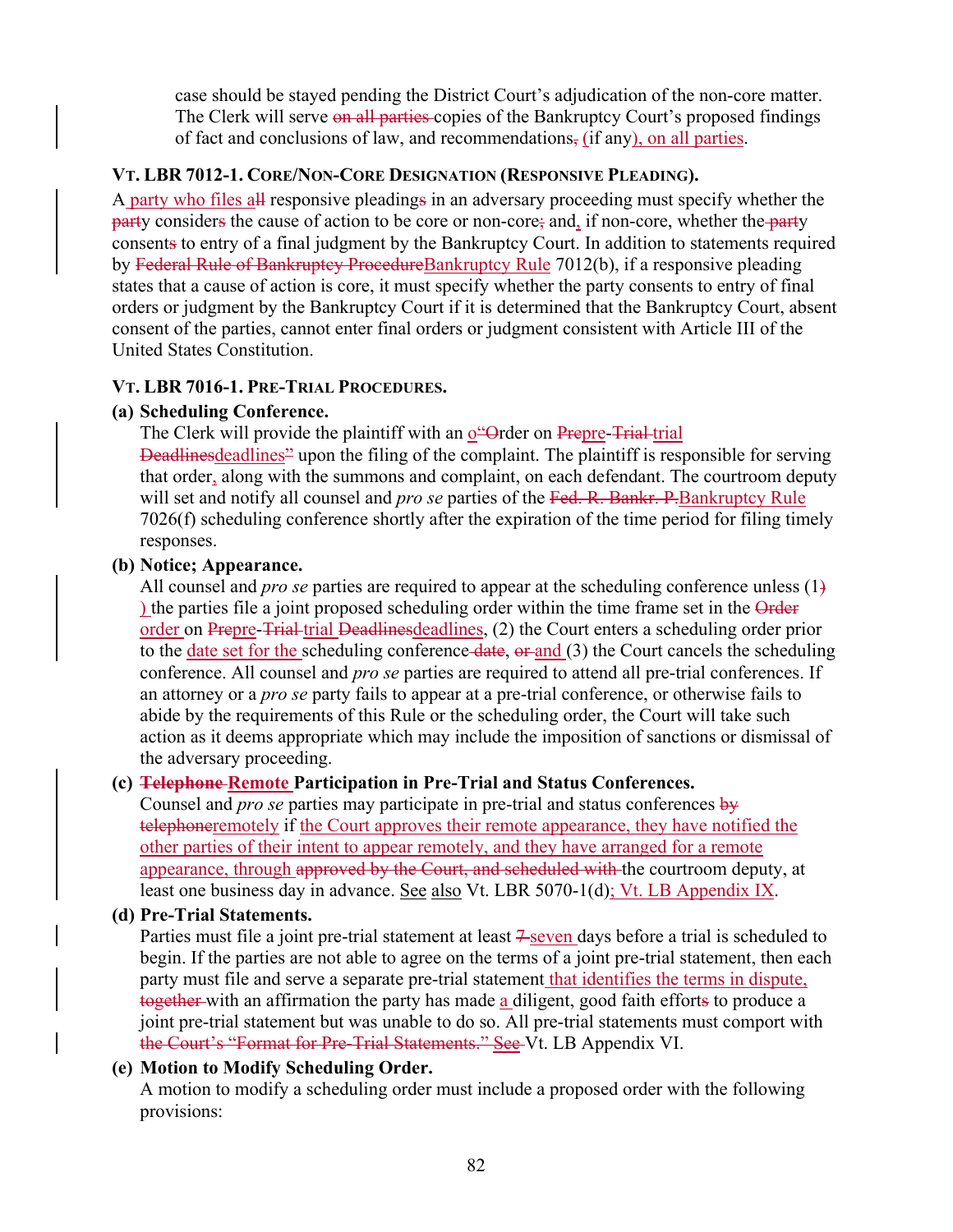case should be stayed pending the District Court's adjudication of the non-core matter. The Clerk will serve ~~on all parties~~ copies of the Bankruptcy Court's proposed findings of fact and conclusions of law, and recommendations~~,~~ (if any), on all parties.

### VT. LBR 7012-1. CORE/NON-CORE DESIGNATION (RESPONSIVE PLEADING).

A party who files ~~all~~ responsive pleading~~s~~ in an adversary proceeding must specify whether the ~~part~~y considers~~s~~ the cause of action to be core or non-core~~;~~ and, if non-core, whether the ~~part~~y consents~~s~~ to entry of a final judgment by the Bankruptcy Court. In addition to statements required by ~~Federal Rule of Bankruptcy Procedure~~Bankruptcy Rule 7012(b), if a responsive pleading states that a cause of action is core, it must specify whether the party consents to entry of final orders or judgment by the Bankruptcy Court if it is determined that the Bankruptcy Court, absent consent of the parties, cannot enter final orders or judgment consistent with Article III of the United States Constitution.

### VT. LBR 7016-1. PRE-TRIAL PROCEDURES.

**(a) Scheduling Conference.**

The Clerk will provide the plaintiff with an o~~"O~~rder on ~~Pre~~pre-~~Trial~~ trial ~~Deadlines~~deadlines~~"~~ upon the filing of the complaint. The plaintiff is responsible for serving that order, along with the summons and complaint, on each defendant. The courtroom deputy will set and notify all counsel and *pro se* parties of the ~~Fed. R. Bankr. P.~~Bankruptcy Rule 7026(f) scheduling conference shortly after the expiration of the time period for filing timely responses.

**(b) Notice; Appearance.**

All counsel and *pro se* parties are required to appear at the scheduling conference unless (1~~)~~ ) the parties file a joint proposed scheduling order within the time frame set in the ~~Order~~ order on ~~Pre~~pre-~~Trial~~ trial ~~Deadlines~~deadlines, (2) the Court enters a scheduling order prior to the date set for the scheduling conference ~~date~~, ~~or~~ and (3) the Court cancels the scheduling conference. All counsel and *pro se* parties are required to attend all pre-trial conferences. If an attorney or a *pro se* party fails to appear at a pre-trial conference, or otherwise fails to abide by the requirements of this Rule or the scheduling order, the Court will take such action as it deems appropriate which may include the imposition of sanctions or dismissal of the adversary proceeding.

**(c) ~~Telephone~~ Remote Participation in Pre-Trial and Status Conferences.**

Counsel and *pro se* parties may participate in pre-trial and status conferences ~~by telephone~~remotely if the Court approves their remote appearance, they have notified the other parties of their intent to appear remotely, and they have arranged for a remote appearance, through ~~approved by the Court, and scheduled with~~ the courtroom deputy, at least one business day in advance. See also Vt. LBR 5070-1(d); Vt. LB Appendix IX.

**(d) Pre-Trial Statements.**

Parties must file a joint pre-trial statement at least ~~7~~ seven days before a trial is scheduled to begin. If the parties are not able to agree on the terms of a joint pre-trial statement, then each party must file and serve a separate pre-trial statement that identifies the terms in dispute, ~~together~~ with an affirmation the party has made a diligent, good faith effort~~s~~ to produce a joint pre-trial statement but was unable to do so. All pre-trial statements must comport with ~~the Court's "Format for Pre-Trial Statements." See~~ Vt. LB Appendix VI.

**(e) Motion to Modify Scheduling Order.**

A motion to modify a scheduling order must include a proposed order with the following provisions: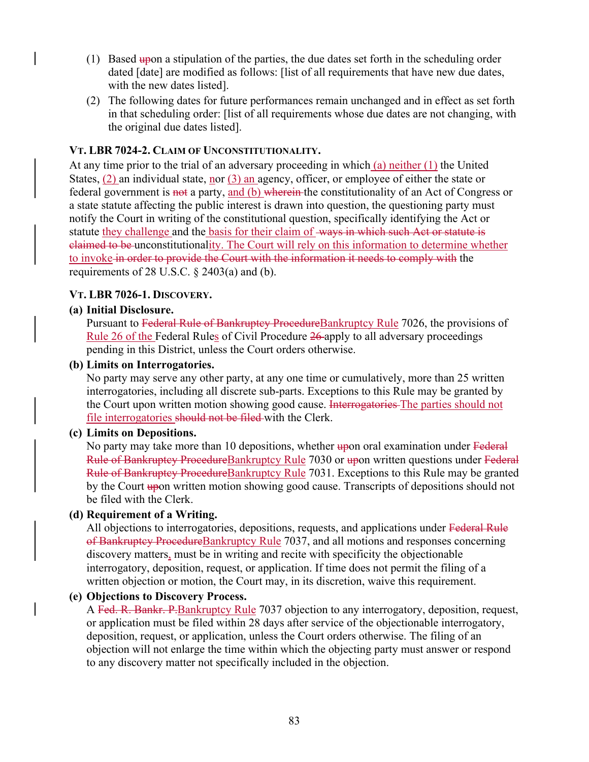(1) Based ~~up~~on a stipulation of the parties, the due dates set forth in the scheduling order dated [date] are modified as follows: [list of all requirements that have new due dates, with the new dates listed].

(2) The following dates for future performances remain unchanged and in effect as set forth in that scheduling order: [list of all requirements whose due dates are not changing, with the original due dates listed].

**VT. LBR 7024-2. CLAIM OF UNCONSTITUTIONALITY.**

At any time prior to the trial of an adversary proceeding in which (a) neither (1) the United States, (2) an individual state, nor (3) an agency, officer, or employee of either the state or federal government is ~~not~~ a party, and (b) ~~wherein~~ the constitutionality of an Act of Congress or a state statute affecting the public interest is drawn into question, the questioning party must notify the Court in writing of the constitutional question, specifically identifying the Act or statute they challenge and the basis for their claim of ~~ways in which such Act or statute is claimed to be~~ unconstitutionality. The Court will rely on this information to determine whether to invoke ~~in order to provide the Court with the information it needs to comply with~~ the requirements of 28 U.S.C. § 2403(a) and (b).

**VT. LBR 7026-1. DISCOVERY.**

**(a) Initial Disclosure.**

Pursuant to ~~Federal Rule of Bankruptcy Procedure~~Bankruptcy Rule 7026, the provisions of Rule 26 of the Federal Rules of Civil Procedure ~~26~~ apply to all adversary proceedings pending in this District, unless the Court orders otherwise.

**(b) Limits on Interrogatories.**

No party may serve any other party, at any one time or cumulatively, more than 25 written interrogatories, including all discrete sub-parts. Exceptions to this Rule may be granted by the Court upon written motion showing good cause. ~~Interrogatories~~ The parties should not file interrogatories ~~should not be filed~~ with the Clerk.

**(c) Limits on Depositions.**

No party may take more than 10 depositions, whether ~~up~~on oral examination under ~~Federal Rule of Bankruptcy Procedure~~Bankruptcy Rule 7030 or ~~up~~on written questions under ~~Federal Rule of Bankruptcy Procedure~~Bankruptcy Rule 7031. Exceptions to this Rule may be granted by the Court ~~up~~on written motion showing good cause. Transcripts of depositions should not be filed with the Clerk.

**(d) Requirement of a Writing.**

All objections to interrogatories, depositions, requests, and applications under ~~Federal Rule of Bankruptcy Procedure~~Bankruptcy Rule 7037, and all motions and responses concerning discovery matters, must be in writing and recite with specificity the objectionable interrogatory, deposition, request, or application. If time does not permit the filing of a written objection or motion, the Court may, in its discretion, waive this requirement.

**(e) Objections to Discovery Process.**

A ~~Fed. R. Bankr. P.~~Bankruptcy Rule 7037 objection to any interrogatory, deposition, request, or application must be filed within 28 days after service of the objectionable interrogatory, deposition, request, or application, unless the Court orders otherwise. The filing of an objection will not enlarge the time within which the objecting party must answer or respond to any discovery matter not specifically included in the objection.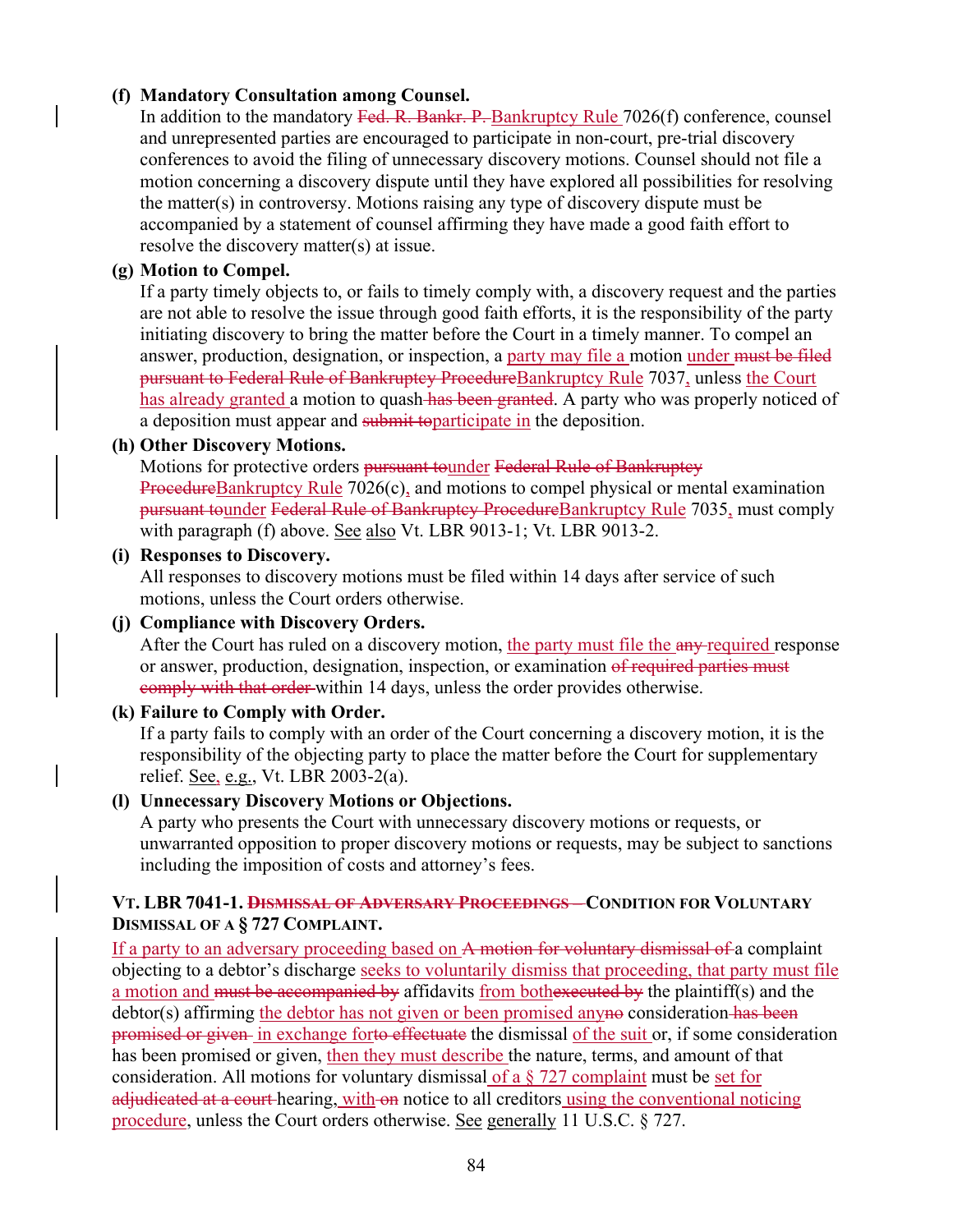**(f) Mandatory Consultation among Counsel.**

In addition to the mandatory ~~Fed. R. Bankr. P.~~ Bankruptcy Rule 7026(f) conference, counsel and unrepresented parties are encouraged to participate in non-court, pre-trial discovery conferences to avoid the filing of unnecessary discovery motions. Counsel should not file a motion concerning a discovery dispute until they have explored all possibilities for resolving the matter(s) in controversy. Motions raising any type of discovery dispute must be accompanied by a statement of counsel affirming they have made a good faith effort to resolve the discovery matter(s) at issue.

**(g) Motion to Compel.**

If a party timely objects to, or fails to timely comply with, a discovery request and the parties are not able to resolve the issue through good faith efforts, it is the responsibility of the party initiating discovery to bring the matter before the Court in a timely manner. To compel an answer, production, designation, or inspection, a party may file a motion under ~~must be filed pursuant to Federal Rule of Bankruptcy Procedure~~Bankruptcy Rule 7037, unless the Court has already granted a motion to quash ~~has been granted~~. A party who was properly noticed of a deposition must appear and ~~submit to~~participate in the deposition.

**(h) Other Discovery Motions.**

Motions for protective orders ~~pursuant to~~under ~~Federal Rule of Bankruptcy Procedure~~Bankruptcy Rule 7026(c), and motions to compel physical or mental examination ~~pursuant to~~under ~~Federal Rule of Bankruptcy Procedure~~Bankruptcy Rule 7035, must comply with paragraph (f) above. See also Vt. LBR 9013-1; Vt. LBR 9013-2.

**(i) Responses to Discovery.**

All responses to discovery motions must be filed within 14 days after service of such motions, unless the Court orders otherwise.

**(j) Compliance with Discovery Orders.**

After the Court has ruled on a discovery motion, the party must file the ~~any~~ required response or answer, production, designation, inspection, or examination ~~of required parties must comply with that order~~ within 14 days, unless the order provides otherwise.

**(k) Failure to Comply with Order.**

If a party fails to comply with an order of the Court concerning a discovery motion, it is the responsibility of the objecting party to place the matter before the Court for supplementary relief. See, e.g., Vt. LBR 2003-2(a).

**(l) Unnecessary Discovery Motions or Objections.**

A party who presents the Court with unnecessary discovery motions or requests, or unwarranted opposition to proper discovery motions or requests, may be subject to sanctions including the imposition of costs and attorney's fees.

## VT. LBR 7041-1. ~~DISMISSAL OF ADVERSARY PROCEEDINGS —~~ CONDITION FOR VOLUNTARY DISMISSAL OF A § 727 COMPLAINT.

If a party to an adversary proceeding based on ~~A motion for voluntary dismissal of~~ a complaint objecting to a debtor's discharge seeks to voluntarily dismiss that proceeding, that party must file a motion and ~~must be accompanied by~~ affidavits from both~~executed by~~ the plaintiff(s) and the debtor(s) affirming the debtor has not given or been promised any~~no~~ consideration ~~has been promised or given~~ in exchange for~~to effectuate~~ the dismissal of the suit or, if some consideration has been promised or given, then they must describe the nature, terms, and amount of that consideration. All motions for voluntary dismissal of a § 727 complaint must be set for ~~adjudicated at a court~~ hearing, with ~~on~~ notice to all creditors using the conventional noticing procedure, unless the Court orders otherwise. See generally 11 U.S.C. § 727.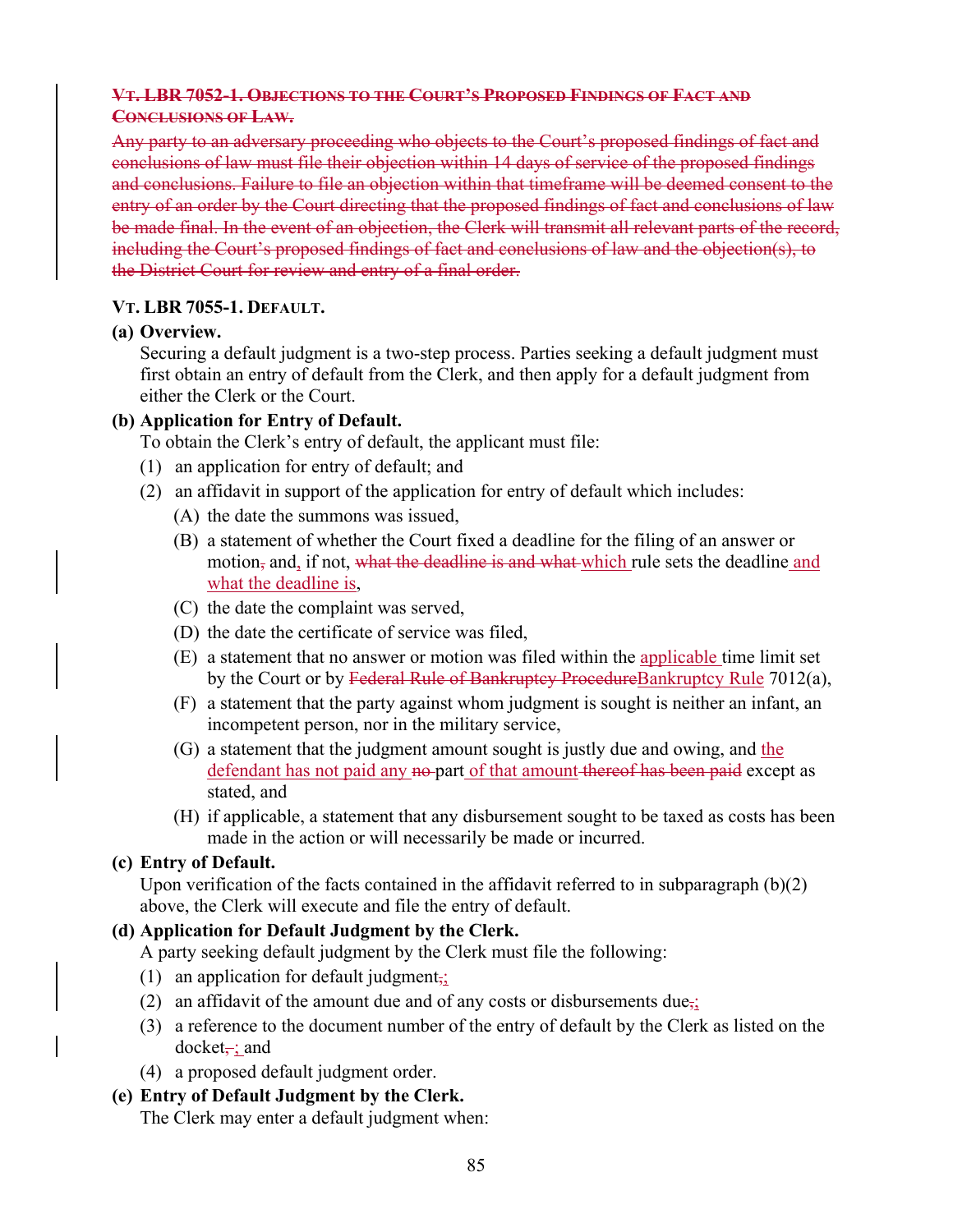~~**VT. LBR 7052-1. OBJECTIONS TO THE COURT'S PROPOSED FINDINGS OF FACT AND CONCLUSIONS OF LAW.**~~

~~Any party to an adversary proceeding who objects to the Court's proposed findings of fact and conclusions of law must file their objection within 14 days of service of the proposed findings and conclusions. Failure to file an objection within that timeframe will be deemed consent to the entry of an order by the Court directing that the proposed findings of fact and conclusions of law be made final. In the event of an objection, the Clerk will transmit all relevant parts of the record, including the Court's proposed findings of fact and conclusions of law and the objection(s), to the District Court for review and entry of a final order.~~

**VT. LBR 7055-1. DEFAULT.**

**(a) Overview.**

Securing a default judgment is a two-step process. Parties seeking a default judgment must first obtain an entry of default from the Clerk, and then apply for a default judgment from either the Clerk or the Court.

**(b) Application for Entry of Default.**

To obtain the Clerk's entry of default, the applicant must file:

(1) an application for entry of default; and

(2) an affidavit in support of the application for entry of default which includes:

(A) the date the summons was issued,

(B) a statement of whether the Court fixed a deadline for the filing of an answer or motion~~,~~ and, if not, ~~what the deadline is and what~~ which rule sets the deadline and what the deadline is,

(C) the date the complaint was served,

(D) the date the certificate of service was filed,

(E) a statement that no answer or motion was filed within the applicable time limit set by the Court or by ~~Federal Rule of Bankruptcy Procedure~~Bankruptcy Rule 7012(a),

(F) a statement that the party against whom judgment is sought is neither an infant, an incompetent person, nor in the military service,

(G) a statement that the judgment amount sought is justly due and owing, and the defendant has not paid any ~~no~~ part of that amount ~~thereof has been paid~~ except as stated, and

(H) if applicable, a statement that any disbursement sought to be taxed as costs has been made in the action or will necessarily be made or incurred.

**(c) Entry of Default.**

Upon verification of the facts contained in the affidavit referred to in subparagraph (b)(2) above, the Clerk will execute and file the entry of default.

**(d) Application for Default Judgment by the Clerk.**

A party seeking default judgment by the Clerk must file the following:

(1) an application for default judgment~~,~~;

(2) an affidavit of the amount due and of any costs or disbursements due~~,~~;

(3) a reference to the document number of the entry of default by the Clerk as listed on the docket~~,~~; and

(4) a proposed default judgment order.

**(e) Entry of Default Judgment by the Clerk.**

The Clerk may enter a default judgment when: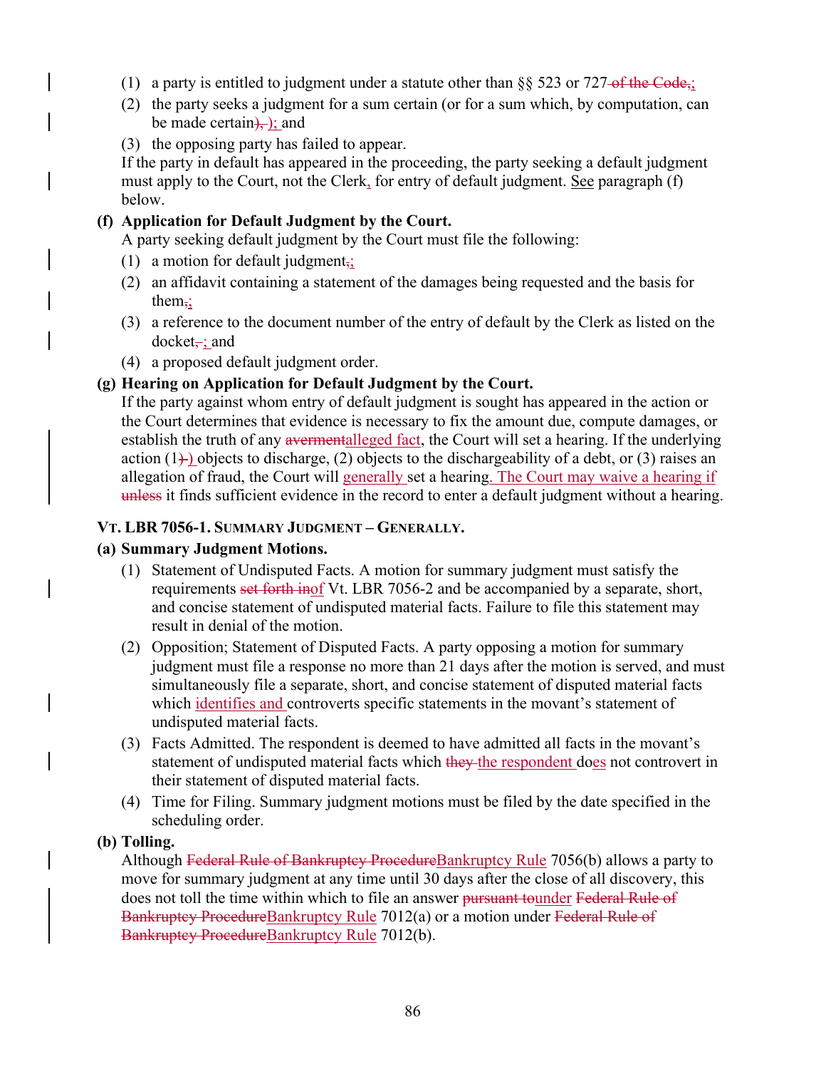(1) a party is entitled to judgment under a statute other than §§ 523 or 727 ~~of the Code,~~;
(2) the party seeks a judgment for a sum certain (or for a sum which, by computation, can be made certain~~),~~ ); and
(3) the opposing party has failed to appear.

If the party in default has appeared in the proceeding, the party seeking a default judgment must apply to the Court, not the Clerk, for entry of default judgment. See paragraph (f) below.

**(f) Application for Default Judgment by the Court.**

A party seeking default judgment by the Court must file the following:

(1) a motion for default judgment~~,~~;
(2) an affidavit containing a statement of the damages being requested and the basis for them~~,~~;
(3) a reference to the document number of the entry of default by the Clerk as listed on the docket~~,~~; and
(4) a proposed default judgment order.

**(g) Hearing on Application for Default Judgment by the Court.**

If the party against whom entry of default judgment is sought has appeared in the action or the Court determines that evidence is necessary to fix the amount due, compute damages, or establish the truth of any ~~averment~~alleged fact, the Court will set a hearing. If the underlying action (1~~)~~) objects to discharge, (2) objects to the dischargeability of a debt, or (3) raises an allegation of fraud, the Court will generally set a hearing. The Court may waive a hearing if ~~unless~~ it finds sufficient evidence in the record to enter a default judgment without a hearing.

## VT. LBR 7056-1. SUMMARY JUDGMENT – GENERALLY.

**(a) Summary Judgment Motions.**

(1) Statement of Undisputed Facts. A motion for summary judgment must satisfy the requirements ~~set forth in~~of Vt. LBR 7056-2 and be accompanied by a separate, short, and concise statement of undisputed material facts. Failure to file this statement may result in denial of the motion.
(2) Opposition; Statement of Disputed Facts. A party opposing a motion for summary judgment must file a response no more than 21 days after the motion is served, and must simultaneously file a separate, short, and concise statement of disputed material facts which identifies and controverts specific statements in the movant's statement of undisputed material facts.
(3) Facts Admitted. The respondent is deemed to have admitted all facts in the movant's statement of undisputed material facts which ~~they~~ the respondent does not controvert in their statement of disputed material facts.
(4) Time for Filing. Summary judgment motions must be filed by the date specified in the scheduling order.

**(b) Tolling.**

Although ~~Federal Rule of Bankruptcy Procedure~~Bankruptcy Rule 7056(b) allows a party to move for summary judgment at any time until 30 days after the close of all discovery, this does not toll the time within which to file an answer ~~pursuant to~~under ~~Federal Rule of Bankruptcy Procedure~~Bankruptcy Rule 7012(a) or a motion under ~~Federal Rule of Bankruptcy Procedure~~Bankruptcy Rule 7012(b).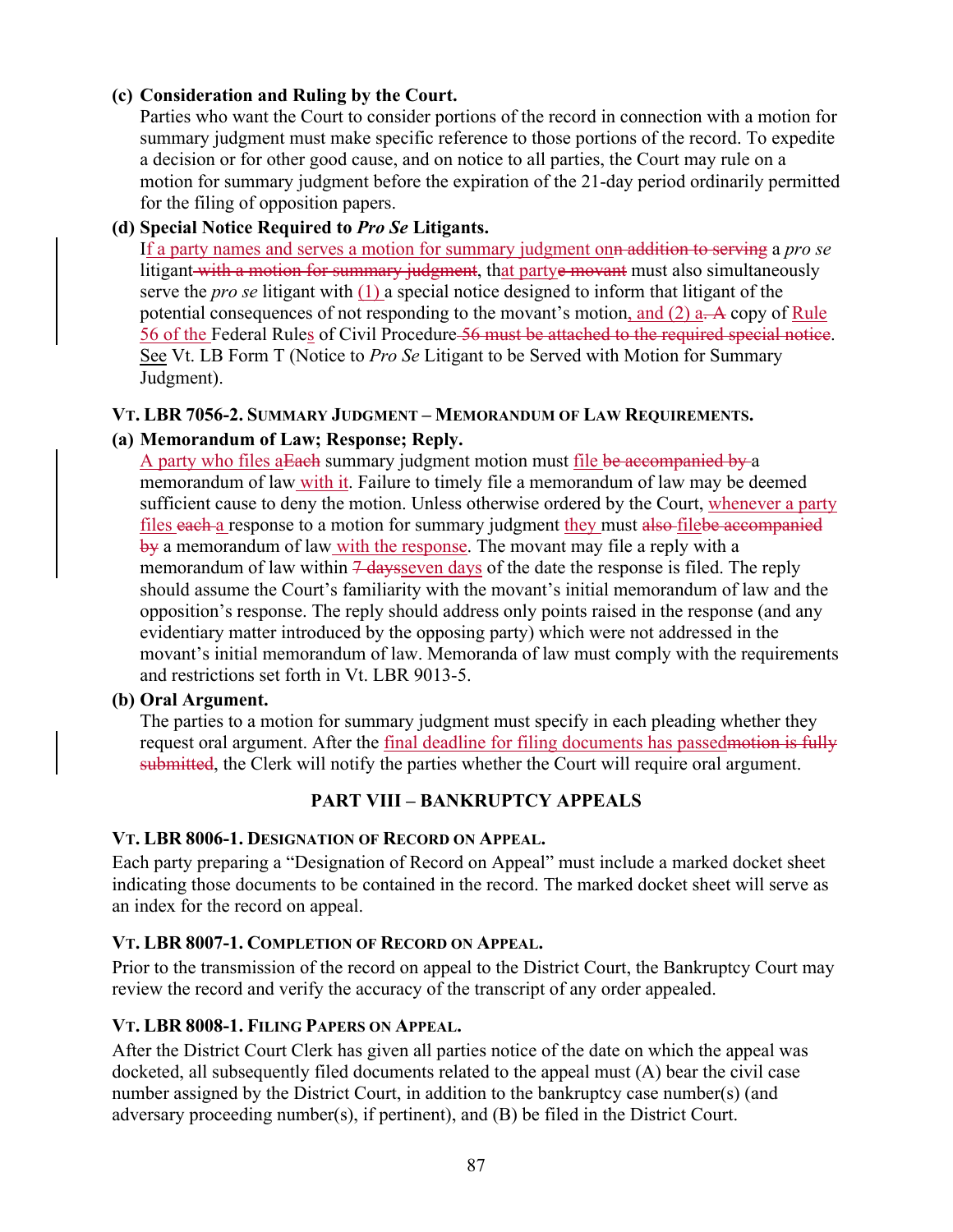**(c) Consideration and Ruling by the Court.**

Parties who want the Court to consider portions of the record in connection with a motion for summary judgment must make specific reference to those portions of the record. To expedite a decision or for other good cause, and on notice to all parties, the Court may rule on a motion for summary judgment before the expiration of the 21-day period ordinarily permitted for the filing of opposition papers.

**(d) Special Notice Required to *Pro Se* Litigants.**

I<u>f a party names and serves a motion for summary judgment on</u>~~n addition to serving~~ a *pro se* litigant~~ with a motion for summary judgment~~, th<u>at party</u>~~e movant~~ must also simultaneously serve the *pro se* litigant with <u>(1) </u>a special notice designed to inform that litigant of the potential consequences of not responding to the movant's motion<u>, and (2) a</u>~~. A~~ copy of <u>Rule 56 of the </u>Federal Rule<u>s</u> of Civil Procedure~~ 56 must be attached to the required special notice~~. <u>See</u> Vt. LB Form T (Notice to *Pro Se* Litigant to be Served with Motion for Summary Judgment).

### VT. LBR 7056-2. SUMMARY JUDGMENT – MEMORANDUM OF LAW REQUIREMENTS.

**(a) Memorandum of Law; Response; Reply.**

<u>A party who files a</u>~~Each~~ summary judgment motion must <u>file </u>~~be accompanied by ~~a memorandum of law<u> with it</u>. Failure to timely file a memorandum of law may be deemed sufficient cause to deny the motion. Unless otherwise ordered by the Court, <u>whenever a party files </u>~~each ~~<u>a </u>response to a motion for summary judgment <u>they </u>must ~~also ~~<u>file</u>~~be accompanied by~~ a memorandum of law<u> with the response</u>. The movant may file a reply with a memorandum of law within ~~7 days~~<u>seven days</u> of the date the response is filed. The reply should assume the Court's familiarity with the movant's initial memorandum of law and the opposition's response. The reply should address only points raised in the response (and any evidentiary matter introduced by the opposing party) which were not addressed in the movant's initial memorandum of law. Memoranda of law must comply with the requirements and restrictions set forth in Vt. LBR 9013-5.

**(b) Oral Argument.**

The parties to a motion for summary judgment must specify in each pleading whether they request oral argument. After the <u>final deadline for filing documents has passed</u>~~motion is fully submitted~~, the Clerk will notify the parties whether the Court will require oral argument.

## PART VIII – BANKRUPTCY APPEALS

### VT. LBR 8006-1. DESIGNATION OF RECORD ON APPEAL.

Each party preparing a "Designation of Record on Appeal" must include a marked docket sheet indicating those documents to be contained in the record. The marked docket sheet will serve as an index for the record on appeal.

### VT. LBR 8007-1. COMPLETION OF RECORD ON APPEAL.

Prior to the transmission of the record on appeal to the District Court, the Bankruptcy Court may review the record and verify the accuracy of the transcript of any order appealed.

### VT. LBR 8008-1. FILING PAPERS ON APPEAL.

After the District Court Clerk has given all parties notice of the date on which the appeal was docketed, all subsequently filed documents related to the appeal must (A) bear the civil case number assigned by the District Court, in addition to the bankruptcy case number(s) (and adversary proceeding number(s), if pertinent), and (B) be filed in the District Court.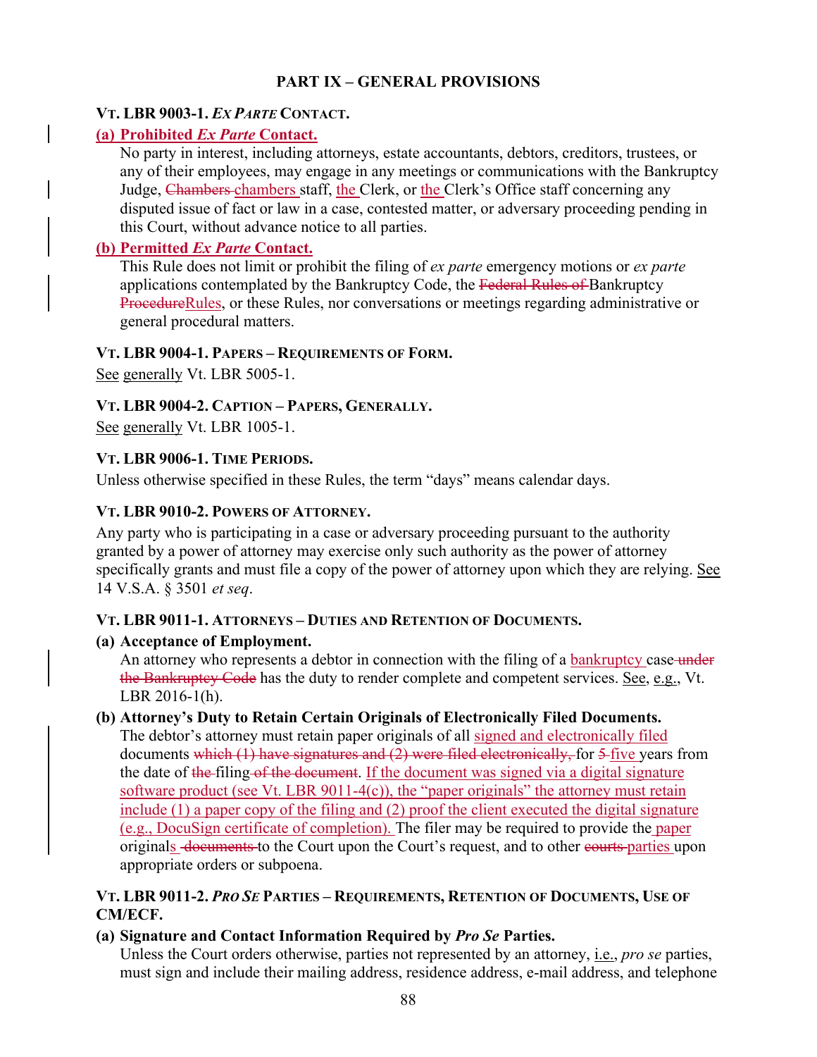## PART IX – GENERAL PROVISIONS

### VT. LBR 9003-1. *EX PARTE* CONTACT.

**(a) Prohibited *Ex Parte* Contact.**

No party in interest, including attorneys, estate accountants, debtors, creditors, trustees, or any of their employees, may engage in any meetings or communications with the Bankruptcy Judge, ~~Chambers~~ chambers staff, the Clerk, or the Clerk's Office staff concerning any disputed issue of fact or law in a case, contested matter, or adversary proceeding pending in this Court, without advance notice to all parties.

**(b) Permitted *Ex Parte* Contact.**

This Rule does not limit or prohibit the filing of *ex parte* emergency motions or *ex parte* applications contemplated by the Bankruptcy Code, the ~~Federal Rules of~~ Bankruptcy ~~Procedure~~Rules, or these Rules, nor conversations or meetings regarding administrative or general procedural matters.

### VT. LBR 9004-1. PAPERS – REQUIREMENTS OF FORM.

See generally Vt. LBR 5005-1.

### VT. LBR 9004-2. CAPTION – PAPERS, GENERALLY.

See generally Vt. LBR 1005-1.

### VT. LBR 9006-1. TIME PERIODS.

Unless otherwise specified in these Rules, the term "days" means calendar days.

### VT. LBR 9010-2. POWERS OF ATTORNEY.

Any party who is participating in a case or adversary proceeding pursuant to the authority granted by a power of attorney may exercise only such authority as the power of attorney specifically grants and must file a copy of the power of attorney upon which they are relying. See 14 V.S.A. § 3501 *et seq*.

### VT. LBR 9011-1. ATTORNEYS – DUTIES AND RETENTION OF DOCUMENTS.

**(a) Acceptance of Employment.**

An attorney who represents a debtor in connection with the filing of a bankruptcy case ~~under the Bankruptcy Code~~ has the duty to render complete and competent services. See, e.g., Vt. LBR 2016-1(h).

**(b) Attorney's Duty to Retain Certain Originals of Electronically Filed Documents.**

The debtor's attorney must retain paper originals of all signed and electronically filed documents ~~which (1) have signatures and (2) were filed electronically,~~ for ~~5~~ five years from the date of ~~the~~ filing ~~of the document~~. If the document was signed via a digital signature software product (see Vt. LBR 9011-4(c)), the "paper originals" the attorney must retain include (1) a paper copy of the filing and (2) proof the client executed the digital signature (e.g., DocuSign certificate of completion). The filer may be required to provide the paper originals ~~documents~~ to the Court upon the Court's request, and to other ~~courts~~ parties upon appropriate orders or subpoena.

### VT. LBR 9011-2. *PRO SE* PARTIES – REQUIREMENTS, RETENTION OF DOCUMENTS, USE OF CM/ECF.

**(a) Signature and Contact Information Required by *Pro Se* Parties.**

Unless the Court orders otherwise, parties not represented by an attorney, i.e., *pro se* parties, must sign and include their mailing address, residence address, e-mail address, and telephone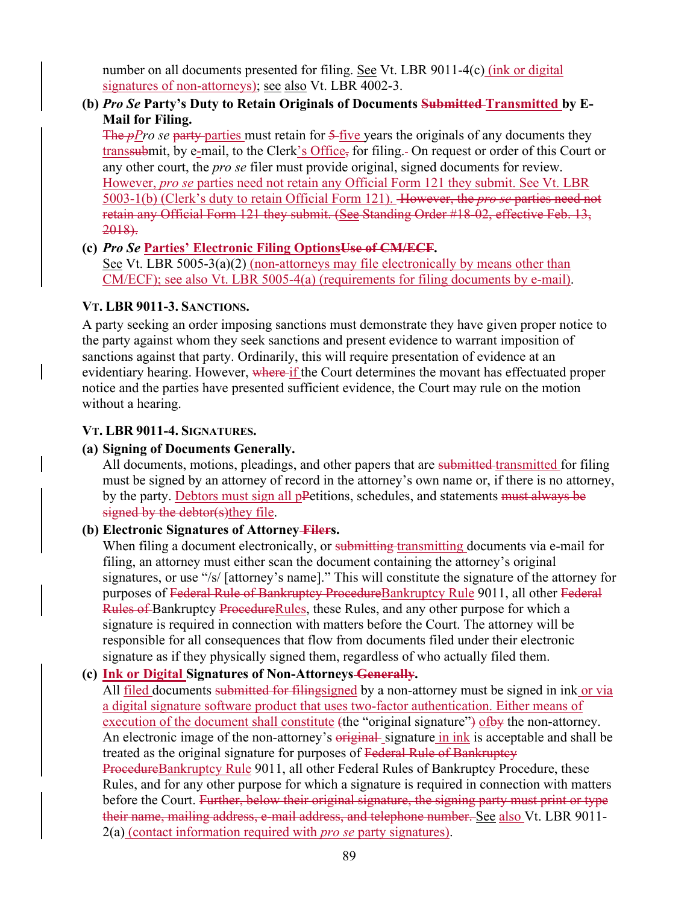number on all documents presented for filing. <u>See</u> Vt. LBR 9011-4(c)<u> (ink or digital signatures of non-attorneys)</u>; <u>see</u> <u>also</u> Vt. LBR 4002-3.

**(b) *Pro Se* Party's Duty to Retain Originals of Documents ~~Submitted~~ <u>Transmitted</u> by E-Mail for Filing.**

~~The *p*~~*<u>P</u>ro se* ~~party~~ <u>parties</u> must retain for ~~5~~ <u>five</u> years the originals of any documents they <u>trans</u>~~sub~~mit, by e-mail, to the Clerk<u>'s Office</u>~~,~~ for filing.~~ ~~ On request or order of this Court or any other court, the *pro se* filer must provide original, signed documents for review. <u>However, *pro se* parties need not retain any Official Form 121 they submit. See Vt. LBR 5003-1(b) (Clerk's duty to retain Official Form 121).</u> ~~However, the *pro se* parties need not retain any Official Form 121 they submit. (See Standing Order #18-02, effective Feb. 13, 2018).~~

**(c) *Pro Se* <u>Parties' Electronic Filing Options</u>~~Use of CM/ECF~~.**

<u>See</u> Vt. LBR 5005-3(a)(2)<u> (non-attorneys may file electronically by means other than CM/ECF); see also Vt. LBR 5005-4(a) (requirements for filing documents by e-mail)</u>.

### VT. LBR 9011-3. SANCTIONS.

A party seeking an order imposing sanctions must demonstrate they have given proper notice to the party against whom they seek sanctions and present evidence to warrant imposition of sanctions against that party. Ordinarily, this will require presentation of evidence at an evidentiary hearing. However, ~~where~~ <u>if</u> the Court determines the movant has effectuated proper notice and the parties have presented sufficient evidence, the Court may rule on the motion without a hearing.

### VT. LBR 9011-4. SIGNATURES.

**(a) Signing of Documents Generally.**

All documents, motions, pleadings, and other papers that are ~~submitted~~ <u>transmitted</u> for filing must be signed by an attorney of record in the attorney's own name or, if there is no attorney, by the party. <u>Debtors must sign all p</u>~~P~~etitions, schedules, and statements ~~must always be signed by the debtor(s)~~<u>they file</u>.

**(b) Electronic Signatures of Attorney~~ Filer~~s.**

When filing a document electronically, or ~~submitting~~ <u>transmitting</u> documents via e-mail for filing, an attorney must either scan the document containing the attorney's original signatures, or use "/s/ [attorney's name]." This will constitute the signature of the attorney for purposes of ~~Federal Rule of Bankruptcy Procedure~~<u>Bankruptcy Rule</u> 9011, all other ~~Federal Rules of~~ Bankruptcy ~~Procedure~~<u>Rules</u>, these Rules, and any other purpose for which a signature is required in connection with matters before the Court. The attorney will be responsible for all consequences that flow from documents filed under their electronic signature as if they physically signed them, regardless of who actually filed them.

**(c) <u>Ink or Digital</u> Signatures of Non-Attorneys~~ Generally~~.**

All <u>filed</u> documents ~~submitted for filing~~<u>signed</u> by a non-attorney must be signed in ink<u> or via a digital signature software product that uses two-factor authentication. Either means of execution of the document shall constitute</u> ~~(~~the "original signature"~~)~~ <u>of</u>~~by~~ the non-attorney. An electronic image of the non-attorney's ~~original~~ signature<u> in ink</u> is acceptable and shall be treated as the original signature for purposes of ~~Federal Rule of Bankruptcy Procedure~~<u>Bankruptcy Rule</u> 9011, all other Federal Rules of Bankruptcy Procedure, these Rules, and for any other purpose for which a signature is required in connection with matters before the Court. ~~Further, below their original signature, the signing party must print or type their name, mailing address, e-mail address, and telephone number.~~ <u>See</u> <u>also</u> Vt. LBR 9011-2(a)<u> (contact information required with *pro se* party signatures)</u>.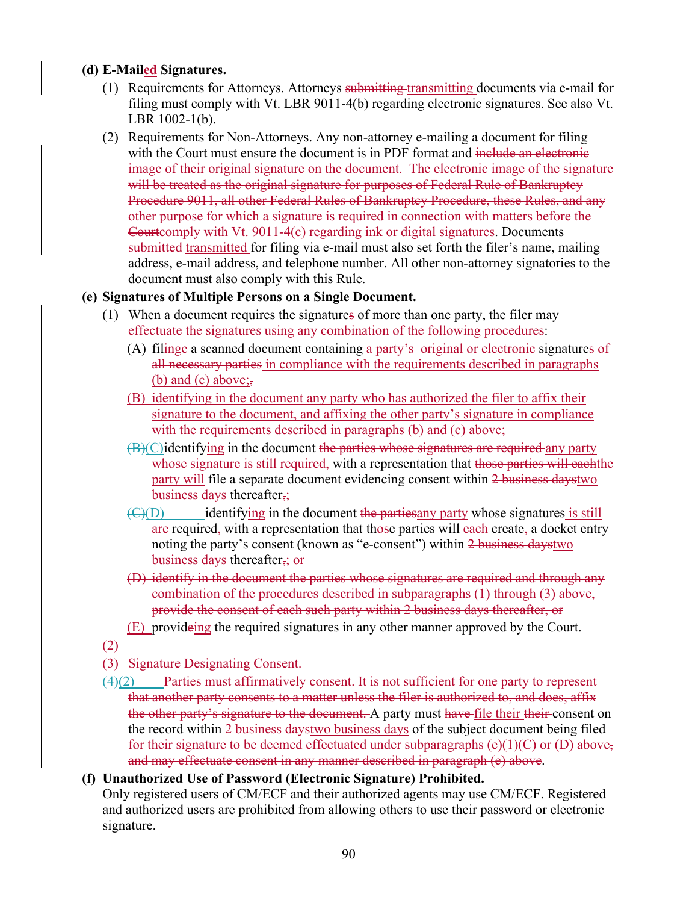**(d) E-Mail~~ed~~ed Signatures.**

(1) Requirements for Attorneys. Attorneys ~~submitting~~ transmitting documents via e-mail for filing must comply with Vt. LBR 9011-4(b) regarding electronic signatures. See also Vt. LBR 1002-1(b).

(2) Requirements for Non-Attorneys. Any non-attorney e-mailing a document for filing with the Court must ensure the document is in PDF format and ~~include an electronic image of their original signature on the document. The electronic image of the signature will be treated as the original signature for purposes of Federal Rule of Bankruptcy Procedure 9011, all other Federal Rules of Bankruptcy Procedure, these Rules, and any other purpose for which a signature is required in connection with matters before the Court~~comply with Vt. 9011-4(c) regarding ink or digital signatures. Documents ~~submitted~~ transmitted for filing via e-mail must also set forth the filer's name, mailing address, e-mail address, and telephone number. All other non-attorney signatories to the document must also comply with this Rule.

**(e) Signatures of Multiple Persons on a Single Document.**

(1) When a document requires the signature~~s~~ of more than one party, the filer may effectuate the signatures using any combination of the following procedures:

(A) fil~~e~~ing a scanned document containing a party's ~~original or electronic~~ signature~~s of all necessary parties~~ in compliance with the requirements described in paragraphs (b) and (c) above;~~,~~

(B) identifying in the document any party who has authorized the filer to affix their signature to the document, and affixing the other party's signature in compliance with the requirements described in paragraphs (b) and (c) above;

~~(B)~~(C) identifying in the document ~~the parties whose signatures are required~~ any party whose signature is still required, with a representation that ~~those parties will each~~the party will file a separate document evidencing consent within ~~2 business days~~two business days thereafter~~,~~;

~~(C)~~(D) identifying in the document ~~the parties~~any party whose signatures is still ~~are~~ required~~,~~ with a representation that th~~os~~e parties will ~~each~~ create~~,~~ a docket entry noting the party's consent (known as "e-consent") within ~~2 business days~~two business days thereafter~~,~~; or

~~(D) identify in the document the parties whose signatures are required and through any combination of the procedures described in subparagraphs (1) through (3) above, provide the consent of each such party within 2 business days thereafter, or~~

(E) provid~~e~~ing the required signatures in any other manner approved by the Court.

~~(2)~~

~~(3) Signature Designating Consent.~~

~~(4)~~(2) ~~Parties must affirmatively consent. It is not sufficient for one party to represent that another party consents to a matter unless the filer is authorized to, and does, affix the other party's signature to the document.~~ A party must ~~have~~ file their ~~their~~ consent on the record within ~~2 business days~~two business days of the subject document being filed for their signature to be deemed effectuated under subparagraphs (e)(1)(C) or (D) above~~, and may effectuate consent in any manner described in paragraph (e) above~~.

**(f) Unauthorized Use of Password (Electronic Signature) Prohibited.**

Only registered users of CM/ECF and their authorized agents may use CM/ECF. Registered and authorized users are prohibited from allowing others to use their password or electronic signature.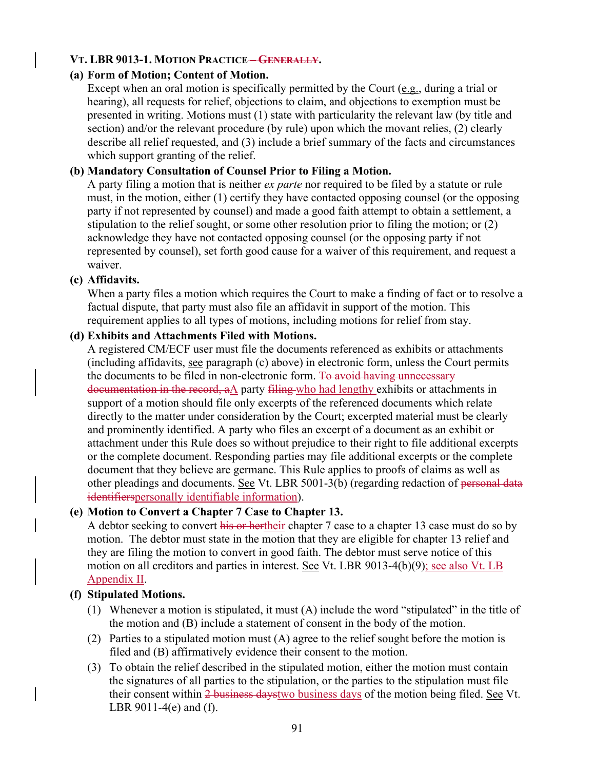### VT. LBR 9013-1. MOTION PRACTICE ~~– GENERALLY~~.

**(a) Form of Motion; Content of Motion.**

Except when an oral motion is specifically permitted by the Court (e.g., during a trial or hearing), all requests for relief, objections to claim, and objections to exemption must be presented in writing. Motions must (1) state with particularity the relevant law (by title and section) and/or the relevant procedure (by rule) upon which the movant relies, (2) clearly describe all relief requested, and (3) include a brief summary of the facts and circumstances which support granting of the relief.

**(b) Mandatory Consultation of Counsel Prior to Filing a Motion.**

A party filing a motion that is neither *ex parte* nor required to be filed by a statute or rule must, in the motion, either (1) certify they have contacted opposing counsel (or the opposing party if not represented by counsel) and made a good faith attempt to obtain a settlement, a stipulation to the relief sought, or some other resolution prior to filing the motion; or (2) acknowledge they have not contacted opposing counsel (or the opposing party if not represented by counsel), set forth good cause for a waiver of this requirement, and request a waiver.

**(c) Affidavits.**

When a party files a motion which requires the Court to make a finding of fact or to resolve a factual dispute, that party must also file an affidavit in support of the motion. This requirement applies to all types of motions, including motions for relief from stay.

**(d) Exhibits and Attachments Filed with Motions.**

A registered CM/ECF user must file the documents referenced as exhibits or attachments (including affidavits, see paragraph (c) above) in electronic form, unless the Court permits the documents to be filed in non-electronic form. ~~To avoid having unnecessary documentation in the record, a~~A party ~~filing~~ who had lengthy exhibits or attachments in support of a motion should file only excerpts of the referenced documents which relate directly to the matter under consideration by the Court; excerpted material must be clearly and prominently identified. A party who files an excerpt of a document as an exhibit or attachment under this Rule does so without prejudice to their right to file additional excerpts or the complete document. Responding parties may file additional excerpts or the complete document that they believe are germane. This Rule applies to proofs of claims as well as other pleadings and documents. See Vt. LBR 5001-3(b) (regarding redaction of ~~personal data identifiers~~personally identifiable information).

**(e) Motion to Convert a Chapter 7 Case to Chapter 13.**

A debtor seeking to convert ~~his or her~~their chapter 7 case to a chapter 13 case must do so by motion. The debtor must state in the motion that they are eligible for chapter 13 relief and they are filing the motion to convert in good faith. The debtor must serve notice of this motion on all creditors and parties in interest. See Vt. LBR 9013-4(b)(9); see also Vt. LB Appendix II.

**(f) Stipulated Motions.**

(1) Whenever a motion is stipulated, it must (A) include the word "stipulated" in the title of the motion and (B) include a statement of consent in the body of the motion.

(2) Parties to a stipulated motion must (A) agree to the relief sought before the motion is filed and (B) affirmatively evidence their consent to the motion.

(3) To obtain the relief described in the stipulated motion, either the motion must contain the signatures of all parties to the stipulation, or the parties to the stipulation must file their consent within ~~2 business days~~two business days of the motion being filed. See Vt. LBR 9011-4(e) and (f).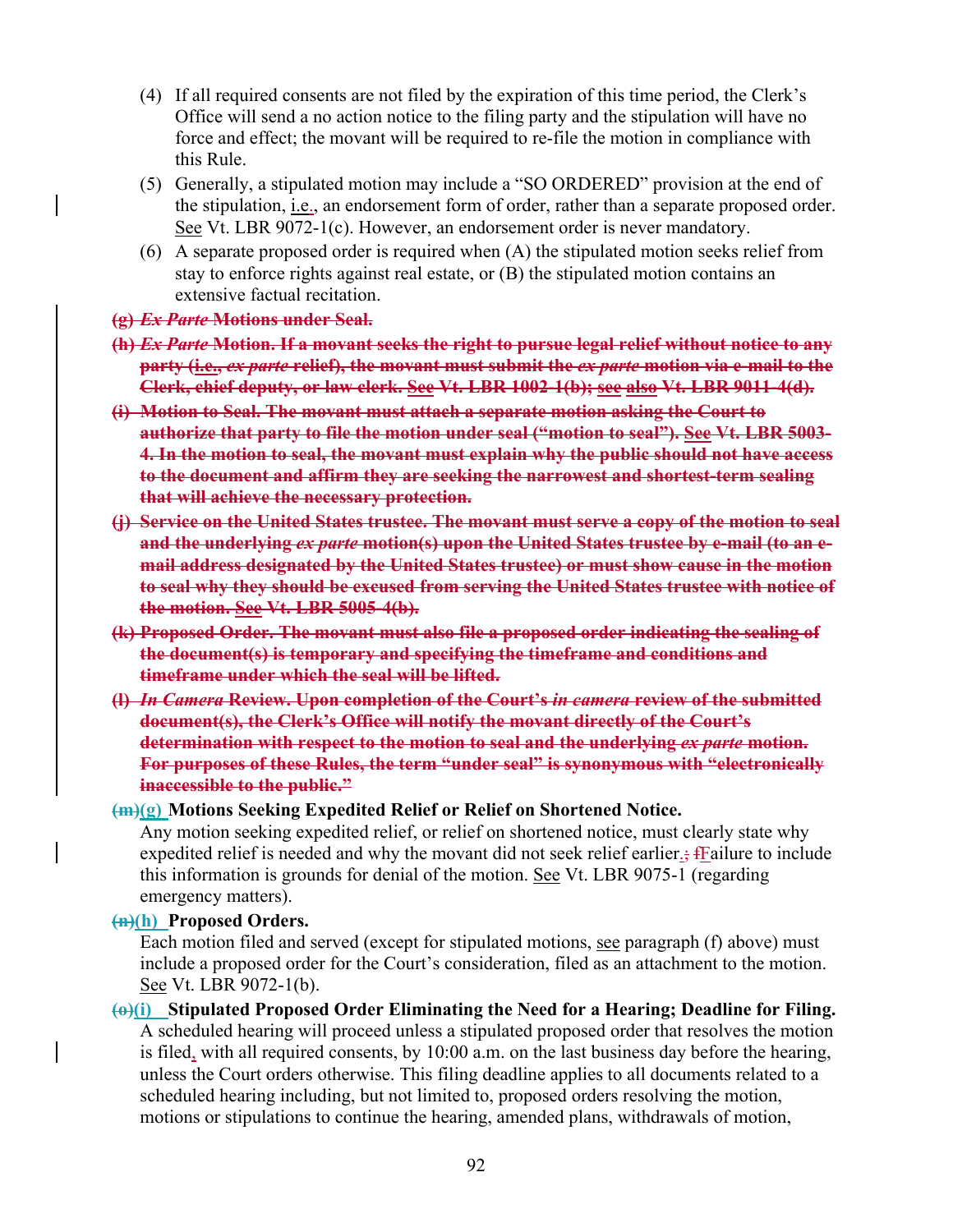(4) If all required consents are not filed by the expiration of this time period, the Clerk's Office will send a no action notice to the filing party and the stipulation will have no force and effect; the movant will be required to re-file the motion in compliance with this Rule.

(5) Generally, a stipulated motion may include a "SO ORDERED" provision at the end of the stipulation, i.e., an endorsement form of order, rather than a separate proposed order. See Vt. LBR 9072-1(c). However, an endorsement order is never mandatory.

(6) A separate proposed order is required when (A) the stipulated motion seeks relief from stay to enforce rights against real estate, or (B) the stipulated motion contains an extensive factual recitation.

~~**(g) *Ex Parte* Motions under Seal.**~~

~~**(h) *Ex Parte* Motion. If a movant seeks the right to pursue legal relief without notice to any party (i.e., *ex parte* relief), the movant must submit the *ex parte* motion via e-mail to the Clerk, chief deputy, or law clerk. See Vt. LBR 1002-1(b); see also Vt. LBR 9011-4(d).**~~

~~**(i) Motion to Seal. The movant must attach a separate motion asking the Court to authorize that party to file the motion under seal ("motion to seal"). See Vt. LBR 5003-4. In the motion to seal, the movant must explain why the public should not have access to the document and affirm they are seeking the narrowest and shortest-term sealing that will achieve the necessary protection.**~~

~~**(j) Service on the United States trustee. The movant must serve a copy of the motion to seal and the underlying *ex parte* motion(s) upon the United States trustee by e-mail (to an e-mail address designated by the United States trustee) or must show cause in the motion to seal why they should be excused from serving the United States trustee with notice of the motion. See Vt. LBR 5005-4(b).**~~

~~**(k) Proposed Order. The movant must also file a proposed order indicating the sealing of the document(s) is temporary and specifying the timeframe and conditions and timeframe under which the seal will be lifted.**~~

~~**(l) *In Camera* Review. Upon completion of the Court's *in camera* review of the submitted document(s), the Clerk's Office will notify the movant directly of the Court's determination with respect to the motion to seal and the underlying *ex parte* motion. For purposes of these Rules, the term "under seal" is synonymous with "electronically inaccessible to the public."**~~

**~~(m)~~(g) Motions Seeking Expedited Relief or Relief on Shortened Notice.**
Any motion seeking expedited relief, or relief on shortened notice, must clearly state why expedited relief is needed and why the movant did not seek relief earlier.~~;~~ ~~f~~Failure to include this information is grounds for denial of the motion. See Vt. LBR 9075-1 (regarding emergency matters).

**~~(n)~~(h) Proposed Orders.**
Each motion filed and served (except for stipulated motions, see paragraph (f) above) must include a proposed order for the Court's consideration, filed as an attachment to the motion. See Vt. LBR 9072-1(b).

**~~(o)~~(i) Stipulated Proposed Order Eliminating the Need for a Hearing; Deadline for Filing.**
A scheduled hearing will proceed unless a stipulated proposed order that resolves the motion is filed, with all required consents, by 10:00 a.m. on the last business day before the hearing, unless the Court orders otherwise. This filing deadline applies to all documents related to a scheduled hearing including, but not limited to, proposed orders resolving the motion, motions or stipulations to continue the hearing, amended plans, withdrawals of motion,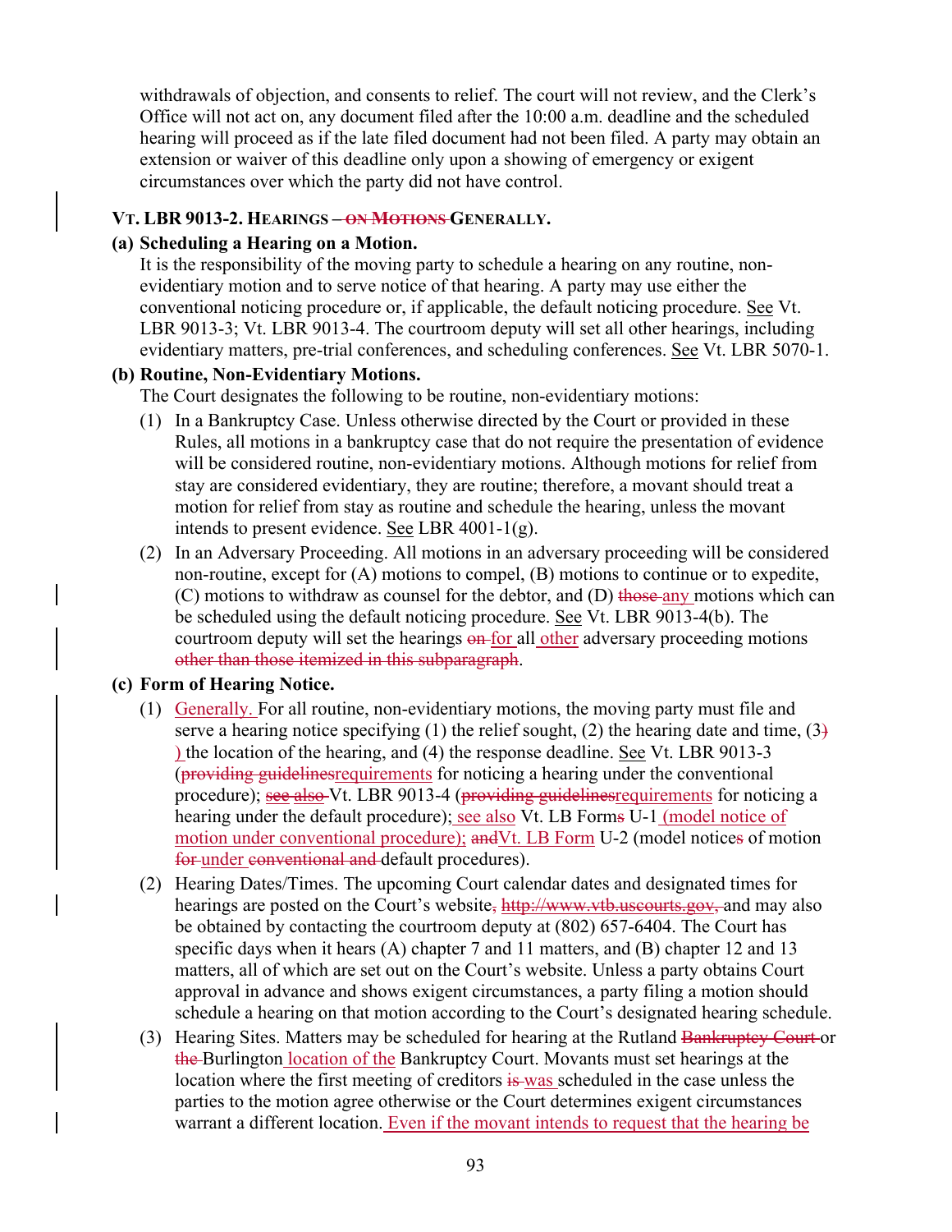withdrawals of objection, and consents to relief. The court will not review, and the Clerk's Office will not act on, any document filed after the 10:00 a.m. deadline and the scheduled hearing will proceed as if the late filed document had not been filed. A party may obtain an extension or waiver of this deadline only upon a showing of emergency or exigent circumstances over which the party did not have control.

### VT. LBR 9013-2. HEARINGS – ~~ON MOTIONS~~ GENERALLY.

**(a) Scheduling a Hearing on a Motion.**

It is the responsibility of the moving party to schedule a hearing on any routine, non-evidentiary motion and to serve notice of that hearing. A party may use either the conventional noticing procedure or, if applicable, the default noticing procedure. See Vt. LBR 9013-3; Vt. LBR 9013-4. The courtroom deputy will set all other hearings, including evidentiary matters, pre-trial conferences, and scheduling conferences. See Vt. LBR 5070-1.

**(b) Routine, Non-Evidentiary Motions.**

The Court designates the following to be routine, non-evidentiary motions:

(1) In a Bankruptcy Case. Unless otherwise directed by the Court or provided in these Rules, all motions in a bankruptcy case that do not require the presentation of evidence will be considered routine, non-evidentiary motions. Although motions for relief from stay are considered evidentiary, they are routine; therefore, a movant should treat a motion for relief from stay as routine and schedule the hearing, unless the movant intends to present evidence. See LBR 4001-1(g).

(2) In an Adversary Proceeding. All motions in an adversary proceeding will be considered non-routine, except for (A) motions to compel, (B) motions to continue or to expedite, (C) motions to withdraw as counsel for the debtor, and (D) ~~those~~ any motions which can be scheduled using the default noticing procedure. See Vt. LBR 9013-4(b). The courtroom deputy will set the hearings ~~on~~ for all other adversary proceeding motions ~~other than those itemized in this subparagraph~~.

**(c) Form of Hearing Notice.**

(1) Generally. For all routine, non-evidentiary motions, the moving party must file and serve a hearing notice specifying (1) the relief sought, (2) the hearing date and time, (3~~)~~ ) the location of the hearing, and (4) the response deadline. See Vt. LBR 9013-3 (~~providing guidelines~~requirements for noticing a hearing under the conventional procedure); ~~see also~~ Vt. LBR 9013-4 (~~providing guidelines~~requirements for noticing a hearing under the default procedure); see also Vt. LB Form~~s~~ U-1 (model notice of motion under conventional procedure); ~~and~~Vt. LB Form U-2 (model notice~~s~~ of motion ~~for~~ under ~~conventional and~~ default procedures).

(2) Hearing Dates/Times. The upcoming Court calendar dates and designated times for hearings are posted on the Court's website~~, http://www.vtb.uscourts.gov,~~ and may also be obtained by contacting the courtroom deputy at (802) 657-6404. The Court has specific days when it hears (A) chapter 7 and 11 matters, and (B) chapter 12 and 13 matters, all of which are set out on the Court's website. Unless a party obtains Court approval in advance and shows exigent circumstances, a party filing a motion should schedule a hearing on that motion according to the Court's designated hearing schedule.

(3) Hearing Sites. Matters may be scheduled for hearing at the Rutland ~~Bankruptcy Court~~ or ~~the~~ Burlington location of the Bankruptcy Court. Movants must set hearings at the location where the first meeting of creditors ~~is~~ was scheduled in the case unless the parties to the motion agree otherwise or the Court determines exigent circumstances warrant a different location. Even if the movant intends to request that the hearing be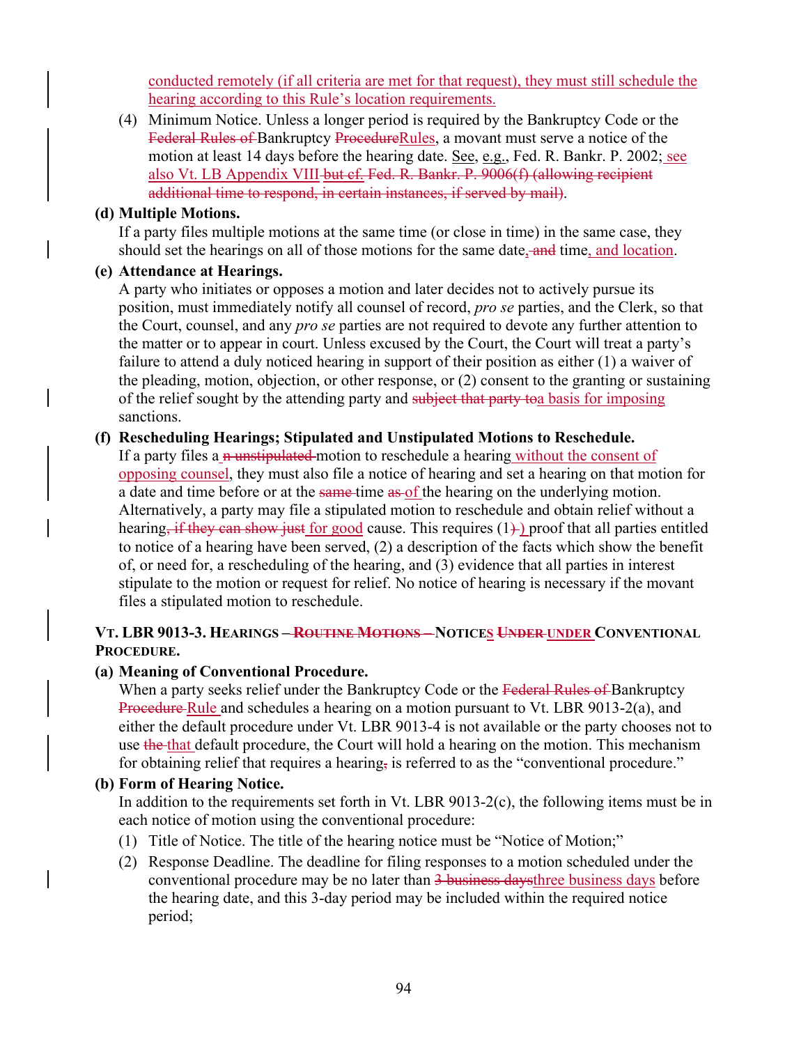conducted remotely (if all criteria are met for that request), they must still schedule the hearing according to this Rule's location requirements.

(4) Minimum Notice. Unless a longer period is required by the Bankruptcy Code or the ~~Federal Rules of~~ Bankruptcy ~~Procedure~~Rules, a movant must serve a notice of the motion at least 14 days before the hearing date. See, e.g., Fed. R. Bankr. P. 2002; see also Vt. LB Appendix VIII ~~but cf. Fed. R. Bankr. P. 9006(f) (allowing recipient additional time to respond, in certain instances, if served by mail)~~.

**(d) Multiple Motions.**

If a party files multiple motions at the same time (or close in time) in the same case, they should set the hearings on all of those motions for the same date~~, and~~ time, and location.

**(e) Attendance at Hearings.**

A party who initiates or opposes a motion and later decides not to actively pursue its position, must immediately notify all counsel of record, *pro se* parties, and the Clerk, so that the Court, counsel, and any *pro se* parties are not required to devote any further attention to the matter or to appear in court. Unless excused by the Court, the Court will treat a party's failure to attend a duly noticed hearing in support of their position as either (1) a waiver of the pleading, motion, objection, or other response, or (2) consent to the granting or sustaining of the relief sought by the attending party and ~~subject that party to~~a basis for imposing sanctions.

**(f) Rescheduling Hearings; Stipulated and Unstipulated Motions to Reschedule.**

If a party files a~~n unstipulated~~ motion to reschedule a hearing without the consent of opposing counsel, they must also file a notice of hearing and set a hearing on that motion for a date and time before or at the ~~same~~ time ~~as~~ of the hearing on the underlying motion. Alternatively, a party may file a stipulated motion to reschedule and obtain relief without a hearing~~, if they can show just~~ for good cause. This requires (1~~)~~) proof that all parties entitled to notice of a hearing have been served, (2) a description of the facts which show the benefit of, or need for, a rescheduling of the hearing, and (3) evidence that all parties in interest stipulate to the motion or request for relief. No notice of hearing is necessary if the movant files a stipulated motion to reschedule.

**VT. LBR 9013-3. HEARINGS – ~~ROUTINE MOTIONS –~~ NOTICES ~~UNDER~~ UNDER CONVENTIONAL PROCEDURE.**

**(a) Meaning of Conventional Procedure.**

When a party seeks relief under the Bankruptcy Code or the ~~Federal Rules of~~ Bankruptcy ~~Procedure~~ Rule and schedules a hearing on a motion pursuant to Vt. LBR 9013-2(a), and either the default procedure under Vt. LBR 9013-4 is not available or the party chooses not to use ~~the~~ that default procedure, the Court will hold a hearing on the motion. This mechanism for obtaining relief that requires a hearing~~,~~ is referred to as the "conventional procedure."

**(b) Form of Hearing Notice.**

In addition to the requirements set forth in Vt. LBR 9013-2(c), the following items must be in each notice of motion using the conventional procedure:

(1) Title of Notice. The title of the hearing notice must be "Notice of Motion;"

(2) Response Deadline. The deadline for filing responses to a motion scheduled under the conventional procedure may be no later than ~~3 business days~~three business days before the hearing date, and this 3-day period may be included within the required notice period;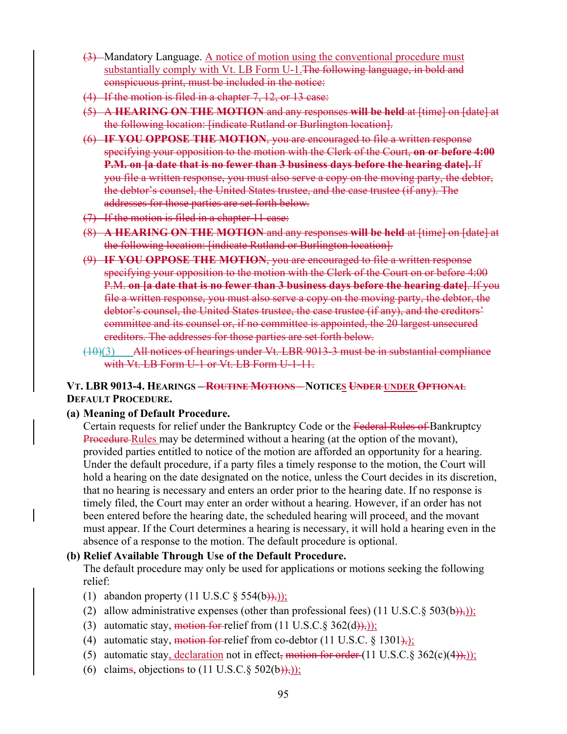(3) Mandatory Language. A notice of motion using the conventional procedure must substantially comply with Vt. LB Form U-1.The following language, in bold and conspicuous print, must be included in the notice:

(4) If the motion is filed in a chapter 7, 12, or 13 case:

(5) A **HEARING ON THE MOTION** and any responses **will be held** at [time] on [date] at the following location: [indicate Rutland or Burlington location].

(6) **IF YOU OPPOSE THE MOTION**, you are encouraged to file a written response specifying your opposition to the motion with the Clerk of the Court, **on or before 4:00 P.M. on [a date that is no fewer than 3 business days before the hearing date].** If you file a written response, you must also serve a copy on the moving party, the debtor, the debtor's counsel, the United States trustee, and the case trustee (if any). The addresses for those parties are set forth below.

(7) If the motion is filed in a chapter 11 case:

(8) **A HEARING ON THE MOTION** and any responses **will be held** at [time] on [date] at the following location: [indicate Rutland or Burlington location].

(9) **IF YOU OPPOSE THE MOTION**, you are encouraged to file a written response specifying your opposition to the motion with the Clerk of the Court on or before 4:00 P.M. **on [a date that is no fewer than 3 business days before the hearing date]**. If you file a written response, you must also serve a copy on the moving party, the debtor, the debtor's counsel, the United States trustee, the case trustee (if any), and the creditors' committee and its counsel or, if no committee is appointed, the 20 largest unsecured creditors. The addresses for those parties are set forth below.

(10)(3) All notices of hearings under Vt. LBR 9013-3 must be in substantial compliance with Vt. LB Form U-1 or Vt. LB Form U-1-11.

**VT. LBR 9013-4. HEARINGS – ROUTINE MOTIONS – NOTICES UNDER under OPTIONAL DEFAULT PROCEDURE.**

**(a) Meaning of Default Procedure.**

Certain requests for relief under the Bankruptcy Code or the Federal Rules of Bankruptcy Procedure Rules may be determined without a hearing (at the option of the movant), provided parties entitled to notice of the motion are afforded an opportunity for a hearing. Under the default procedure, if a party files a timely response to the motion, the Court will hold a hearing on the date designated on the notice, unless the Court decides in its discretion, that no hearing is necessary and enters an order prior to the hearing date. If no response is timely filed, the Court may enter an order without a hearing. However, if an order has not been entered before the hearing date, the scheduled hearing will proceed, and the movant must appear. If the Court determines a hearing is necessary, it will hold a hearing even in the absence of a response to the motion. The default procedure is optional.

**(b) Relief Available Through Use of the Default Procedure.**

The default procedure may only be used for applications or motions seeking the following relief:

(1) abandon property (11 U.S.C § 554(b)),));

(2) allow administrative expenses (other than professional fees) (11 U.S.C.§ 503(b)),));

(3) automatic stay, motion for relief from (11 U.S.C.§ 362(d)),));

(4) automatic stay, motion for relief from co-debtor (11 U.S.C. § 1301),);

(5) automatic stay, declaration not in effect, motion for order (11 U.S.C.§ 362(c)(4)),));

(6) claims, objections to (11 U.S.C.§ 502(b)),));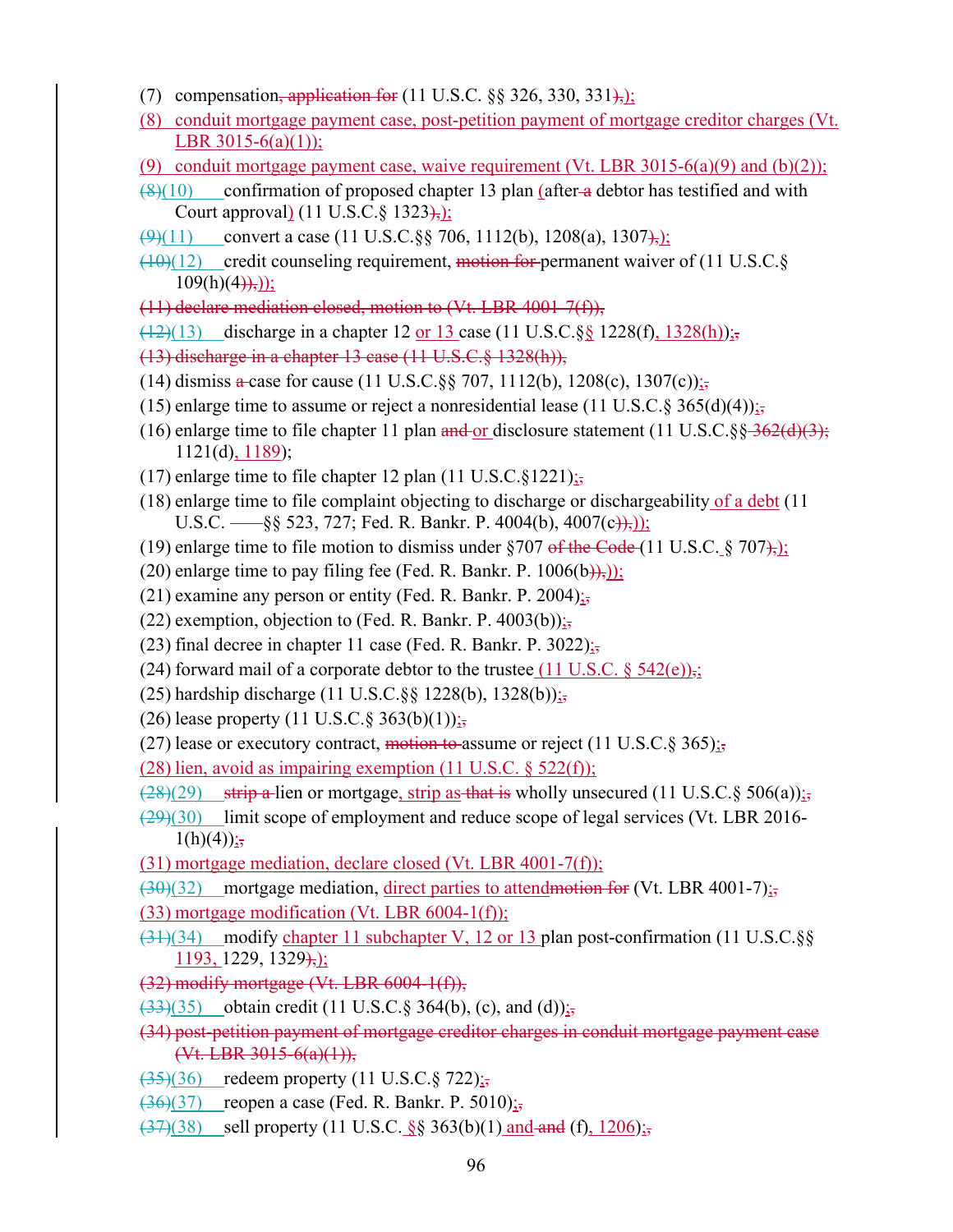(7) compensation~~, application for~~ (11 U.S.C. §§ 326, 330, 331~~),~~);

(8) conduit mortgage payment case, post-petition payment of mortgage creditor charges (Vt. LBR 3015-6(a)(1));

(9) conduit mortgage payment case, waive requirement (Vt. LBR 3015-6(a)(9) and (b)(2));

~~(8)~~(10) confirmation of proposed chapter 13 plan (after ~~a~~ debtor has testified and with Court approval) (11 U.S.C.§ 1323~~),~~);

~~(9)~~(11) convert a case (11 U.S.C.§§ 706, 1112(b), 1208(a), 1307~~),~~);

~~(10)~~(12) credit counseling requirement, ~~motion for~~ permanent waiver of (11 U.S.C.§ 109(h)(4~~)),~~));

~~(11) declare mediation closed, motion to (Vt. LBR 4001-7(f)),~~

~~(12)~~(13) discharge in a chapter 12 or 13 case (11 U.S.C.§§ 1228(f), 1328(h));~~,~~

~~(13) discharge in a chapter 13 case (11 U.S.C.§ 1328(h)),~~

(14) dismiss ~~a~~ case for cause (11 U.S.C.§§ 707, 1112(b), 1208(c), 1307(c));~~,~~

(15) enlarge time to assume or reject a nonresidential lease (11 U.S.C.§ 365(d)(4));~~,~~

(16) enlarge time to file chapter 11 plan ~~and~~ or disclosure statement (11 U.S.C.§§ ~~362(d)(3);~~ 1121(d), 1189);

(17) enlarge time to file chapter 12 plan (11 U.S.C.§1221);~~,~~

(18) enlarge time to file complaint objecting to discharge or dischargeability of a debt (11 U.S.C. §§ 523, 727; Fed. R. Bankr. P. 4004(b), 4007(c~~)),~~));

(19) enlarge time to file motion to dismiss under §707 ~~of the Code~~ (11 U.S.C. § 707~~),~~);

(20) enlarge time to pay filing fee (Fed. R. Bankr. P. 1006(b~~)),~~));

(21) examine any person or entity (Fed. R. Bankr. P. 2004);~~,~~

(22) exemption, objection to (Fed. R. Bankr. P. 4003(b));~~,~~

(23) final decree in chapter 11 case (Fed. R. Bankr. P. 3022);~~,~~

(24) forward mail of a corporate debtor to the trustee (11 U.S.C. § 542(e))~~,~~;

(25) hardship discharge (11 U.S.C.§§ 1228(b), 1328(b));~~,~~

(26) lease property (11 U.S.C.§ 363(b)(1));~~,~~

(27) lease or executory contract, ~~motion to~~ assume or reject (11 U.S.C.§ 365);~~,~~

(28) lien, avoid as impairing exemption (11 U.S.C. § 522(f));

~~(28)~~(29) ~~strip a~~ lien or mortgage, strip as ~~that is~~ wholly unsecured (11 U.S.C.§ 506(a));~~,~~

~~(29)~~(30) limit scope of employment and reduce scope of legal services (Vt. LBR 2016-1(h)(4));~~,~~

(31) mortgage mediation, declare closed (Vt. LBR 4001-7(f));

~~(30)~~(32) mortgage mediation, direct parties to attend~~motion for~~ (Vt. LBR 4001-7);~~,~~

(33) mortgage modification (Vt. LBR 6004-1(f));

~~(31)~~(34) modify chapter 11 subchapter V, 12 or 13 plan post-confirmation (11 U.S.C.§§ 1193, 1229, 1329~~),~~);

~~(32) modify mortgage (Vt. LBR 6004-1(f)),~~

~~(33)~~(35) obtain credit (11 U.S.C.§ 364(b), (c), and (d));~~,~~

~~(34) post-petition payment of mortgage creditor charges in conduit mortgage payment case (Vt. LBR 3015-6(a)(1)),~~

~~(35)~~(36) redeem property (11 U.S.C.§ 722);~~,~~

~~(36)~~(37) reopen a case (Fed. R. Bankr. P. 5010);~~,~~

~~(37)~~(38) sell property (11 U.S.C. §§ 363(b)(1) and ~~and~~ (f), 1206);~~,~~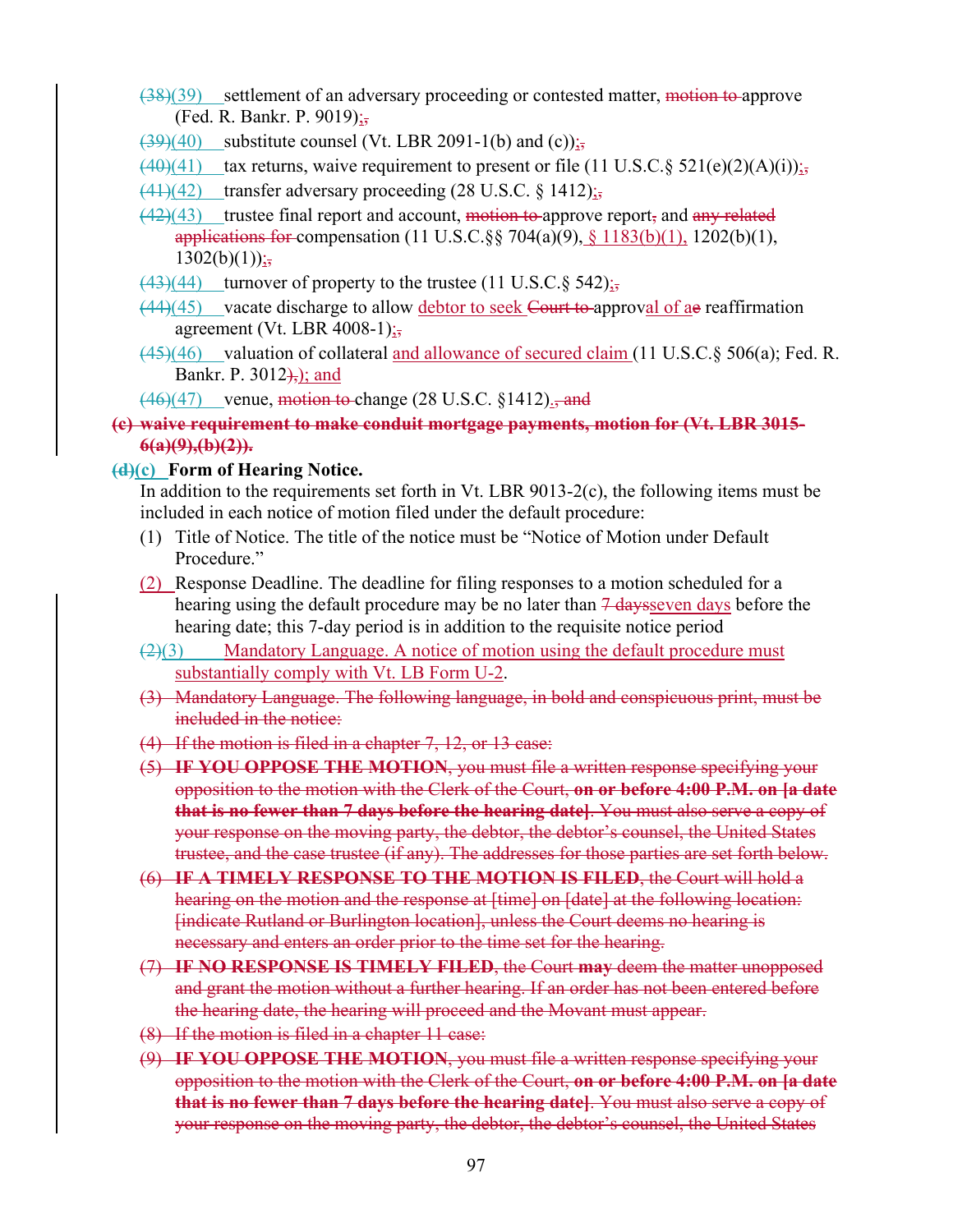~~(38)~~(39) settlement of an adversary proceeding or contested matter, ~~motion to~~ approve (Fed. R. Bankr. P. 9019);~~,~~

~~(39)~~(40) substitute counsel (Vt. LBR 2091-1(b) and (c));~~,~~

~~(40)~~(41) tax returns, waive requirement to present or file (11 U.S.C.§ 521(e)(2)(A)(i));~~,~~

~~(41)~~(42) transfer adversary proceeding (28 U.S.C. § 1412);~~,~~

~~(42)~~(43) trustee final report and account, ~~motion to~~ approve report~~,~~ and ~~any related applications for~~ compensation (11 U.S.C.§§ 704(a)(9), § 1183(b)(1), 1202(b)(1), 1302(b)(1));~~,~~

~~(43)~~(44) turnover of property to the trustee (11 U.S.C.§ 542);~~,~~

~~(44)~~(45) vacate discharge to allow debtor to seek ~~Court to~~ approval of a~~e~~ reaffirmation agreement (Vt. LBR 4008-1);~~,~~

~~(45)~~(46) valuation of collateral and allowance of secured claim (11 U.S.C.§ 506(a); Fed. R. Bankr. P. 3012~~),~~); and

~~(46)~~(47) venue, ~~motion to~~ change (28 U.S.C. §1412).~~, and~~

~~**(c) waive requirement to make conduit mortgage payments, motion for (Vt. LBR 3015-6(a)(9),(b)(2)).**~~

**~~(d)~~(c) Form of Hearing Notice.**

In addition to the requirements set forth in Vt. LBR 9013-2(c), the following items must be included in each notice of motion filed under the default procedure:

(1) Title of Notice. The title of the notice must be "Notice of Motion under Default Procedure."

(2) Response Deadline. The deadline for filing responses to a motion scheduled for a hearing using the default procedure may be no later than ~~7 days~~seven days before the hearing date; this 7-day period is in addition to the requisite notice period

~~(2)~~(3) Mandatory Language. A notice of motion using the default procedure must substantially comply with Vt. LB Form U-2.

~~(3) Mandatory Language. The following language, in bold and conspicuous print, must be included in the notice:~~

~~(4) If the motion is filed in a chapter 7, 12, or 13 case:~~

~~(5) **IF YOU OPPOSE THE MOTION**, you must file a written response specifying your opposition to the motion with the Clerk of the Court, **on or before 4:00 P.M. on [a date that is no fewer than 7 days before the hearing date]**. You must also serve a copy of your response on the moving party, the debtor, the debtor's counsel, the United States trustee, and the case trustee (if any). The addresses for those parties are set forth below.~~

~~(6) **IF A TIMELY RESPONSE TO THE MOTION IS FILED**, the Court will hold a hearing on the motion and the response at [time] on [date] at the following location: [indicate Rutland or Burlington location], unless the Court deems no hearing is necessary and enters an order prior to the time set for the hearing.~~

~~(7) **IF NO RESPONSE IS TIMELY FILED**, the Court **may** deem the matter unopposed and grant the motion without a further hearing. If an order has not been entered before the hearing date, the hearing will proceed and the Movant must appear.~~

~~(8) If the motion is filed in a chapter 11 case:~~

~~(9) **IF YOU OPPOSE THE MOTION**, you must file a written response specifying your opposition to the motion with the Clerk of the Court, **on or before 4:00 P.M. on [a date that is no fewer than 7 days before the hearing date]**. You must also serve a copy of your response on the moving party, the debtor, the debtor's counsel, the United States~~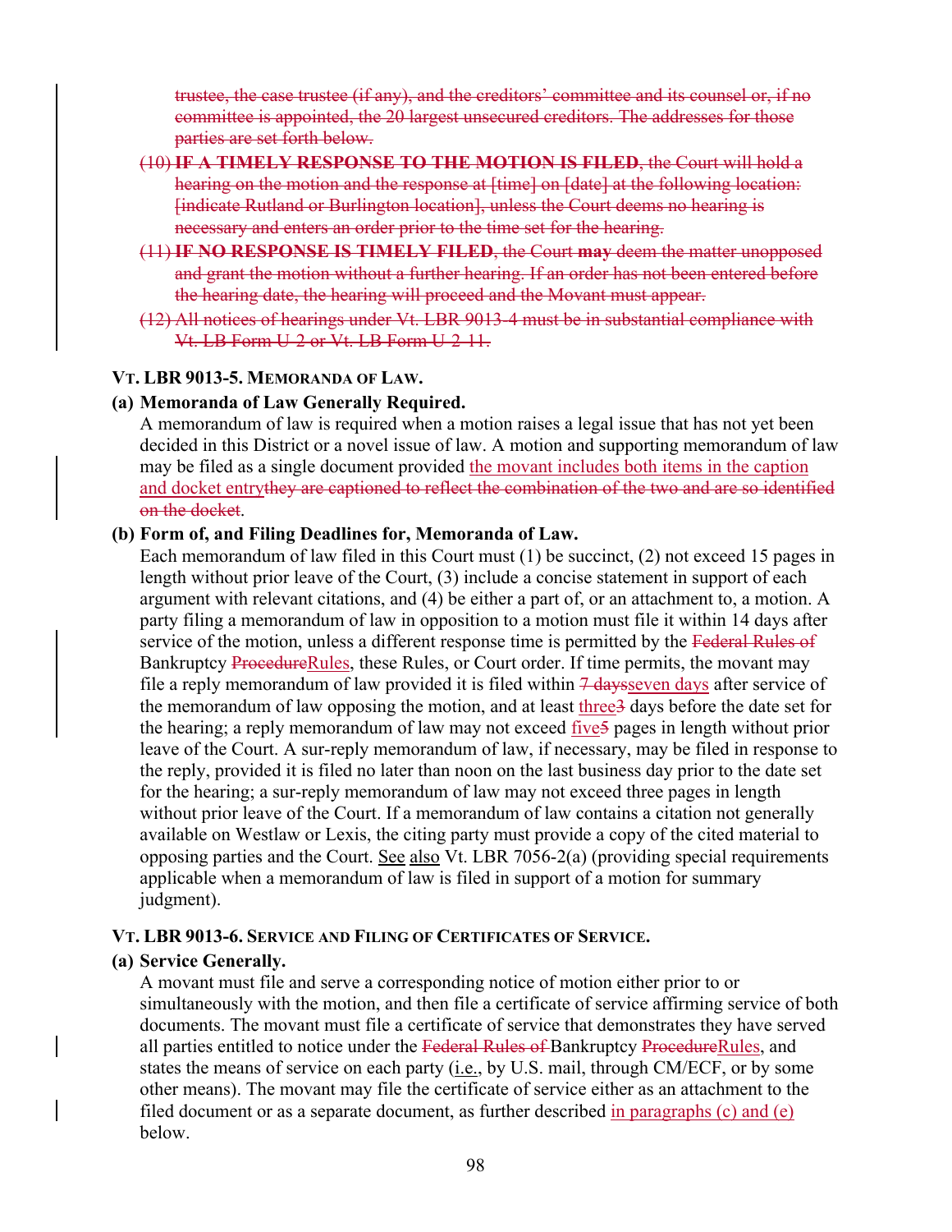~~trustee, the case trustee (if any), and the creditors' committee and its counsel or, if no committee is appointed, the 20 largest unsecured creditors. The addresses for those parties are set forth below.~~

~~(10) **IF A TIMELY RESPONSE TO THE MOTION IS FILED**, the Court will hold a hearing on the motion and the response at [time] on [date] at the following location: [indicate Rutland or Burlington location], unless the Court deems no hearing is necessary and enters an order prior to the time set for the hearing.~~

~~(11) **IF NO RESPONSE IS TIMELY FILED**, the Court **may** deem the matter unopposed and grant the motion without a further hearing. If an order has not been entered before the hearing date, the hearing will proceed and the Movant must appear.~~

~~(12) All notices of hearings under Vt. LBR 9013-4 must be in substantial compliance with Vt. LB Form U-2 or Vt. LB Form U-2-11.~~

### VT. LBR 9013-5. MEMORANDA OF LAW.

**(a) Memoranda of Law Generally Required.**

A memorandum of law is required when a motion raises a legal issue that has not yet been decided in this District or a novel issue of law. A motion and supporting memorandum of law may be filed as a single document provided <u>the movant includes both items in the caption and docket entry</u>~~they are captioned to reflect the combination of the two and are so identified on the docket~~.

**(b) Form of, and Filing Deadlines for, Memoranda of Law.**

Each memorandum of law filed in this Court must (1) be succinct, (2) not exceed 15 pages in length without prior leave of the Court, (3) include a concise statement in support of each argument with relevant citations, and (4) be either a part of, or an attachment to, a motion. A party filing a memorandum of law in opposition to a motion must file it within 14 days after service of the motion, unless a different response time is permitted by the ~~Federal Rules of~~ Bankruptcy ~~Procedure~~<u>Rules</u>, these Rules, or Court order. If time permits, the movant may file a reply memorandum of law provided it is filed within ~~7 days~~<u>seven days</u> after service of the memorandum of law opposing the motion, and at least <u>three</u>~~3~~ days before the date set for the hearing; a reply memorandum of law may not exceed <u>five</u>~~5~~ pages in length without prior leave of the Court. A sur-reply memorandum of law, if necessary, may be filed in response to the reply, provided it is filed no later than noon on the last business day prior to the date set for the hearing; a sur-reply memorandum of law may not exceed three pages in length without prior leave of the Court. If a memorandum of law contains a citation not generally available on Westlaw or Lexis, the citing party must provide a copy of the cited material to opposing parties and the Court. <u>See</u> <u>also</u> Vt. LBR 7056-2(a) (providing special requirements applicable when a memorandum of law is filed in support of a motion for summary judgment).

### VT. LBR 9013-6. SERVICE AND FILING OF CERTIFICATES OF SERVICE.

**(a) Service Generally.**

A movant must file and serve a corresponding notice of motion either prior to or simultaneously with the motion, and then file a certificate of service affirming service of both documents. The movant must file a certificate of service that demonstrates they have served all parties entitled to notice under the ~~Federal Rules of~~ Bankruptcy ~~Procedure~~<u>Rules</u>, and states the means of service on each party (<u>i.e.</u>, by U.S. mail, through CM/ECF, or by some other means). The movant may file the certificate of service either as an attachment to the filed document or as a separate document, as further described <u>in paragraphs (c) and (e)</u> below.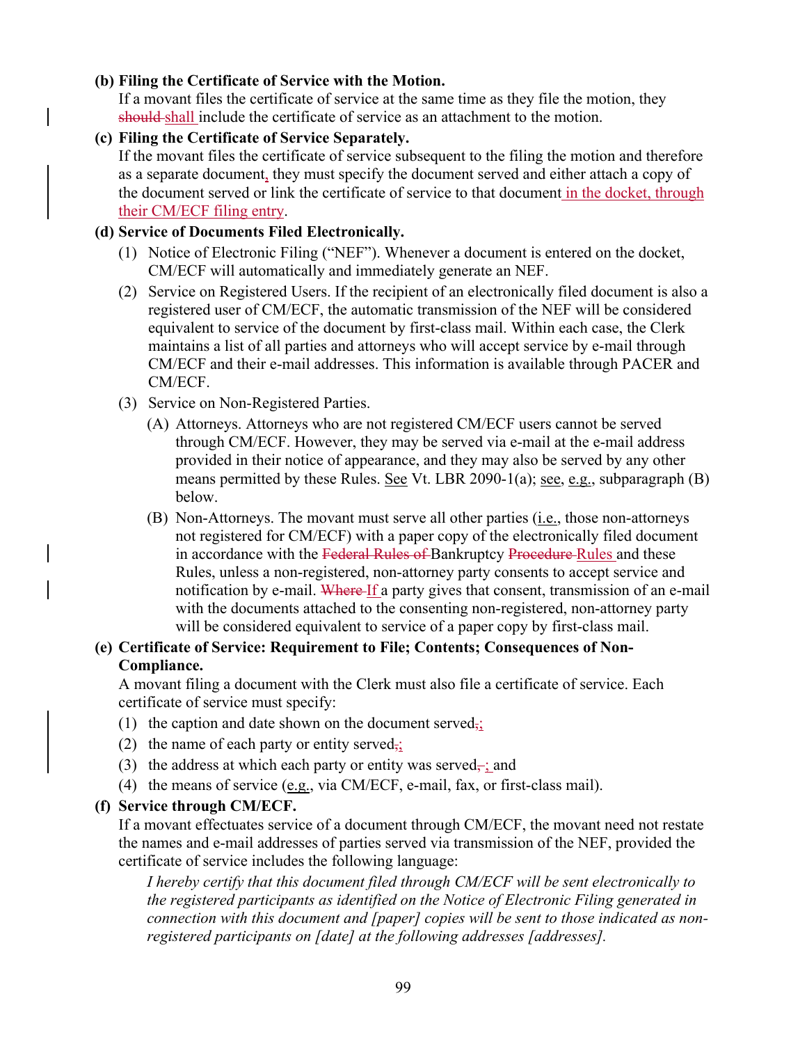**(b) Filing the Certificate of Service with the Motion.**

If a movant files the certificate of service at the same time as they file the motion, they ~~should~~ shall include the certificate of service as an attachment to the motion.

**(c) Filing the Certificate of Service Separately.**

If the movant files the certificate of service subsequent to the filing the motion and therefore as a separate document, they must specify the document served and either attach a copy of the document served or link the certificate of service to that document in the docket, through their CM/ECF filing entry.

**(d) Service of Documents Filed Electronically.**

(1) Notice of Electronic Filing ("NEF"). Whenever a document is entered on the docket, CM/ECF will automatically and immediately generate an NEF.

(2) Service on Registered Users. If the recipient of an electronically filed document is also a registered user of CM/ECF, the automatic transmission of the NEF will be considered equivalent to service of the document by first-class mail. Within each case, the Clerk maintains a list of all parties and attorneys who will accept service by e-mail through CM/ECF and their e-mail addresses. This information is available through PACER and CM/ECF.

(3) Service on Non-Registered Parties.

(A) Attorneys. Attorneys who are not registered CM/ECF users cannot be served through CM/ECF. However, they may be served via e-mail at the e-mail address provided in their notice of appearance, and they may also be served by any other means permitted by these Rules. See Vt. LBR 2090-1(a); see, e.g., subparagraph (B) below.

(B) Non-Attorneys. The movant must serve all other parties (i.e., those non-attorneys not registered for CM/ECF) with a paper copy of the electronically filed document in accordance with the ~~Federal Rules of~~ Bankruptcy ~~Procedure~~ Rules and these Rules, unless a non-registered, non-attorney party consents to accept service and notification by e-mail. ~~Where~~ If a party gives that consent, transmission of an e-mail with the documents attached to the consenting non-registered, non-attorney party will be considered equivalent to service of a paper copy by first-class mail.

**(e) Certificate of Service: Requirement to File; Contents; Consequences of Non-Compliance.**

A movant filing a document with the Clerk must also file a certificate of service. Each certificate of service must specify:

(1) the caption and date shown on the document served~~,~~;

(2) the name of each party or entity served~~,~~;

(3) the address at which each party or entity was served~~,~~; and

(4) the means of service (e.g., via CM/ECF, e-mail, fax, or first-class mail).

**(f) Service through CM/ECF.**

If a movant effectuates service of a document through CM/ECF, the movant need not restate the names and e-mail addresses of parties served via transmission of the NEF, provided the certificate of service includes the following language:

> *I hereby certify that this document filed through CM/ECF will be sent electronically to the registered participants as identified on the Notice of Electronic Filing generated in connection with this document and [paper] copies will be sent to those indicated as non-registered participants on [date] at the following addresses [addresses].*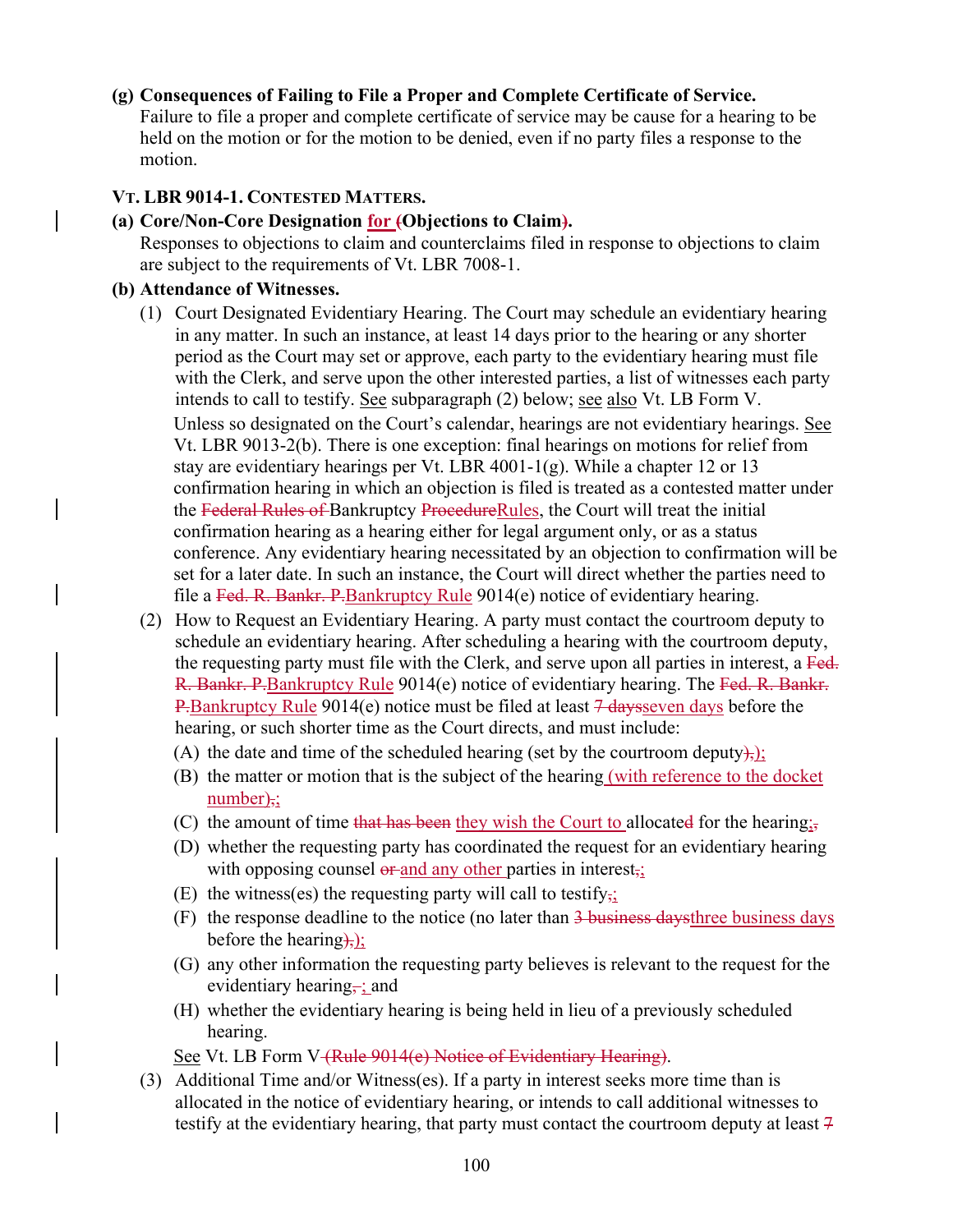**(g) Consequences of Failing to File a Proper and Complete Certificate of Service.**
Failure to file a proper and complete certificate of service may be cause for a hearing to be held on the motion or for the motion to be denied, even if no party files a response to the motion.

**VT. LBR 9014-1. CONTESTED MATTERS.**

**(a) Core/Non-Core Designation ~~(~~for Objections to Claim~~)~~.**
Responses to objections to claim and counterclaims filed in response to objections to claim are subject to the requirements of Vt. LBR 7008-1.

**(b) Attendance of Witnesses.**

(1) Court Designated Evidentiary Hearing. The Court may schedule an evidentiary hearing in any matter. In such an instance, at least 14 days prior to the hearing or any shorter period as the Court may set or approve, each party to the evidentiary hearing must file with the Clerk, and serve upon the other interested parties, a list of witnesses each party intends to call to testify. See subparagraph (2) below; see also Vt. LB Form V.

Unless so designated on the Court's calendar, hearings are not evidentiary hearings. See Vt. LBR 9013-2(b). There is one exception: final hearings on motions for relief from stay are evidentiary hearings per Vt. LBR 4001-1(g). While a chapter 12 or 13 confirmation hearing in which an objection is filed is treated as a contested matter under the ~~Federal Rules of~~ Bankruptcy ~~Procedure~~Rules, the Court will treat the initial confirmation hearing as a hearing either for legal argument only, or as a status conference. Any evidentiary hearing necessitated by an objection to confirmation will be set for a later date. In such an instance, the Court will direct whether the parties need to file a ~~Fed. R. Bankr. P.~~Bankruptcy Rule 9014(e) notice of evidentiary hearing.

(2) How to Request an Evidentiary Hearing. A party must contact the courtroom deputy to schedule an evidentiary hearing. After scheduling a hearing with the courtroom deputy, the requesting party must file with the Clerk, and serve upon all parties in interest, a ~~Fed. R. Bankr. P.~~Bankruptcy Rule 9014(e) notice of evidentiary hearing. The ~~Fed. R. Bankr. P.~~Bankruptcy Rule 9014(e) notice must be filed at least ~~7 days~~seven days before the hearing, or such shorter time as the Court directs, and must include:

(A) the date and time of the scheduled hearing (set by the courtroom deputy~~),~~);

(B) the matter or motion that is the subject of the hearing (with reference to the docket number)~~,~~;

(C) the amount of time ~~that has been~~ they wish the Court to allocate~~d~~ for the hearing;~~,~~

(D) whether the requesting party has coordinated the request for an evidentiary hearing with opposing counsel ~~or~~ and any other parties in interest~~,~~;

(E) the witness(es) the requesting party will call to testify~~,~~;

(F) the response deadline to the notice (no later than ~~3 business days~~three business days before the hearing~~),~~);

(G) any other information the requesting party believes is relevant to the request for the evidentiary hearing~~,~~; and

(H) whether the evidentiary hearing is being held in lieu of a previously scheduled hearing.

See Vt. LB Form V ~~(Rule 9014(e) Notice of Evidentiary Hearing)~~.

(3) Additional Time and/or Witness(es). If a party in interest seeks more time than is allocated in the notice of evidentiary hearing, or intends to call additional witnesses to testify at the evidentiary hearing, that party must contact the courtroom deputy at least ~~7~~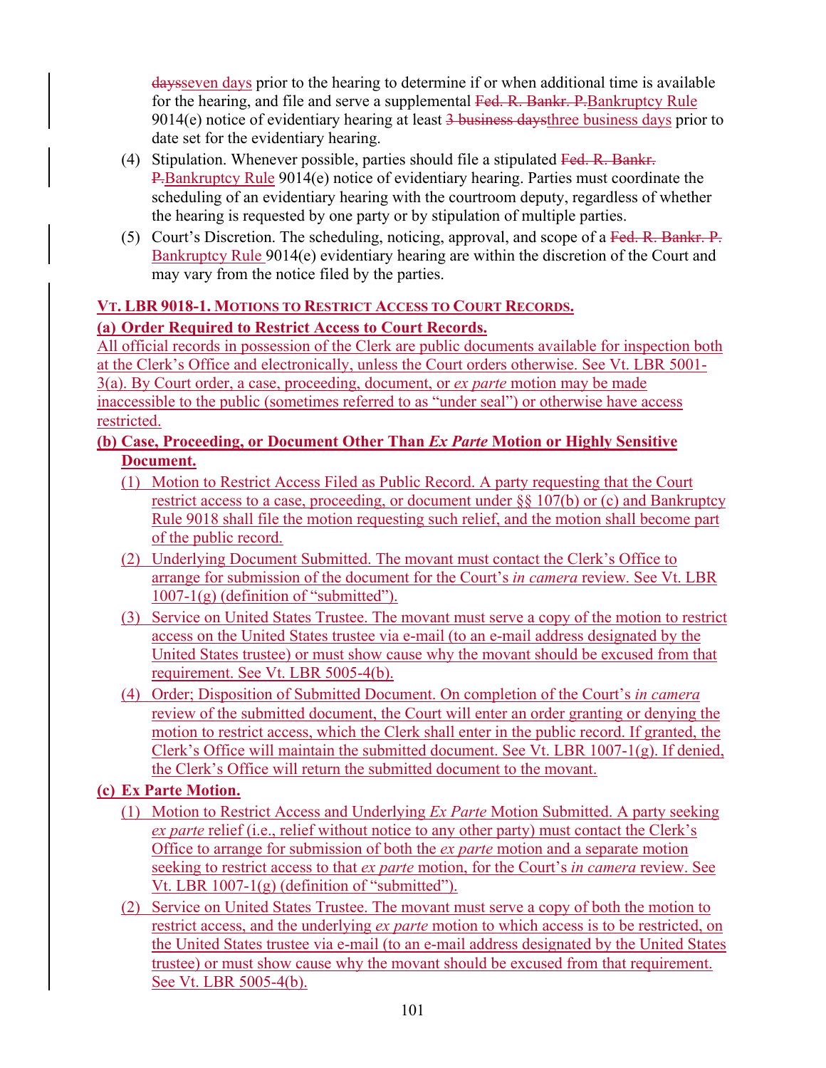~~days~~seven days prior to the hearing to determine if or when additional time is available for the hearing, and file and serve a supplemental ~~Fed. R. Bankr. P.~~Bankruptcy Rule 9014(e) notice of evidentiary hearing at least ~~3 business days~~three business days prior to date set for the evidentiary hearing.

(4) Stipulation. Whenever possible, parties should file a stipulated ~~Fed. R. Bankr. P.~~Bankruptcy Rule 9014(e) notice of evidentiary hearing. Parties must coordinate the scheduling of an evidentiary hearing with the courtroom deputy, regardless of whether the hearing is requested by one party or by stipulation of multiple parties.

(5) Court's Discretion. The scheduling, noticing, approval, and scope of a ~~Fed. R. Bankr. P.~~ Bankruptcy Rule 9014(e) evidentiary hearing are within the discretion of the Court and may vary from the notice filed by the parties.

**VT. LBR 9018-1. MOTIONS TO RESTRICT ACCESS TO COURT RECORDS.**

**(a) Order Required to Restrict Access to Court Records.**

All official records in possession of the Clerk are public documents available for inspection both at the Clerk's Office and electronically, unless the Court orders otherwise. See Vt. LBR 5001-3(a). By Court order, a case, proceeding, document, or *ex parte* motion may be made inaccessible to the public (sometimes referred to as "under seal") or otherwise have access restricted.

**(b) Case, Proceeding, or Document Other Than *Ex Parte* Motion or Highly Sensitive Document.**

(1) Motion to Restrict Access Filed as Public Record. A party requesting that the Court restrict access to a case, proceeding, or document under §§ 107(b) or (c) and Bankruptcy Rule 9018 shall file the motion requesting such relief, and the motion shall become part of the public record.

(2) Underlying Document Submitted. The movant must contact the Clerk's Office to arrange for submission of the document for the Court's *in camera* review. See Vt. LBR 1007-1(g) (definition of "submitted").

(3) Service on United States Trustee. The movant must serve a copy of the motion to restrict access on the United States trustee via e-mail (to an e-mail address designated by the United States trustee) or must show cause why the movant should be excused from that requirement. See Vt. LBR 5005-4(b).

(4) Order; Disposition of Submitted Document. On completion of the Court's *in camera* review of the submitted document, the Court will enter an order granting or denying the motion to restrict access, which the Clerk shall enter in the public record. If granted, the Clerk's Office will maintain the submitted document. See Vt. LBR 1007-1(g). If denied, the Clerk's Office will return the submitted document to the movant.

**(c) Ex Parte Motion.**

(1) Motion to Restrict Access and Underlying *Ex Parte* Motion Submitted. A party seeking *ex parte* relief (i.e., relief without notice to any other party) must contact the Clerk's Office to arrange for submission of both the *ex parte* motion and a separate motion seeking to restrict access to that *ex parte* motion, for the Court's *in camera* review. See Vt. LBR 1007-1(g) (definition of "submitted").

(2) Service on United States Trustee. The movant must serve a copy of both the motion to restrict access, and the underlying *ex parte* motion to which access is to be restricted, on the United States trustee via e-mail (to an e-mail address designated by the United States trustee) or must show cause why the movant should be excused from that requirement. See Vt. LBR 5005-4(b).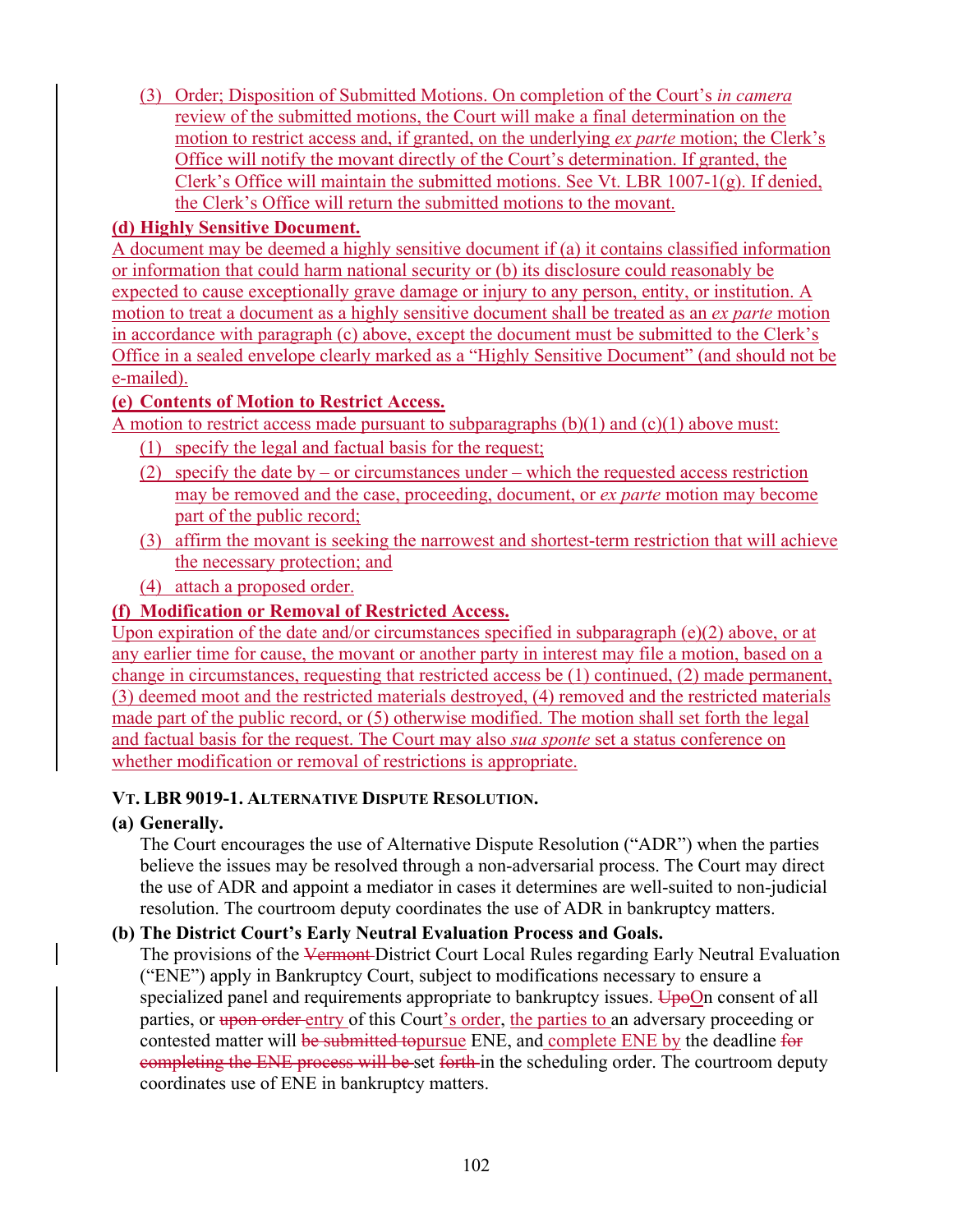(3) Order; Disposition of Submitted Motions. On completion of the Court's *in camera* review of the submitted motions, the Court will make a final determination on the motion to restrict access and, if granted, on the underlying *ex parte* motion; the Clerk's Office will notify the movant directly of the Court's determination. If granted, the Clerk's Office will maintain the submitted motions. See Vt. LBR 1007-1(g). If denied, the Clerk's Office will return the submitted motions to the movant.

**(d) Highly Sensitive Document.**

A document may be deemed a highly sensitive document if (a) it contains classified information or information that could harm national security or (b) its disclosure could reasonably be expected to cause exceptionally grave damage or injury to any person, entity, or institution. A motion to treat a document as a highly sensitive document shall be treated as an *ex parte* motion in accordance with paragraph (c) above, except the document must be submitted to the Clerk's Office in a sealed envelope clearly marked as a "Highly Sensitive Document" (and should not be e-mailed).

**(e) Contents of Motion to Restrict Access.**

A motion to restrict access made pursuant to subparagraphs (b)(1) and (c)(1) above must:

(1) specify the legal and factual basis for the request;

(2) specify the date by – or circumstances under – which the requested access restriction may be removed and the case, proceeding, document, or *ex parte* motion may become part of the public record;

(3) affirm the movant is seeking the narrowest and shortest-term restriction that will achieve the necessary protection; and

(4) attach a proposed order.

**(f) Modification or Removal of Restricted Access.**

Upon expiration of the date and/or circumstances specified in subparagraph (e)(2) above, or at any earlier time for cause, the movant or another party in interest may file a motion, based on a change in circumstances, requesting that restricted access be (1) continued, (2) made permanent, (3) deemed moot and the restricted materials destroyed, (4) removed and the restricted materials made part of the public record, or (5) otherwise modified. The motion shall set forth the legal and factual basis for the request. The Court may also *sua sponte* set a status conference on whether modification or removal of restrictions is appropriate.

## VT. LBR 9019-1. ALTERNATIVE DISPUTE RESOLUTION.

**(a) Generally.**

The Court encourages the use of Alternative Dispute Resolution ("ADR") when the parties believe the issues may be resolved through a non-adversarial process. The Court may direct the use of ADR and appoint a mediator in cases it determines are well-suited to non-judicial resolution. The courtroom deputy coordinates the use of ADR in bankruptcy matters.

**(b) The District Court's Early Neutral Evaluation Process and Goals.**

The provisions of the ~~Vermont~~ District Court Local Rules regarding Early Neutral Evaluation ("ENE") apply in Bankruptcy Court, subject to modifications necessary to ensure a specialized panel and requirements appropriate to bankruptcy issues. ~~Upo~~On consent of all parties, or ~~upon order~~ entry of this Court's order, the parties to an adversary proceeding or contested matter will ~~be submitted to~~pursue ENE, and complete ENE by the deadline ~~for completing the ENE process will be~~ set ~~forth~~ in the scheduling order. The courtroom deputy coordinates use of ENE in bankruptcy matters.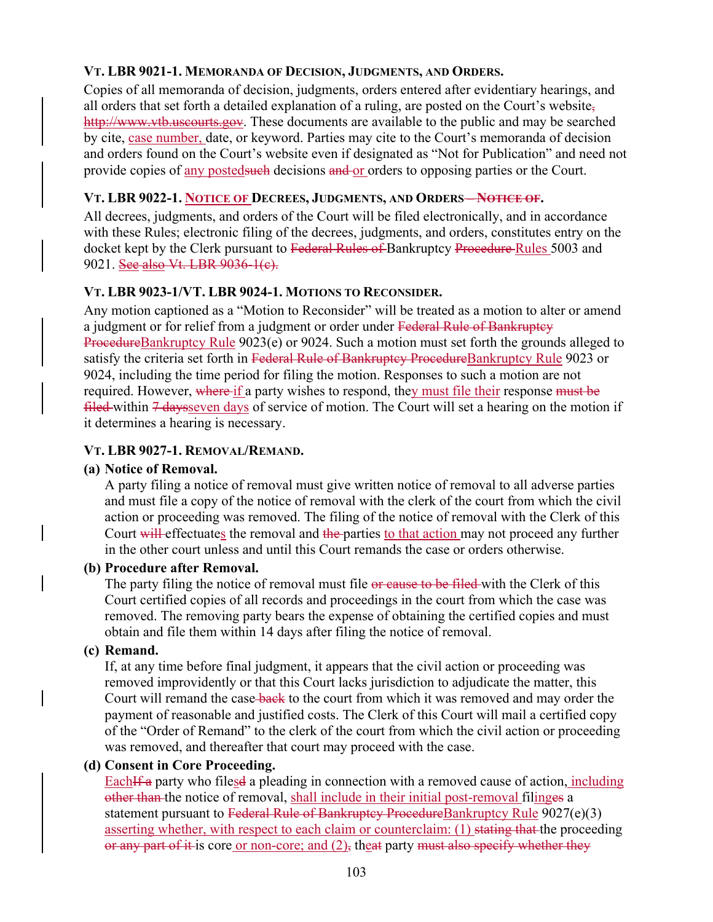**VT. LBR 9021-1. MEMORANDA OF DECISION, JUDGMENTS, AND ORDERS.**

Copies of all memoranda of decision, judgments, orders entered after evidentiary hearings, and all orders that set forth a detailed explanation of a ruling, are posted on the Court's website~~, http://www.vtb.uscourts.gov~~. These documents are available to the public and may be searched by cite, <u>case number,</u> date, or keyword. Parties may cite to the Court's memoranda of decision and orders found on the Court's website even if designated as "Not for Publication" and need not provide copies of <u>any posted</u>~~such~~ decisions ~~and~~ <u>or</u> orders to opposing parties or the Court.

**VT. LBR 9022-1. <u>NOTICE OF</u> DECREES, JUDGMENTS, AND ORDERS~~—NOTICE OF~~.**

All decrees, judgments, and orders of the Court will be filed electronically, and in accordance with these Rules; electronic filing of the decrees, judgments, and orders, constitutes entry on the docket kept by the Clerk pursuant to ~~Federal Rules of~~ Bankruptcy ~~Procedure~~ <u>Rules</u> 5003 and 9021. ~~<u>See</u> also Vt. LBR 9036-1(c).~~

**VT. LBR 9023-1/VT. LBR 9024-1. MOTIONS TO RECONSIDER.**

Any motion captioned as a "Motion to Reconsider" will be treated as a motion to alter or amend a judgment or for relief from a judgment or order under ~~Federal Rule of Bankruptcy Procedure~~<u>Bankruptcy Rule</u> 9023(e) or 9024. Such a motion must set forth the grounds alleged to satisfy the criteria set forth in ~~Federal Rule of Bankruptcy Procedure~~<u>Bankruptcy Rule</u> 9023 or 9024, including the time period for filing the motion. Responses to such a motion are not required. However, ~~where~~ <u>if</u> a party wishes to respond, the<u>y must file their</u> response ~~must be filed~~ within ~~7 days~~<u>seven days</u> of service of motion. The Court will set a hearing on the motion if it determines a hearing is necessary.

**VT. LBR 9027-1. REMOVAL/REMAND.**

**(a) Notice of Removal.**

A party filing a notice of removal must give written notice of removal to all adverse parties and must file a copy of the notice of removal with the clerk of the court from which the civil action or proceeding was removed. The filing of the notice of removal with the Clerk of this Court ~~will~~ effectuate<u>s</u> the removal and ~~the~~ parties <u>to that action</u> may not proceed any further in the other court unless and until this Court remands the case or orders otherwise.

**(b) Procedure after Removal.**

The party filing the notice of removal must file ~~or cause to be filed~~ with the Clerk of this Court certified copies of all records and proceedings in the court from which the case was removed. The removing party bears the expense of obtaining the certified copies and must obtain and file them within 14 days after filing the notice of removal.

**(c) Remand.**

If, at any time before final judgment, it appears that the civil action or proceeding was removed improvidently or that this Court lacks jurisdiction to adjudicate the matter, this Court will remand the case ~~back~~ to the court from which it was removed and may order the payment of reasonable and justified costs. The Clerk of this Court will mail a certified copy of the "Order of Remand" to the clerk of the court from which the civil action or proceeding was removed, and thereafter that court may proceed with the case.

**(d) Consent in Core Proceeding.**

<u>Each</u>~~If a~~ party who file<u>s</u>~~d~~ a pleading in connection with a removed cause of action, <u>including</u> ~~other than~~ the notice of removal, <u>shall include in their initial post-removal</u> fil<u>ing</u>~~es~~ a statement pursuant to ~~Federal Rule of Bankruptcy Procedure~~<u>Bankruptcy Rule</u> 9027(e)(3) <u>asserting whether, with respect to each claim or counterclaim: (1)</u> ~~stating that~~ the proceeding ~~or any part of it~~ is core <u>or non-core; and (2)</u>~~,~~ th<u>e</u>~~at~~ party ~~must also specify whether they~~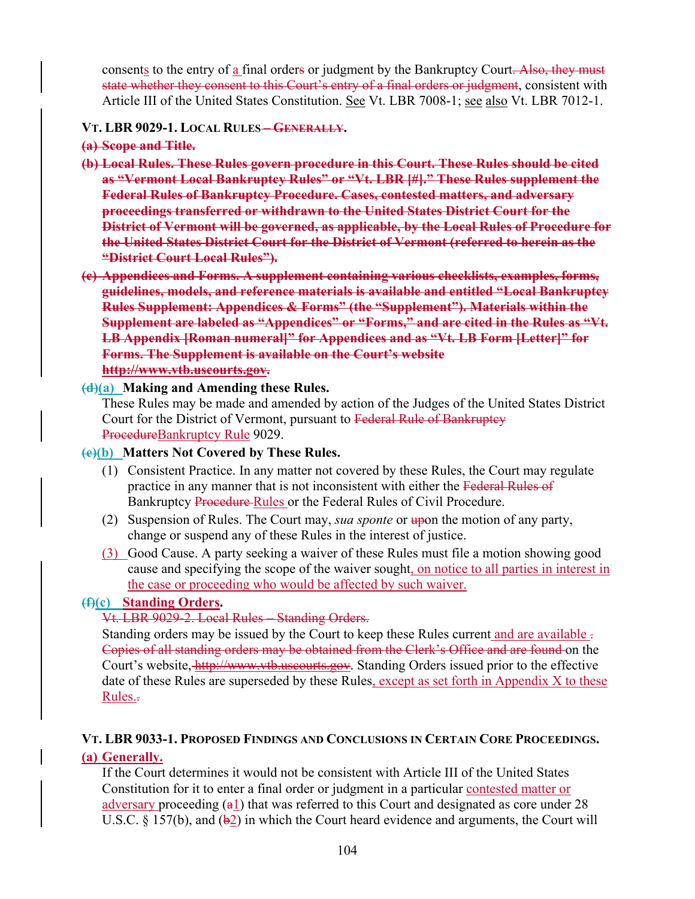consents to the entry of a final orders or judgment by the Bankruptcy Court. Also, they must state whether they consent to this Court's entry of a final orders or judgment, consistent with Article III of the United States Constitution. See Vt. LBR 7008-1; see also Vt. LBR 7012-1.

### VT. LBR 9029-1. LOCAL RULES – GENERALLY.

**(a) Scope and Title.**

**(b) Local Rules. These Rules govern procedure in this Court. These Rules should be cited as "Vermont Local Bankruptcy Rules" or "Vt. LBR [#]." These Rules supplement the Federal Rules of Bankruptcy Procedure. Cases, contested matters, and adversary proceedings transferred or withdrawn to the United States District Court for the District of Vermont will be governed, as applicable, by the Local Rules of Procedure for the United States District Court for the District of Vermont (referred to herein as the "District Court Local Rules").**

**(c) Appendices and Forms. A supplement containing various checklists, examples, forms, guidelines, models, and reference materials is available and entitled "Local Bankruptcy Rules Supplement: Appendices & Forms" (the "Supplement"). Materials within the Supplement are labeled as "Appendices" or "Forms," and are cited in the Rules as "Vt. LB Appendix [Roman numeral]" for Appendices and as "Vt. LB Form [Letter]" for Forms. The Supplement is available on the Court's website http://www.vtb.uscourts.gov.**

**(d)(a) Making and Amending these Rules.**

These Rules may be made and amended by action of the Judges of the United States District Court for the District of Vermont, pursuant to Federal Rule of Bankruptcy ProcedureBankruptcy Rule 9029.

**(e)(b) Matters Not Covered by These Rules.**

(1) Consistent Practice. In any matter not covered by these Rules, the Court may regulate practice in any manner that is not inconsistent with either the Federal Rules of Bankruptcy Procedure Rules or the Federal Rules of Civil Procedure.

(2) Suspension of Rules. The Court may, *sua sponte* or upon the motion of any party, change or suspend any of these Rules in the interest of justice.

(3) Good Cause. A party seeking a waiver of these Rules must file a motion showing good cause and specifying the scope of the waiver sought, on notice to all parties in interest in the case or proceeding who would be affected by such waiver.

**(f)(c) Standing Orders.**

Vt. LBR 9029-2. Local Rules – Standing Orders.

Standing orders may be issued by the Court to keep these Rules current and are available . Copies of all standing orders may be obtained from the Clerk's Office and are found on the Court's website, http://www.vtb.uscourts.gov. Standing Orders issued prior to the effective date of these Rules are superseded by these Rules, except as set forth in Appendix X to these Rules..

### VT. LBR 9033-1. PROPOSED FINDINGS AND CONCLUSIONS IN CERTAIN CORE PROCEEDINGS.

**(a) Generally.**

If the Court determines it would not be consistent with Article III of the United States Constitution for it to enter a final order or judgment in a particular contested matter or adversary proceeding (a1) that was referred to this Court and designated as core under 28 U.S.C. § 157(b), and (b2) in which the Court heard evidence and arguments, the Court will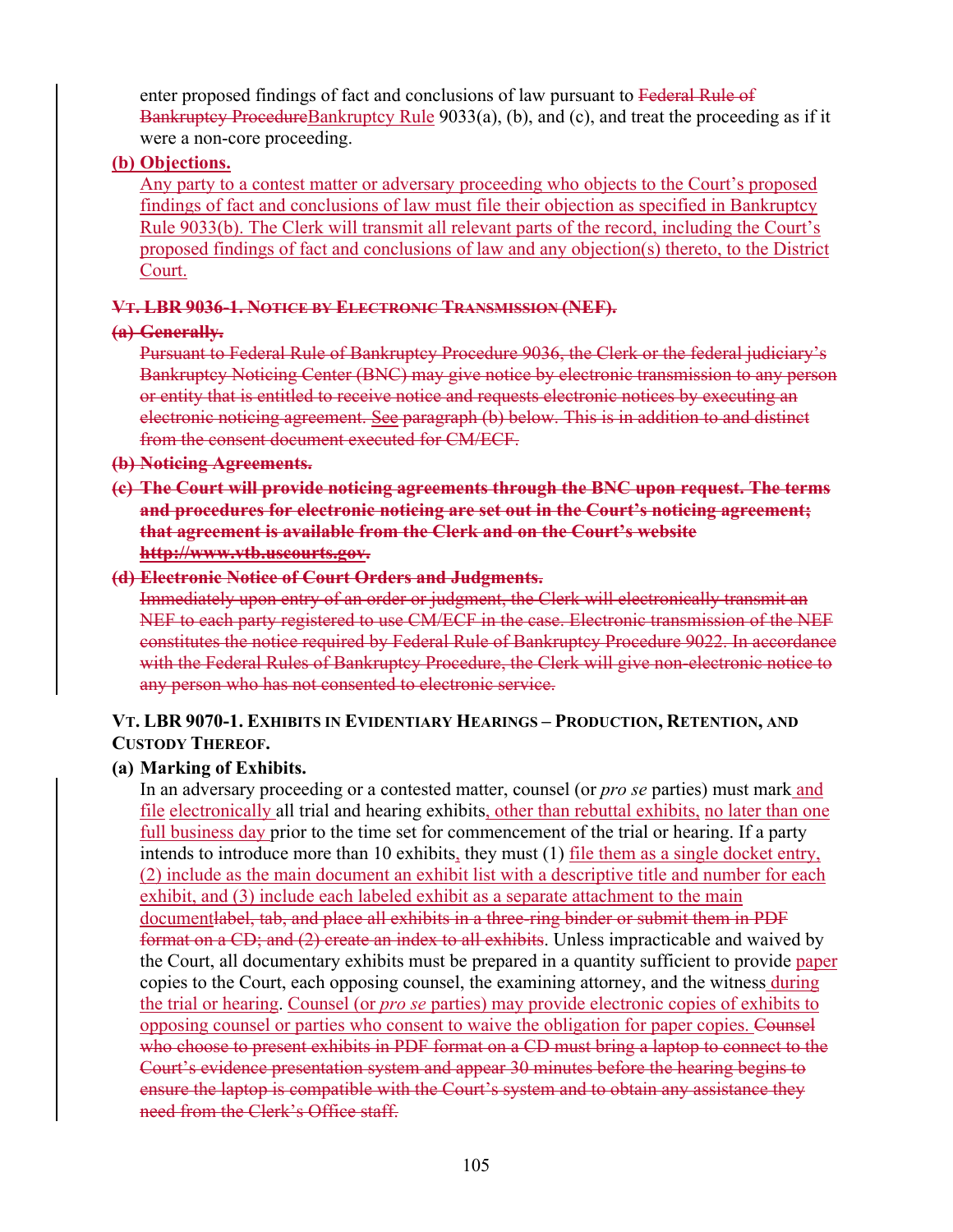enter proposed findings of fact and conclusions of law pursuant to ~~Federal Rule of Bankruptcy Procedure~~Bankruptcy Rule 9033(a), (b), and (c), and treat the proceeding as if it were a non-core proceeding.

**(b) Objections.**

Any party to a contest matter or adversary proceeding who objects to the Court's proposed findings of fact and conclusions of law must file their objection as specified in Bankruptcy Rule 9033(b). The Clerk will transmit all relevant parts of the record, including the Court's proposed findings of fact and conclusions of law and any objection(s) thereto, to the District Court.

~~**VT. LBR 9036-1. NOTICE BY ELECTRONIC TRANSMISSION (NEF).**~~

~~**(a) Generally.**~~

~~Pursuant to Federal Rule of Bankruptcy Procedure 9036, the Clerk or the federal judiciary's Bankruptcy Noticing Center (BNC) may give notice by electronic transmission to any person or entity that is entitled to receive notice and requests electronic notices by executing an electronic noticing agreement. *See* paragraph (b) below. This is in addition to and distinct from the consent document executed for CM/ECF.~~

~~**(b) Noticing Agreements.**~~

~~**(c) The Court will provide noticing agreements through the BNC upon request. The terms and procedures for electronic noticing are set out in the Court's noticing agreement; that agreement is available from the Clerk and on the Court's website http://www.vtb.uscourts.gov.**~~

~~**(d) Electronic Notice of Court Orders and Judgments.**~~

~~Immediately upon entry of an order or judgment, the Clerk will electronically transmit an NEF to each party registered to use CM/ECF in the case. Electronic transmission of the NEF constitutes the notice required by Federal Rule of Bankruptcy Procedure 9022. In accordance with the Federal Rules of Bankruptcy Procedure, the Clerk will give non-electronic notice to any person who has not consented to electronic service.~~

**VT. LBR 9070-1. EXHIBITS IN EVIDENTIARY HEARINGS – PRODUCTION, RETENTION, AND CUSTODY THEREOF.**

**(a) Marking of Exhibits.**

In an adversary proceeding or a contested matter, counsel (or *pro se* parties) must mark and file electronically all trial and hearing exhibits, other than rebuttal exhibits, no later than one full business day prior to the time set for commencement of the trial or hearing. If a party intends to introduce more than 10 exhibits, they must (1) file them as a single docket entry, (2) include as the main document an exhibit list with a descriptive title and number for each exhibit, and (3) include each labeled exhibit as a separate attachment to the main document~~label, tab, and place all exhibits in a three-ring binder or submit them in PDF format on a CD; and (2) create an index to all exhibits~~. Unless impracticable and waived by the Court, all documentary exhibits must be prepared in a quantity sufficient to provide paper copies to the Court, each opposing counsel, the examining attorney, and the witness during the trial or hearing. Counsel (or *pro se* parties) may provide electronic copies of exhibits to opposing counsel or parties who consent to waive the obligation for paper copies. ~~Counsel who choose to present exhibits in PDF format on a CD must bring a laptop to connect to the Court's evidence presentation system and appear 30 minutes before the hearing begins to ensure the laptop is compatible with the Court's system and to obtain any assistance they need from the Clerk's Office staff.~~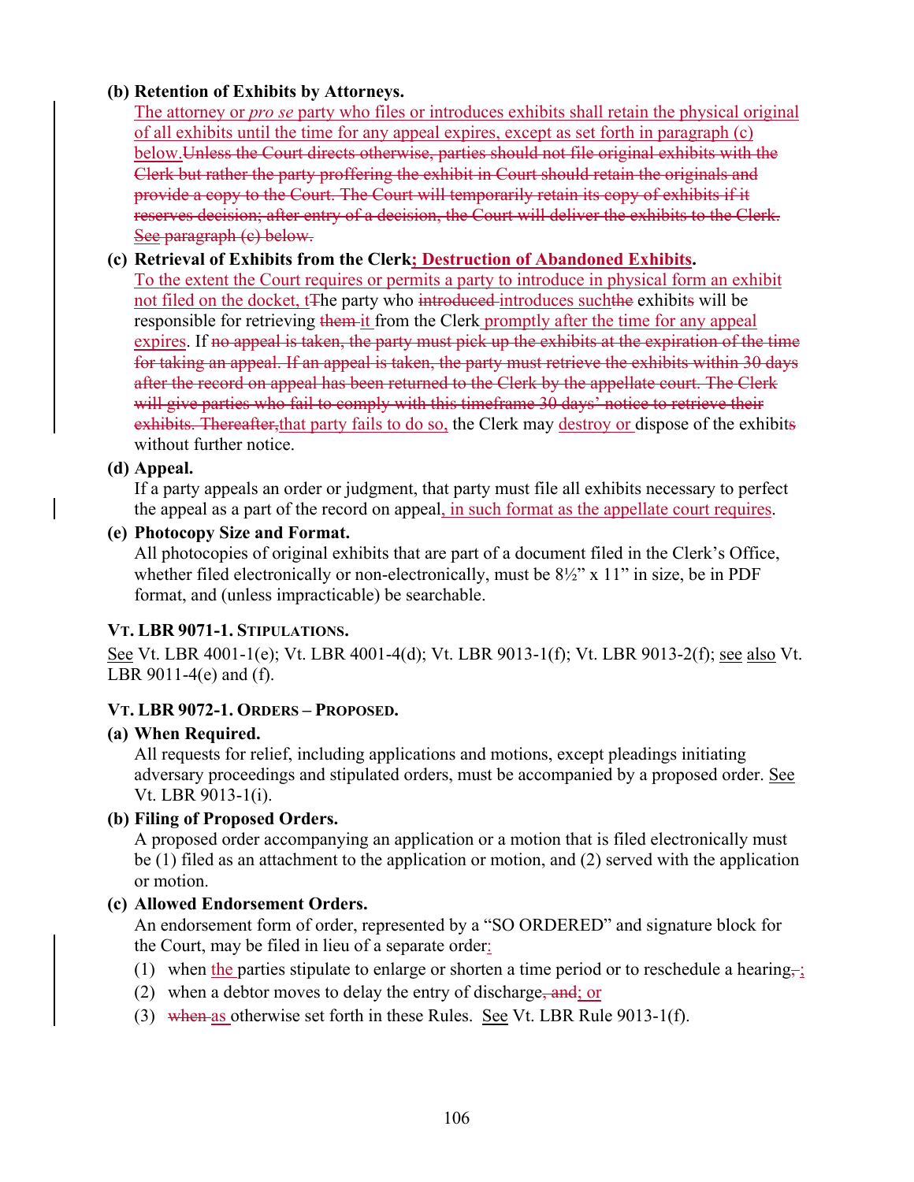**(b) Retention of Exhibits by Attorneys.**

The attorney or *pro se* party who files or introduces exhibits shall retain the physical original of all exhibits until the time for any appeal expires, except as set forth in paragraph (c) below.~~Unless the Court directs otherwise, parties should not file original exhibits with the Clerk but rather the party proffering the exhibit in Court should retain the originals and provide a copy to the Court. The Court will temporarily retain its copy of exhibits if it reserves decision; after entry of a decision, the Court will deliver the exhibits to the Clerk. See paragraph (c) below.~~

**(c) Retrieval of Exhibits from the Clerk; Destruction of Abandoned Exhibits.**

To the extent the Court requires or permits a party to introduce in physical form an exhibit not filed on the docket, t~~T~~he party who ~~introduced~~ introduces such~~the~~ exhibit~~s~~ will be responsible for retrieving ~~them~~ it from the Clerk promptly after the time for any appeal expires. If ~~no appeal is taken, the party must pick up the exhibits at the expiration of the time for taking an appeal. If an appeal is taken, the party must retrieve the exhibits within 30 days after the record on appeal has been returned to the Clerk by the appellate court. The Clerk will give parties who fail to comply with this timeframe 30 days' notice to retrieve their exhibits. Thereafter,~~that party fails to do so, the Clerk may destroy or dispose of the exhibit~~s~~ without further notice.

**(d) Appeal.**

If a party appeals an order or judgment, that party must file all exhibits necessary to perfect the appeal as a part of the record on appeal, in such format as the appellate court requires.

**(e) Photocopy Size and Format.**

All photocopies of original exhibits that are part of a document filed in the Clerk's Office, whether filed electronically or non-electronically, must be 8½" x 11" in size, be in PDF format, and (unless impracticable) be searchable.

**VT. LBR 9071-1. STIPULATIONS.**

See Vt. LBR 4001-1(e); Vt. LBR 4001-4(d); Vt. LBR 9013-1(f); Vt. LBR 9013-2(f); see also Vt. LBR 9011-4(e) and (f).

**VT. LBR 9072-1. ORDERS – PROPOSED.**

**(a) When Required.**

All requests for relief, including applications and motions, except pleadings initiating adversary proceedings and stipulated orders, must be accompanied by a proposed order. See Vt. LBR 9013-1(i).

**(b) Filing of Proposed Orders.**

A proposed order accompanying an application or a motion that is filed electronically must be (1) filed as an attachment to the application or motion, and (2) served with the application or motion.

**(c) Allowed Endorsement Orders.**

An endorsement form of order, represented by a "SO ORDERED" and signature block for the Court, may be filed in lieu of a separate order:

(1) when the parties stipulate to enlarge or shorten a time period or to reschedule a hearing~~,~~;

(2) when a debtor moves to delay the entry of discharge~~, and~~; or

(3) ~~when~~ as otherwise set forth in these Rules. See Vt. LBR Rule 9013-1(f).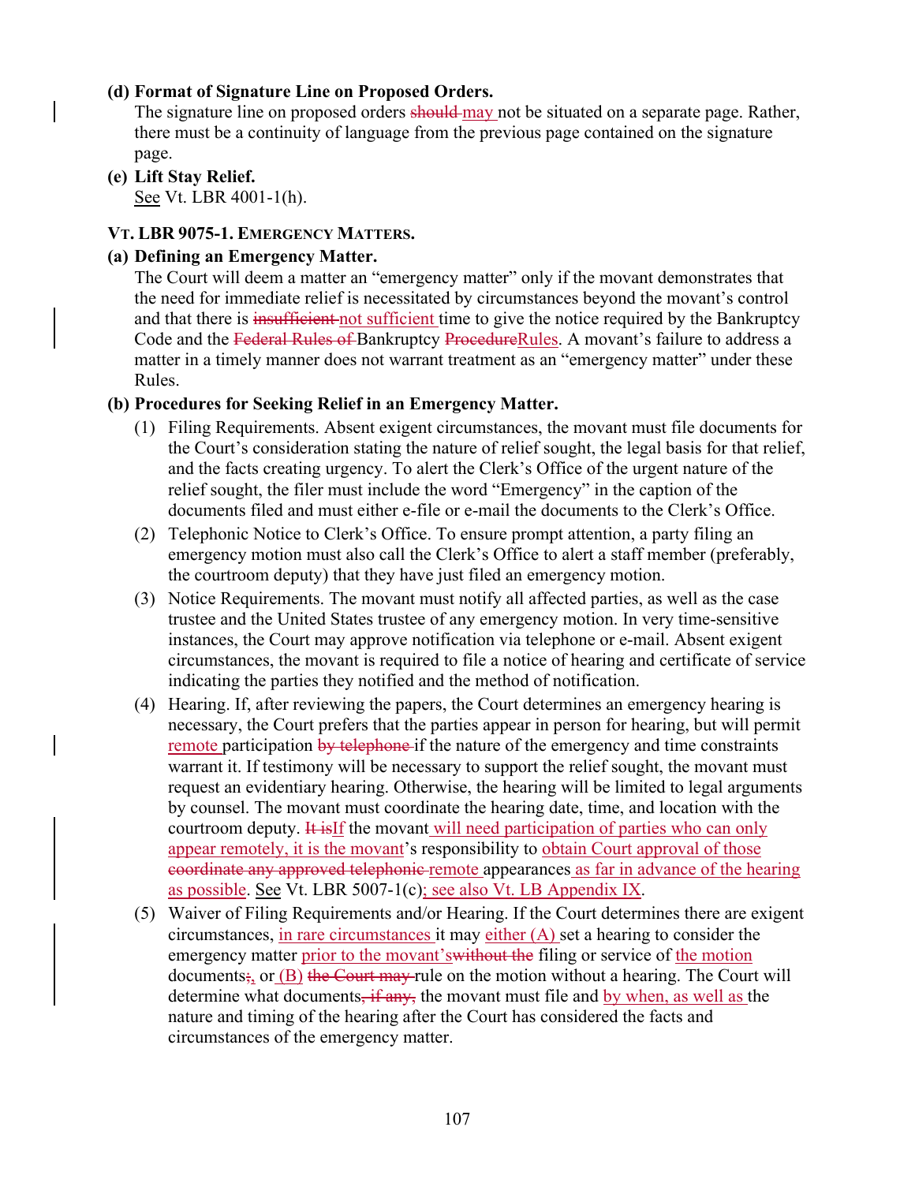**(d) Format of Signature Line on Proposed Orders.**
The signature line on proposed orders ~~should~~ may not be situated on a separate page. Rather, there must be a continuity of language from the previous page contained on the signature page.

**(e) Lift Stay Relief.**
See Vt. LBR 4001-1(h).

**VT. LBR 9075-1. EMERGENCY MATTERS.**

**(a) Defining an Emergency Matter.**
The Court will deem a matter an "emergency matter" only if the movant demonstrates that the need for immediate relief is necessitated by circumstances beyond the movant's control and that there is ~~insufficient~~ not sufficient time to give the notice required by the Bankruptcy Code and the ~~Federal Rules of~~ Bankruptcy ~~Procedure~~Rules. A movant's failure to address a matter in a timely manner does not warrant treatment as an "emergency matter" under these Rules.

**(b) Procedures for Seeking Relief in an Emergency Matter.**

(1) Filing Requirements. Absent exigent circumstances, the movant must file documents for the Court's consideration stating the nature of relief sought, the legal basis for that relief, and the facts creating urgency. To alert the Clerk's Office of the urgent nature of the relief sought, the filer must include the word "Emergency" in the caption of the documents filed and must either e-file or e-mail the documents to the Clerk's Office.

(2) Telephonic Notice to Clerk's Office. To ensure prompt attention, a party filing an emergency motion must also call the Clerk's Office to alert a staff member (preferably, the courtroom deputy) that they have just filed an emergency motion.

(3) Notice Requirements. The movant must notify all affected parties, as well as the case trustee and the United States trustee of any emergency motion. In very time-sensitive instances, the Court may approve notification via telephone or e-mail. Absent exigent circumstances, the movant is required to file a notice of hearing and certificate of service indicating the parties they notified and the method of notification.

(4) Hearing. If, after reviewing the papers, the Court determines an emergency hearing is necessary, the Court prefers that the parties appear in person for hearing, but will permit remote participation ~~by telephone~~ if the nature of the emergency and time constraints warrant it. If testimony will be necessary to support the relief sought, the movant must request an evidentiary hearing. Otherwise, the hearing will be limited to legal arguments by counsel. The movant must coordinate the hearing date, time, and location with the courtroom deputy. ~~It is~~If the movant will need participation of parties who can only appear remotely, it is the movant's responsibility to obtain Court approval of those ~~coordinate any approved telephonic~~ remote appearances as far in advance of the hearing as possible. See Vt. LBR 5007-1(c); see also Vt. LB Appendix IX.

(5) Waiver of Filing Requirements and/or Hearing. If the Court determines there are exigent circumstances, in rare circumstances it may either (A) set a hearing to consider the emergency matter prior to the movant's~~without the~~ filing or service of the motion documents~~;~~, or (B) ~~the Court may~~ rule on the motion without a hearing. The Court will determine what documents~~, if any,~~ the movant must file and by when, as well as the nature and timing of the hearing after the Court has considered the facts and circumstances of the emergency matter.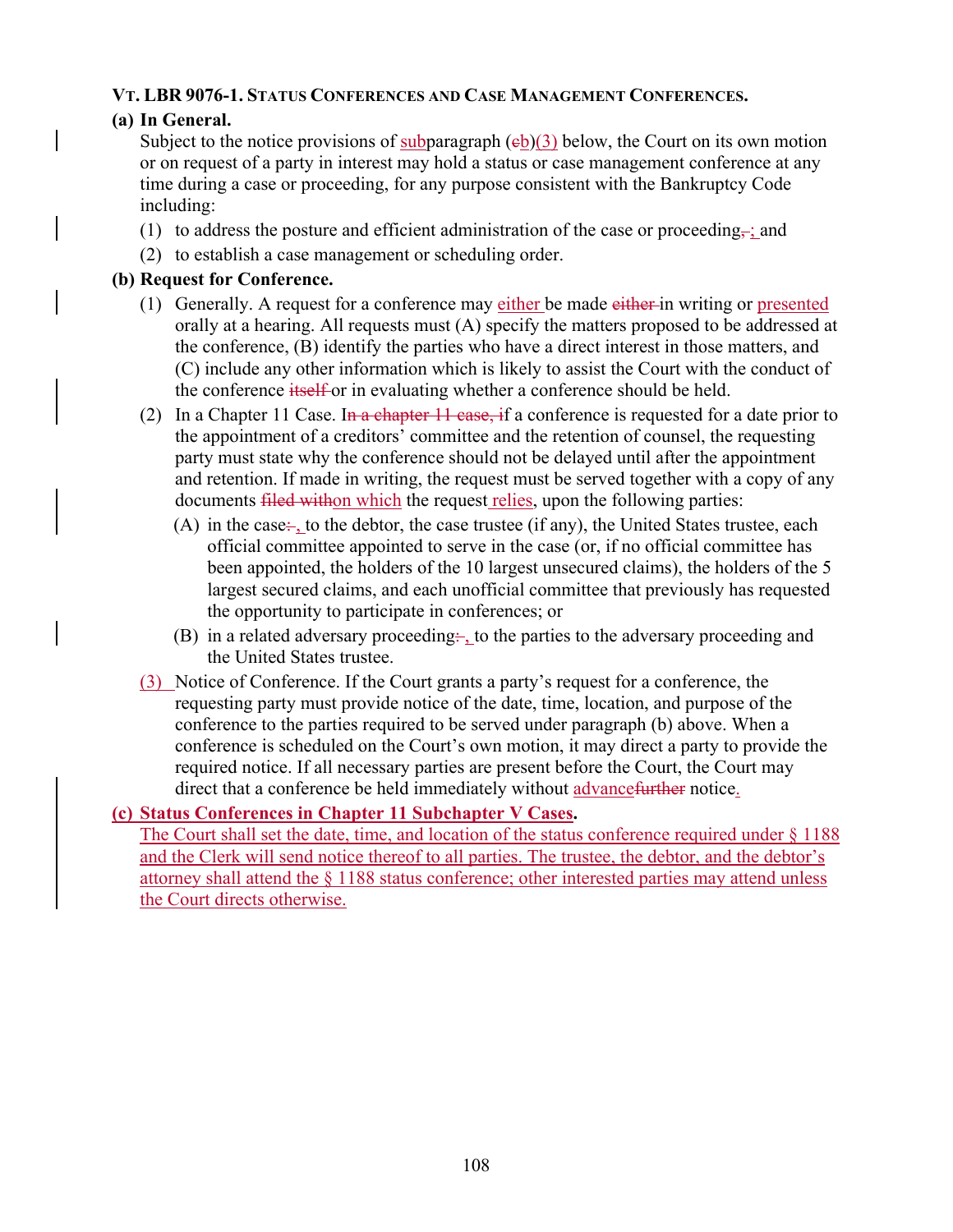### VT. LBR 9076-1. STATUS CONFERENCES AND CASE MANAGEMENT CONFERENCES.

**(a) In General.**

Subject to the notice provisions of subparagraph (~~c~~b)(3) below, the Court on its own motion or on request of a party in interest may hold a status or case management conference at any time during a case or proceeding, for any purpose consistent with the Bankruptcy Code including:

(1) to address the posture and efficient administration of the case or proceeding~~,~~; and

(2) to establish a case management or scheduling order.

**(b) Request for Conference.**

(1) Generally. A request for a conference may either be made ~~either~~ in writing or presented orally at a hearing. All requests must (A) specify the matters proposed to be addressed at the conference, (B) identify the parties who have a direct interest in those matters, and (C) include any other information which is likely to assist the Court with the conduct of the conference ~~itself~~ or in evaluating whether a conference should be held.

(2) In a Chapter 11 Case. I~~n a chapter 11 case, i~~f a conference is requested for a date prior to the appointment of a creditors' committee and the retention of counsel, the requesting party must state why the conference should not be delayed until after the appointment and retention. If made in writing, the request must be served together with a copy of any documents ~~filed with~~on which the request relies, upon the following parties:

(A) in the case~~:~~, to the debtor, the case trustee (if any), the United States trustee, each official committee appointed to serve in the case (or, if no official committee has been appointed, the holders of the 10 largest unsecured claims), the holders of the 5 largest secured claims, and each unofficial committee that previously has requested the opportunity to participate in conferences; or

(B) in a related adversary proceeding~~:~~, to the parties to the adversary proceeding and the United States trustee.

(3) Notice of Conference. If the Court grants a party's request for a conference, the requesting party must provide notice of the date, time, location, and purpose of the conference to the parties required to be served under paragraph (b) above. When a conference is scheduled on the Court's own motion, it may direct a party to provide the required notice. If all necessary parties are present before the Court, the Court may direct that a conference be held immediately without advance~~further~~ notice.

**(c) Status Conferences in Chapter 11 Subchapter V Cases.**

The Court shall set the date, time, and location of the status conference required under § 1188 and the Clerk will send notice thereof to all parties. The trustee, the debtor, and the debtor's attorney shall attend the § 1188 status conference; other interested parties may attend unless the Court directs otherwise.